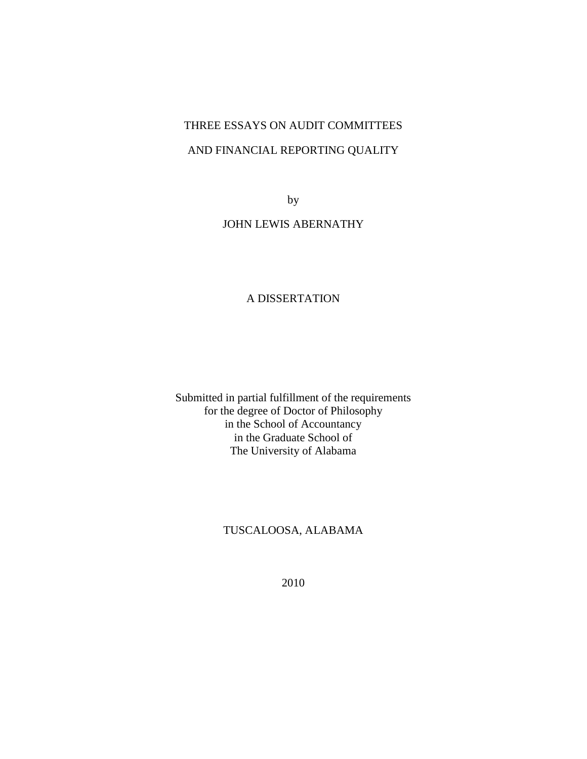# THREE ESSAYS ON AUDIT COMMITTEES AND FINANCIAL REPORTING QUALITY

by

JOHN LEWIS ABERNATHY

A DISSERTATION

Submitted in partial fulfillment of the requirements
for the degree of Doctor of Philosophy
in the School of Accountancy
in the Graduate School of
The University of Alabama

TUSCALOOSA, ALABAMA

2010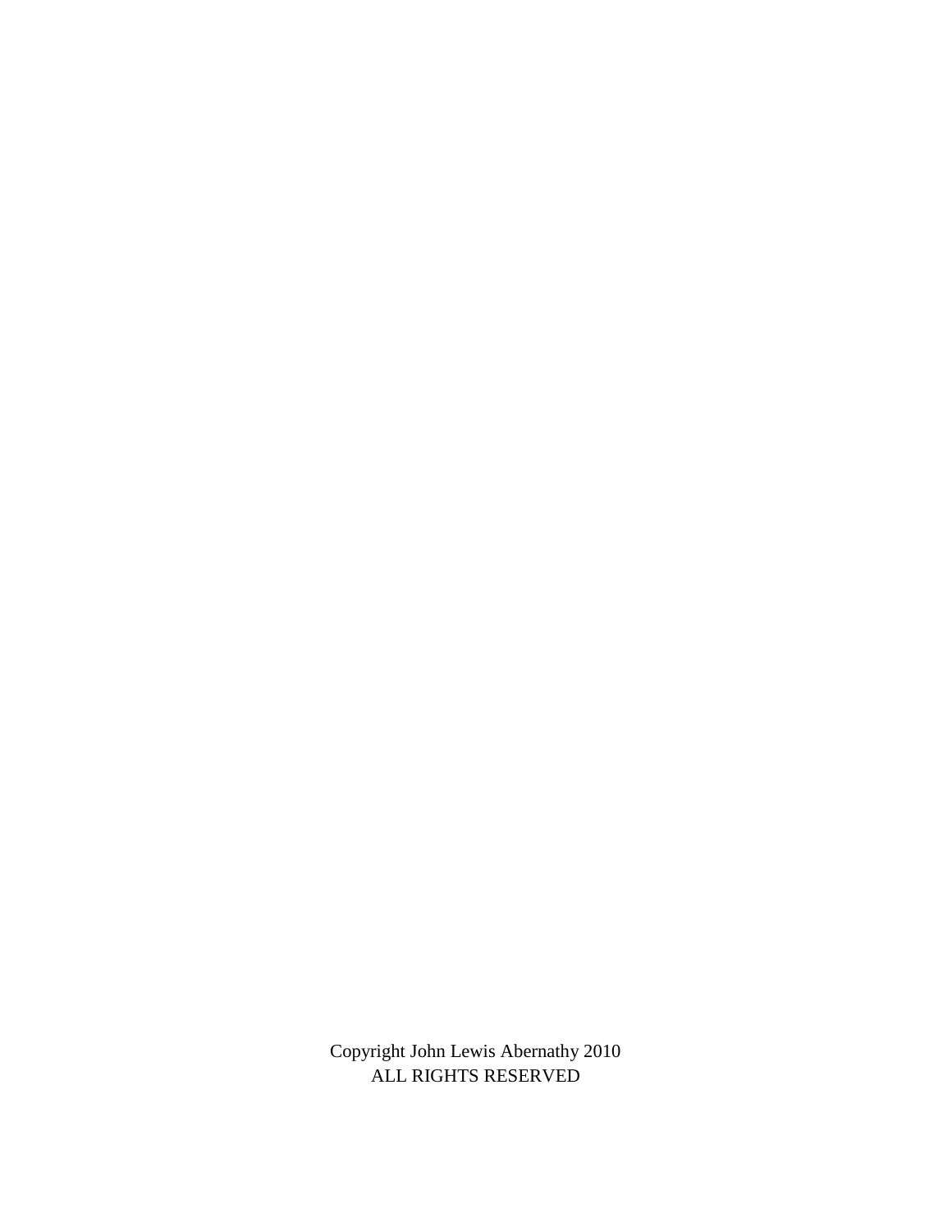Copyright John Lewis Abernathy 2010
ALL RIGHTS RESERVED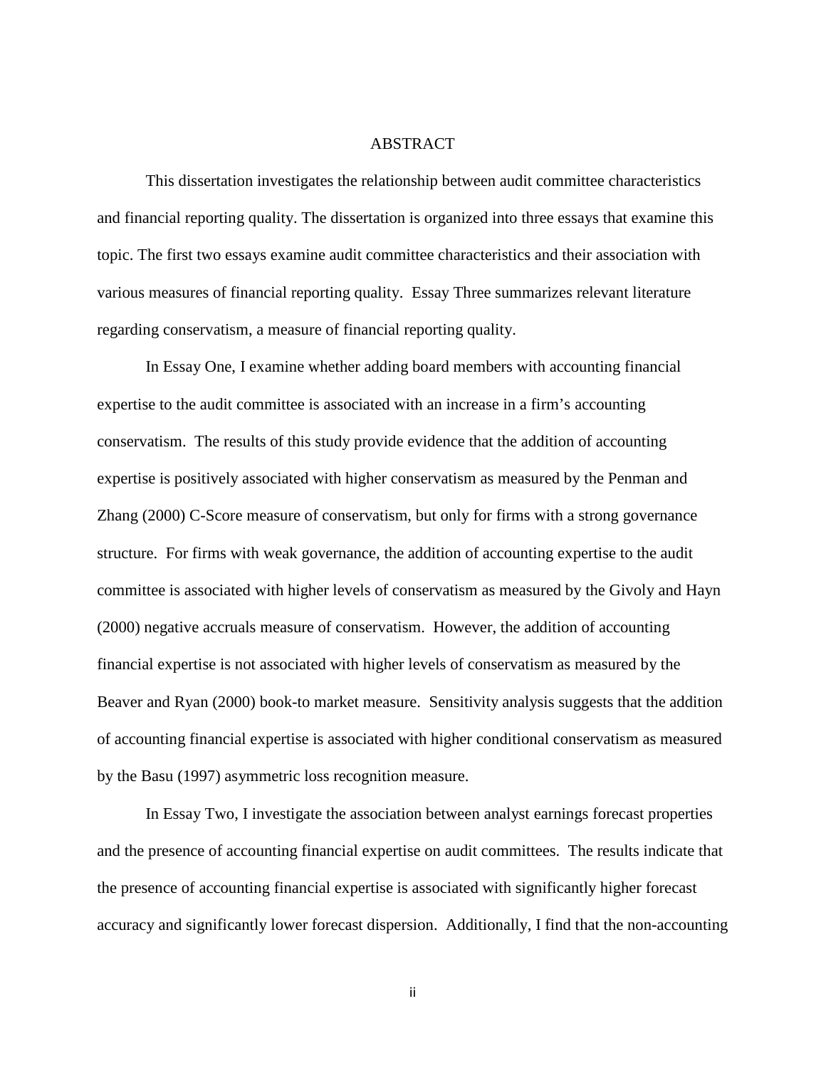# ABSTRACT

This dissertation investigates the relationship between audit committee characteristics and financial reporting quality. The dissertation is organized into three essays that examine this topic. The first two essays examine audit committee characteristics and their association with various measures of financial reporting quality. Essay Three summarizes relevant literature regarding conservatism, a measure of financial reporting quality.

In Essay One, I examine whether adding board members with accounting financial expertise to the audit committee is associated with an increase in a firm's accounting conservatism. The results of this study provide evidence that the addition of accounting expertise is positively associated with higher conservatism as measured by the Penman and Zhang (2000) C-Score measure of conservatism, but only for firms with a strong governance structure. For firms with weak governance, the addition of accounting expertise to the audit committee is associated with higher levels of conservatism as measured by the Givoly and Hayn (2000) negative accruals measure of conservatism. However, the addition of accounting financial expertise is not associated with higher levels of conservatism as measured by the Beaver and Ryan (2000) book-to market measure. Sensitivity analysis suggests that the addition of accounting financial expertise is associated with higher conditional conservatism as measured by the Basu (1997) asymmetric loss recognition measure.

In Essay Two, I investigate the association between analyst earnings forecast properties and the presence of accounting financial expertise on audit committees. The results indicate that the presence of accounting financial expertise is associated with significantly higher forecast accuracy and significantly lower forecast dispersion. Additionally, I find that the non-accounting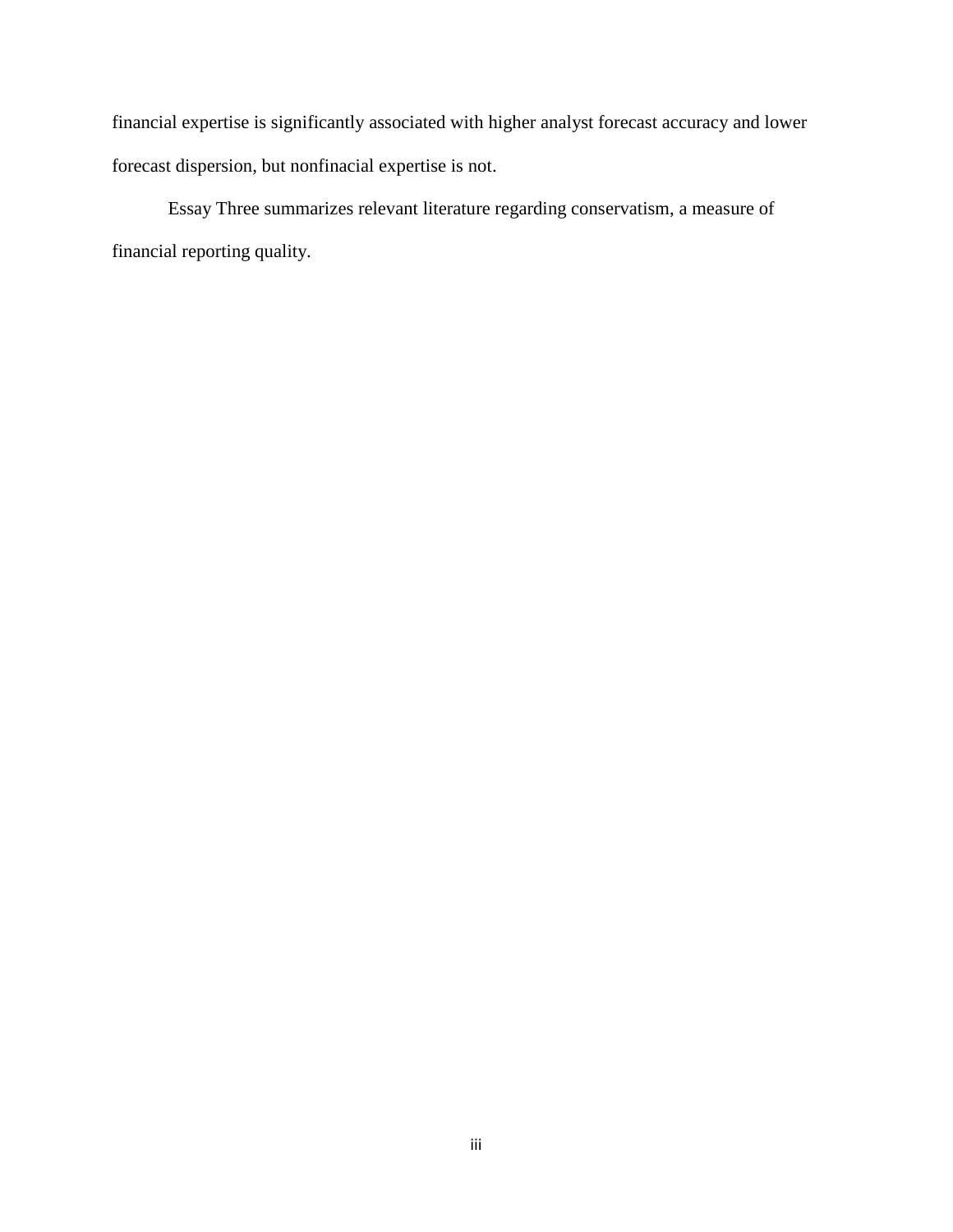financial expertise is significantly associated with higher analyst forecast accuracy and lower forecast dispersion, but nonfinacial expertise is not.

Essay Three summarizes relevant literature regarding conservatism, a measure of financial reporting quality.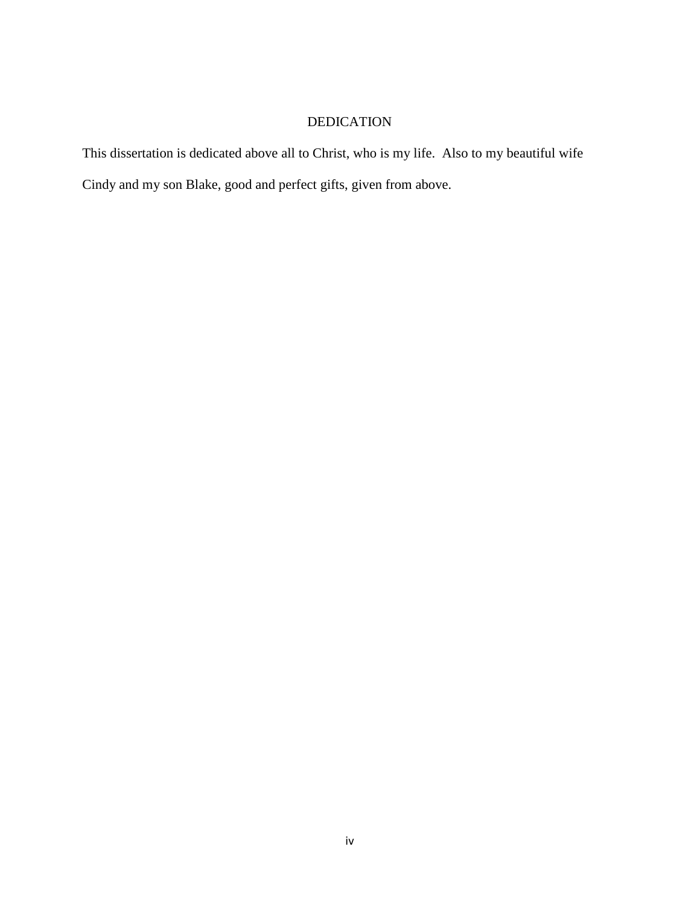# DEDICATION

This dissertation is dedicated above all to Christ, who is my life. Also to my beautiful wife Cindy and my son Blake, good and perfect gifts, given from above.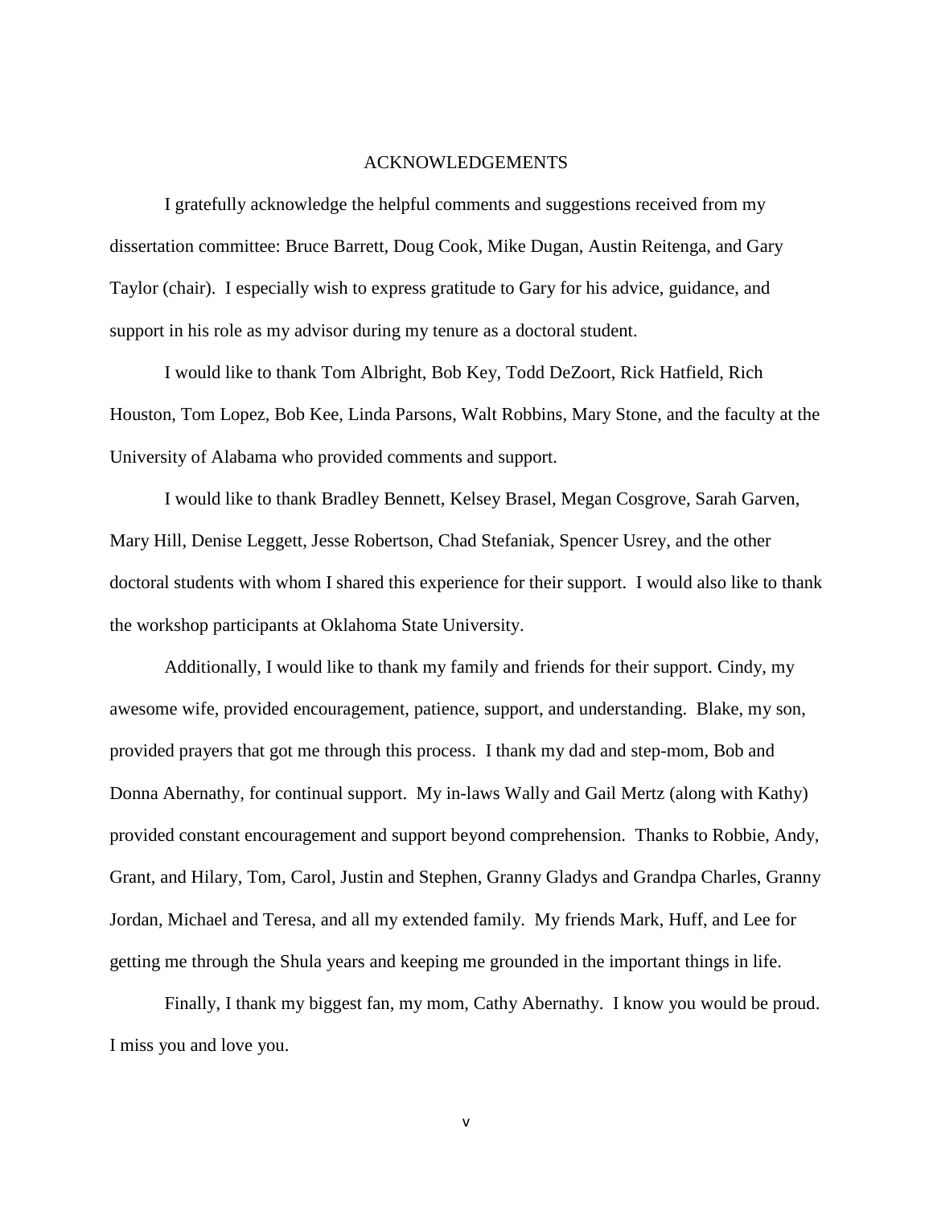# ACKNOWLEDGEMENTS

I gratefully acknowledge the helpful comments and suggestions received from my dissertation committee: Bruce Barrett, Doug Cook, Mike Dugan, Austin Reitenga, and Gary Taylor (chair). I especially wish to express gratitude to Gary for his advice, guidance, and support in his role as my advisor during my tenure as a doctoral student.

I would like to thank Tom Albright, Bob Key, Todd DeZoort, Rick Hatfield, Rich Houston, Tom Lopez, Bob Kee, Linda Parsons, Walt Robbins, Mary Stone, and the faculty at the University of Alabama who provided comments and support.

I would like to thank Bradley Bennett, Kelsey Brasel, Megan Cosgrove, Sarah Garven, Mary Hill, Denise Leggett, Jesse Robertson, Chad Stefaniak, Spencer Usrey, and the other doctoral students with whom I shared this experience for their support. I would also like to thank the workshop participants at Oklahoma State University.

Additionally, I would like to thank my family and friends for their support. Cindy, my awesome wife, provided encouragement, patience, support, and understanding. Blake, my son, provided prayers that got me through this process. I thank my dad and step-mom, Bob and Donna Abernathy, for continual support. My in-laws Wally and Gail Mertz (along with Kathy) provided constant encouragement and support beyond comprehension. Thanks to Robbie, Andy, Grant, and Hilary, Tom, Carol, Justin and Stephen, Granny Gladys and Grandpa Charles, Granny Jordan, Michael and Teresa, and all my extended family. My friends Mark, Huff, and Lee for getting me through the Shula years and keeping me grounded in the important things in life.

Finally, I thank my biggest fan, my mom, Cathy Abernathy. I know you would be proud. I miss you and love you.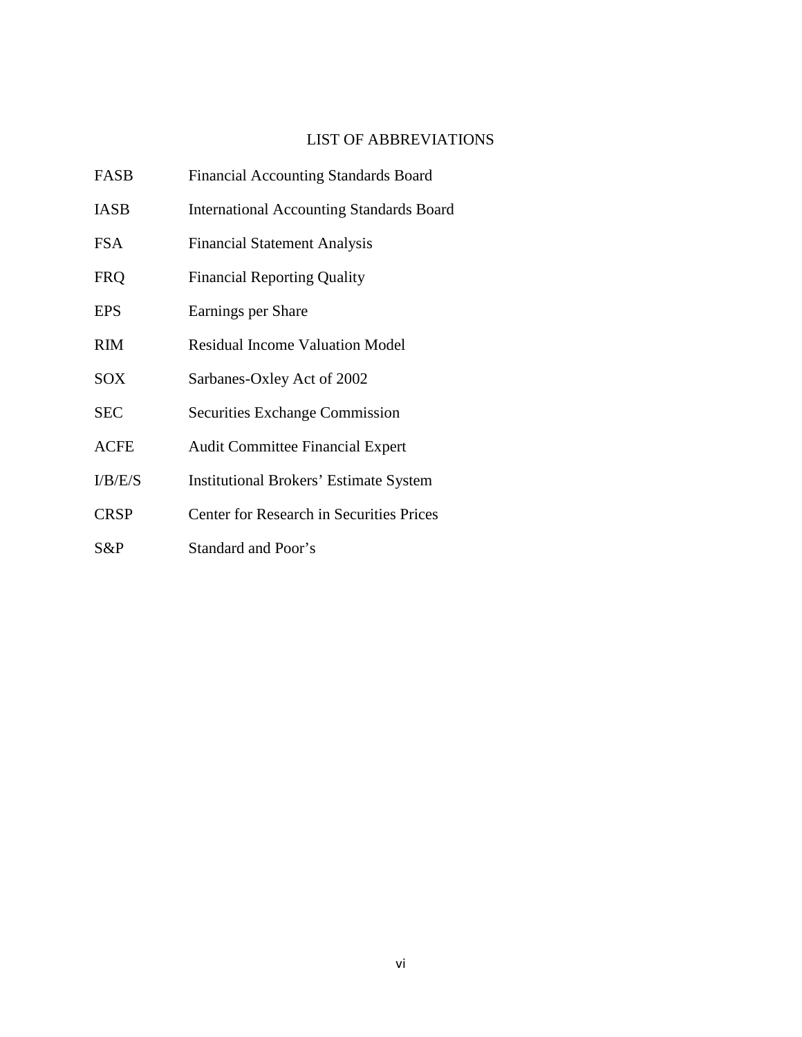# LIST OF ABBREVIATIONS

| | |
|---|---|
| FASB | Financial Accounting Standards Board |
| IASB | International Accounting Standards Board |
| FSA | Financial Statement Analysis |
| FRQ | Financial Reporting Quality |
| EPS | Earnings per Share |
| RIM | Residual Income Valuation Model |
| SOX | Sarbanes-Oxley Act of 2002 |
| SEC | Securities Exchange Commission |
| ACFE | Audit Committee Financial Expert |
| I/B/E/S | Institutional Brokers' Estimate System |
| CRSP | Center for Research in Securities Prices |
| S&P | Standard and Poor's |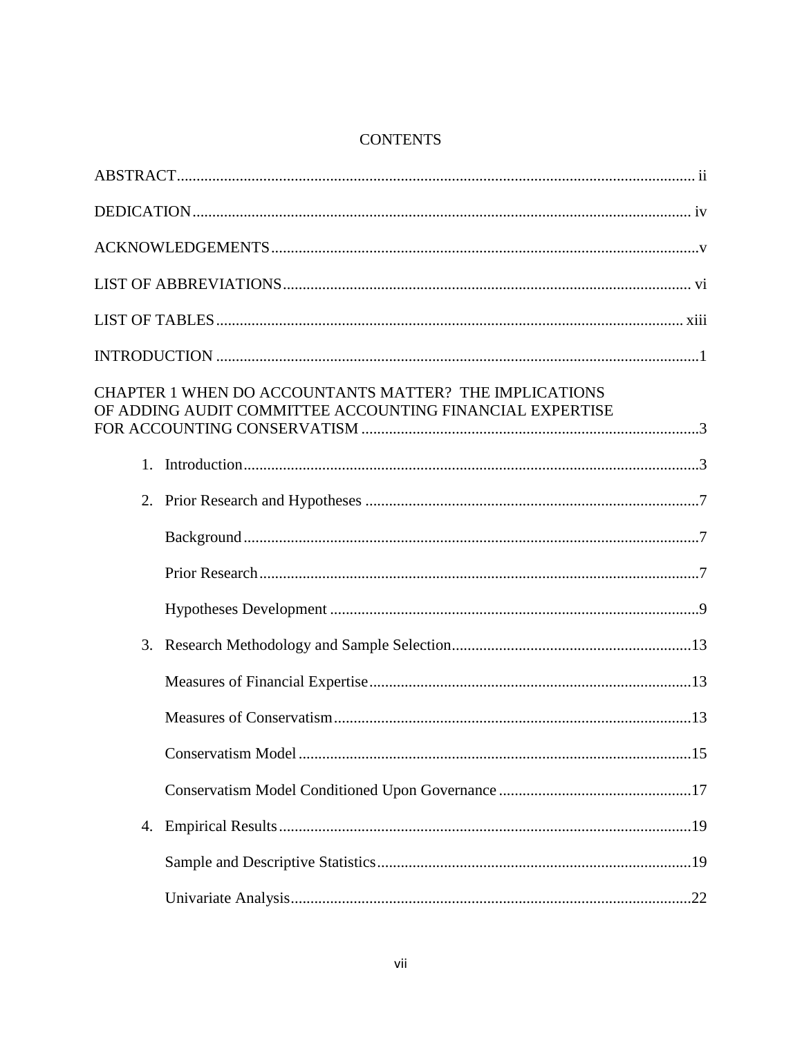# CONTENTS

ABSTRACT ........ ii

DEDICATION ........ iv

ACKNOWLEDGEMENTS ........ v

LIST OF ABBREVIATIONS ........ vi

LIST OF TABLES ........ xiii

INTRODUCTION ........ 1

CHAPTER 1 WHEN DO ACCOUNTANTS MATTER? THE IMPLICATIONS OF ADDING AUDIT COMMITTEE ACCOUNTING FINANCIAL EXPERTISE FOR ACCOUNTING CONSERVATISM ........ 3

1. Introduction ........ 3
2. Prior Research and Hypotheses ........ 7
   - Background ........ 7
   - Prior Research ........ 7
   - Hypotheses Development ........ 9
3. Research Methodology and Sample Selection ........ 13
   - Measures of Financial Expertise ........ 13
   - Measures of Conservatism ........ 13
   - Conservatism Model ........ 15
   - Conservatism Model Conditioned Upon Governance ........ 17
4. Empirical Results ........ 19
   - Sample and Descriptive Statistics ........ 19
   - Univariate Analysis ........ 22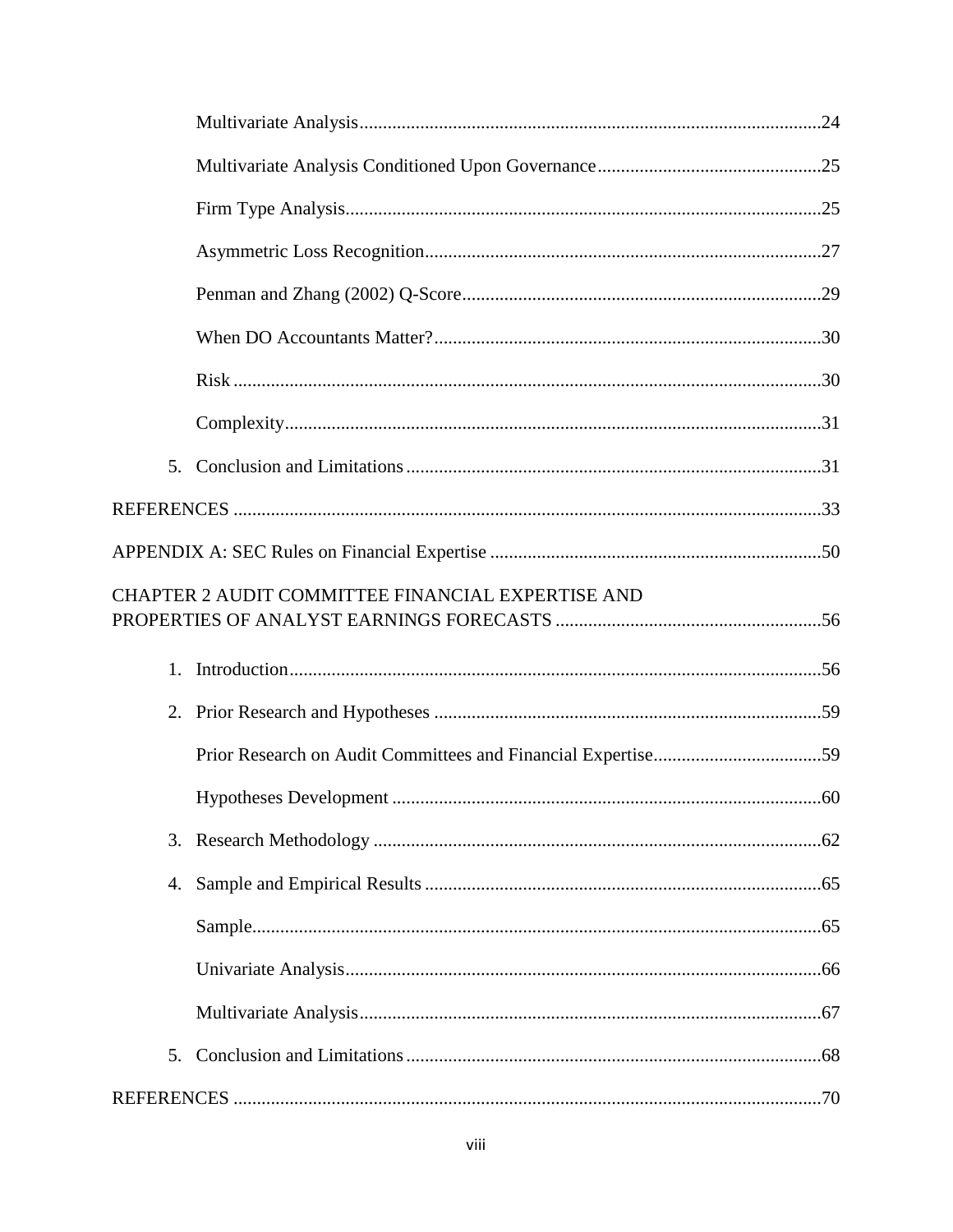Multivariate Analysis .......................................................................................24

Multivariate Analysis Conditioned Upon Governance ................................................25

Firm Type Analysis .......................................................................................25

Asymmetric Loss Recognition .......................................................................................27

Penman and Zhang (2002) Q-Score .......................................................................................29

When DO Accountants Matter? .......................................................................................30

Risk .......................................................................................30

Complexity .......................................................................................31

5. Conclusion and Limitations .......................................................................................31

REFERENCES .......................................................................................33

APPENDIX A: SEC Rules on Financial Expertise .......................................................................................50

CHAPTER 2 AUDIT COMMITTEE FINANCIAL EXPERTISE AND PROPERTIES OF ANALYST EARNINGS FORECASTS .......................................................................................56

1. Introduction .......................................................................................56

2. Prior Research and Hypotheses .......................................................................................59

   Prior Research on Audit Committees and Financial Expertise .......................................................................................59

   Hypotheses Development .......................................................................................60

3. Research Methodology .......................................................................................62

4. Sample and Empirical Results .......................................................................................65

   Sample .......................................................................................65

   Univariate Analysis .......................................................................................66

   Multivariate Analysis .......................................................................................67

5. Conclusion and Limitations .......................................................................................68

REFERENCES .......................................................................................70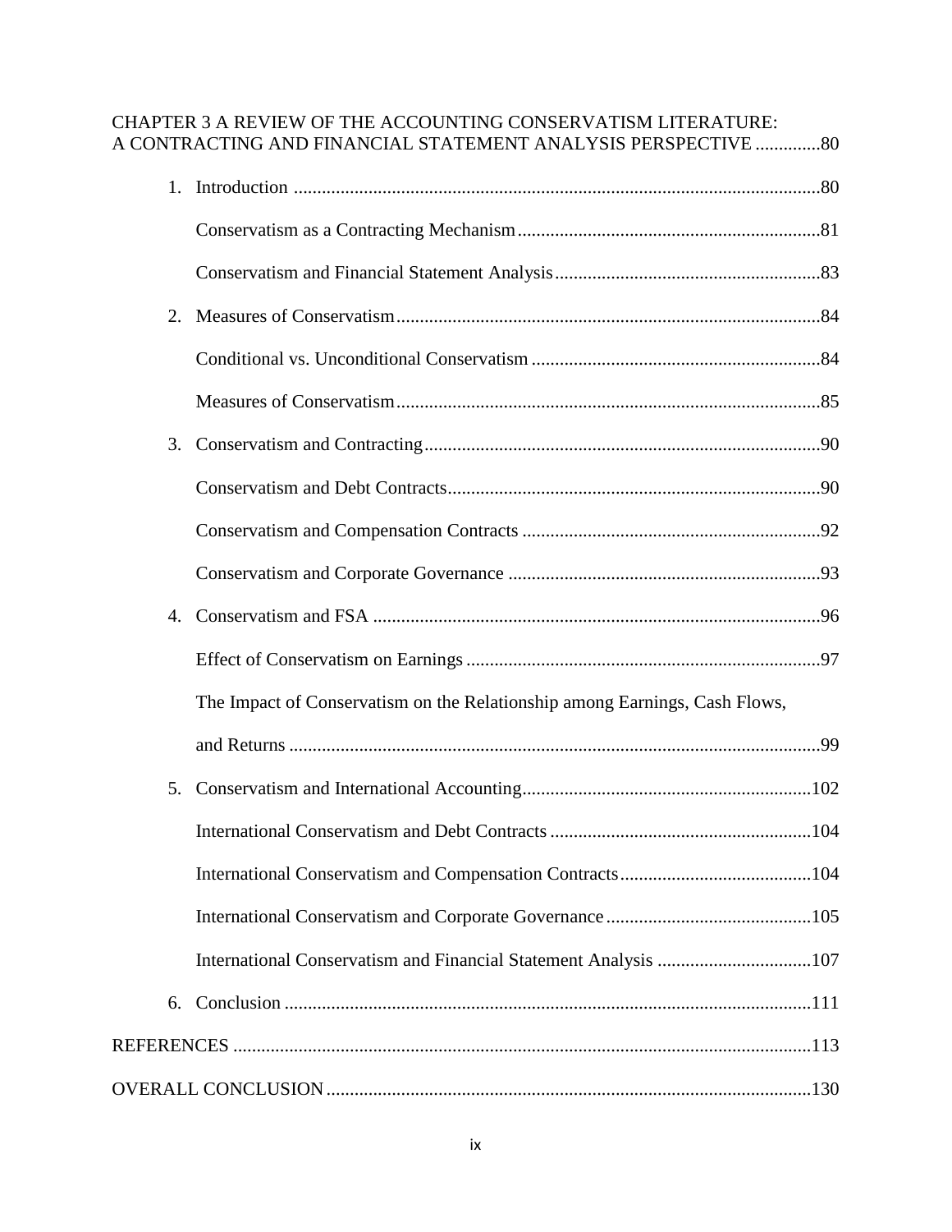CHAPTER 3 A REVIEW OF THE ACCOUNTING CONSERVATISM LITERATURE: A CONTRACTING AND FINANCIAL STATEMENT ANALYSIS PERSPECTIVE .............80

1. Introduction ..................................................................................................80

   Conservatism as a Contracting Mechanism ..................................................81

   Conservatism and Financial Statement Analysis ..........................................83

2. Measures of Conservatism ...........................................................................84

   Conditional vs. Unconditional Conservatism ...............................................84

   Measures of Conservatism ............................................................................85

3. Conservatism and Contracting .....................................................................90

   Conservatism and Debt Contracts .................................................................90

   Conservatism and Compensation Contracts .................................................92

   Conservatism and Corporate Governance ....................................................93

4. Conservatism and FSA .................................................................................96

   Effect of Conservatism on Earnings .............................................................97

   The Impact of Conservatism on the Relationship among Earnings, Cash Flows, and Returns ....................................................................................................99

5. Conservatism and International Accounting ...............................................102

   International Conservatism and Debt Contracts ..........................................104

   International Conservatism and Compensation Contracts ..........................104

   International Conservatism and Corporate Governance .............................105

   International Conservatism and Financial Statement Analysis ...................107

6. Conclusion ...................................................................................................111

REFERENCES ...............................................................................................113

OVERALL CONCLUSION ............................................................................130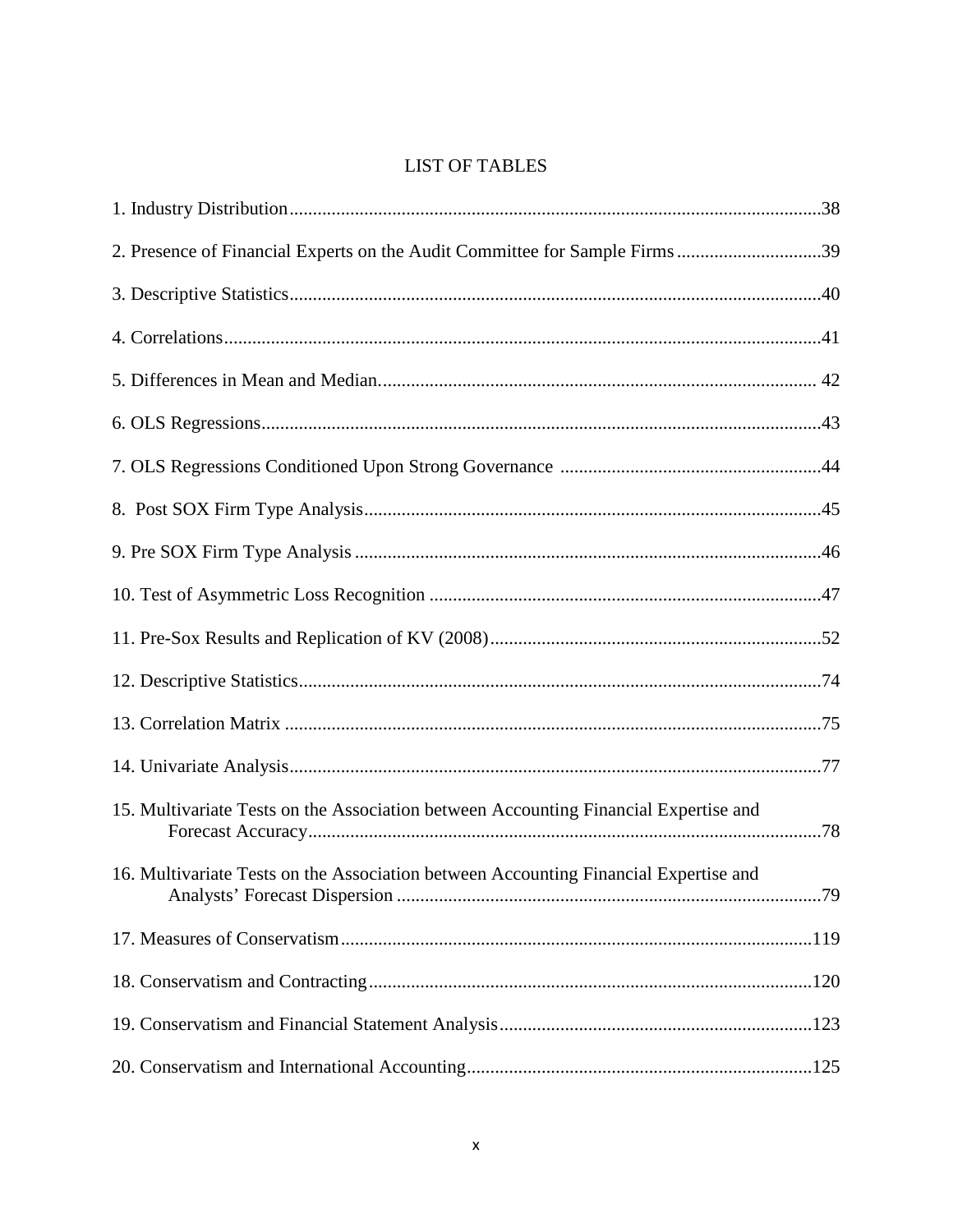# LIST OF TABLES

1. Industry Distribution....................................................................................................38

2. Presence of Financial Experts on the Audit Committee for Sample Firms ...............................39

3. Descriptive Statistics.....................................................................................................40

4. Correlations.................................................................................................................41

5. Differences in Mean and Median.................................................................................. 42

6. OLS Regressions..........................................................................................................43

7. OLS Regressions Conditioned Upon Strong Governance ........................................................44

8. Post SOX Firm Type Analysis........................................................................................45

9. Pre SOX Firm Type Analysis .........................................................................................46

10. Test of Asymmetric Loss Recognition ..........................................................................47

11. Pre-Sox Results and Replication of KV (2008)...............................................................52

12. Descriptive Statistics...................................................................................................74

13. Correlation Matrix .....................................................................................................75

14. Univariate Analysis.....................................................................................................77

15. Multivariate Tests on the Association between Accounting Financial Expertise and Forecast Accuracy..............................................................................................78

16. Multivariate Tests on the Association between Accounting Financial Expertise and Analysts' Forecast Dispersion ...............................................................................79

17. Measures of Conservatism.........................................................................................119

18. Conservatism and Contracting...................................................................................120

19. Conservatism and Financial Statement Analysis..........................................................123

20. Conservatism and International Accounting................................................................125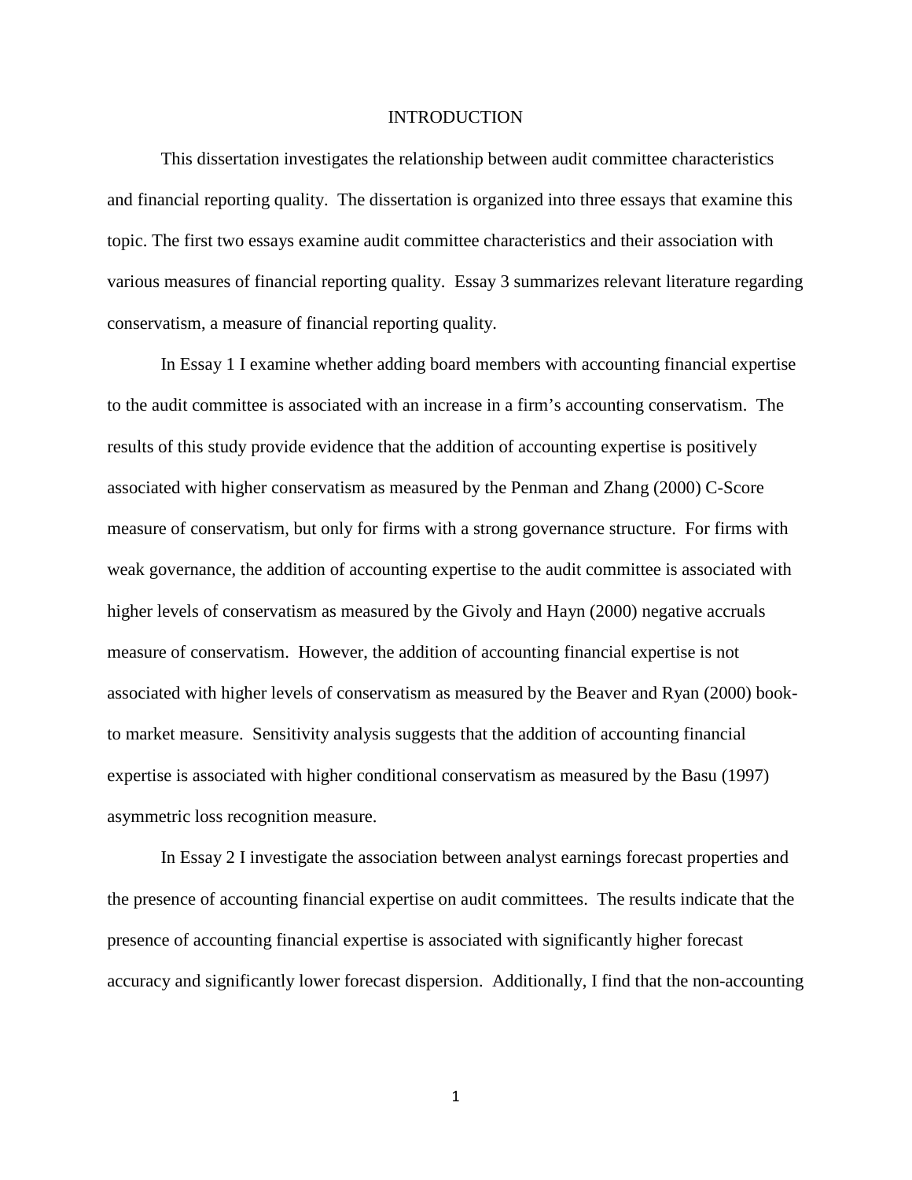# INTRODUCTION

This dissertation investigates the relationship between audit committee characteristics and financial reporting quality. The dissertation is organized into three essays that examine this topic. The first two essays examine audit committee characteristics and their association with various measures of financial reporting quality. Essay 3 summarizes relevant literature regarding conservatism, a measure of financial reporting quality.

In Essay 1 I examine whether adding board members with accounting financial expertise to the audit committee is associated with an increase in a firm's accounting conservatism. The results of this study provide evidence that the addition of accounting expertise is positively associated with higher conservatism as measured by the Penman and Zhang (2000) C-Score measure of conservatism, but only for firms with a strong governance structure. For firms with weak governance, the addition of accounting expertise to the audit committee is associated with higher levels of conservatism as measured by the Givoly and Hayn (2000) negative accruals measure of conservatism. However, the addition of accounting financial expertise is not associated with higher levels of conservatism as measured by the Beaver and Ryan (2000) book-to market measure. Sensitivity analysis suggests that the addition of accounting financial expertise is associated with higher conditional conservatism as measured by the Basu (1997) asymmetric loss recognition measure.

In Essay 2 I investigate the association between analyst earnings forecast properties and the presence of accounting financial expertise on audit committees. The results indicate that the presence of accounting financial expertise is associated with significantly higher forecast accuracy and significantly lower forecast dispersion. Additionally, I find that the non-accounting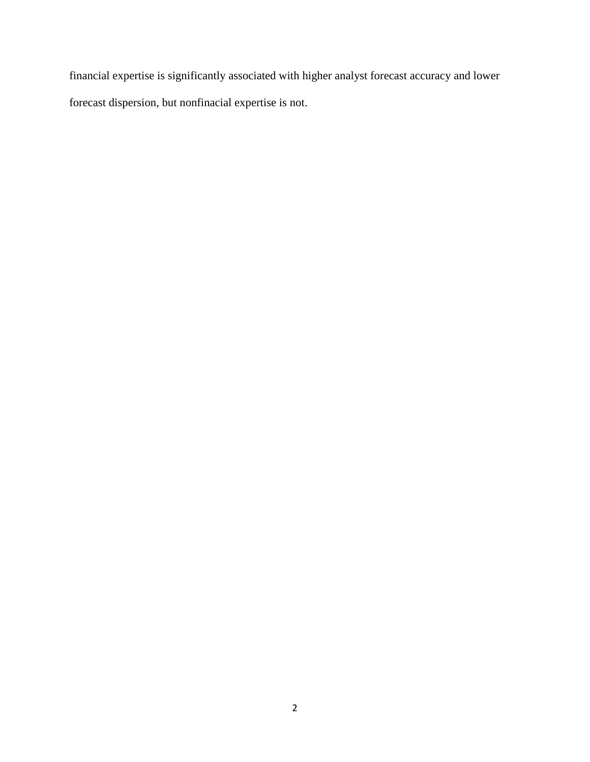financial expertise is significantly associated with higher analyst forecast accuracy and lower forecast dispersion, but nonfinacial expertise is not.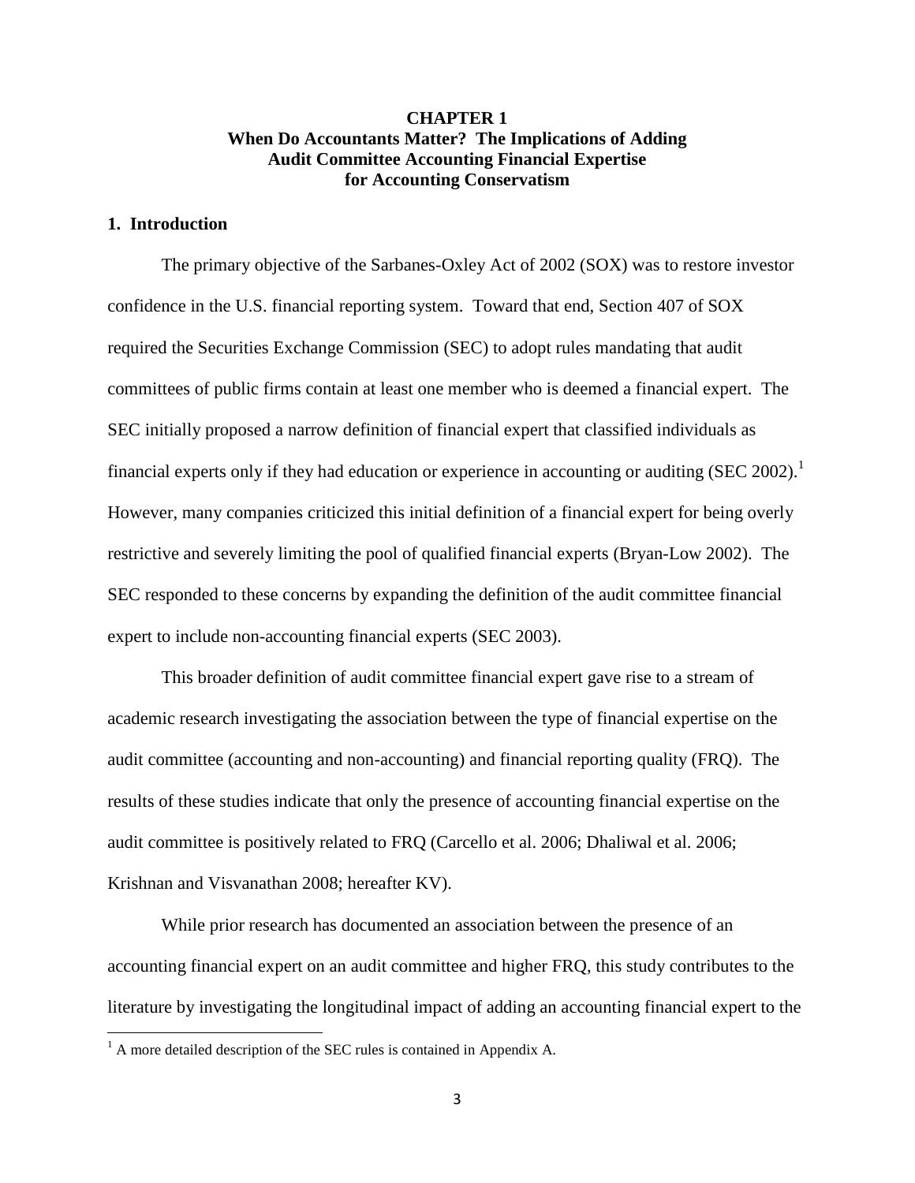# CHAPTER 1
## When Do Accountants Matter? The Implications of Adding Audit Committee Accounting Financial Expertise for Accounting Conservatism

### 1. Introduction

The primary objective of the Sarbanes-Oxley Act of 2002 (SOX) was to restore investor confidence in the U.S. financial reporting system. Toward that end, Section 407 of SOX required the Securities Exchange Commission (SEC) to adopt rules mandating that audit committees of public firms contain at least one member who is deemed a financial expert. The SEC initially proposed a narrow definition of financial expert that classified individuals as financial experts only if they had education or experience in accounting or auditing (SEC 2002).[1] However, many companies criticized this initial definition of a financial expert for being overly restrictive and severely limiting the pool of qualified financial experts (Bryan-Low 2002). The SEC responded to these concerns by expanding the definition of the audit committee financial expert to include non-accounting financial experts (SEC 2003).

This broader definition of audit committee financial expert gave rise to a stream of academic research investigating the association between the type of financial expertise on the audit committee (accounting and non-accounting) and financial reporting quality (FRQ). The results of these studies indicate that only the presence of accounting financial expertise on the audit committee is positively related to FRQ (Carcello et al. 2006; Dhaliwal et al. 2006; Krishnan and Visvanathan 2008; hereafter KV).

While prior research has documented an association between the presence of an accounting financial expert on an audit committee and higher FRQ, this study contributes to the literature by investigating the longitudinal impact of adding an accounting financial expert to the

---

[1] A more detailed description of the SEC rules is contained in Appendix A.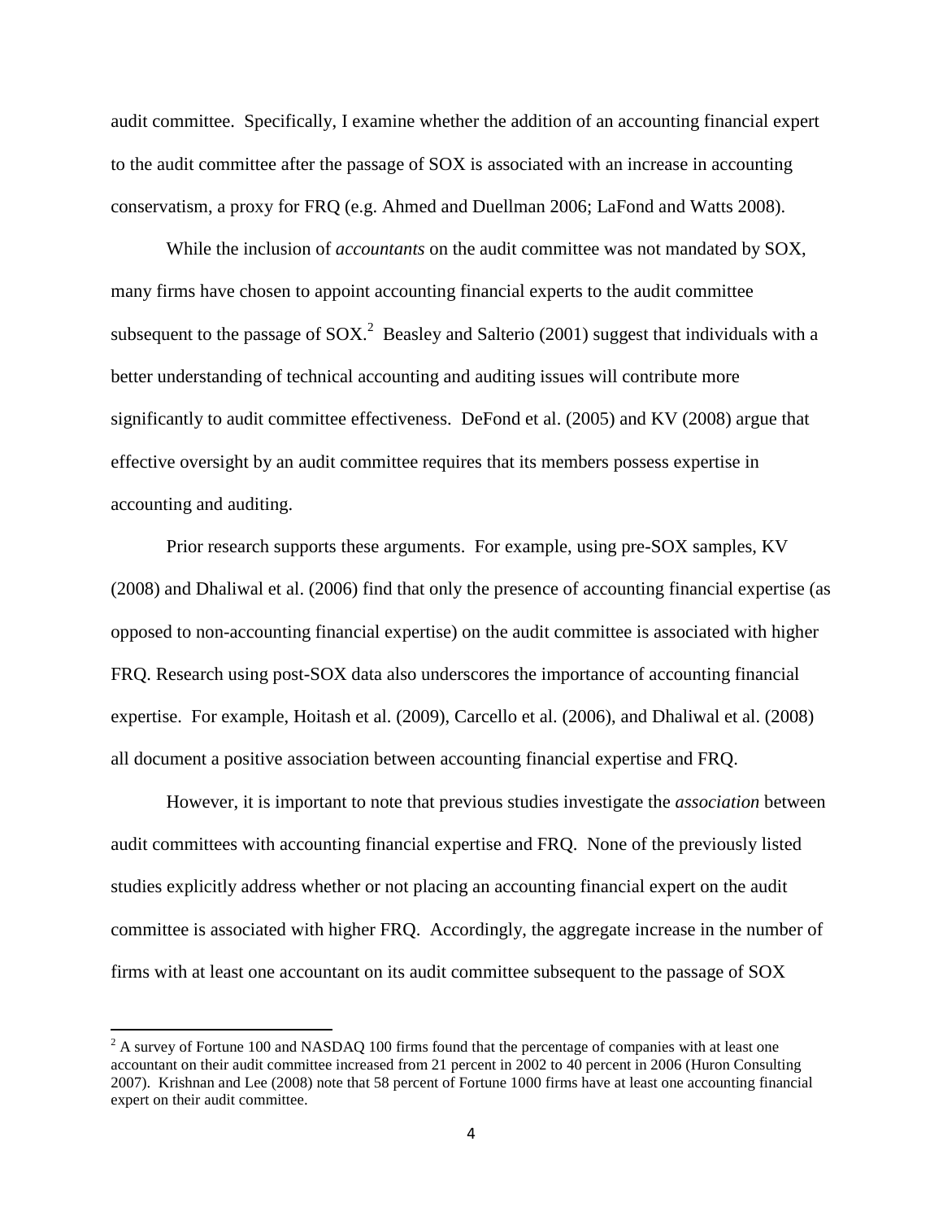audit committee. Specifically, I examine whether the addition of an accounting financial expert to the audit committee after the passage of SOX is associated with an increase in accounting conservatism, a proxy for FRQ (e.g. Ahmed and Duellman 2006; LaFond and Watts 2008).

While the inclusion of *accountants* on the audit committee was not mandated by SOX, many firms have chosen to appoint accounting financial experts to the audit committee subsequent to the passage of SOX.[2] Beasley and Salterio (2001) suggest that individuals with a better understanding of technical accounting and auditing issues will contribute more significantly to audit committee effectiveness. DeFond et al. (2005) and KV (2008) argue that effective oversight by an audit committee requires that its members possess expertise in accounting and auditing.

Prior research supports these arguments. For example, using pre-SOX samples, KV (2008) and Dhaliwal et al. (2006) find that only the presence of accounting financial expertise (as opposed to non-accounting financial expertise) on the audit committee is associated with higher FRQ. Research using post-SOX data also underscores the importance of accounting financial expertise. For example, Hoitash et al. (2009), Carcello et al. (2006), and Dhaliwal et al. (2008) all document a positive association between accounting financial expertise and FRQ.

However, it is important to note that previous studies investigate the *association* between audit committees with accounting financial expertise and FRQ. None of the previously listed studies explicitly address whether or not placing an accounting financial expert on the audit committee is associated with higher FRQ. Accordingly, the aggregate increase in the number of firms with at least one accountant on its audit committee subsequent to the passage of SOX

[2] A survey of Fortune 100 and NASDAQ 100 firms found that the percentage of companies with at least one accountant on their audit committee increased from 21 percent in 2002 to 40 percent in 2006 (Huron Consulting 2007). Krishnan and Lee (2008) note that 58 percent of Fortune 1000 firms have at least one accounting financial expert on their audit committee.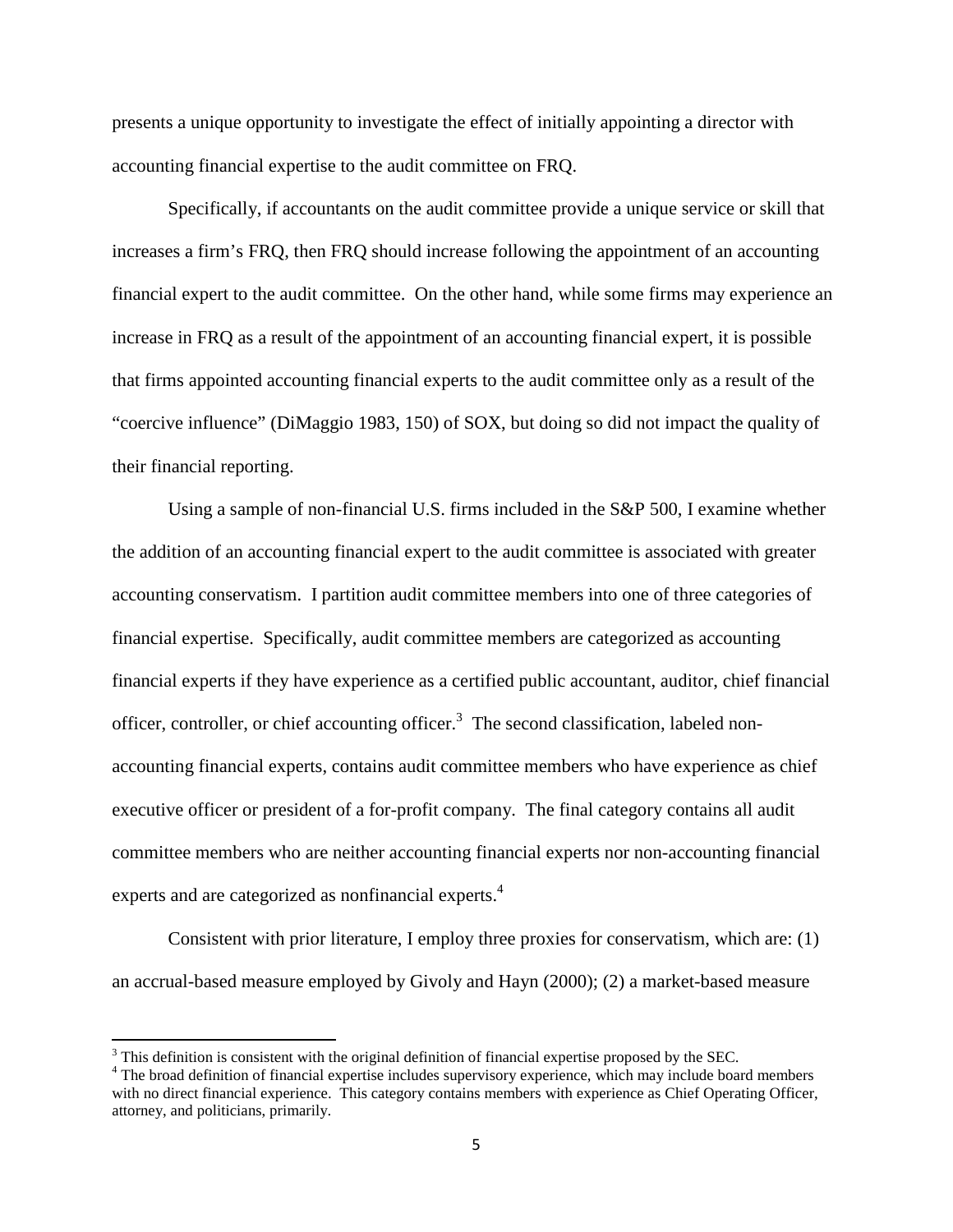presents a unique opportunity to investigate the effect of initially appointing a director with accounting financial expertise to the audit committee on FRQ.

Specifically, if accountants on the audit committee provide a unique service or skill that increases a firm's FRQ, then FRQ should increase following the appointment of an accounting financial expert to the audit committee. On the other hand, while some firms may experience an increase in FRQ as a result of the appointment of an accounting financial expert, it is possible that firms appointed accounting financial experts to the audit committee only as a result of the "coercive influence" (DiMaggio 1983, 150) of SOX, but doing so did not impact the quality of their financial reporting.

Using a sample of non-financial U.S. firms included in the S&P 500, I examine whether the addition of an accounting financial expert to the audit committee is associated with greater accounting conservatism. I partition audit committee members into one of three categories of financial expertise. Specifically, audit committee members are categorized as accounting financial experts if they have experience as a certified public accountant, auditor, chief financial officer, controller, or chief accounting officer.[3] The second classification, labeled non-accounting financial experts, contains audit committee members who have experience as chief executive officer or president of a for-profit company. The final category contains all audit committee members who are neither accounting financial experts nor non-accounting financial experts and are categorized as nonfinancial experts.[4]

Consistent with prior literature, I employ three proxies for conservatism, which are: (1) an accrual-based measure employed by Givoly and Hayn (2000); (2) a market-based measure

---

[3] This definition is consistent with the original definition of financial expertise proposed by the SEC.

[4] The broad definition of financial expertise includes supervisory experience, which may include board members with no direct financial experience. This category contains members with experience as Chief Operating Officer, attorney, and politicians, primarily.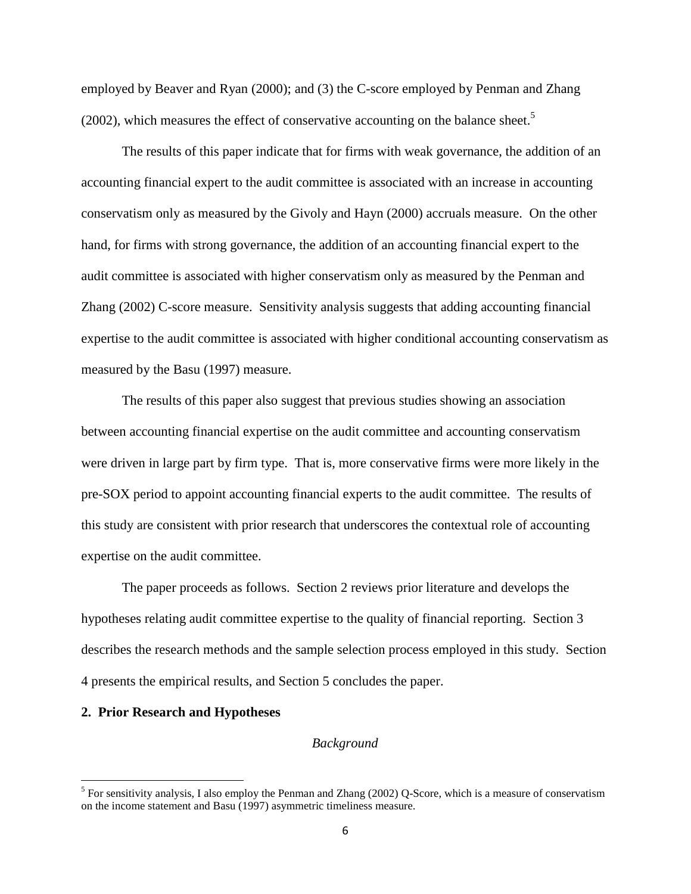employed by Beaver and Ryan (2000); and (3) the C-score employed by Penman and Zhang (2002), which measures the effect of conservative accounting on the balance sheet.[5]

The results of this paper indicate that for firms with weak governance, the addition of an accounting financial expert to the audit committee is associated with an increase in accounting conservatism only as measured by the Givoly and Hayn (2000) accruals measure. On the other hand, for firms with strong governance, the addition of an accounting financial expert to the audit committee is associated with higher conservatism only as measured by the Penman and Zhang (2002) C-score measure. Sensitivity analysis suggests that adding accounting financial expertise to the audit committee is associated with higher conditional accounting conservatism as measured by the Basu (1997) measure.

The results of this paper also suggest that previous studies showing an association between accounting financial expertise on the audit committee and accounting conservatism were driven in large part by firm type. That is, more conservative firms were more likely in the pre-SOX period to appoint accounting financial experts to the audit committee. The results of this study are consistent with prior research that underscores the contextual role of accounting expertise on the audit committee.

The paper proceeds as follows. Section 2 reviews prior literature and develops the hypotheses relating audit committee expertise to the quality of financial reporting. Section 3 describes the research methods and the sample selection process employed in this study. Section 4 presents the empirical results, and Section 5 concludes the paper.

## 2. Prior Research and Hypotheses

### *Background*

[5] For sensitivity analysis, I also employ the Penman and Zhang (2002) Q-Score, which is a measure of conservatism on the income statement and Basu (1997) asymmetric timeliness measure.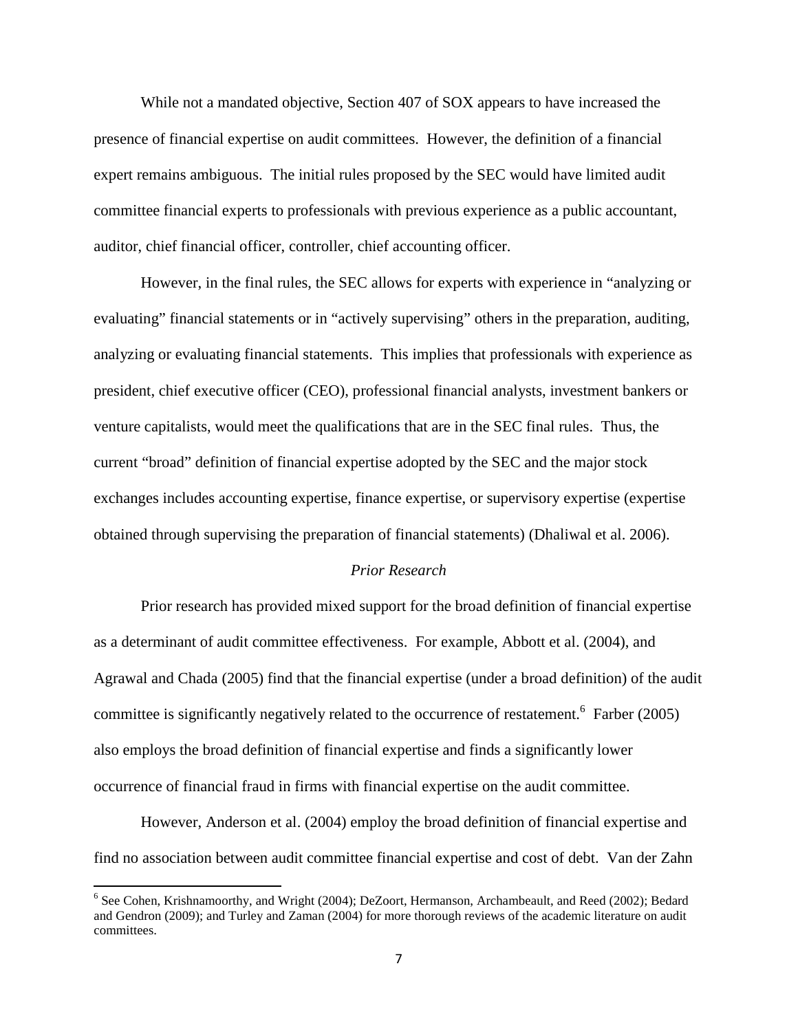While not a mandated objective, Section 407 of SOX appears to have increased the presence of financial expertise on audit committees. However, the definition of a financial expert remains ambiguous. The initial rules proposed by the SEC would have limited audit committee financial experts to professionals with previous experience as a public accountant, auditor, chief financial officer, controller, chief accounting officer.

However, in the final rules, the SEC allows for experts with experience in "analyzing or evaluating" financial statements or in "actively supervising" others in the preparation, auditing, analyzing or evaluating financial statements. This implies that professionals with experience as president, chief executive officer (CEO), professional financial analysts, investment bankers or venture capitalists, would meet the qualifications that are in the SEC final rules. Thus, the current "broad" definition of financial expertise adopted by the SEC and the major stock exchanges includes accounting expertise, finance expertise, or supervisory expertise (expertise obtained through supervising the preparation of financial statements) (Dhaliwal et al. 2006).

*Prior Research*

Prior research has provided mixed support for the broad definition of financial expertise as a determinant of audit committee effectiveness. For example, Abbott et al. (2004), and Agrawal and Chada (2005) find that the financial expertise (under a broad definition) of the audit committee is significantly negatively related to the occurrence of restatement.[6] Farber (2005) also employs the broad definition of financial expertise and finds a significantly lower occurrence of financial fraud in firms with financial expertise on the audit committee.

However, Anderson et al. (2004) employ the broad definition of financial expertise and find no association between audit committee financial expertise and cost of debt. Van der Zahn

---

[6] See Cohen, Krishnamoorthy, and Wright (2004); DeZoort, Hermanson, Archambeault, and Reed (2002); Bedard and Gendron (2009); and Turley and Zaman (2004) for more thorough reviews of the academic literature on audit committees.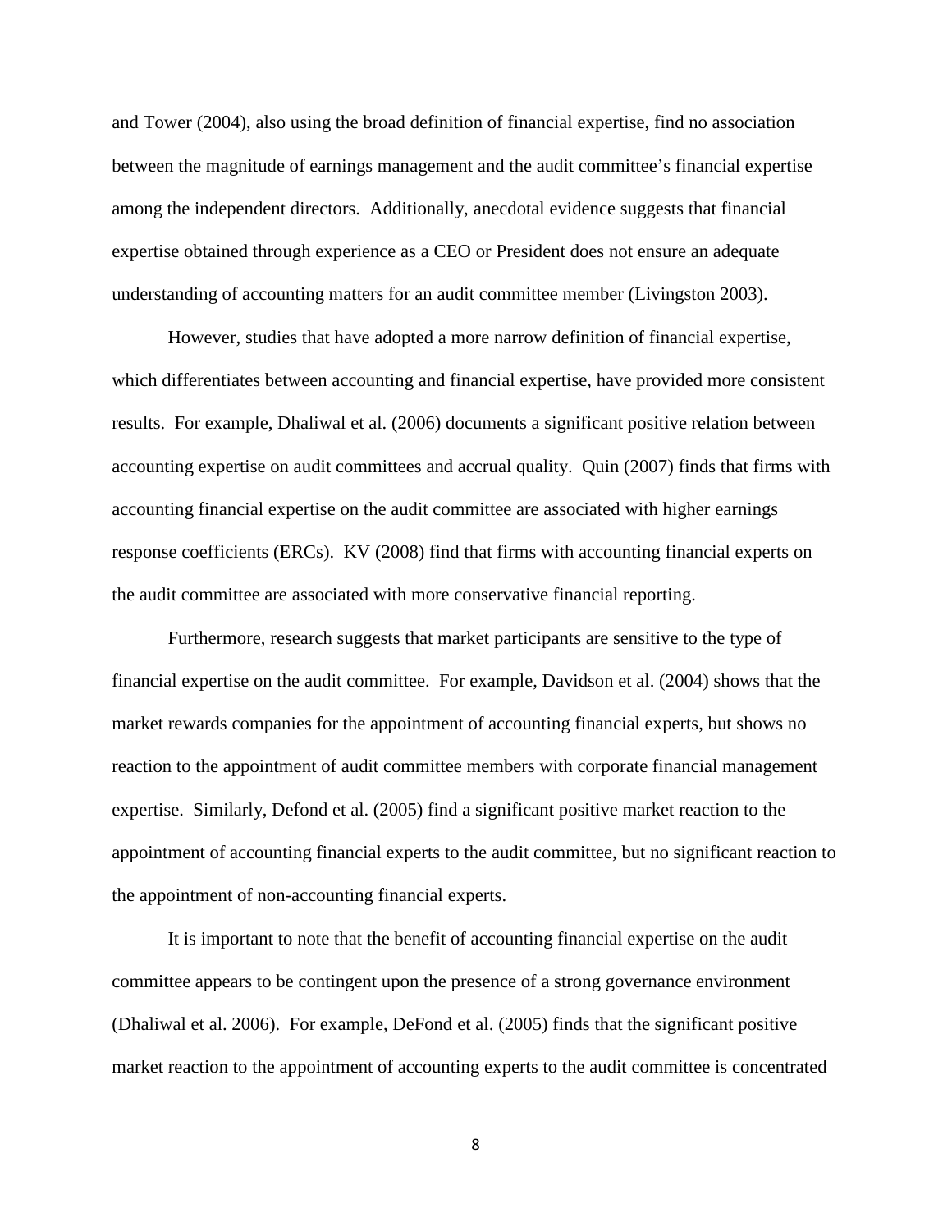and Tower (2004), also using the broad definition of financial expertise, find no association between the magnitude of earnings management and the audit committee's financial expertise among the independent directors. Additionally, anecdotal evidence suggests that financial expertise obtained through experience as a CEO or President does not ensure an adequate understanding of accounting matters for an audit committee member (Livingston 2003).

However, studies that have adopted a more narrow definition of financial expertise, which differentiates between accounting and financial expertise, have provided more consistent results. For example, Dhaliwal et al. (2006) documents a significant positive relation between accounting expertise on audit committees and accrual quality. Quin (2007) finds that firms with accounting financial expertise on the audit committee are associated with higher earnings response coefficients (ERCs). KV (2008) find that firms with accounting financial experts on the audit committee are associated with more conservative financial reporting.

Furthermore, research suggests that market participants are sensitive to the type of financial expertise on the audit committee. For example, Davidson et al. (2004) shows that the market rewards companies for the appointment of accounting financial experts, but shows no reaction to the appointment of audit committee members with corporate financial management expertise. Similarly, Defond et al. (2005) find a significant positive market reaction to the appointment of accounting financial experts to the audit committee, but no significant reaction to the appointment of non-accounting financial experts.

It is important to note that the benefit of accounting financial expertise on the audit committee appears to be contingent upon the presence of a strong governance environment (Dhaliwal et al. 2006). For example, DeFond et al. (2005) finds that the significant positive market reaction to the appointment of accounting experts to the audit committee is concentrated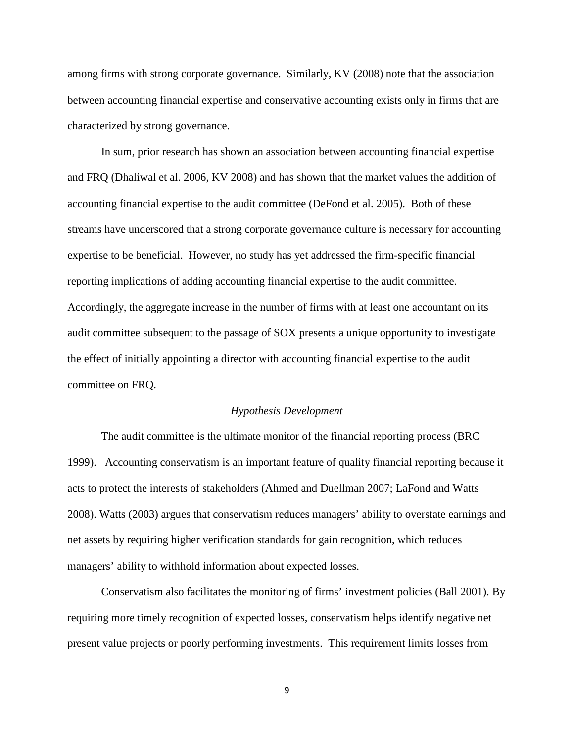among firms with strong corporate governance. Similarly, KV (2008) note that the association between accounting financial expertise and conservative accounting exists only in firms that are characterized by strong governance.

In sum, prior research has shown an association between accounting financial expertise and FRQ (Dhaliwal et al. 2006, KV 2008) and has shown that the market values the addition of accounting financial expertise to the audit committee (DeFond et al. 2005). Both of these streams have underscored that a strong corporate governance culture is necessary for accounting expertise to be beneficial. However, no study has yet addressed the firm-specific financial reporting implications of adding accounting financial expertise to the audit committee. Accordingly, the aggregate increase in the number of firms with at least one accountant on its audit committee subsequent to the passage of SOX presents a unique opportunity to investigate the effect of initially appointing a director with accounting financial expertise to the audit committee on FRQ.

### *Hypothesis Development*

The audit committee is the ultimate monitor of the financial reporting process (BRC 1999). Accounting conservatism is an important feature of quality financial reporting because it acts to protect the interests of stakeholders (Ahmed and Duellman 2007; LaFond and Watts 2008). Watts (2003) argues that conservatism reduces managers' ability to overstate earnings and net assets by requiring higher verification standards for gain recognition, which reduces managers' ability to withhold information about expected losses.

Conservatism also facilitates the monitoring of firms' investment policies (Ball 2001). By requiring more timely recognition of expected losses, conservatism helps identify negative net present value projects or poorly performing investments. This requirement limits losses from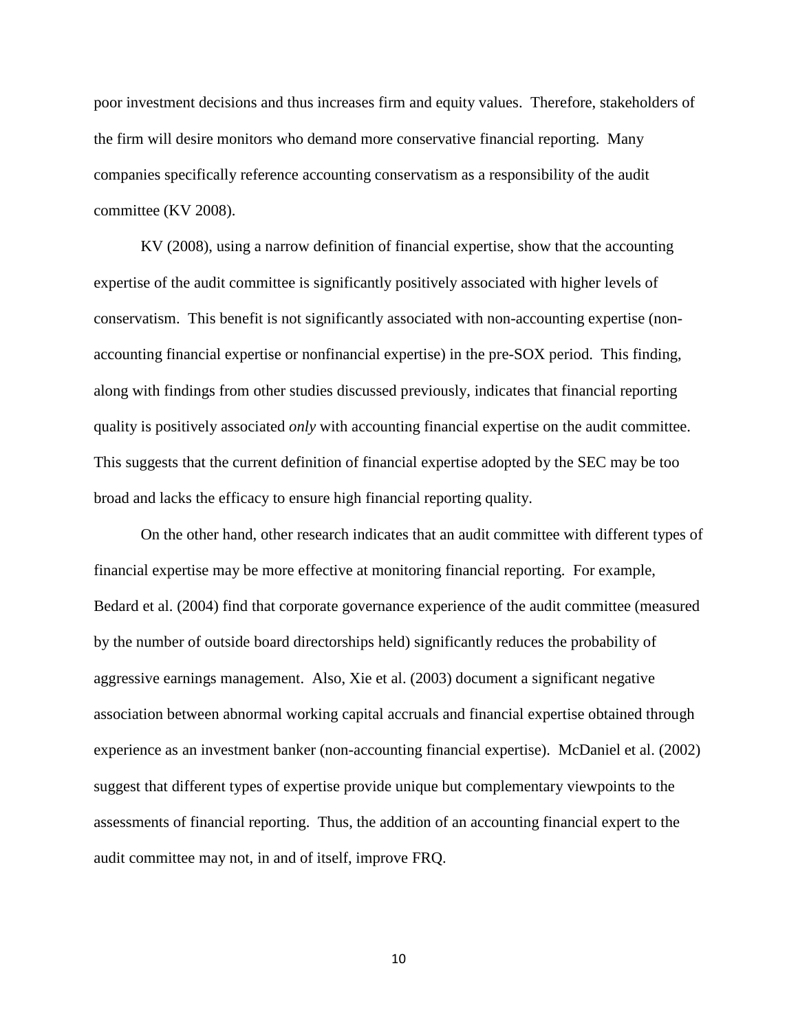poor investment decisions and thus increases firm and equity values. Therefore, stakeholders of the firm will desire monitors who demand more conservative financial reporting. Many companies specifically reference accounting conservatism as a responsibility of the audit committee (KV 2008).

KV (2008), using a narrow definition of financial expertise, show that the accounting expertise of the audit committee is significantly positively associated with higher levels of conservatism. This benefit is not significantly associated with non-accounting expertise (non-accounting financial expertise or nonfinancial expertise) in the pre-SOX period. This finding, along with findings from other studies discussed previously, indicates that financial reporting quality is positively associated *only* with accounting financial expertise on the audit committee. This suggests that the current definition of financial expertise adopted by the SEC may be too broad and lacks the efficacy to ensure high financial reporting quality.

On the other hand, other research indicates that an audit committee with different types of financial expertise may be more effective at monitoring financial reporting. For example, Bedard et al. (2004) find that corporate governance experience of the audit committee (measured by the number of outside board directorships held) significantly reduces the probability of aggressive earnings management. Also, Xie et al. (2003) document a significant negative association between abnormal working capital accruals and financial expertise obtained through experience as an investment banker (non-accounting financial expertise). McDaniel et al. (2002) suggest that different types of expertise provide unique but complementary viewpoints to the assessments of financial reporting. Thus, the addition of an accounting financial expert to the audit committee may not, in and of itself, improve FRQ.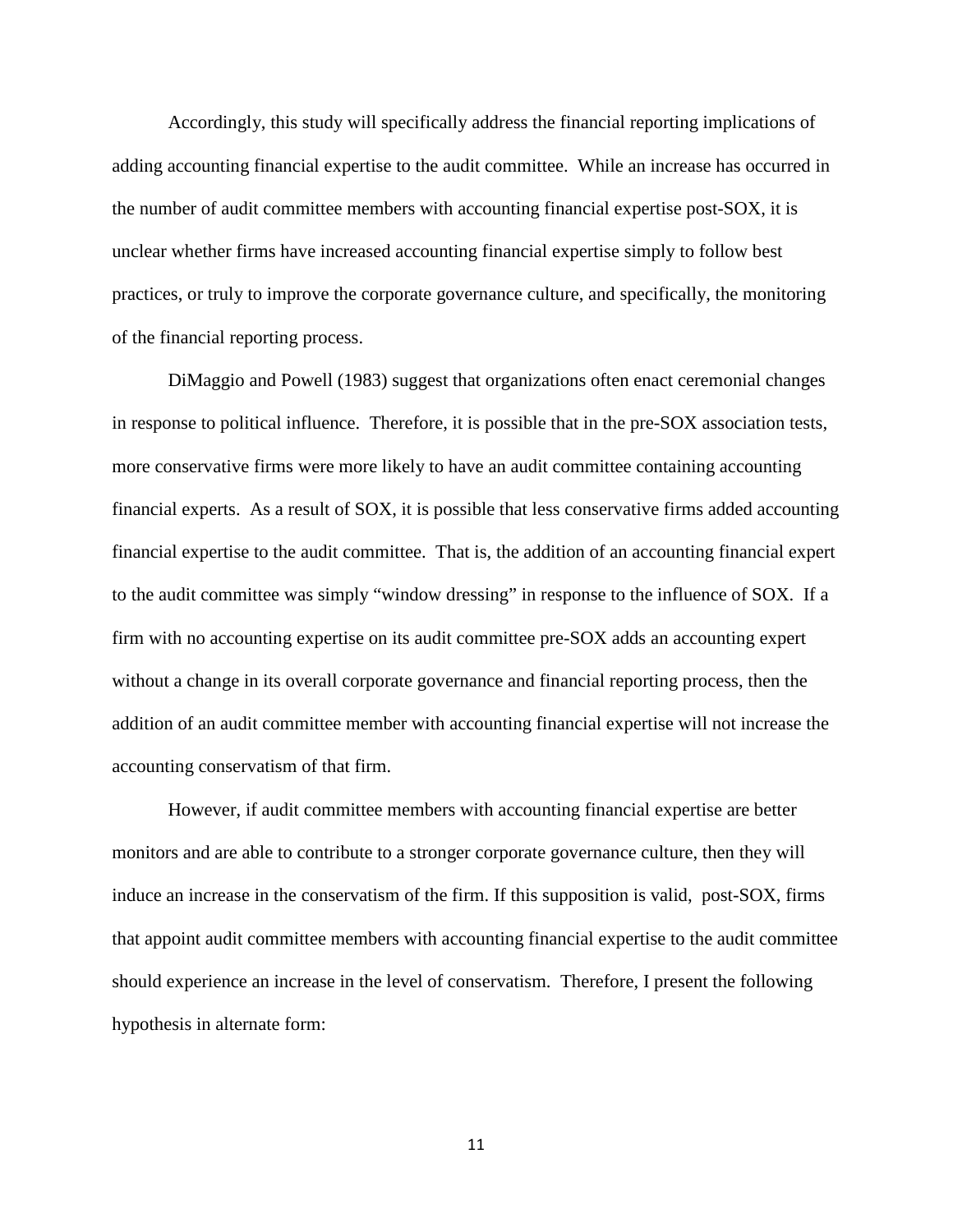Accordingly, this study will specifically address the financial reporting implications of adding accounting financial expertise to the audit committee. While an increase has occurred in the number of audit committee members with accounting financial expertise post-SOX, it is unclear whether firms have increased accounting financial expertise simply to follow best practices, or truly to improve the corporate governance culture, and specifically, the monitoring of the financial reporting process.

DiMaggio and Powell (1983) suggest that organizations often enact ceremonial changes in response to political influence. Therefore, it is possible that in the pre-SOX association tests, more conservative firms were more likely to have an audit committee containing accounting financial experts. As a result of SOX, it is possible that less conservative firms added accounting financial expertise to the audit committee. That is, the addition of an accounting financial expert to the audit committee was simply "window dressing" in response to the influence of SOX. If a firm with no accounting expertise on its audit committee pre-SOX adds an accounting expert without a change in its overall corporate governance and financial reporting process, then the addition of an audit committee member with accounting financial expertise will not increase the accounting conservatism of that firm.

However, if audit committee members with accounting financial expertise are better monitors and are able to contribute to a stronger corporate governance culture, then they will induce an increase in the conservatism of the firm. If this supposition is valid, post-SOX, firms that appoint audit committee members with accounting financial expertise to the audit committee should experience an increase in the level of conservatism. Therefore, I present the following hypothesis in alternate form: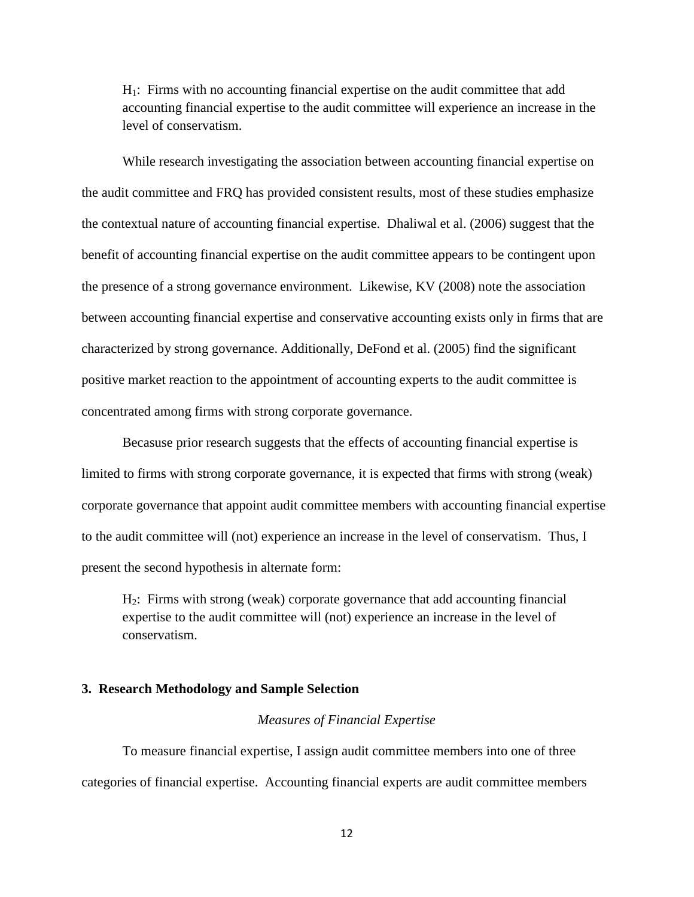$H_1$: Firms with no accounting financial expertise on the audit committee that add accounting financial expertise to the audit committee will experience an increase in the level of conservatism.

While research investigating the association between accounting financial expertise on the audit committee and FRQ has provided consistent results, most of these studies emphasize the contextual nature of accounting financial expertise. Dhaliwal et al. (2006) suggest that the benefit of accounting financial expertise on the audit committee appears to be contingent upon the presence of a strong governance environment. Likewise, KV (2008) note the association between accounting financial expertise and conservative accounting exists only in firms that are characterized by strong governance. Additionally, DeFond et al. (2005) find the significant positive market reaction to the appointment of accounting experts to the audit committee is concentrated among firms with strong corporate governance.

Becasuse prior research suggests that the effects of accounting financial expertise is limited to firms with strong corporate governance, it is expected that firms with strong (weak) corporate governance that appoint audit committee members with accounting financial expertise to the audit committee will (not) experience an increase in the level of conservatism. Thus, I present the second hypothesis in alternate form:

$H_2$: Firms with strong (weak) corporate governance that add accounting financial expertise to the audit committee will (not) experience an increase in the level of conservatism.

## 3. Research Methodology and Sample Selection

*Measures of Financial Expertise*

To measure financial expertise, I assign audit committee members into one of three categories of financial expertise. Accounting financial experts are audit committee members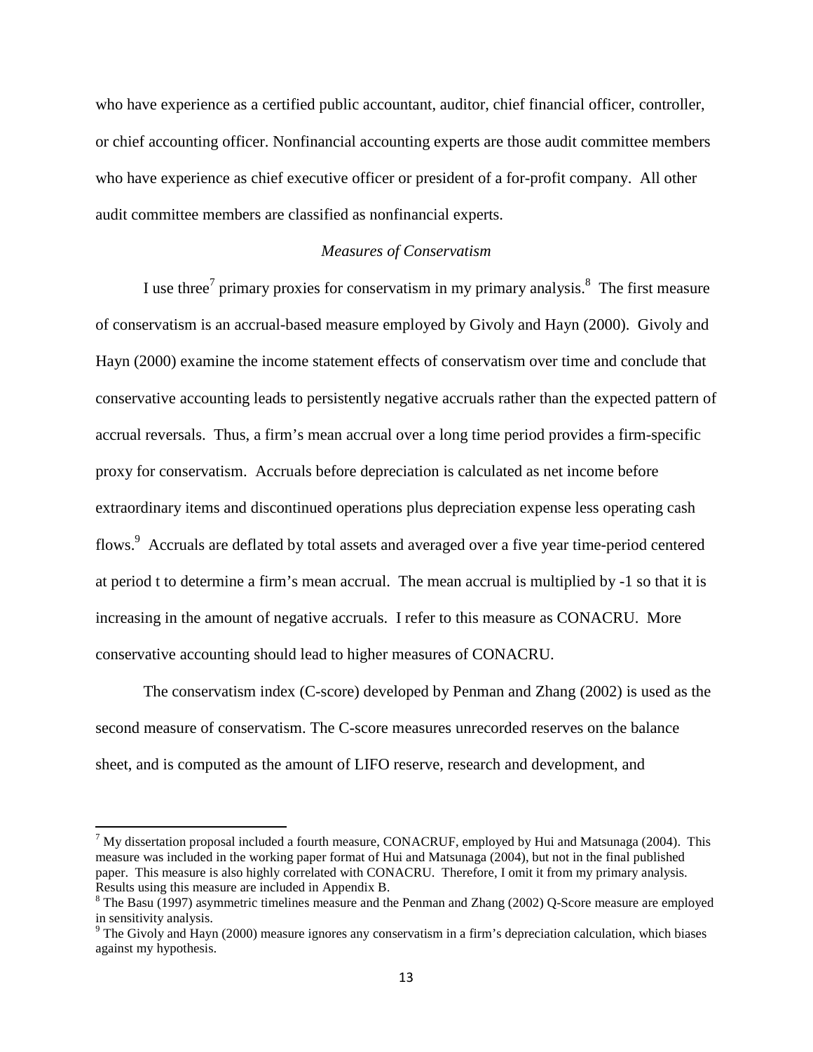who have experience as a certified public accountant, auditor, chief financial officer, controller, or chief accounting officer. Nonfinancial accounting experts are those audit committee members who have experience as chief executive officer or president of a for-profit company. All other audit committee members are classified as nonfinancial experts.

### *Measures of Conservatism*

I use three[7] primary proxies for conservatism in my primary analysis.[8] The first measure of conservatism is an accrual-based measure employed by Givoly and Hayn (2000). Givoly and Hayn (2000) examine the income statement effects of conservatism over time and conclude that conservative accounting leads to persistently negative accruals rather than the expected pattern of accrual reversals. Thus, a firm's mean accrual over a long time period provides a firm-specific proxy for conservatism. Accruals before depreciation is calculated as net income before extraordinary items and discontinued operations plus depreciation expense less operating cash flows.[9] Accruals are deflated by total assets and averaged over a five year time-period centered at period t to determine a firm's mean accrual. The mean accrual is multiplied by -1 so that it is increasing in the amount of negative accruals. I refer to this measure as CONACRU. More conservative accounting should lead to higher measures of CONACRU.

The conservatism index (C-score) developed by Penman and Zhang (2002) is used as the second measure of conservatism. The C-score measures unrecorded reserves on the balance sheet, and is computed as the amount of LIFO reserve, research and development, and

---

[7] My dissertation proposal included a fourth measure, CONACRUF, employed by Hui and Matsunaga (2004). This measure was included in the working paper format of Hui and Matsunaga (2004), but not in the final published paper. This measure is also highly correlated with CONACRU. Therefore, I omit it from my primary analysis. Results using this measure are included in Appendix B.

[8] The Basu (1997) asymmetric timelines measure and the Penman and Zhang (2002) Q-Score measure are employed in sensitivity analysis.

[9] The Givoly and Hayn (2000) measure ignores any conservatism in a firm's depreciation calculation, which biases against my hypothesis.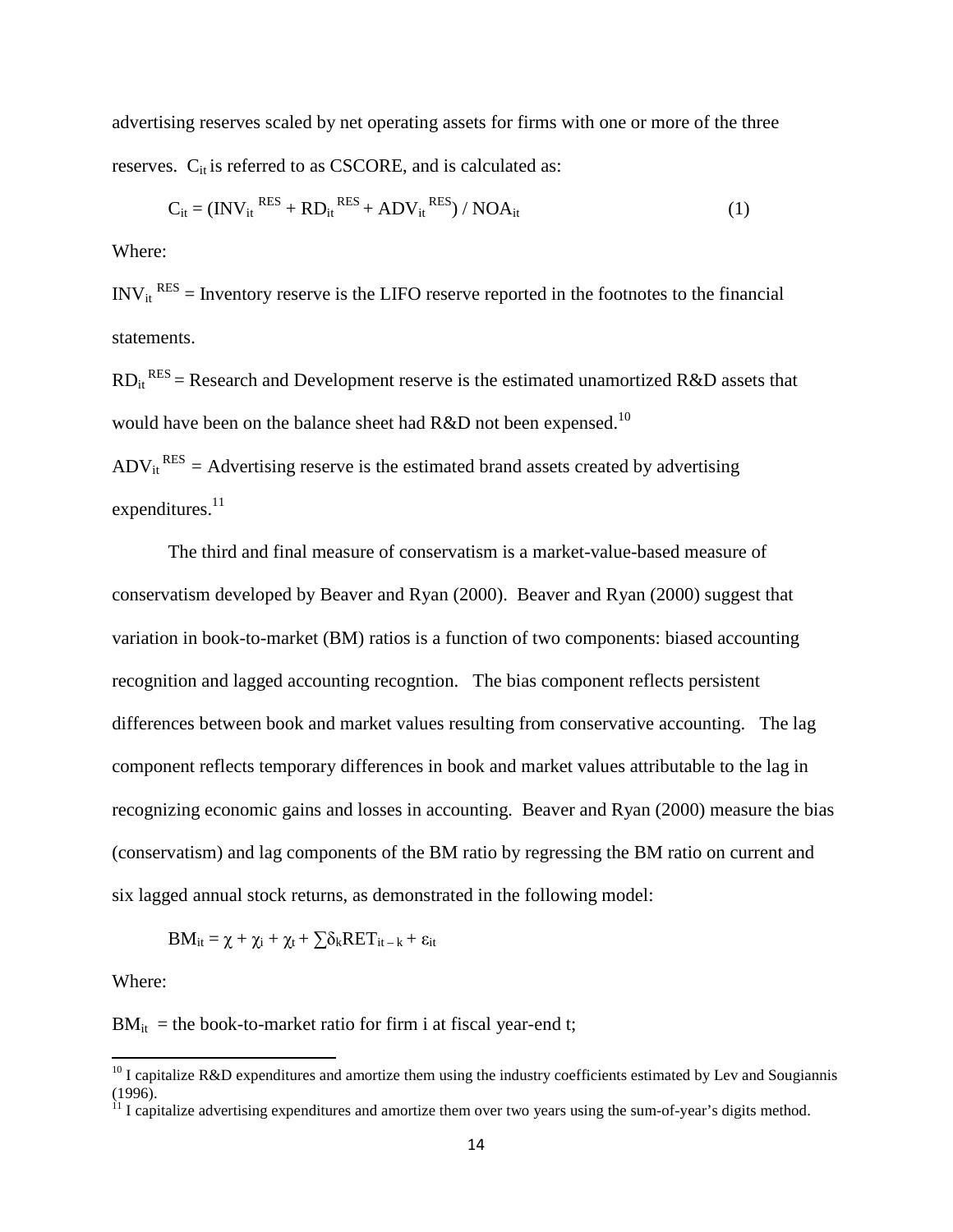advertising reserves scaled by net operating assets for firms with one or more of the three reserves. $C_{it}$ is referred to as CSCORE, and is calculated as:

$$C_{it} = (INV_{it}^{\ RES} + RD_{it}^{\ RES} + ADV_{it}^{\ RES}) / NOA_{it} \quad (1)$$

Where:

$INV_{it}^{\ RES}$ = Inventory reserve is the LIFO reserve reported in the footnotes to the financial statements.

$RD_{it}^{\ RES}$ = Research and Development reserve is the estimated unamortized R&D assets that would have been on the balance sheet had R&D not been expensed.[10]

$ADV_{it}^{\ RES}$ = Advertising reserve is the estimated brand assets created by advertising expenditures.[11]

The third and final measure of conservatism is a market-value-based measure of conservatism developed by Beaver and Ryan (2000). Beaver and Ryan (2000) suggest that variation in book-to-market (BM) ratios is a function of two components: biased accounting recognition and lagged accounting recogntion. The bias component reflects persistent differences between book and market values resulting from conservative accounting. The lag component reflects temporary differences in book and market values attributable to the lag in recognizing economic gains and losses in accounting. Beaver and Ryan (2000) measure the bias (conservatism) and lag components of the BM ratio by regressing the BM ratio on current and six lagged annual stock returns, as demonstrated in the following model:

$$BM_{it} = \chi + \chi_i + \chi_t + \sum \delta_k RET_{it-k} + \varepsilon_{it}$$

Where:

$BM_{it}$ = the book-to-market ratio for firm i at fiscal year-end t;

---

[10] I capitalize R&D expenditures and amortize them using the industry coefficients estimated by Lev and Sougiannis (1996).

[11] I capitalize advertising expenditures and amortize them over two years using the sum-of-year's digits method.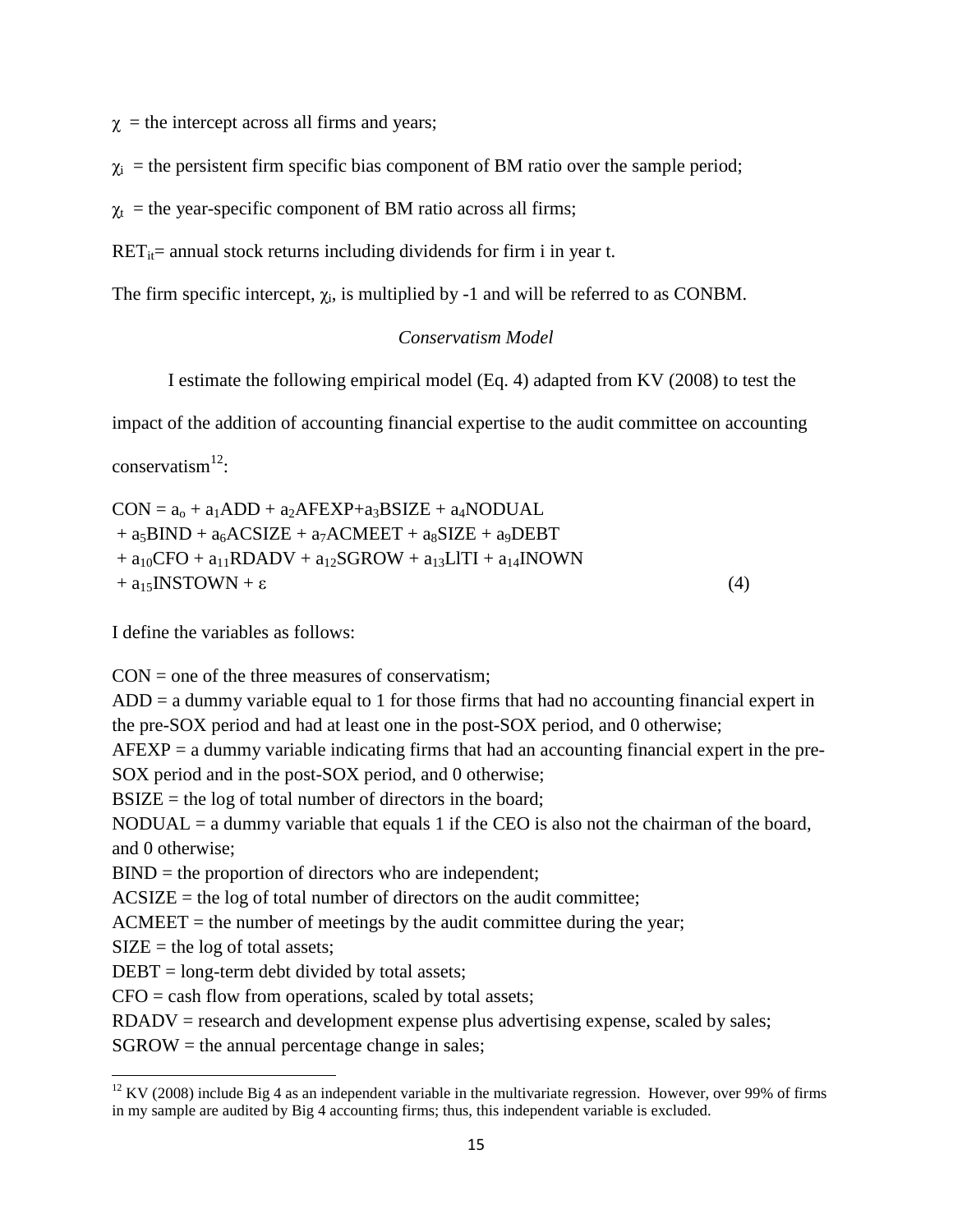$\chi$ = the intercept across all firms and years;

$\chi_i$ = the persistent firm specific bias component of BM ratio over the sample period;

$\chi_t$ = the year-specific component of BM ratio across all firms;

$RET_{it}$= annual stock returns including dividends for firm i in year t.

The firm specific intercept, $\chi_i$, is multiplied by -1 and will be referred to as CONBM.

*Conservatism Model*

I estimate the following empirical model (Eq. 4) adapted from KV (2008) to test the impact of the addition of accounting financial expertise to the audit committee on accounting conservatism[12]:

$$
\begin{aligned}
CON = {} & a_o + a_1ADD + a_2AFEXP + a_3BSIZE + a_4NODUAL \\
& + a_5BIND + a_6ACSIZE + a_7ACMEET + a_8SIZE + a_9DEBT \\
& + a_{10}CFO + a_{11}RDADV + a_{12}SGROW + a_{13}LITI + a_{14}INOWN \\
& + a_{15}INSTOWN + \varepsilon \qquad (4)
\end{aligned}
$$

I define the variables as follows:

CON = one of the three measures of conservatism;
ADD = a dummy variable equal to 1 for those firms that had no accounting financial expert in the pre-SOX period and had at least one in the post-SOX period, and 0 otherwise;
AFEXP = a dummy variable indicating firms that had an accounting financial expert in the pre-SOX period and in the post-SOX period, and 0 otherwise;
BSIZE = the log of total number of directors in the board;
NODUAL = a dummy variable that equals 1 if the CEO is also not the chairman of the board, and 0 otherwise;
BIND = the proportion of directors who are independent;
ACSIZE = the log of total number of directors on the audit committee;
ACMEET = the number of meetings by the audit committee during the year;
SIZE = the log of total assets;
DEBT = long-term debt divided by total assets;
CFO = cash flow from operations, scaled by total assets;
RDADV = research and development expense plus advertising expense, scaled by sales;
SGROW = the annual percentage change in sales;

[12] KV (2008) include Big 4 as an independent variable in the multivariate regression. However, over 99% of firms in my sample are audited by Big 4 accounting firms; thus, this independent variable is excluded.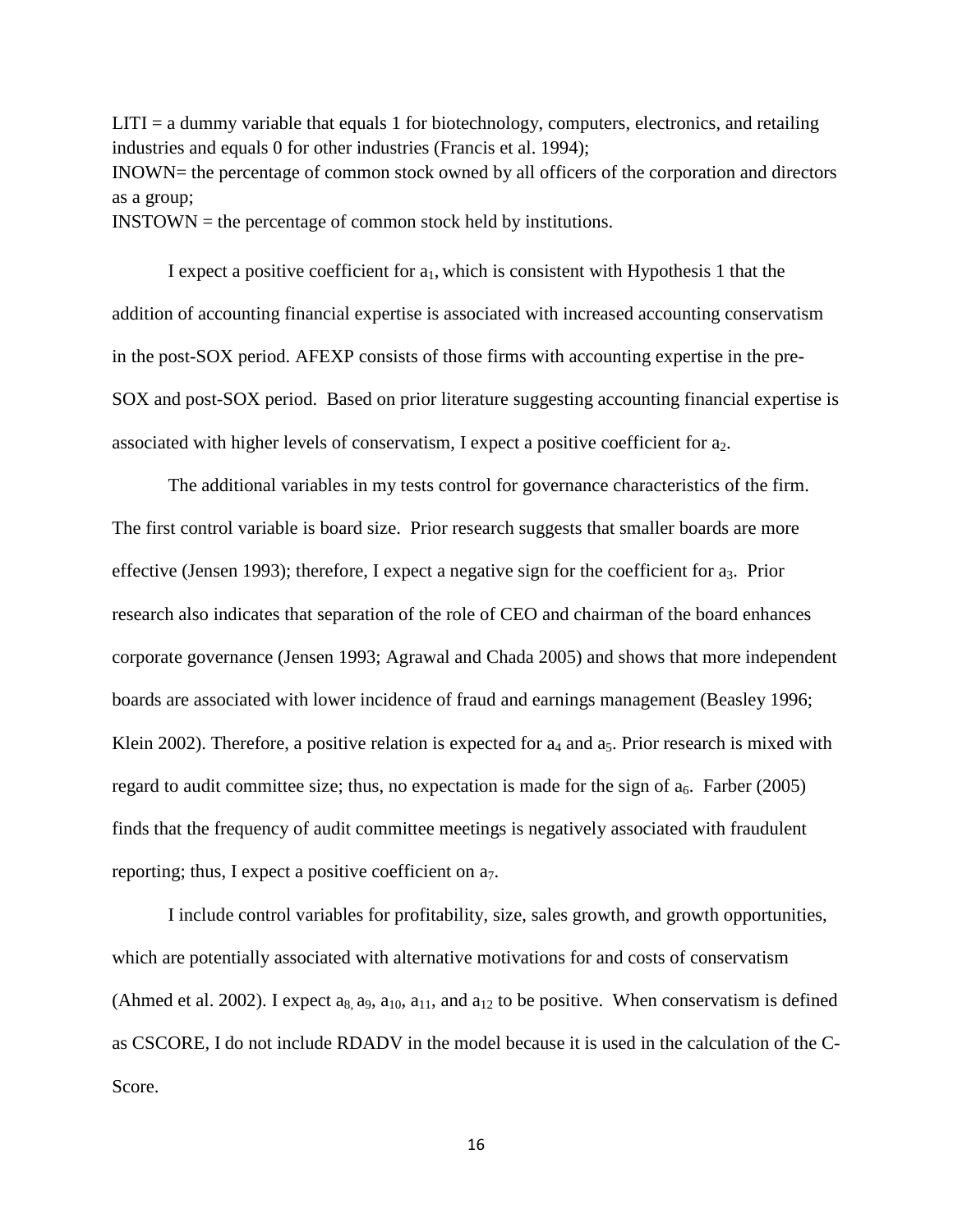LITI = a dummy variable that equals 1 for biotechnology, computers, electronics, and retailing industries and equals 0 for other industries (Francis et al. 1994);
INOWN= the percentage of common stock owned by all officers of the corporation and directors as a group;
INSTOWN = the percentage of common stock held by institutions.

I expect a positive coefficient for $a_1$, which is consistent with Hypothesis 1 that the addition of accounting financial expertise is associated with increased accounting conservatism in the post-SOX period. AFEXP consists of those firms with accounting expertise in the pre-SOX and post-SOX period. Based on prior literature suggesting accounting financial expertise is associated with higher levels of conservatism, I expect a positive coefficient for $a_2$.

The additional variables in my tests control for governance characteristics of the firm. The first control variable is board size. Prior research suggests that smaller boards are more effective (Jensen 1993); therefore, I expect a negative sign for the coefficient for $a_3$. Prior research also indicates that separation of the role of CEO and chairman of the board enhances corporate governance (Jensen 1993; Agrawal and Chada 2005) and shows that more independent boards are associated with lower incidence of fraud and earnings management (Beasley 1996; Klein 2002). Therefore, a positive relation is expected for $a_4$ and $a_5$. Prior research is mixed with regard to audit committee size; thus, no expectation is made for the sign of $a_6$. Farber (2005) finds that the frequency of audit committee meetings is negatively associated with fraudulent reporting; thus, I expect a positive coefficient on $a_7$.

I include control variables for profitability, size, sales growth, and growth opportunities, which are potentially associated with alternative motivations for and costs of conservatism (Ahmed et al. 2002). I expect $a_8$, $a_9$, $a_{10}$, $a_{11}$, and $a_{12}$ to be positive. When conservatism is defined as CSCORE, I do not include RDADV in the model because it is used in the calculation of the C-Score.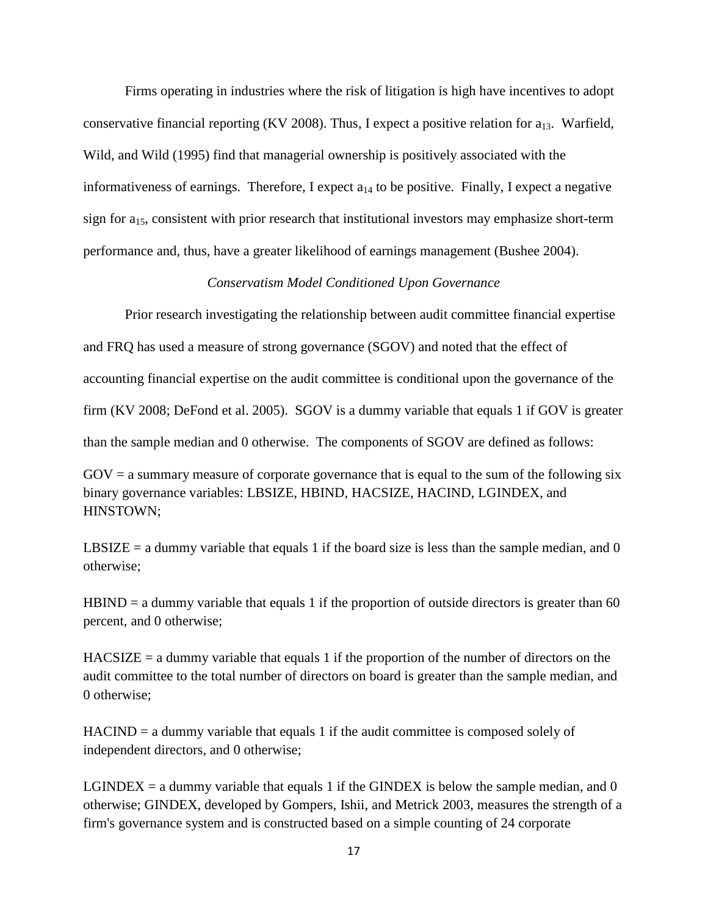Firms operating in industries where the risk of litigation is high have incentives to adopt conservative financial reporting (KV 2008). Thus, I expect a positive relation for $a_{13}$. Warfield, Wild, and Wild (1995) find that managerial ownership is positively associated with the informativeness of earnings. Therefore, I expect $a_{14}$ to be positive. Finally, I expect a negative sign for $a_{15}$, consistent with prior research that institutional investors may emphasize short-term performance and, thus, have a greater likelihood of earnings management (Bushee 2004).

*Conservatism Model Conditioned Upon Governance*

Prior research investigating the relationship between audit committee financial expertise and FRQ has used a measure of strong governance (SGOV) and noted that the effect of accounting financial expertise on the audit committee is conditional upon the governance of the firm (KV 2008; DeFond et al. 2005). SGOV is a dummy variable that equals 1 if GOV is greater than the sample median and 0 otherwise. The components of SGOV are defined as follows:

GOV = a summary measure of corporate governance that is equal to the sum of the following six binary governance variables: LBSIZE, HBIND, HACSIZE, HACIND, LGINDEX, and HINSTOWN;

LBSIZE = a dummy variable that equals 1 if the board size is less than the sample median, and 0 otherwise;

HBIND = a dummy variable that equals 1 if the proportion of outside directors is greater than 60 percent, and 0 otherwise;

HACSIZE = a dummy variable that equals 1 if the proportion of the number of directors on the audit committee to the total number of directors on board is greater than the sample median, and 0 otherwise;

HACIND = a dummy variable that equals 1 if the audit committee is composed solely of independent directors, and 0 otherwise;

LGINDEX = a dummy variable that equals 1 if the GINDEX is below the sample median, and 0 otherwise; GINDEX, developed by Gompers, Ishii, and Metrick 2003, measures the strength of a firm's governance system and is constructed based on a simple counting of 24 corporate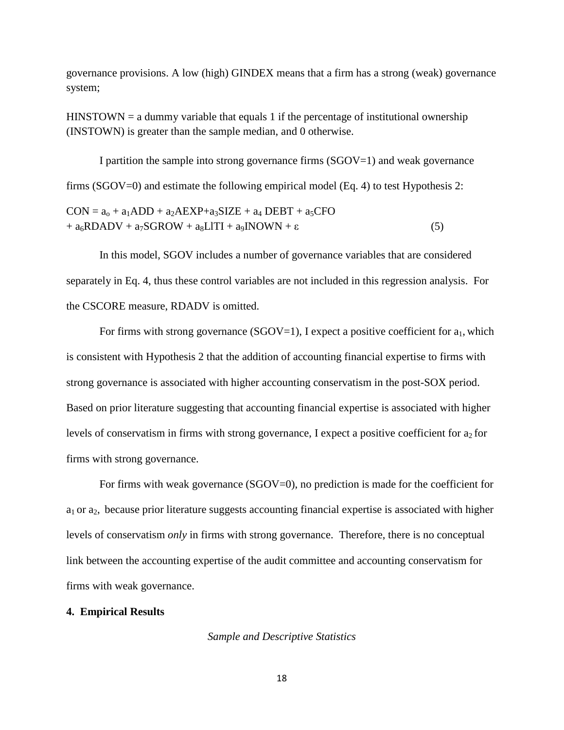governance provisions. A low (high) GINDEX means that a firm has a strong (weak) governance system;

HINSTOWN = a dummy variable that equals 1 if the percentage of institutional ownership (INSTOWN) is greater than the sample median, and 0 otherwise.

I partition the sample into strong governance firms (SGOV=1) and weak governance firms (SGOV=0) and estimate the following empirical model (Eq. 4) to test Hypothesis 2:

$$CON = a_o + a_1ADD + a_2AEXP + a_3SIZE + a_4\,DEBT + a_5CFO + a_6RDADV + a_7SGROW + a_8LlTI + a_9INOWN + \varepsilon \qquad (5)$$

In this model, SGOV includes a number of governance variables that are considered separately in Eq. 4, thus these control variables are not included in this regression analysis. For the CSCORE measure, RDADV is omitted.

For firms with strong governance (SGOV=1), I expect a positive coefficient for $a_1$, which is consistent with Hypothesis 2 that the addition of accounting financial expertise to firms with strong governance is associated with higher accounting conservatism in the post-SOX period. Based on prior literature suggesting that accounting financial expertise is associated with higher levels of conservatism in firms with strong governance, I expect a positive coefficient for $a_2$ for firms with strong governance.

For firms with weak governance (SGOV=0), no prediction is made for the coefficient for $a_1$ or $a_2$, because prior literature suggests accounting financial expertise is associated with higher levels of conservatism *only* in firms with strong governance. Therefore, there is no conceptual link between the accounting expertise of the audit committee and accounting conservatism for firms with weak governance.

## 4. Empirical Results

*Sample and Descriptive Statistics*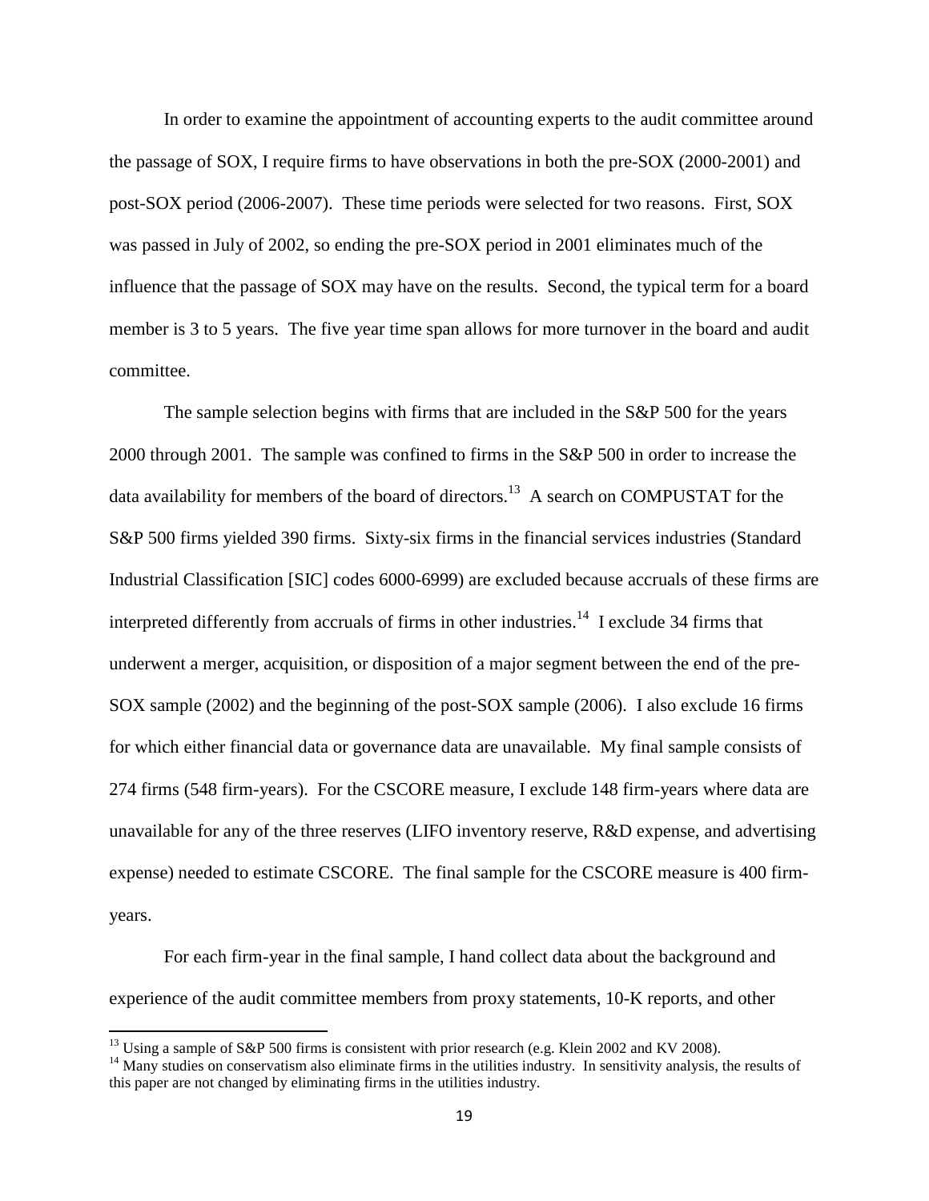In order to examine the appointment of accounting experts to the audit committee around the passage of SOX, I require firms to have observations in both the pre-SOX (2000-2001) and post-SOX period (2006-2007). These time periods were selected for two reasons. First, SOX was passed in July of 2002, so ending the pre-SOX period in 2001 eliminates much of the influence that the passage of SOX may have on the results. Second, the typical term for a board member is 3 to 5 years. The five year time span allows for more turnover in the board and audit committee.

The sample selection begins with firms that are included in the S&P 500 for the years 2000 through 2001. The sample was confined to firms in the S&P 500 in order to increase the data availability for members of the board of directors.[13] A search on COMPUSTAT for the S&P 500 firms yielded 390 firms. Sixty-six firms in the financial services industries (Standard Industrial Classification [SIC] codes 6000-6999) are excluded because accruals of these firms are interpreted differently from accruals of firms in other industries.[14] I exclude 34 firms that underwent a merger, acquisition, or disposition of a major segment between the end of the pre-SOX sample (2002) and the beginning of the post-SOX sample (2006). I also exclude 16 firms for which either financial data or governance data are unavailable. My final sample consists of 274 firms (548 firm-years). For the CSCORE measure, I exclude 148 firm-years where data are unavailable for any of the three reserves (LIFO inventory reserve, R&D expense, and advertising expense) needed to estimate CSCORE. The final sample for the CSCORE measure is 400 firm-years.

For each firm-year in the final sample, I hand collect data about the background and experience of the audit committee members from proxy statements, 10-K reports, and other

---

[13] Using a sample of S&P 500 firms is consistent with prior research (e.g. Klein 2002 and KV 2008).

[14] Many studies on conservatism also eliminate firms in the utilities industry. In sensitivity analysis, the results of this paper are not changed by eliminating firms in the utilities industry.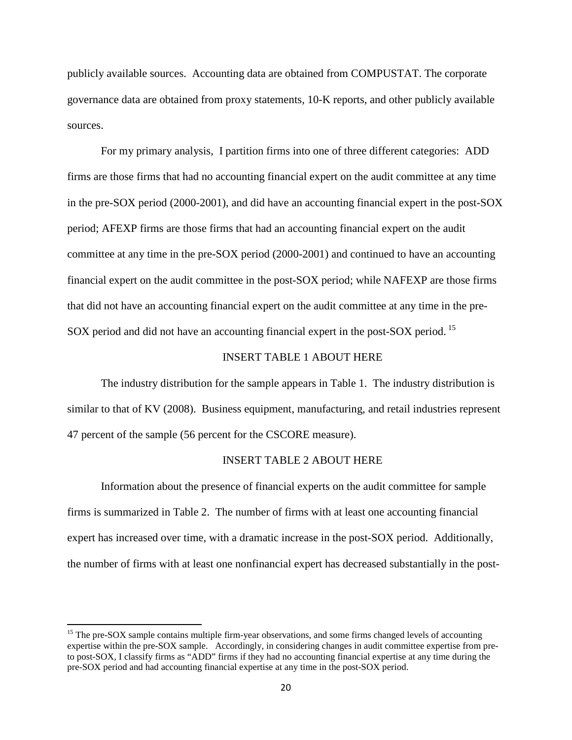publicly available sources. Accounting data are obtained from COMPUSTAT. The corporate governance data are obtained from proxy statements, 10-K reports, and other publicly available sources.

For my primary analysis, I partition firms into one of three different categories: ADD firms are those firms that had no accounting financial expert on the audit committee at any time in the pre-SOX period (2000-2001), and did have an accounting financial expert in the post-SOX period; AFEXP firms are those firms that had an accounting financial expert on the audit committee at any time in the pre-SOX period (2000-2001) and continued to have an accounting financial expert on the audit committee in the post-SOX period; while NAFEXP are those firms that did not have an accounting financial expert on the audit committee at any time in the pre-SOX period and did not have an accounting financial expert in the post-SOX period. [15]

INSERT TABLE 1 ABOUT HERE

The industry distribution for the sample appears in Table 1. The industry distribution is similar to that of KV (2008). Business equipment, manufacturing, and retail industries represent 47 percent of the sample (56 percent for the CSCORE measure).

INSERT TABLE 2 ABOUT HERE

Information about the presence of financial experts on the audit committee for sample firms is summarized in Table 2. The number of firms with at least one accounting financial expert has increased over time, with a dramatic increase in the post-SOX period. Additionally, the number of firms with at least one nonfinancial expert has decreased substantially in the post-

[15] The pre-SOX sample contains multiple firm-year observations, and some firms changed levels of accounting expertise within the pre-SOX sample. Accordingly, in considering changes in audit committee expertise from pre- to post-SOX, I classify firms as "ADD" firms if they had no accounting financial expertise at any time during the pre-SOX period and had accounting financial expertise at any time in the post-SOX period.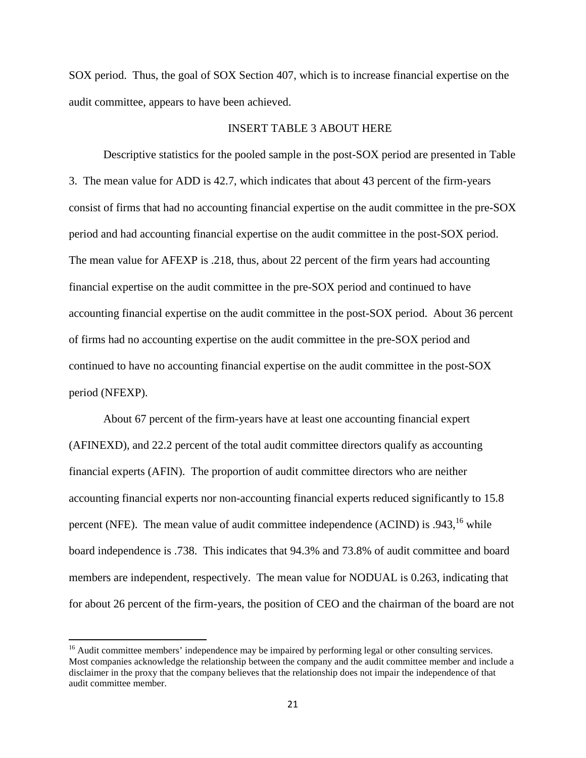SOX period. Thus, the goal of SOX Section 407, which is to increase financial expertise on the audit committee, appears to have been achieved.

INSERT TABLE 3 ABOUT HERE

Descriptive statistics for the pooled sample in the post-SOX period are presented in Table 3. The mean value for ADD is 42.7, which indicates that about 43 percent of the firm-years consist of firms that had no accounting financial expertise on the audit committee in the pre-SOX period and had accounting financial expertise on the audit committee in the post-SOX period. The mean value for AFEXP is .218, thus, about 22 percent of the firm years had accounting financial expertise on the audit committee in the pre-SOX period and continued to have accounting financial expertise on the audit committee in the post-SOX period. About 36 percent of firms had no accounting expertise on the audit committee in the pre-SOX period and continued to have no accounting financial expertise on the audit committee in the post-SOX period (NFEXP).

About 67 percent of the firm-years have at least one accounting financial expert (AFINEXD), and 22.2 percent of the total audit committee directors qualify as accounting financial experts (AFIN). The proportion of audit committee directors who are neither accounting financial experts nor non-accounting financial experts reduced significantly to 15.8 percent (NFE). The mean value of audit committee independence (ACIND) is .943,[16] while board independence is .738. This indicates that 94.3% and 73.8% of audit committee and board members are independent, respectively. The mean value for NODUAL is 0.263, indicating that for about 26 percent of the firm-years, the position of CEO and the chairman of the board are not

[16] Audit committee members' independence may be impaired by performing legal or other consulting services. Most companies acknowledge the relationship between the company and the audit committee member and include a disclaimer in the proxy that the company believes that the relationship does not impair the independence of that audit committee member.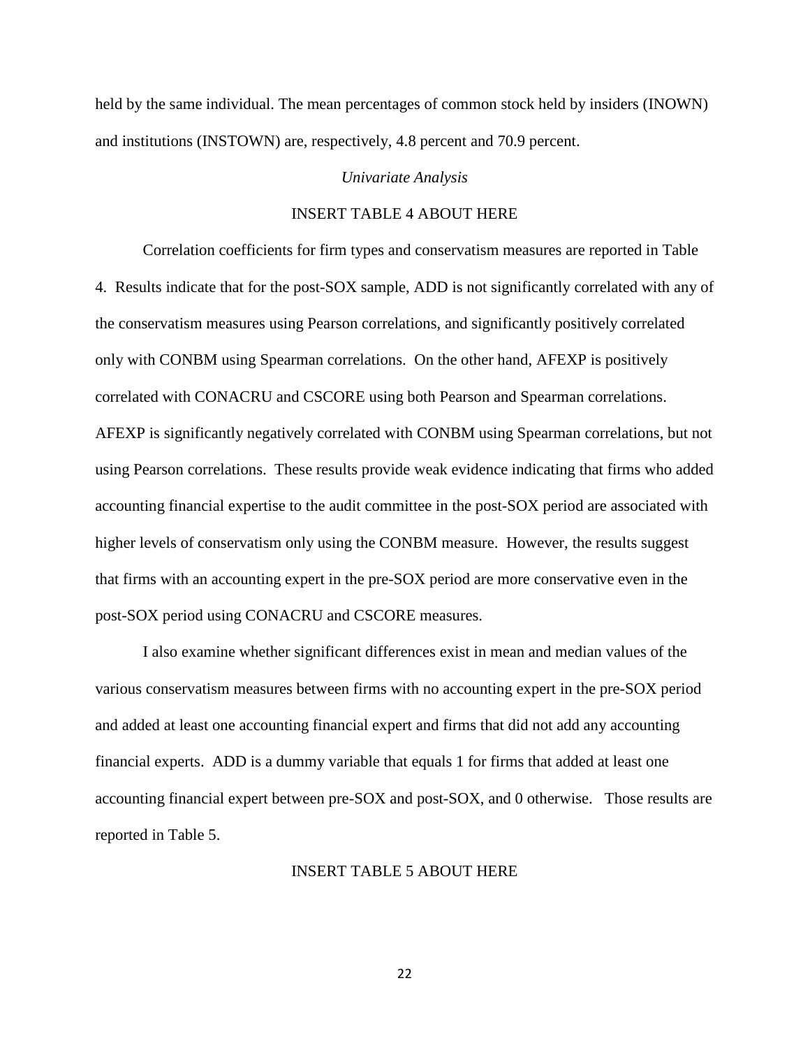held by the same individual. The mean percentages of common stock held by insiders (INOWN) and institutions (INSTOWN) are, respectively, 4.8 percent and 70.9 percent.

*Univariate Analysis*

INSERT TABLE 4 ABOUT HERE

Correlation coefficients for firm types and conservatism measures are reported in Table 4. Results indicate that for the post-SOX sample, ADD is not significantly correlated with any of the conservatism measures using Pearson correlations, and significantly positively correlated only with CONBM using Spearman correlations. On the other hand, AFEXP is positively correlated with CONACRU and CSCORE using both Pearson and Spearman correlations. AFEXP is significantly negatively correlated with CONBM using Spearman correlations, but not using Pearson correlations. These results provide weak evidence indicating that firms who added accounting financial expertise to the audit committee in the post-SOX period are associated with higher levels of conservatism only using the CONBM measure. However, the results suggest that firms with an accounting expert in the pre-SOX period are more conservative even in the post-SOX period using CONACRU and CSCORE measures.

I also examine whether significant differences exist in mean and median values of the various conservatism measures between firms with no accounting expert in the pre-SOX period and added at least one accounting financial expert and firms that did not add any accounting financial experts. ADD is a dummy variable that equals 1 for firms that added at least one accounting financial expert between pre-SOX and post-SOX, and 0 otherwise. Those results are reported in Table 5.

INSERT TABLE 5 ABOUT HERE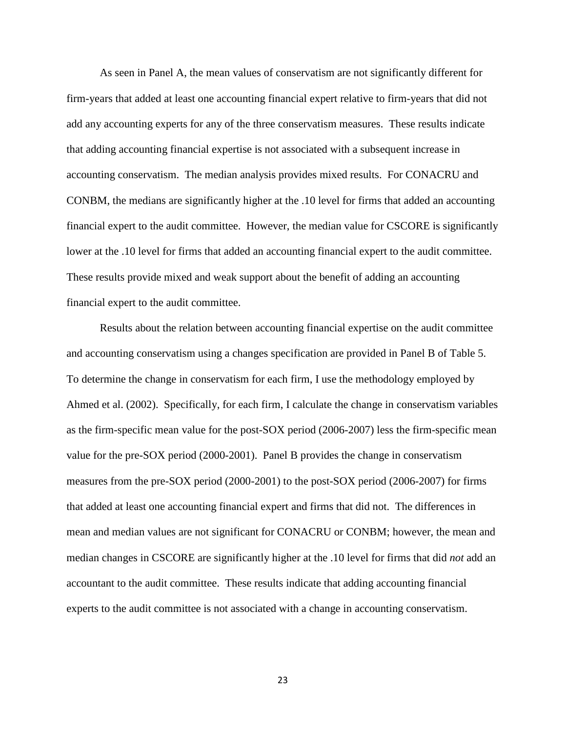As seen in Panel A, the mean values of conservatism are not significantly different for firm-years that added at least one accounting financial expert relative to firm-years that did not add any accounting experts for any of the three conservatism measures. These results indicate that adding accounting financial expertise is not associated with a subsequent increase in accounting conservatism. The median analysis provides mixed results. For CONACRU and CONBM, the medians are significantly higher at the .10 level for firms that added an accounting financial expert to the audit committee. However, the median value for CSCORE is significantly lower at the .10 level for firms that added an accounting financial expert to the audit committee. These results provide mixed and weak support about the benefit of adding an accounting financial expert to the audit committee.

Results about the relation between accounting financial expertise on the audit committee and accounting conservatism using a changes specification are provided in Panel B of Table 5. To determine the change in conservatism for each firm, I use the methodology employed by Ahmed et al. (2002). Specifically, for each firm, I calculate the change in conservatism variables as the firm-specific mean value for the post-SOX period (2006-2007) less the firm-specific mean value for the pre-SOX period (2000-2001). Panel B provides the change in conservatism measures from the pre-SOX period (2000-2001) to the post-SOX period (2006-2007) for firms that added at least one accounting financial expert and firms that did not. The differences in mean and median values are not significant for CONACRU or CONBM; however, the mean and median changes in CSCORE are significantly higher at the .10 level for firms that did *not* add an accountant to the audit committee. These results indicate that adding accounting financial experts to the audit committee is not associated with a change in accounting conservatism.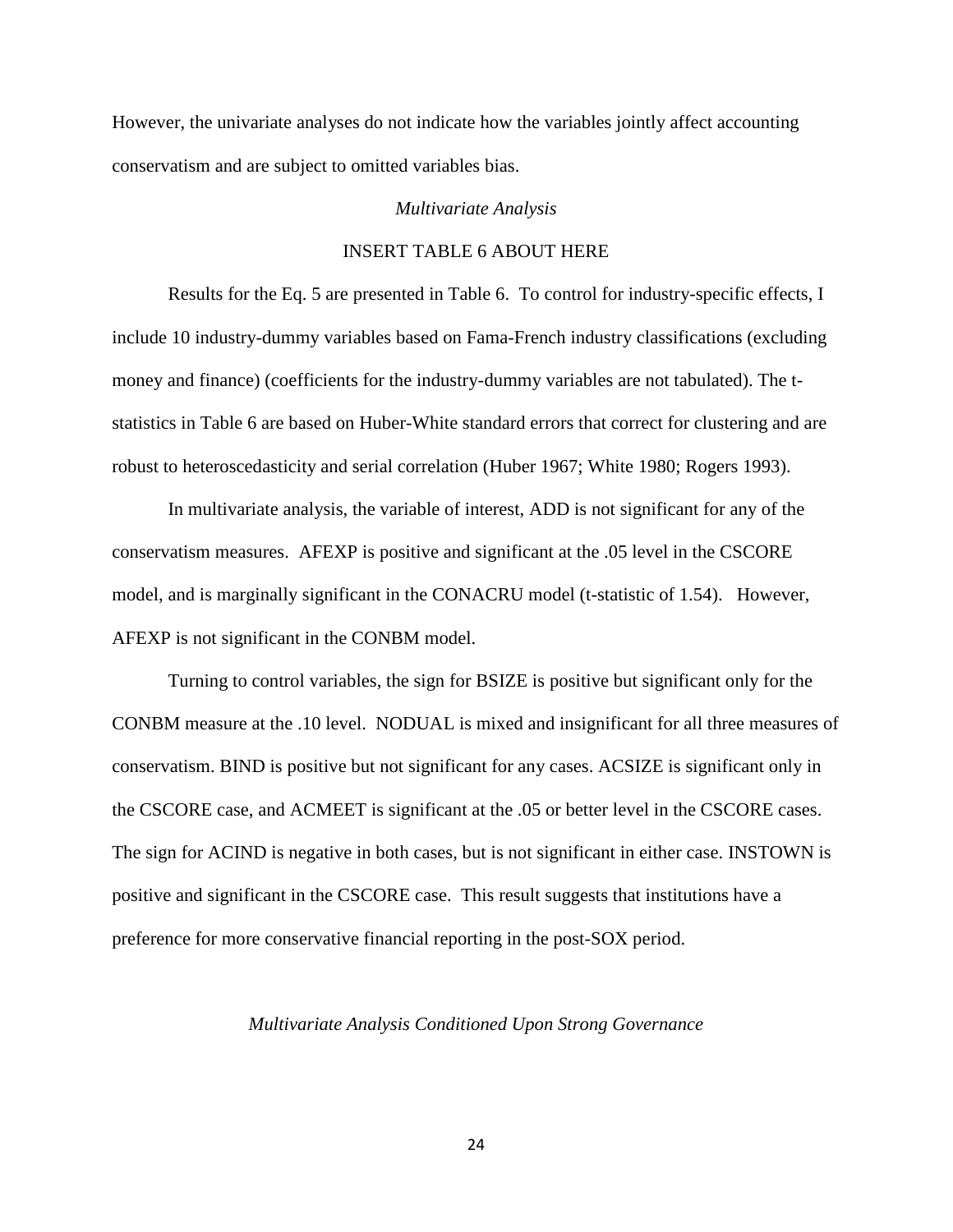However, the univariate analyses do not indicate how the variables jointly affect accounting conservatism and are subject to omitted variables bias.

*Multivariate Analysis*

INSERT TABLE 6 ABOUT HERE

Results for the Eq. 5 are presented in Table 6. To control for industry-specific effects, I include 10 industry-dummy variables based on Fama-French industry classifications (excluding money and finance) (coefficients for the industry-dummy variables are not tabulated). The t-statistics in Table 6 are based on Huber-White standard errors that correct for clustering and are robust to heteroscedasticity and serial correlation (Huber 1967; White 1980; Rogers 1993).

In multivariate analysis, the variable of interest, ADD is not significant for any of the conservatism measures. AFEXP is positive and significant at the .05 level in the CSCORE model, and is marginally significant in the CONACRU model (t-statistic of 1.54). However, AFEXP is not significant in the CONBM model.

Turning to control variables, the sign for BSIZE is positive but significant only for the CONBM measure at the .10 level. NODUAL is mixed and insignificant for all three measures of conservatism. BIND is positive but not significant for any cases. ACSIZE is significant only in the CSCORE case, and ACMEET is significant at the .05 or better level in the CSCORE cases. The sign for ACIND is negative in both cases, but is not significant in either case. INSTOWN is positive and significant in the CSCORE case. This result suggests that institutions have a preference for more conservative financial reporting in the post-SOX period.

*Multivariate Analysis Conditioned Upon Strong Governance*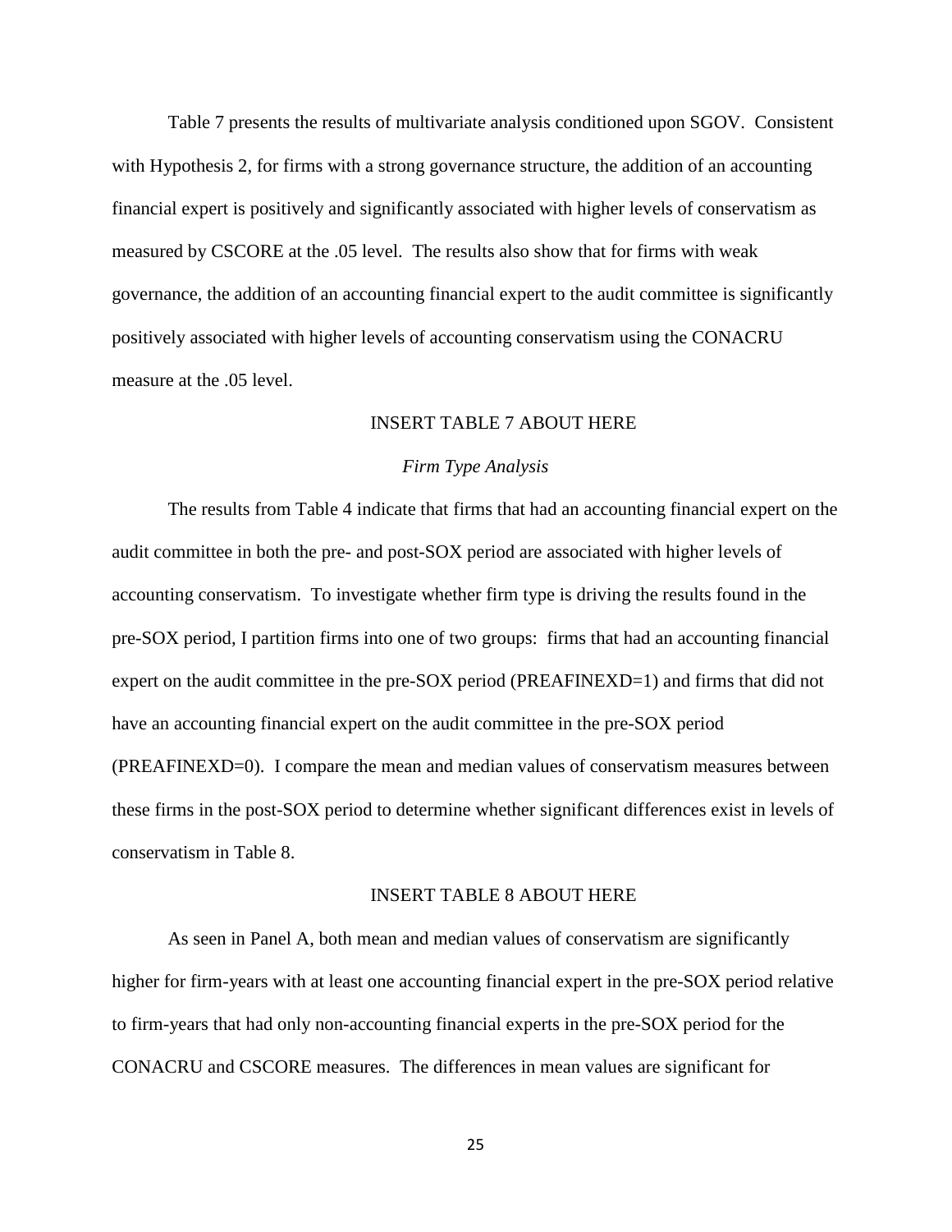Table 7 presents the results of multivariate analysis conditioned upon SGOV. Consistent with Hypothesis 2, for firms with a strong governance structure, the addition of an accounting financial expert is positively and significantly associated with higher levels of conservatism as measured by CSCORE at the .05 level. The results also show that for firms with weak governance, the addition of an accounting financial expert to the audit committee is significantly positively associated with higher levels of accounting conservatism using the CONACRU measure at the .05 level.

INSERT TABLE 7 ABOUT HERE

### *Firm Type Analysis*

The results from Table 4 indicate that firms that had an accounting financial expert on the audit committee in both the pre- and post-SOX period are associated with higher levels of accounting conservatism. To investigate whether firm type is driving the results found in the pre-SOX period, I partition firms into one of two groups: firms that had an accounting financial expert on the audit committee in the pre-SOX period (PREAFINEXD=1) and firms that did not have an accounting financial expert on the audit committee in the pre-SOX period (PREAFINEXD=0). I compare the mean and median values of conservatism measures between these firms in the post-SOX period to determine whether significant differences exist in levels of conservatism in Table 8.

INSERT TABLE 8 ABOUT HERE

As seen in Panel A, both mean and median values of conservatism are significantly higher for firm-years with at least one accounting financial expert in the pre-SOX period relative to firm-years that had only non-accounting financial experts in the pre-SOX period for the CONACRU and CSCORE measures. The differences in mean values are significant for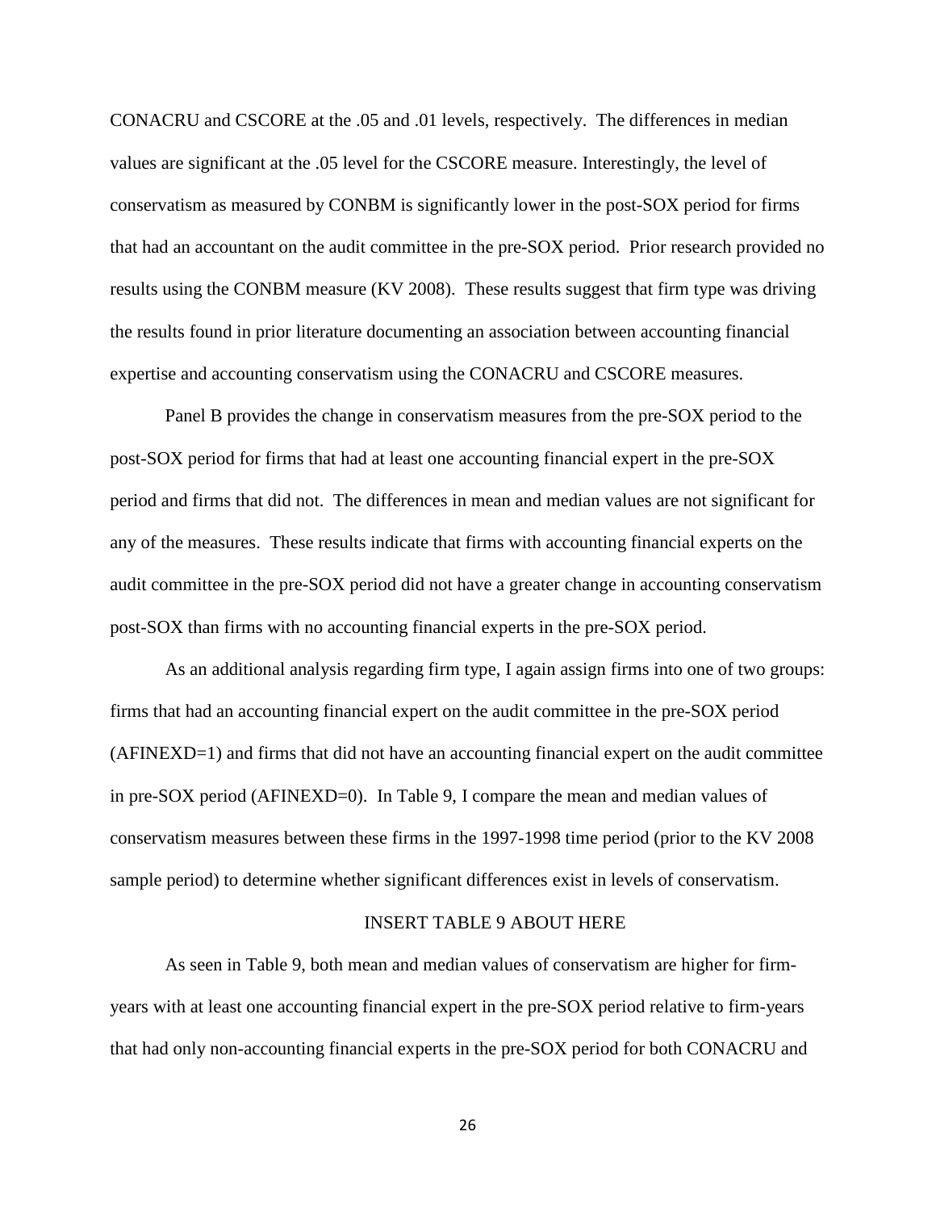CONACRU and CSCORE at the .05 and .01 levels, respectively. The differences in median values are significant at the .05 level for the CSCORE measure. Interestingly, the level of conservatism as measured by CONBM is significantly lower in the post-SOX period for firms that had an accountant on the audit committee in the pre-SOX period. Prior research provided no results using the CONBM measure (KV 2008). These results suggest that firm type was driving the results found in prior literature documenting an association between accounting financial expertise and accounting conservatism using the CONACRU and CSCORE measures.

Panel B provides the change in conservatism measures from the pre-SOX period to the post-SOX period for firms that had at least one accounting financial expert in the pre-SOX period and firms that did not. The differences in mean and median values are not significant for any of the measures. These results indicate that firms with accounting financial experts on the audit committee in the pre-SOX period did not have a greater change in accounting conservatism post-SOX than firms with no accounting financial experts in the pre-SOX period.

As an additional analysis regarding firm type, I again assign firms into one of two groups: firms that had an accounting financial expert on the audit committee in the pre-SOX period (AFINEXD=1) and firms that did not have an accounting financial expert on the audit committee in pre-SOX period (AFINEXD=0). In Table 9, I compare the mean and median values of conservatism measures between these firms in the 1997-1998 time period (prior to the KV 2008 sample period) to determine whether significant differences exist in levels of conservatism.

INSERT TABLE 9 ABOUT HERE

As seen in Table 9, both mean and median values of conservatism are higher for firm-years with at least one accounting financial expert in the pre-SOX period relative to firm-years that had only non-accounting financial experts in the pre-SOX period for both CONACRU and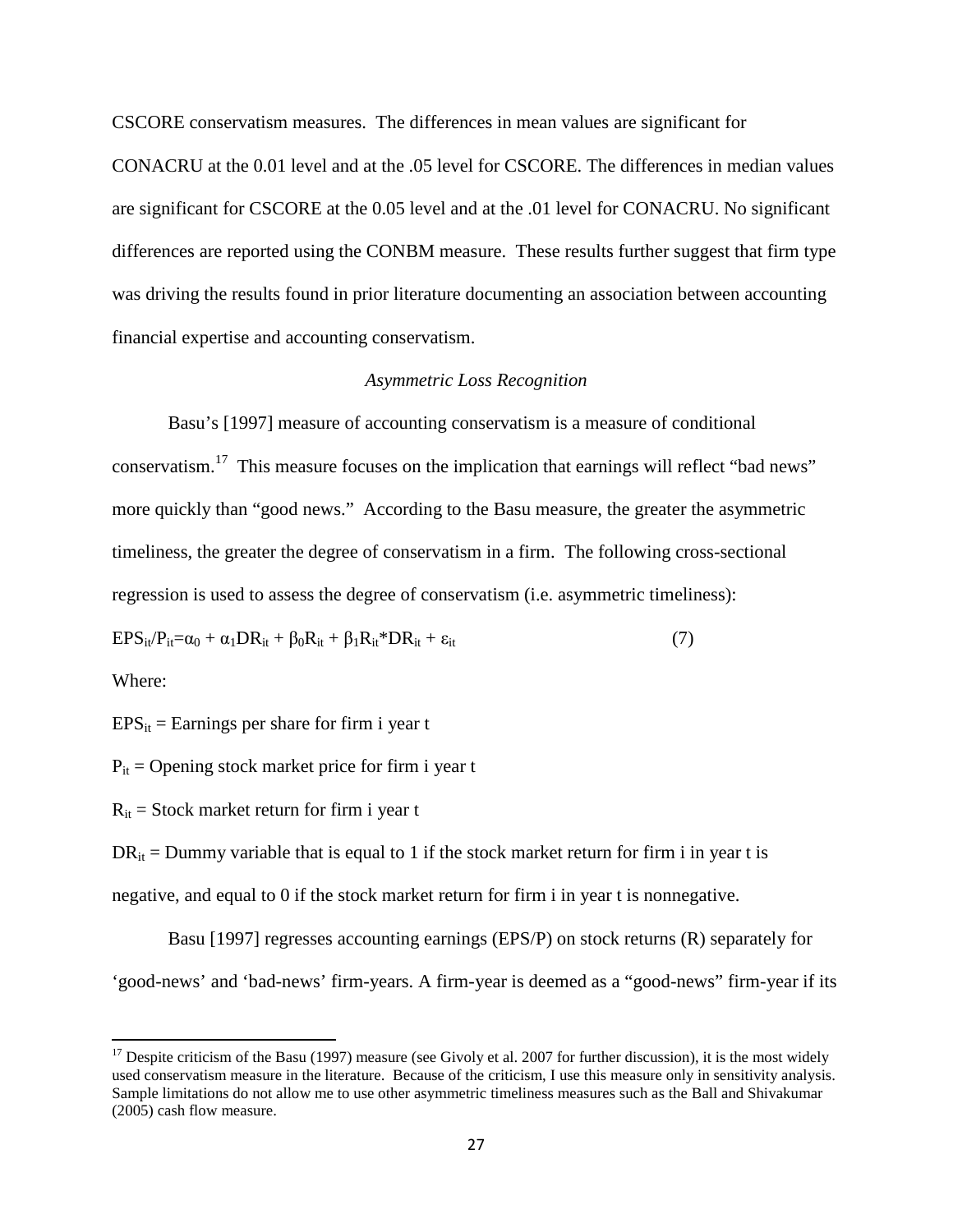CSCORE conservatism measures. The differences in mean values are significant for CONACRU at the 0.01 level and at the .05 level for CSCORE. The differences in median values are significant for CSCORE at the 0.05 level and at the .01 level for CONACRU. No significant differences are reported using the CONBM measure. These results further suggest that firm type was driving the results found in prior literature documenting an association between accounting financial expertise and accounting conservatism.

### *Asymmetric Loss Recognition*

Basu's [1997] measure of accounting conservatism is a measure of conditional conservatism.[17] This measure focuses on the implication that earnings will reflect "bad news" more quickly than "good news." According to the Basu measure, the greater the asymmetric timeliness, the greater the degree of conservatism in a firm. The following cross-sectional regression is used to assess the degree of conservatism (i.e. asymmetric timeliness):

$$EPS_{it}/P_{it}=\alpha_0 + \alpha_1 DR_{it} + \beta_0 R_{it} + \beta_1 R_{it}*DR_{it} + \varepsilon_{it} \quad (7)$$

Where:

$EPS_{it}$ = Earnings per share for firm i year t

$P_{it}$ = Opening stock market price for firm i year t

$R_{it}$ = Stock market return for firm i year t

$DR_{it}$ = Dummy variable that is equal to 1 if the stock market return for firm i in year t is negative, and equal to 0 if the stock market return for firm i in year t is nonnegative.

Basu [1997] regresses accounting earnings (EPS/P) on stock returns (R) separately for 'good-news' and 'bad-news' firm-years. A firm-year is deemed as a "good-news" firm-year if its

[17] Despite criticism of the Basu (1997) measure (see Givoly et al. 2007 for further discussion), it is the most widely used conservatism measure in the literature. Because of the criticism, I use this measure only in sensitivity analysis. Sample limitations do not allow me to use other asymmetric timeliness measures such as the Ball and Shivakumar (2005) cash flow measure.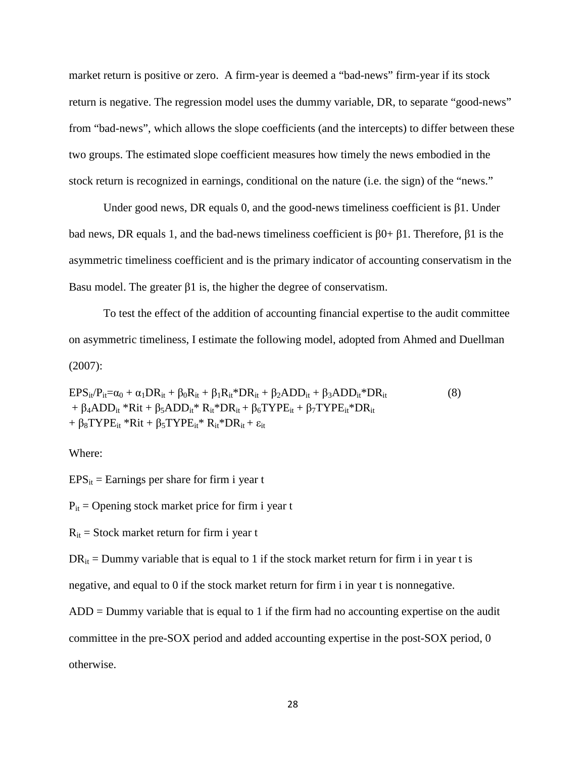market return is positive or zero. A firm-year is deemed a "bad-news" firm-year if its stock return is negative. The regression model uses the dummy variable, DR, to separate "good-news" from "bad-news", which allows the slope coefficients (and the intercepts) to differ between these two groups. The estimated slope coefficient measures how timely the news embodied in the stock return is recognized in earnings, conditional on the nature (i.e. the sign) of the "news."

Under good news, DR equals 0, and the good-news timeliness coefficient is β1. Under bad news, DR equals 1, and the bad-news timeliness coefficient is β0+ β1. Therefore, β1 is the asymmetric timeliness coefficient and is the primary indicator of accounting conservatism in the Basu model. The greater β1 is, the higher the degree of conservatism.

To test the effect of the addition of accounting financial expertise to the audit committee on asymmetric timeliness, I estimate the following model, adopted from Ahmed and Duellman (2007):

$$EPS_{it}/P_{it}=\alpha_0 + \alpha_1 DR_{it} + \beta_0 R_{it} + \beta_1 R_{it}*DR_{it} + \beta_2 ADD_{it} + \beta_3 ADD_{it}*DR_{it} + \beta_4 ADD_{it}*Rit + \beta_5 ADD_{it}* R_{it}*DR_{it} + \beta_6 TYPE_{it} + \beta_7 TYPE_{it}*DR_{it} + \beta_8 TYPE_{it}*Rit + \beta_5 TYPE_{it}* R_{it}*DR_{it} + \varepsilon_{it} \quad (8)$$

Where:

$EPS_{it}$ = Earnings per share for firm i year t

$P_{it}$ = Opening stock market price for firm i year t

$R_{it}$ = Stock market return for firm i year t

$DR_{it}$ = Dummy variable that is equal to 1 if the stock market return for firm i in year t is negative, and equal to 0 if the stock market return for firm i in year t is nonnegative.

ADD = Dummy variable that is equal to 1 if the firm had no accounting expertise on the audit committee in the pre-SOX period and added accounting expertise in the post-SOX period, 0 otherwise.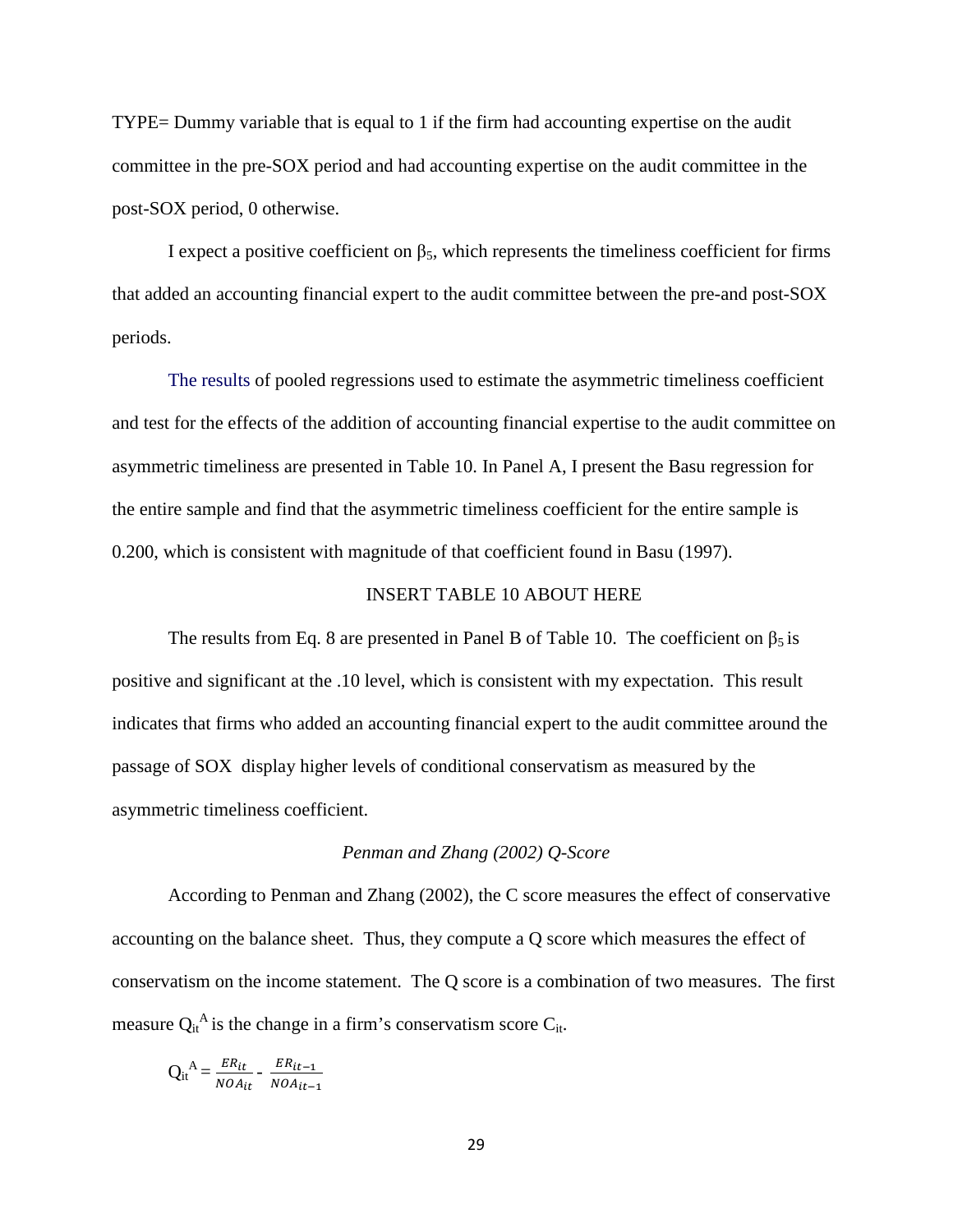TYPE= Dummy variable that is equal to 1 if the firm had accounting expertise on the audit committee in the pre-SOX period and had accounting expertise on the audit committee in the post-SOX period, 0 otherwise.

I expect a positive coefficient on $\beta_5$, which represents the timeliness coefficient for firms that added an accounting financial expert to the audit committee between the pre-and post-SOX periods.

The results of pooled regressions used to estimate the asymmetric timeliness coefficient and test for the effects of the addition of accounting financial expertise to the audit committee on asymmetric timeliness are presented in Table 10. In Panel A, I present the Basu regression for the entire sample and find that the asymmetric timeliness coefficient for the entire sample is 0.200, which is consistent with magnitude of that coefficient found in Basu (1997).

INSERT TABLE 10 ABOUT HERE

The results from Eq. 8 are presented in Panel B of Table 10. The coefficient on $\beta_5$ is positive and significant at the .10 level, which is consistent with my expectation. This result indicates that firms who added an accounting financial expert to the audit committee around the passage of SOX display higher levels of conditional conservatism as measured by the asymmetric timeliness coefficient.

### *Penman and Zhang (2002) Q-Score*

According to Penman and Zhang (2002), the C score measures the effect of conservative accounting on the balance sheet. Thus, they compute a Q score which measures the effect of conservatism on the income statement. The Q score is a combination of two measures. The first measure $Q_{it}^{A}$ is the change in a firm's conservatism score $C_{it}$.

$$Q_{it}^{A} = \frac{ER_{it}}{NOA_{it}} - \frac{ER_{it-1}}{NOA_{it-1}}$$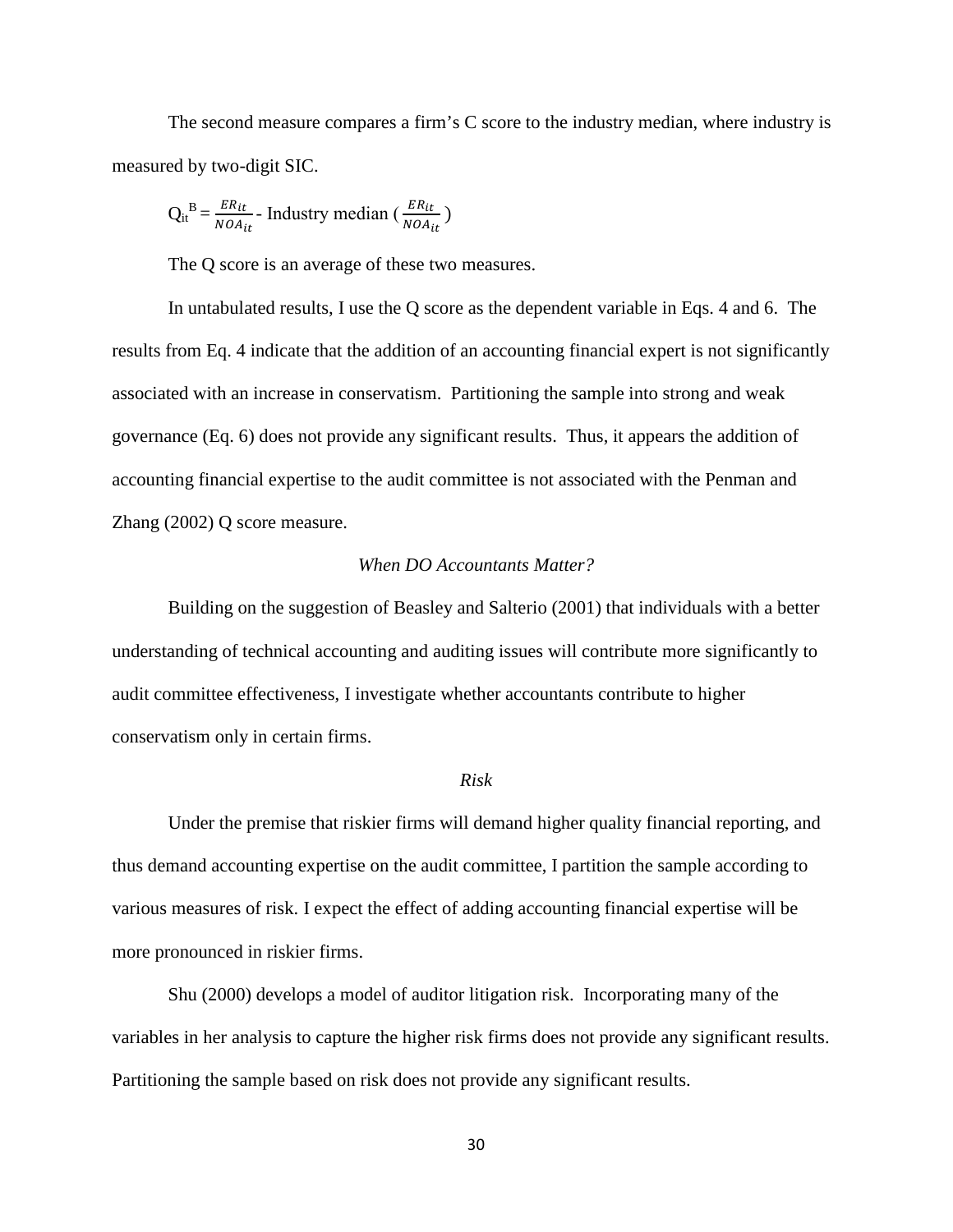The second measure compares a firm's C score to the industry median, where industry is measured by two-digit SIC.

$$Q_{it}^{B} = \frac{ER_{it}}{NOA_{it}} - \text{Industry median}\left(\frac{ER_{it}}{NOA_{it}}\right)$$

The Q score is an average of these two measures.

In untabulated results, I use the Q score as the dependent variable in Eqs. 4 and 6. The results from Eq. 4 indicate that the addition of an accounting financial expert is not significantly associated with an increase in conservatism. Partitioning the sample into strong and weak governance (Eq. 6) does not provide any significant results. Thus, it appears the addition of accounting financial expertise to the audit committee is not associated with the Penman and Zhang (2002) Q score measure.

### *When DO Accountants Matter?*

Building on the suggestion of Beasley and Salterio (2001) that individuals with a better understanding of technical accounting and auditing issues will contribute more significantly to audit committee effectiveness, I investigate whether accountants contribute to higher conservatism only in certain firms.

#### *Risk*

Under the premise that riskier firms will demand higher quality financial reporting, and thus demand accounting expertise on the audit committee, I partition the sample according to various measures of risk. I expect the effect of adding accounting financial expertise will be more pronounced in riskier firms.

Shu (2000) develops a model of auditor litigation risk. Incorporating many of the variables in her analysis to capture the higher risk firms does not provide any significant results. Partitioning the sample based on risk does not provide any significant results.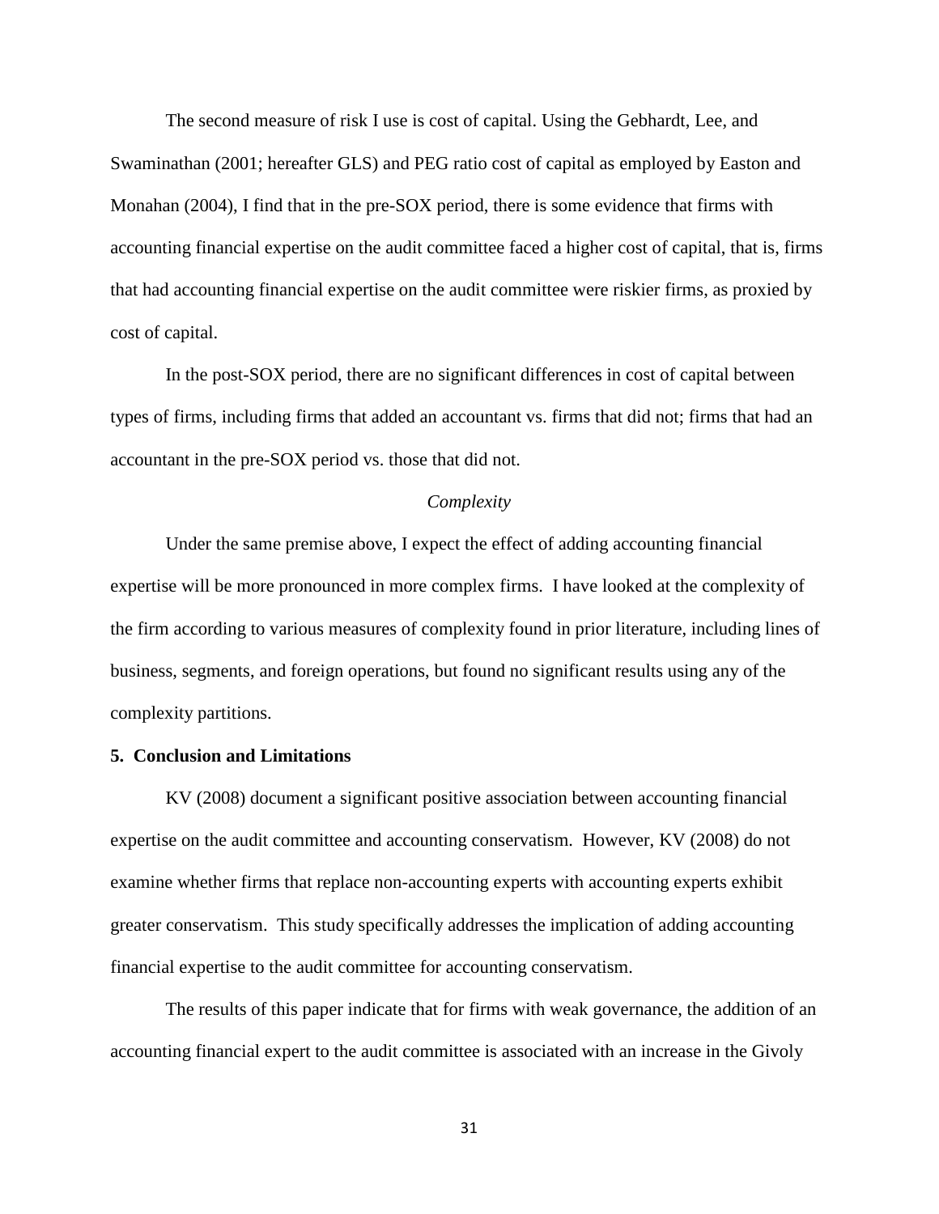The second measure of risk I use is cost of capital. Using the Gebhardt, Lee, and Swaminathan (2001; hereafter GLS) and PEG ratio cost of capital as employed by Easton and Monahan (2004), I find that in the pre-SOX period, there is some evidence that firms with accounting financial expertise on the audit committee faced a higher cost of capital, that is, firms that had accounting financial expertise on the audit committee were riskier firms, as proxied by cost of capital.

In the post-SOX period, there are no significant differences in cost of capital between types of firms, including firms that added an accountant vs. firms that did not; firms that had an accountant in the pre-SOX period vs. those that did not.

*Complexity*

Under the same premise above, I expect the effect of adding accounting financial expertise will be more pronounced in more complex firms. I have looked at the complexity of the firm according to various measures of complexity found in prior literature, including lines of business, segments, and foreign operations, but found no significant results using any of the complexity partitions.

## 5. Conclusion and Limitations

KV (2008) document a significant positive association between accounting financial expertise on the audit committee and accounting conservatism. However, KV (2008) do not examine whether firms that replace non-accounting experts with accounting experts exhibit greater conservatism. This study specifically addresses the implication of adding accounting financial expertise to the audit committee for accounting conservatism.

The results of this paper indicate that for firms with weak governance, the addition of an accounting financial expert to the audit committee is associated with an increase in the Givoly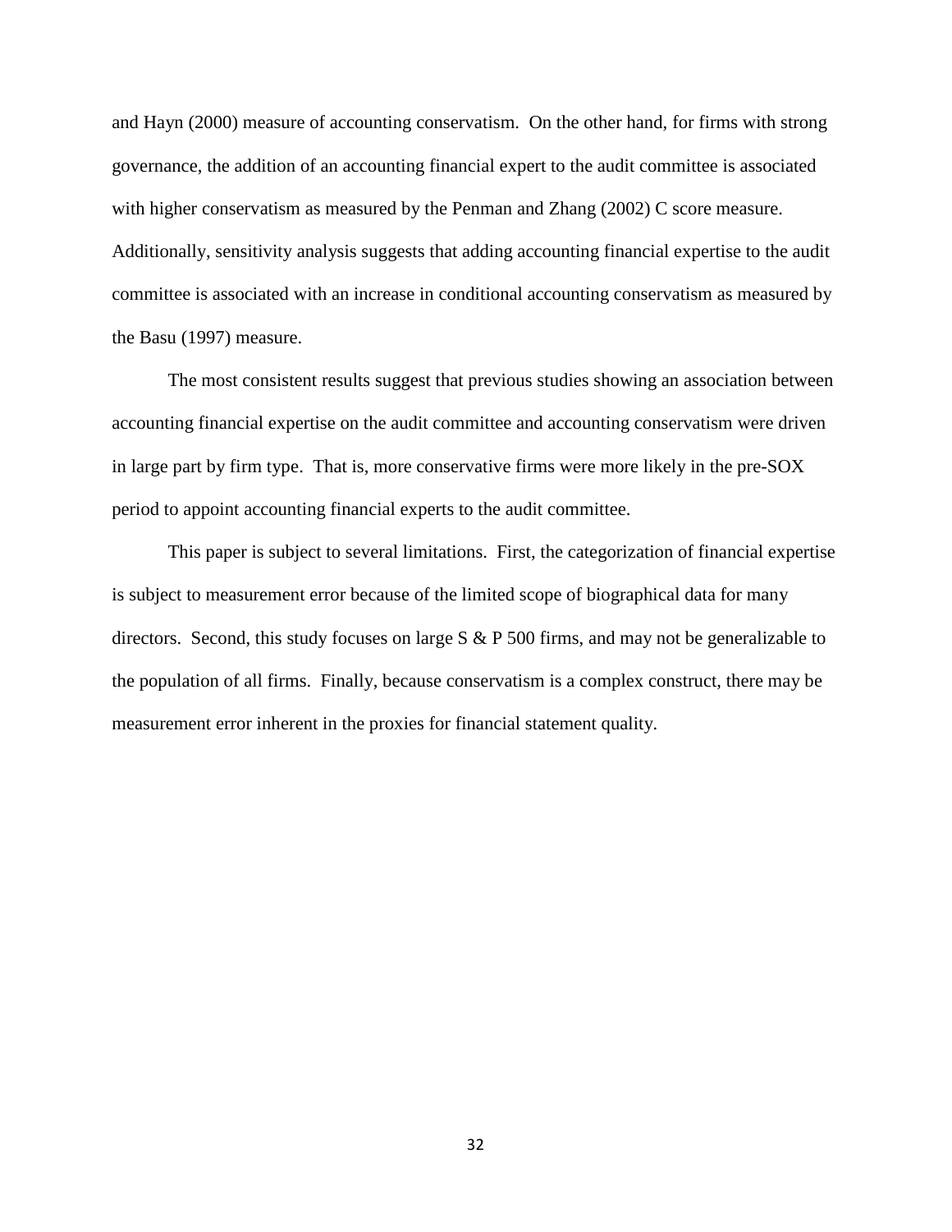and Hayn (2000) measure of accounting conservatism. On the other hand, for firms with strong governance, the addition of an accounting financial expert to the audit committee is associated with higher conservatism as measured by the Penman and Zhang (2002) C score measure. Additionally, sensitivity analysis suggests that adding accounting financial expertise to the audit committee is associated with an increase in conditional accounting conservatism as measured by the Basu (1997) measure.

The most consistent results suggest that previous studies showing an association between accounting financial expertise on the audit committee and accounting conservatism were driven in large part by firm type. That is, more conservative firms were more likely in the pre-SOX period to appoint accounting financial experts to the audit committee.

This paper is subject to several limitations. First, the categorization of financial expertise is subject to measurement error because of the limited scope of biographical data for many directors. Second, this study focuses on large S & P 500 firms, and may not be generalizable to the population of all firms. Finally, because conservatism is a complex construct, there may be measurement error inherent in the proxies for financial statement quality.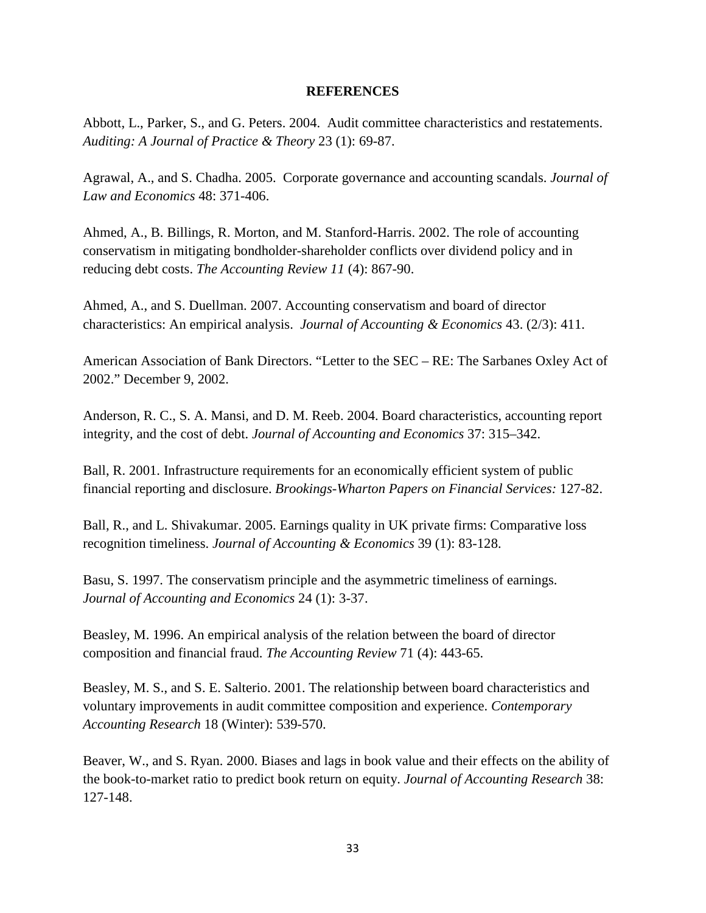**REFERENCES**

Abbott, L., Parker, S., and G. Peters. 2004. Audit committee characteristics and restatements. *Auditing: A Journal of Practice & Theory* 23 (1): 69-87.

Agrawal, A., and S. Chadha. 2005. Corporate governance and accounting scandals. *Journal of Law and Economics* 48: 371-406.

Ahmed, A., B. Billings, R. Morton, and M. Stanford-Harris. 2002. The role of accounting conservatism in mitigating bondholder-shareholder conflicts over dividend policy and in reducing debt costs. *The Accounting Review 11* (4): 867-90.

Ahmed, A., and S. Duellman. 2007. Accounting conservatism and board of director characteristics: An empirical analysis. *Journal of Accounting & Economics* 43. (2/3): 411.

American Association of Bank Directors. "Letter to the SEC – RE: The Sarbanes Oxley Act of 2002." December 9, 2002.

Anderson, R. C., S. A. Mansi, and D. M. Reeb. 2004. Board characteristics, accounting report integrity, and the cost of debt. *Journal of Accounting and Economics* 37: 315–342.

Ball, R. 2001. Infrastructure requirements for an economically efficient system of public financial reporting and disclosure. *Brookings-Wharton Papers on Financial Services:* 127-82.

Ball, R., and L. Shivakumar. 2005. Earnings quality in UK private firms: Comparative loss recognition timeliness. *Journal of Accounting & Economics* 39 (1): 83-128.

Basu, S. 1997. The conservatism principle and the asymmetric timeliness of earnings. *Journal of Accounting and Economics* 24 (1): 3-37.

Beasley, M. 1996. An empirical analysis of the relation between the board of director composition and financial fraud. *The Accounting Review* 71 (4): 443-65.

Beasley, M. S., and S. E. Salterio. 2001. The relationship between board characteristics and voluntary improvements in audit committee composition and experience. *Contemporary Accounting Research* 18 (Winter): 539-570.

Beaver, W., and S. Ryan. 2000. Biases and lags in book value and their effects on the ability of the book-to-market ratio to predict book return on equity. *Journal of Accounting Research* 38: 127-148.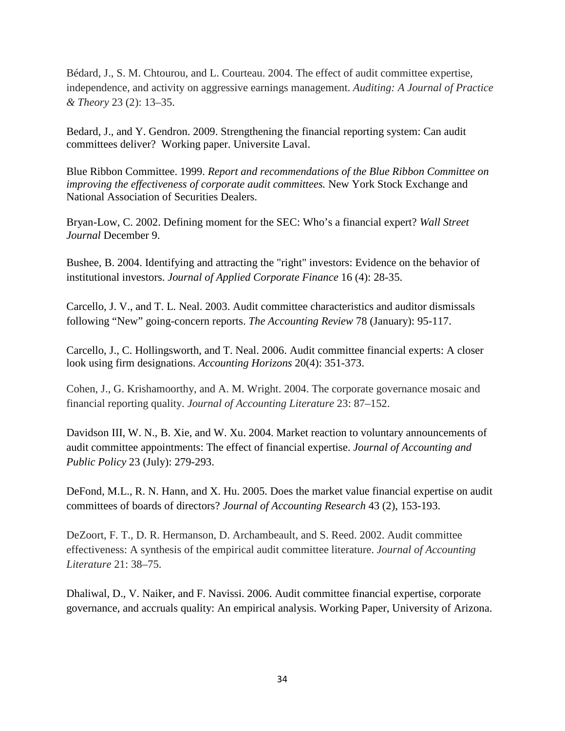Bédard, J., S. M. Chtourou, and L. Courteau. 2004. The effect of audit committee expertise, independence, and activity on aggressive earnings management. *Auditing: A Journal of Practice & Theory* 23 (2): 13–35.

Bedard, J., and Y. Gendron. 2009. Strengthening the financial reporting system: Can audit committees deliver? Working paper. Universite Laval.

Blue Ribbon Committee. 1999. *Report and recommendations of the Blue Ribbon Committee on improving the effectiveness of corporate audit committees.* New York Stock Exchange and National Association of Securities Dealers.

Bryan-Low, C. 2002. Defining moment for the SEC: Who's a financial expert? *Wall Street Journal* December 9.

Bushee, B. 2004. Identifying and attracting the "right" investors: Evidence on the behavior of institutional investors. *Journal of Applied Corporate Finance* 16 (4): 28-35.

Carcello, J. V., and T. L. Neal. 2003. Audit committee characteristics and auditor dismissals following "New" going-concern reports. *The Accounting Review* 78 (January): 95-117.

Carcello, J., C. Hollingsworth, and T. Neal. 2006. Audit committee financial experts: A closer look using firm designations. *Accounting Horizons* 20(4): 351-373.

Cohen, J., G. Krishamoorthy, and A. M. Wright. 2004. The corporate governance mosaic and financial reporting quality. *Journal of Accounting Literature* 23: 87–152.

Davidson III, W. N., B. Xie, and W. Xu. 2004. Market reaction to voluntary announcements of audit committee appointments: The effect of financial expertise. *Journal of Accounting and Public Policy* 23 (July): 279-293.

DeFond, M.L., R. N. Hann, and X. Hu. 2005. Does the market value financial expertise on audit committees of boards of directors? *Journal of Accounting Research* 43 (2), 153-193.

DeZoort, F. T., D. R. Hermanson, D. Archambeault, and S. Reed. 2002. Audit committee effectiveness: A synthesis of the empirical audit committee literature. *Journal of Accounting Literature* 21: 38–75.

Dhaliwal, D., V. Naiker, and F. Navissi. 2006. Audit committee financial expertise, corporate governance, and accruals quality: An empirical analysis. Working Paper, University of Arizona.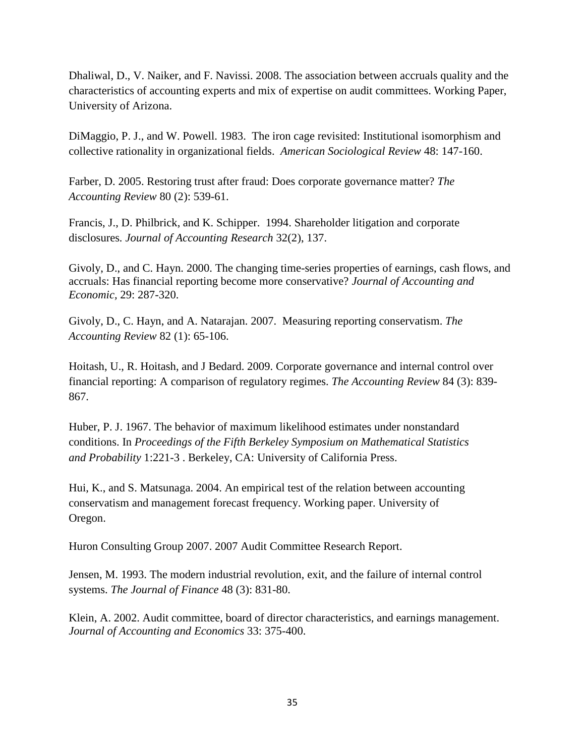Dhaliwal, D., V. Naiker, and F. Navissi. 2008. The association between accruals quality and the characteristics of accounting experts and mix of expertise on audit committees. Working Paper, University of Arizona.

DiMaggio, P. J., and W. Powell. 1983. The iron cage revisited: Institutional isomorphism and collective rationality in organizational fields. *American Sociological Review* 48: 147-160.

Farber, D. 2005. Restoring trust after fraud: Does corporate governance matter? *The Accounting Review* 80 (2): 539-61.

Francis, J., D. Philbrick, and K. Schipper. 1994. Shareholder litigation and corporate disclosures. *Journal of Accounting Research* 32(2), 137.

Givoly, D., and C. Hayn. 2000. The changing time-series properties of earnings, cash flows, and accruals: Has financial reporting become more conservative? *Journal of Accounting and Economic*, 29: 287-320.

Givoly, D., C. Hayn, and A. Natarajan. 2007. Measuring reporting conservatism. *The Accounting Review* 82 (1): 65-106.

Hoitash, U., R. Hoitash, and J Bedard. 2009. Corporate governance and internal control over financial reporting: A comparison of regulatory regimes. *The Accounting Review* 84 (3): 839-867.

Huber, P. J. 1967. The behavior of maximum likelihood estimates under nonstandard conditions. In *Proceedings of the Fifth Berkeley Symposium on Mathematical Statistics and Probability* 1:221-3 . Berkeley, CA: University of California Press.

Hui, K., and S. Matsunaga. 2004. An empirical test of the relation between accounting conservatism and management forecast frequency. Working paper. University of Oregon.

Huron Consulting Group 2007. 2007 Audit Committee Research Report.

Jensen, M. 1993. The modern industrial revolution, exit, and the failure of internal control systems. *The Journal of Finance* 48 (3): 831-80.

Klein, A. 2002. Audit committee, board of director characteristics, and earnings management. *Journal of Accounting and Economics* 33: 375-400.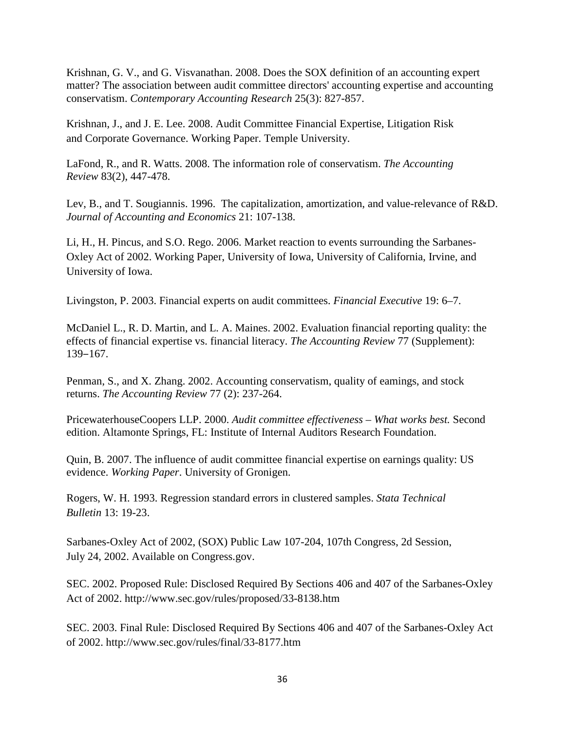Krishnan, G. V., and G. Visvanathan. 2008. Does the SOX definition of an accounting expert matter? The association between audit committee directors' accounting expertise and accounting conservatism. *Contemporary Accounting Research* 25(3): 827-857.

Krishnan, J., and J. E. Lee. 2008. Audit Committee Financial Expertise, Litigation Risk and Corporate Governance. Working Paper. Temple University.

LaFond, R., and R. Watts. 2008. The information role of conservatism. *The Accounting Review* 83(2), 447-478.

Lev, B., and T. Sougiannis. 1996. The capitalization, amortization, and value-relevance of R&D. *Journal of Accounting and Economics* 21: 107-138.

Li, H., H. Pincus, and S.O. Rego. 2006. Market reaction to events surrounding the Sarbanes-Oxley Act of 2002. Working Paper, University of Iowa, University of California, Irvine, and University of Iowa.

Livingston, P. 2003. Financial experts on audit committees. *Financial Executive* 19: 6–7.

McDaniel L., R. D. Martin, and L. A. Maines. 2002. Evaluation financial reporting quality: the effects of financial expertise vs. financial literacy. *The Accounting Review* 77 (Supplement): 139–167.

Penman, S., and X. Zhang. 2002. Accounting conservatism, quality of eamings, and stock returns. *The Accounting Review* 77 (2): 237-264.

PricewaterhouseCoopers LLP. 2000. *Audit committee effectiveness – What works best.* Second edition. Altamonte Springs, FL: Institute of Internal Auditors Research Foundation.

Quin, B. 2007. The influence of audit committee financial expertise on earnings quality: US evidence. *Working Paper*. University of Gronigen.

Rogers, W. H. 1993. Regression standard errors in clustered samples. *Stata Technical Bulletin* 13: 19-23.

Sarbanes-Oxley Act of 2002, (SOX) Public Law 107-204, 107th Congress, 2d Session, July 24, 2002. Available on Congress.gov.

SEC. 2002. Proposed Rule: Disclosed Required By Sections 406 and 407 of the Sarbanes-Oxley Act of 2002. http://www.sec.gov/rules/proposed/33-8138.htm

SEC. 2003. Final Rule: Disclosed Required By Sections 406 and 407 of the Sarbanes-Oxley Act of 2002. http://www.sec.gov/rules/final/33-8177.htm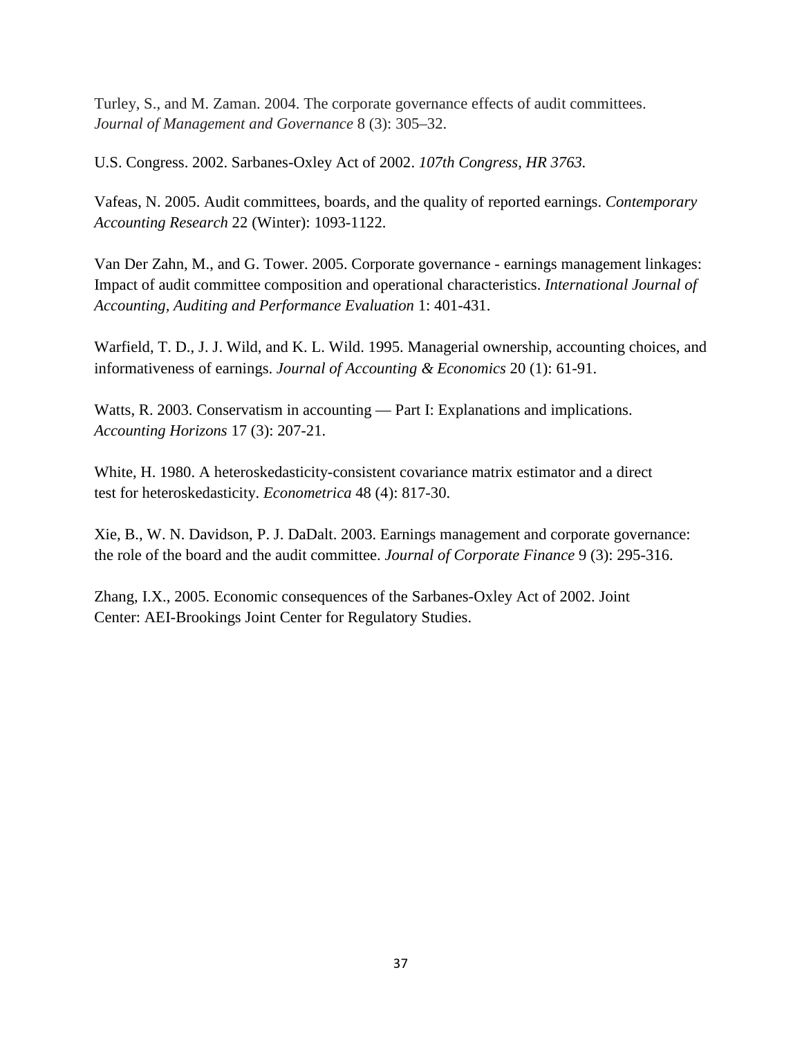Turley, S., and M. Zaman. 2004. The corporate governance effects of audit committees. *Journal of Management and Governance* 8 (3): 305–32.

U.S. Congress. 2002. Sarbanes-Oxley Act of 2002. *107th Congress, HR 3763.*

Vafeas, N. 2005. Audit committees, boards, and the quality of reported earnings. *Contemporary Accounting Research* 22 (Winter): 1093-1122.

Van Der Zahn, M., and G. Tower. 2005. Corporate governance - earnings management linkages: Impact of audit committee composition and operational characteristics. *International Journal of Accounting, Auditing and Performance Evaluation* 1: 401-431.

Warfield, T. D., J. J. Wild, and K. L. Wild. 1995. Managerial ownership, accounting choices, and informativeness of earnings. *Journal of Accounting & Economics* 20 (1): 61-91.

Watts, R. 2003. Conservatism in accounting — Part I: Explanations and implications. *Accounting Horizons* 17 (3): 207-21.

White, H. 1980. A heteroskedasticity-consistent covariance matrix estimator and a direct test for heteroskedasticity. *Econometrica* 48 (4): 817-30.

Xie, B., W. N. Davidson, P. J. DaDalt. 2003. Earnings management and corporate governance: the role of the board and the audit committee. *Journal of Corporate Finance* 9 (3): 295-316.

Zhang, I.X., 2005. Economic consequences of the Sarbanes-Oxley Act of 2002. Joint Center: AEI-Brookings Joint Center for Regulatory Studies.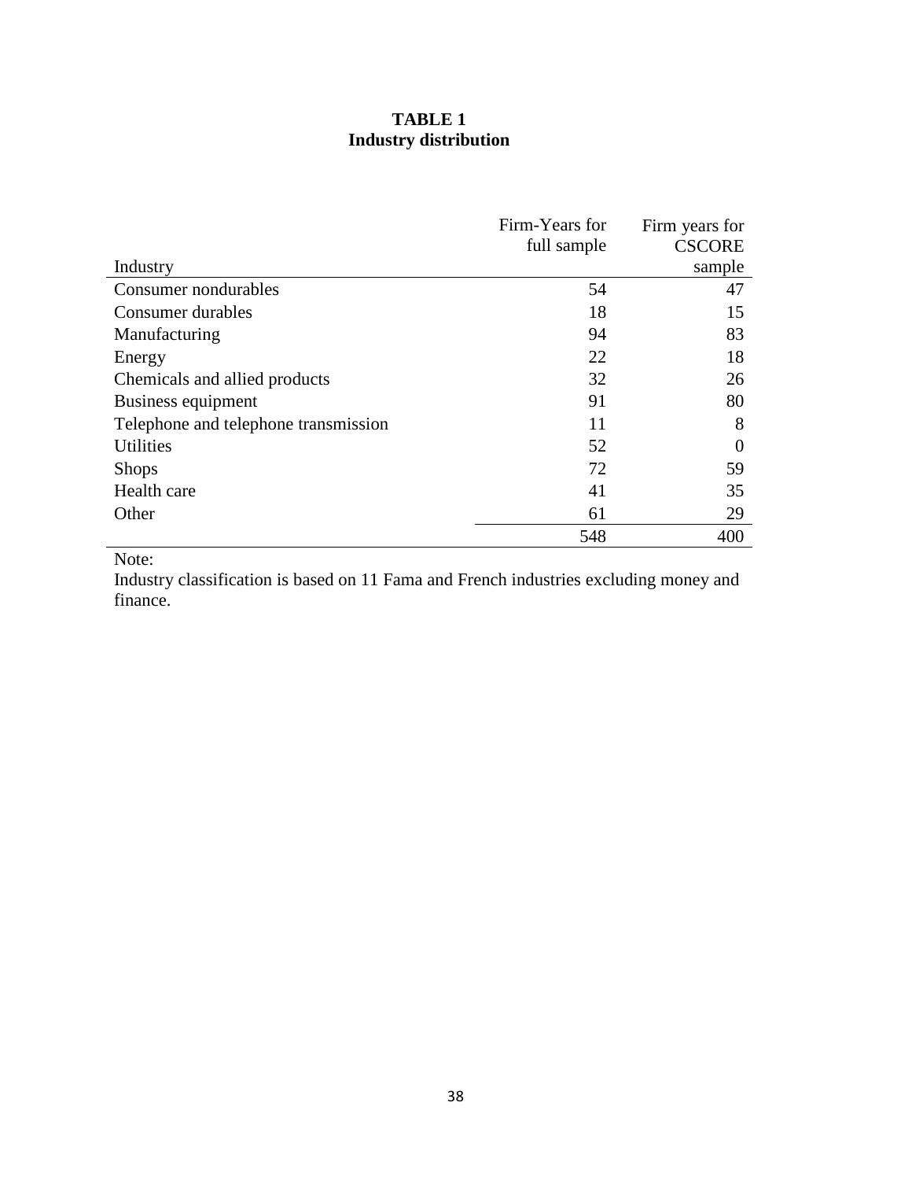# TABLE 1
## Industry distribution

| Industry | Firm-Years for full sample | Firm years for CSCORE sample |
|---|---|---|
| Consumer nondurables | 54 | 47 |
| Consumer durables | 18 | 15 |
| Manufacturing | 94 | 83 |
| Energy | 22 | 18 |
| Chemicals and allied products | 32 | 26 |
| Business equipment | 91 | 80 |
| Telephone and telephone transmission | 11 | 8 |
| Utilities | 52 | 0 |
| Shops | 72 | 59 |
| Health care | 41 | 35 |
| Other | 61 | 29 |
| | 548 | 400 |

Note:
Industry classification is based on 11 Fama and French industries excluding money and finance.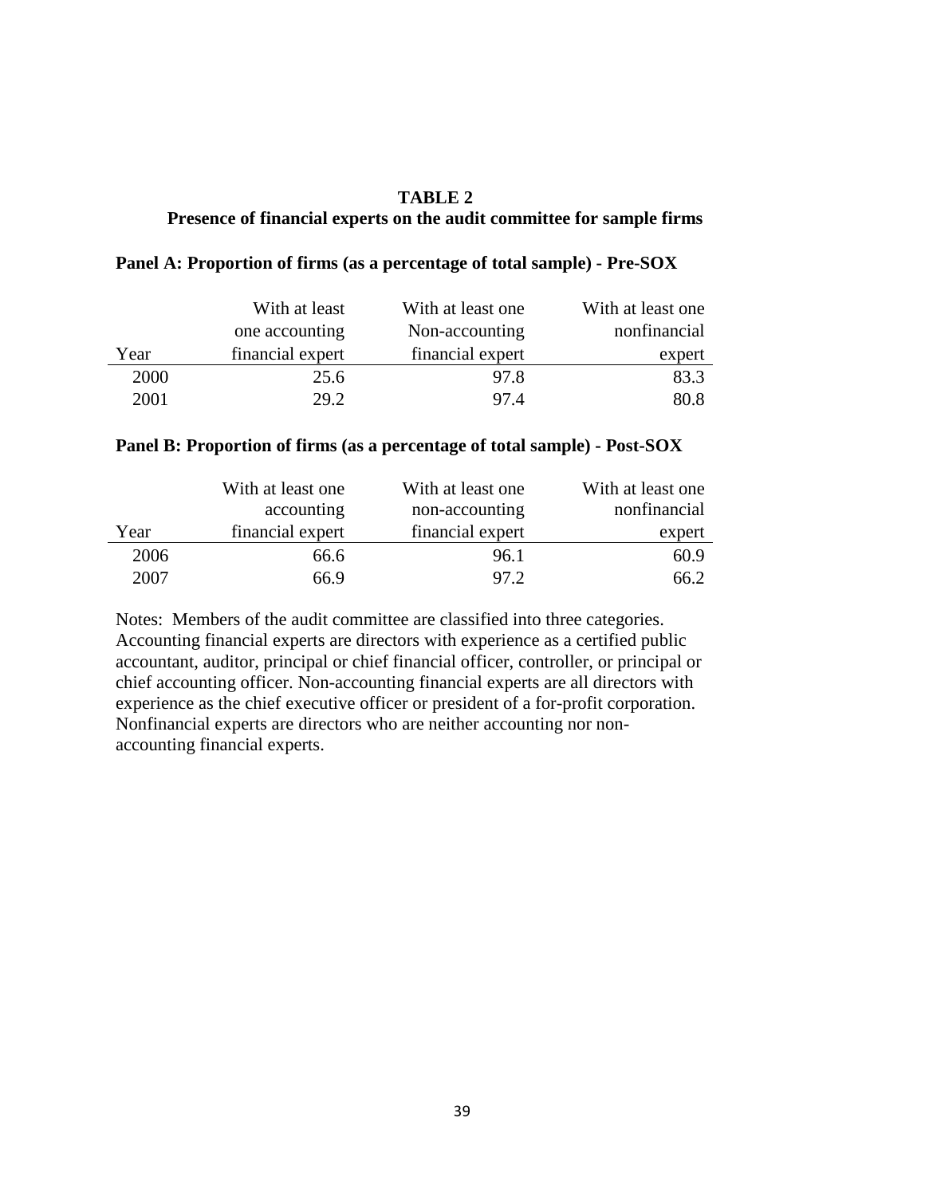**TABLE 2**
**Presence of financial experts on the audit committee for sample firms**

**Panel A: Proportion of firms (as a percentage of total sample) - Pre-SOX**

| Year | With at least one accounting financial expert | With at least one Non-accounting financial expert | With at least one nonfinancial expert |
|---|---|---|---|
| 2000 | 25.6 | 97.8 | 83.3 |
| 2001 | 29.2 | 97.4 | 80.8 |

**Panel B: Proportion of firms (as a percentage of total sample) - Post-SOX**

| Year | With at least one accounting financial expert | With at least one non-accounting financial expert | With at least one nonfinancial expert |
|---|---|---|---|
| 2006 | 66.6 | 96.1 | 60.9 |
| 2007 | 66.9 | 97.2 | 66.2 |

Notes: Members of the audit committee are classified into three categories. Accounting financial experts are directors with experience as a certified public accountant, auditor, principal or chief financial officer, controller, or principal or chief accounting officer. Non-accounting financial experts are all directors with experience as the chief executive officer or president of a for-profit corporation. Nonfinancial experts are directors who are neither accounting nor non-accounting financial experts.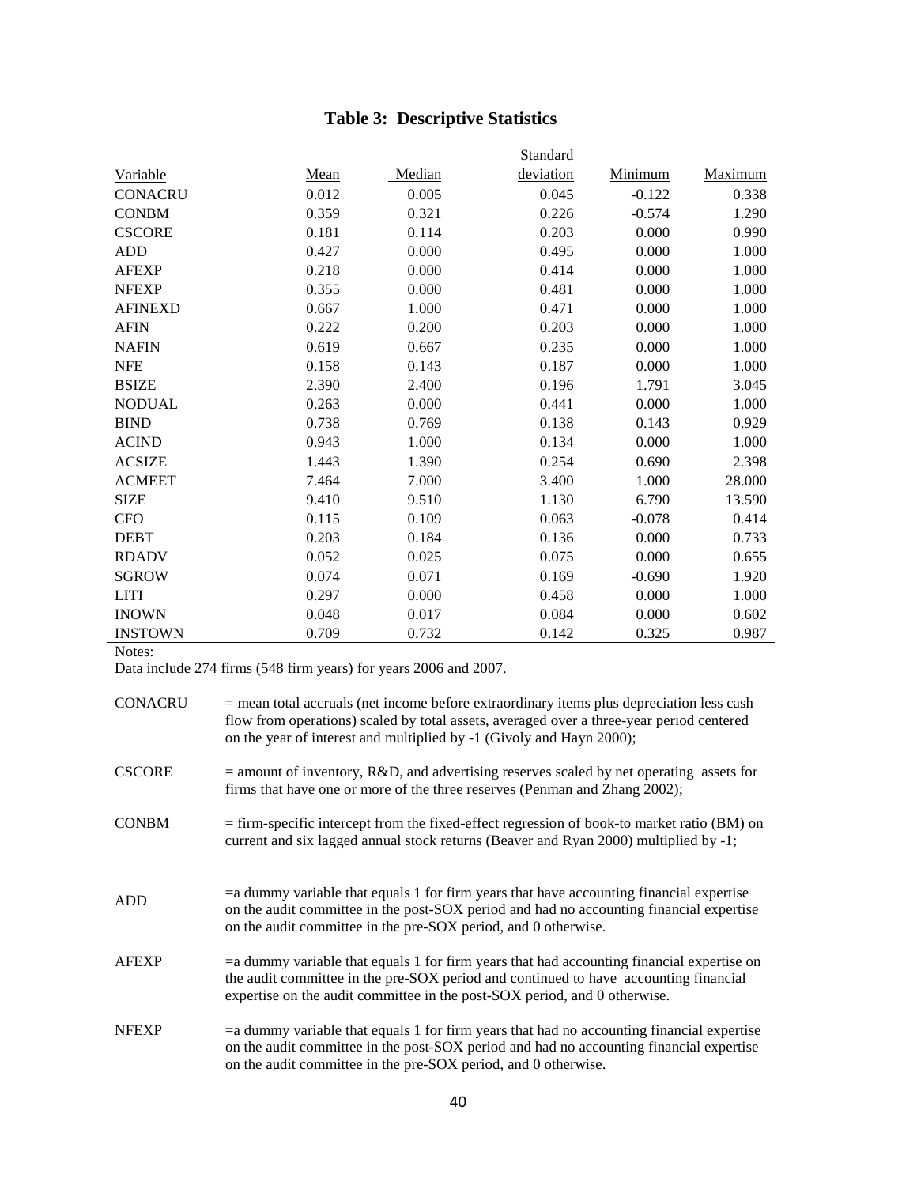## Table 3: Descriptive Statistics

| Variable | Mean | Median | Standard deviation | Minimum | Maximum |
|---|---|---|---|---|---|
| CONACRU | 0.012 | 0.005 | 0.045 | -0.122 | 0.338 |
| CONBM | 0.359 | 0.321 | 0.226 | -0.574 | 1.290 |
| CSCORE | 0.181 | 0.114 | 0.203 | 0.000 | 0.990 |
| ADD | 0.427 | 0.000 | 0.495 | 0.000 | 1.000 |
| AFEXP | 0.218 | 0.000 | 0.414 | 0.000 | 1.000 |
| NFEXP | 0.355 | 0.000 | 0.481 | 0.000 | 1.000 |
| AFINEXD | 0.667 | 1.000 | 0.471 | 0.000 | 1.000 |
| AFIN | 0.222 | 0.200 | 0.203 | 0.000 | 1.000 |
| NAFIN | 0.619 | 0.667 | 0.235 | 0.000 | 1.000 |
| NFE | 0.158 | 0.143 | 0.187 | 0.000 | 1.000 |
| BSIZE | 2.390 | 2.400 | 0.196 | 1.791 | 3.045 |
| NODUAL | 0.263 | 0.000 | 0.441 | 0.000 | 1.000 |
| BIND | 0.738 | 0.769 | 0.138 | 0.143 | 0.929 |
| ACIND | 0.943 | 1.000 | 0.134 | 0.000 | 1.000 |
| ACSIZE | 1.443 | 1.390 | 0.254 | 0.690 | 2.398 |
| ACMEET | 7.464 | 7.000 | 3.400 | 1.000 | 28.000 |
| SIZE | 9.410 | 9.510 | 1.130 | 6.790 | 13.590 |
| CFO | 0.115 | 0.109 | 0.063 | -0.078 | 0.414 |
| DEBT | 0.203 | 0.184 | 0.136 | 0.000 | 0.733 |
| RDADV | 0.052 | 0.025 | 0.075 | 0.000 | 0.655 |
| SGROW | 0.074 | 0.071 | 0.169 | -0.690 | 1.920 |
| LITI | 0.297 | 0.000 | 0.458 | 0.000 | 1.000 |
| INOWN | 0.048 | 0.017 | 0.084 | 0.000 | 0.602 |
| INSTOWN | 0.709 | 0.732 | 0.142 | 0.325 | 0.987 |

Notes:

Data include 274 firms (548 firm years) for years 2006 and 2007.

CONACRU = mean total accruals (net income before extraordinary items plus depreciation less cash flow from operations) scaled by total assets, averaged over a three-year period centered on the year of interest and multiplied by -1 (Givoly and Hayn 2000);

CSCORE = amount of inventory, R&D, and advertising reserves scaled by net operating assets for firms that have one or more of the three reserves (Penman and Zhang 2002);

CONBM = firm-specific intercept from the fixed-effect regression of book-to market ratio (BM) on current and six lagged annual stock returns (Beaver and Ryan 2000) multiplied by -1;

ADD =a dummy variable that equals 1 for firm years that have accounting financial expertise on the audit committee in the post-SOX period and had no accounting financial expertise on the audit committee in the pre-SOX period, and 0 otherwise.

AFEXP =a dummy variable that equals 1 for firm years that had accounting financial expertise on the audit committee in the pre-SOX period and continued to have accounting financial expertise on the audit committee in the post-SOX period, and 0 otherwise.

NFEXP =a dummy variable that equals 1 for firm years that had no accounting financial expertise on the audit committee in the post-SOX period and had no accounting financial expertise on the audit committee in the pre-SOX period, and 0 otherwise.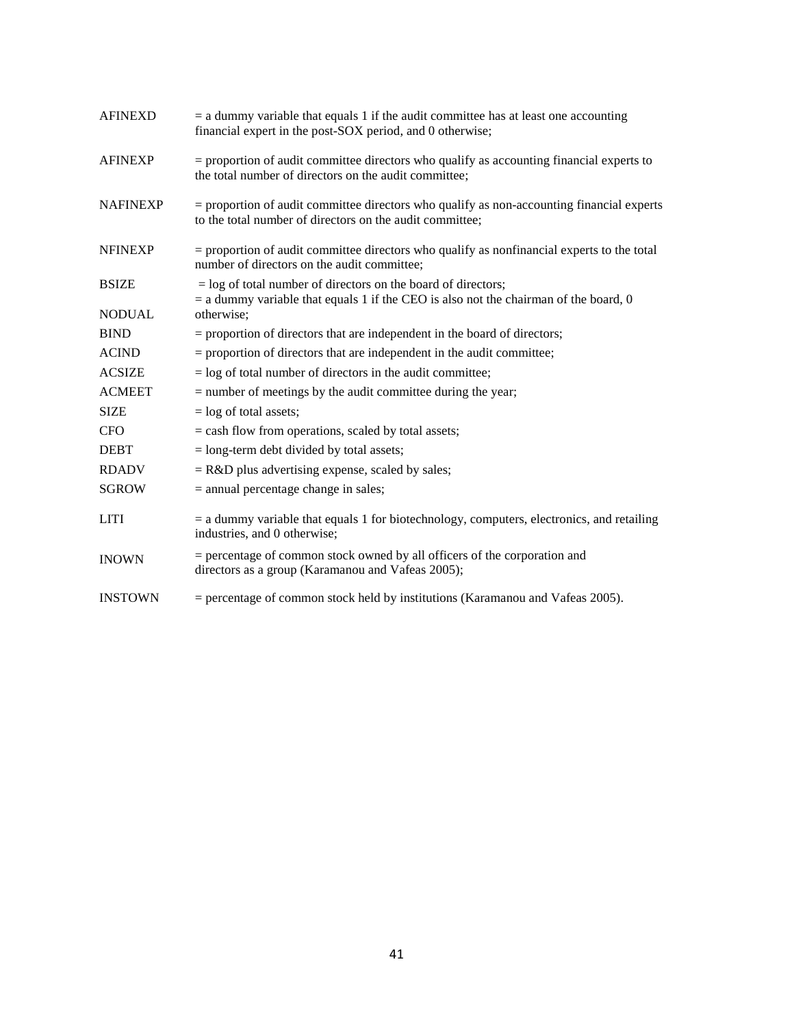| | |
|---|---|
| AFINEXD | = a dummy variable that equals 1 if the audit committee has at least one accounting financial expert in the post-SOX period, and 0 otherwise; |
| AFINEXP | = proportion of audit committee directors who qualify as accounting financial experts to the total number of directors on the audit committee; |
| NAFINEXP | = proportion of audit committee directors who qualify as non-accounting financial experts to the total number of directors on the audit committee; |
| NFINEXP | = proportion of audit committee directors who qualify as nonfinancial experts to the total number of directors on the audit committee; |
| BSIZE | = log of total number of directors on the board of directors; |
| NODUAL | = a dummy variable that equals 1 if the CEO is also not the chairman of the board, 0 otherwise; |
| BIND | = proportion of directors that are independent in the board of directors; |
| ACIND | = proportion of directors that are independent in the audit committee; |
| ACSIZE | = log of total number of directors in the audit committee; |
| ACMEET | = number of meetings by the audit committee during the year; |
| SIZE | = log of total assets; |
| CFO | = cash flow from operations, scaled by total assets; |
| DEBT | = long-term debt divided by total assets; |
| RDADV | = R&D plus advertising expense, scaled by sales; |
| SGROW | = annual percentage change in sales; |
| LITI | = a dummy variable that equals 1 for biotechnology, computers, electronics, and retailing industries, and 0 otherwise; |
| INOWN | = percentage of common stock owned by all officers of the corporation and directors as a group (Karamanou and Vafeas 2005); |
| INSTOWN | = percentage of common stock held by institutions (Karamanou and Vafeas 2005). |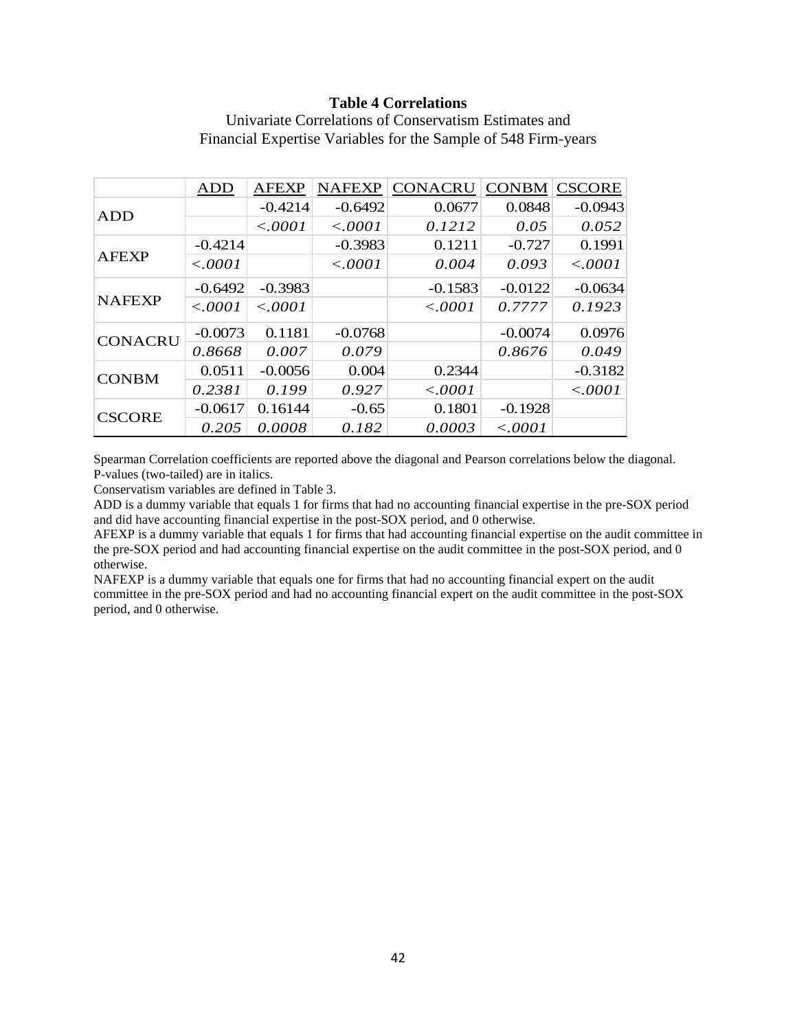**Table 4 Correlations**

Univariate Correlations of Conservatism Estimates and
Financial Expertise Variables for the Sample of 548 Firm-years

| | ADD | AFEXP | NAFEXP | CONACRU | CONBM | CSCORE |
|---|---|---|---|---|---|---|
| ADD | | -0.4214 | -0.6492 | 0.0677 | 0.0848 | -0.0943 |
| | | *<.0001* | *<.0001* | *0.1212* | *0.05* | *0.052* |
| AFEXP | -0.4214 | | -0.3983 | 0.1211 | -0.727 | 0.1991 |
| | *<.0001* | | *<.0001* | *0.004* | *0.093* | *<.0001* |
| NAFEXP | -0.6492 | -0.3983 | | -0.1583 | -0.0122 | -0.0634 |
| | *<.0001* | *<.0001* | | *<.0001* | *0.7777* | *0.1923* |
| CONACRU | -0.0073 | 0.1181 | -0.0768 | | -0.0074 | 0.0976 |
| | *0.8668* | *0.007* | *0.079* | | *0.8676* | *0.049* |
| CONBM | 0.0511 | -0.0056 | 0.004 | 0.2344 | | -0.3182 |
| | *0.2381* | *0.199* | *0.927* | *<.0001* | | *<.0001* |
| CSCORE | -0.0617 | 0.16144 | -0.65 | 0.1801 | -0.1928 | |
| | *0.205* | *0.0008* | *0.182* | *0.0003* | *<.0001* | |

Spearman Correlation coefficients are reported above the diagonal and Pearson correlations below the diagonal.
P-values (two-tailed) are in italics.
Conservatism variables are defined in Table 3.
ADD is a dummy variable that equals 1 for firms that had no accounting financial expertise in the pre-SOX period and did have accounting financial expertise in the post-SOX period, and 0 otherwise.
AFEXP is a dummy variable that equals 1 for firms that had accounting financial expertise on the audit committee in the pre-SOX period and had accounting financial expertise on the audit committee in the post-SOX period, and 0 otherwise.
NAFEXP is a dummy variable that equals one for firms that had no accounting financial expert on the audit committee in the pre-SOX period and had no accounting financial expert on the audit committee in the post-SOX period, and 0 otherwise.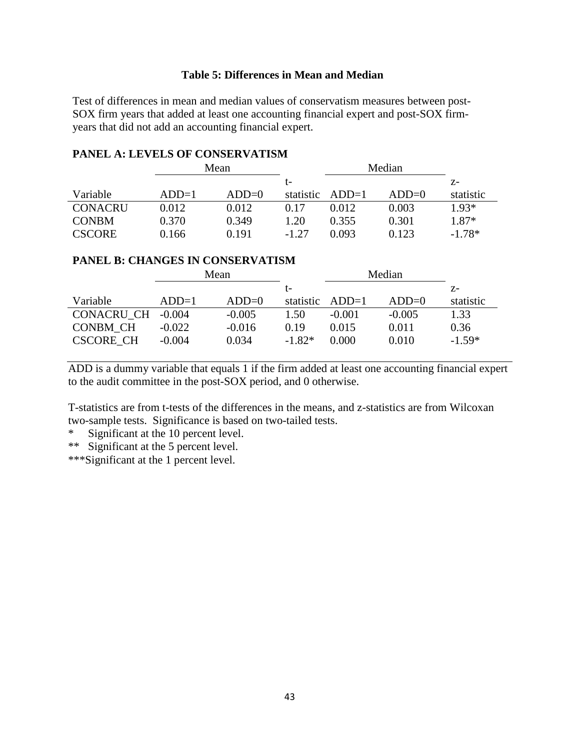**Table 5: Differences in Mean and Median**

Test of differences in mean and median values of conservatism measures between post-SOX firm years that added at least one accounting financial expert and post-SOX firm-years that did not add an accounting financial expert.

**PANEL A: LEVELS OF CONSERVATISM**

| | Mean | | | Median | | |
|---|---|---|---|---|---|---|
| Variable | ADD=1 | ADD=0 | t-statistic | ADD=1 | ADD=0 | z-statistic |
| CONACRU | 0.012 | 0.012 | 0.17 | 0.012 | 0.003 | 1.93* |
| CONBM | 0.370 | 0.349 | 1.20 | 0.355 | 0.301 | 1.87* |
| CSCORE | 0.166 | 0.191 | -1.27 | 0.093 | 0.123 | -1.78* |

**PANEL B: CHANGES IN CONSERVATISM**

| | Mean | | | Median | | |
|---|---|---|---|---|---|---|
| Variable | ADD=1 | ADD=0 | t-statistic | ADD=1 | ADD=0 | z-statistic |
| CONACRU_CH | -0.004 | -0.005 | 1.50 | -0.001 | -0.005 | 1.33 |
| CONBM_CH | -0.022 | -0.016 | 0.19 | 0.015 | 0.011 | 0.36 |
| CSCORE_CH | -0.004 | 0.034 | -1.82* | 0.000 | 0.010 | -1.59* |

ADD is a dummy variable that equals 1 if the firm added at least one accounting financial expert to the audit committee in the post-SOX period, and 0 otherwise.

T-statistics are from t-tests of the differences in the means, and z-statistics are from Wilcoxan two-sample tests. Significance is based on two-tailed tests.

\* Significant at the 10 percent level.

\*\* Significant at the 5 percent level.

\*\*\*Significant at the 1 percent level.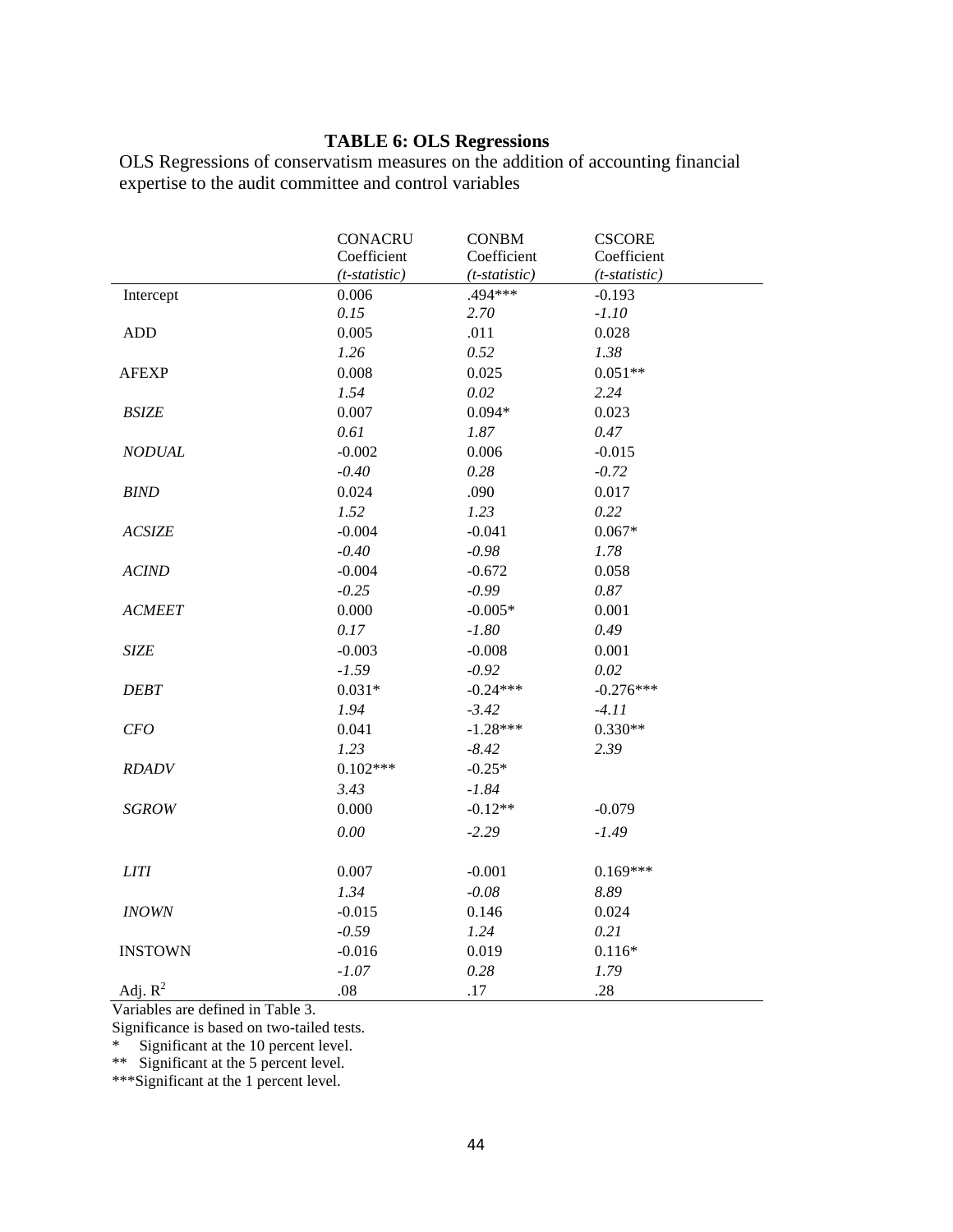**TABLE 6: OLS Regressions**

OLS Regressions of conservatism measures on the addition of accounting financial expertise to the audit committee and control variables

| | CONACRU Coefficient *(t-statistic)* | CONBM Coefficient *(t-statistic)* | CSCORE Coefficient *(t-statistic)* |
|---|---|---|---|
| Intercept | 0.006 | .494*** | -0.193 |
| | *0.15* | *2.70* | *-1.10* |
| ADD | 0.005 | .011 | 0.028 |
| | *1.26* | *0.52* | *1.38* |
| AFEXP | 0.008 | 0.025 | 0.051** |
| | *1.54* | *0.02* | *2.24* |
| *BSIZE* | 0.007 | 0.094* | 0.023 |
| | *0.61* | *1.87* | *0.47* |
| *NODUAL* | -0.002 | 0.006 | -0.015 |
| | *-0.40* | *0.28* | *-0.72* |
| *BIND* | 0.024 | .090 | 0.017 |
| | *1.52* | *1.23* | *0.22* |
| *ACSIZE* | -0.004 | -0.041 | 0.067* |
| | *-0.40* | *-0.98* | *1.78* |
| *ACIND* | -0.004 | -0.672 | 0.058 |
| | *-0.25* | *-0.99* | *0.87* |
| *ACMEET* | 0.000 | -0.005* | 0.001 |
| | *0.17* | *-1.80* | *0.49* |
| *SIZE* | -0.003 | -0.008 | 0.001 |
| | *-1.59* | *-0.92* | *0.02* |
| *DEBT* | 0.031* | -0.24*** | -0.276*** |
| | *1.94* | *-3.42* | *-4.11* |
| *CFO* | 0.041 | -1.28*** | 0.330** |
| | *1.23* | *-8.42* | *2.39* |
| *RDADV* | 0.102*** | -0.25* | |
| | *3.43* | *-1.84* | |
| *SGROW* | 0.000 | -0.12** | -0.079 |
| | *0.00* | *-2.29* | *-1.49* |
| *LITI* | 0.007 | -0.001 | 0.169*** |
| | *1.34* | *-0.08* | *8.89* |
| *INOWN* | -0.015 | 0.146 | 0.024 |
| | *-0.59* | *1.24* | *0.21* |
| INSTOWN | -0.016 | 0.019 | 0.116* |
| | *-1.07* | *0.28* | *1.79* |
| Adj. $R^2$ | .08 | .17 | .28 |

Variables are defined in Table 3.

Significance is based on two-tailed tests.

\* Significant at the 10 percent level.

\*\* Significant at the 5 percent level.

\*\*\*Significant at the 1 percent level.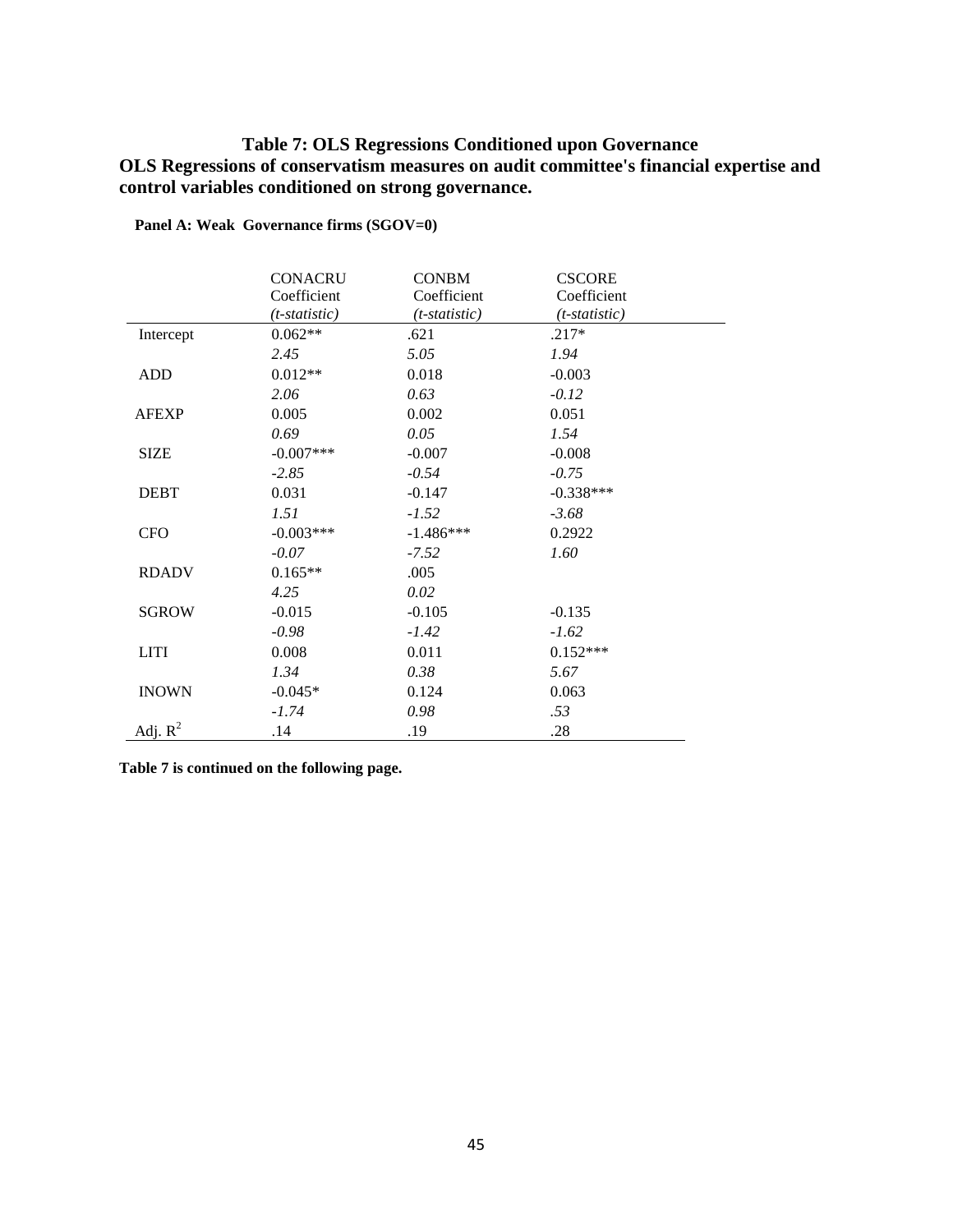**Table 7: OLS Regressions Conditioned upon Governance**

**OLS Regressions of conservatism measures on audit committee's financial expertise and control variables conditioned on strong governance.**

**Panel A: Weak Governance firms (SGOV=0)**

| | CONACRU Coefficient *(t-statistic)* | CONBM Coefficient *(t-statistic)* | CSCORE Coefficient *(t-statistic)* |
|---|---|---|---|
| Intercept | 0.062** | .621 | .217* |
| | *2.45* | *5.05* | *1.94* |
| ADD | 0.012** | 0.018 | -0.003 |
| | *2.06* | *0.63* | *-0.12* |
| AFEXP | 0.005 | 0.002 | 0.051 |
| | *0.69* | *0.05* | *1.54* |
| SIZE | -0.007*** | -0.007 | -0.008 |
| | *-2.85* | *-0.54* | *-0.75* |
| DEBT | 0.031 | -0.147 | -0.338*** |
| | *1.51* | *-1.52* | *-3.68* |
| CFO | -0.003*** | -1.486*** | 0.2922 |
| | *-0.07* | *-7.52* | *1.60* |
| RDADV | 0.165** | .005 | |
| | *4.25* | *0.02* | |
| SGROW | -0.015 | -0.105 | -0.135 |
| | *-0.98* | *-1.42* | *-1.62* |
| LITI | 0.008 | 0.011 | 0.152*** |
| | *1.34* | *0.38* | *5.67* |
| INOWN | -0.045* | 0.124 | 0.063 |
| | *-1.74* | *0.98* | *.53* |
| Adj. $R^2$ | .14 | .19 | .28 |

**Table 7 is continued on the following page.**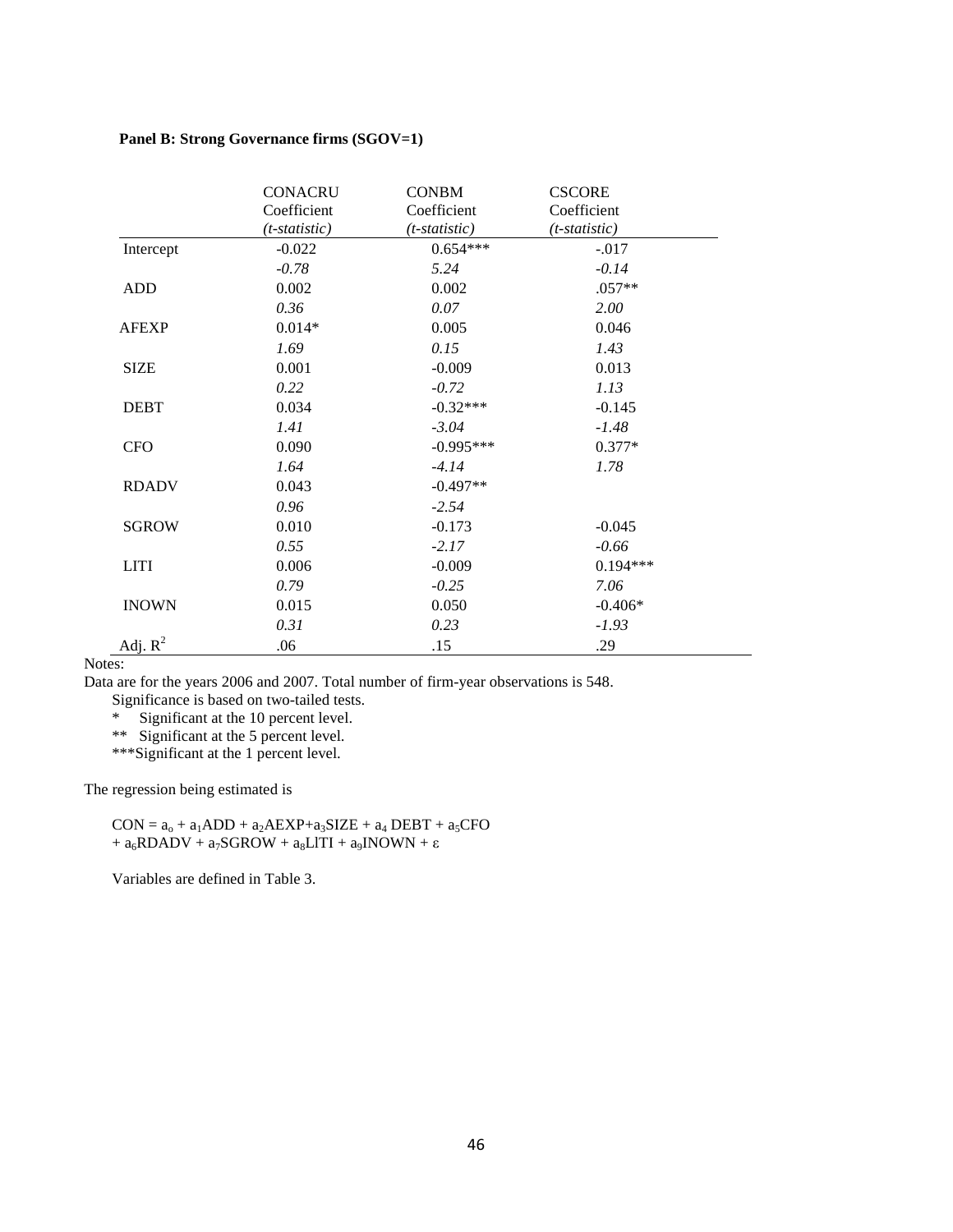**Panel B: Strong Governance firms (SGOV=1)**

| | CONACRU Coefficient *(t-statistic)* | CONBM Coefficient *(t-statistic)* | CSCORE Coefficient *(t-statistic)* |
|---|---|---|---|
| Intercept | -0.022 | 0.654*** | -.017 |
| | *-0.78* | *5.24* | *-0.14* |
| ADD | 0.002 | 0.002 | .057** |
| | *0.36* | *0.07* | *2.00* |
| AFEXP | 0.014* | 0.005 | 0.046 |
| | *1.69* | *0.15* | *1.43* |
| SIZE | 0.001 | -0.009 | 0.013 |
| | *0.22* | *-0.72* | *1.13* |
| DEBT | 0.034 | -0.32*** | -0.145 |
| | *1.41* | *-3.04* | *-1.48* |
| CFO | 0.090 | -0.995*** | 0.377* |
| | *1.64* | *-4.14* | *1.78* |
| RDADV | 0.043 | -0.497** | |
| | *0.96* | *-2.54* | |
| SGROW | 0.010 | -0.173 | -0.045 |
| | *0.55* | *-2.17* | *-0.66* |
| LITI | 0.006 | -0.009 | 0.194*** |
| | *0.79* | *-0.25* | *7.06* |
| INOWN | 0.015 | 0.050 | -0.406* |
| | *0.31* | *0.23* | *-1.93* |
| Adj. $R^2$ | .06 | .15 | .29 |

Notes:

Data are for the years 2006 and 2007. Total number of firm-year observations is 548.

Significance is based on two-tailed tests.

\* Significant at the 10 percent level.

\*\* Significant at the 5 percent level.

\*\*\*Significant at the 1 percent level.

The regression being estimated is

$$CON = a_o + a_1ADD + a_2AEXP + a_3SIZE + a_4\,DEBT + a_5CFO + a_6RDADV + a_7SGROW + a_8LITI + a_9INOWN + \varepsilon$$

Variables are defined in Table 3.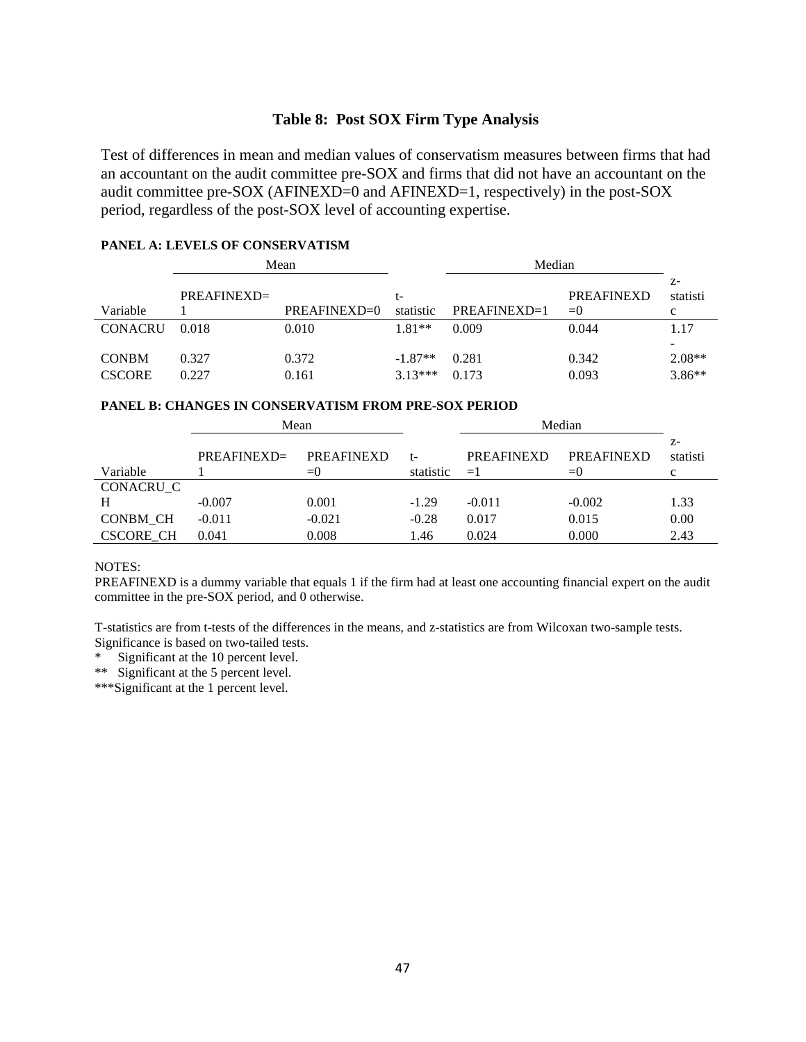### Table 8: Post SOX Firm Type Analysis

Test of differences in mean and median values of conservatism measures between firms that had an accountant on the audit committee pre-SOX and firms that did not have an accountant on the audit committee pre-SOX (AFINEXD=0 and AFINEXD=1, respectively) in the post-SOX period, regardless of the post-SOX level of accounting expertise.

**PANEL A: LEVELS OF CONSERVATISM**

| | Mean | | | Median | | |
|---|---|---|---|---|---|---|
| Variable | PREAFINEXD=1 | PREAFINEXD=0 | t-statistic | PREAFINEXD=1 | PREAFINEXD=0 | z-statistic |
| CONACRU | 0.018 | 0.010 | 1.81** | 0.009 | 0.044 | 1.17 |
| CONBM | 0.327 | 0.372 | -1.87** | 0.281 | 0.342 | -2.08** |
| CSCORE | 0.227 | 0.161 | 3.13*** | 0.173 | 0.093 | 3.86** |

**PANEL B: CHANGES IN CONSERVATISM FROM PRE-SOX PERIOD**

| | Mean | | | Median | | |
|---|---|---|---|---|---|---|
| Variable | PREAFINEXD=1 | PREAFINEXD=0 | t-statistic | PREAFINEXD=1 | PREAFINEXD=0 | z-statistic |
| CONACRU_CH | -0.007 | 0.001 | -1.29 | -0.011 | -0.002 | 1.33 |
| CONBM_CH | -0.011 | -0.021 | -0.28 | 0.017 | 0.015 | 0.00 |
| CSCORE_CH | 0.041 | 0.008 | 1.46 | 0.024 | 0.000 | 2.43 |

NOTES:

PREAFINEXD is a dummy variable that equals 1 if the firm had at least one accounting financial expert on the audit committee in the pre-SOX period, and 0 otherwise.

T-statistics are from t-tests of the differences in the means, and z-statistics are from Wilcoxan two-sample tests. Significance is based on two-tailed tests.

\* Significant at the 10 percent level.

** Significant at the 5 percent level.

***Significant at the 1 percent level.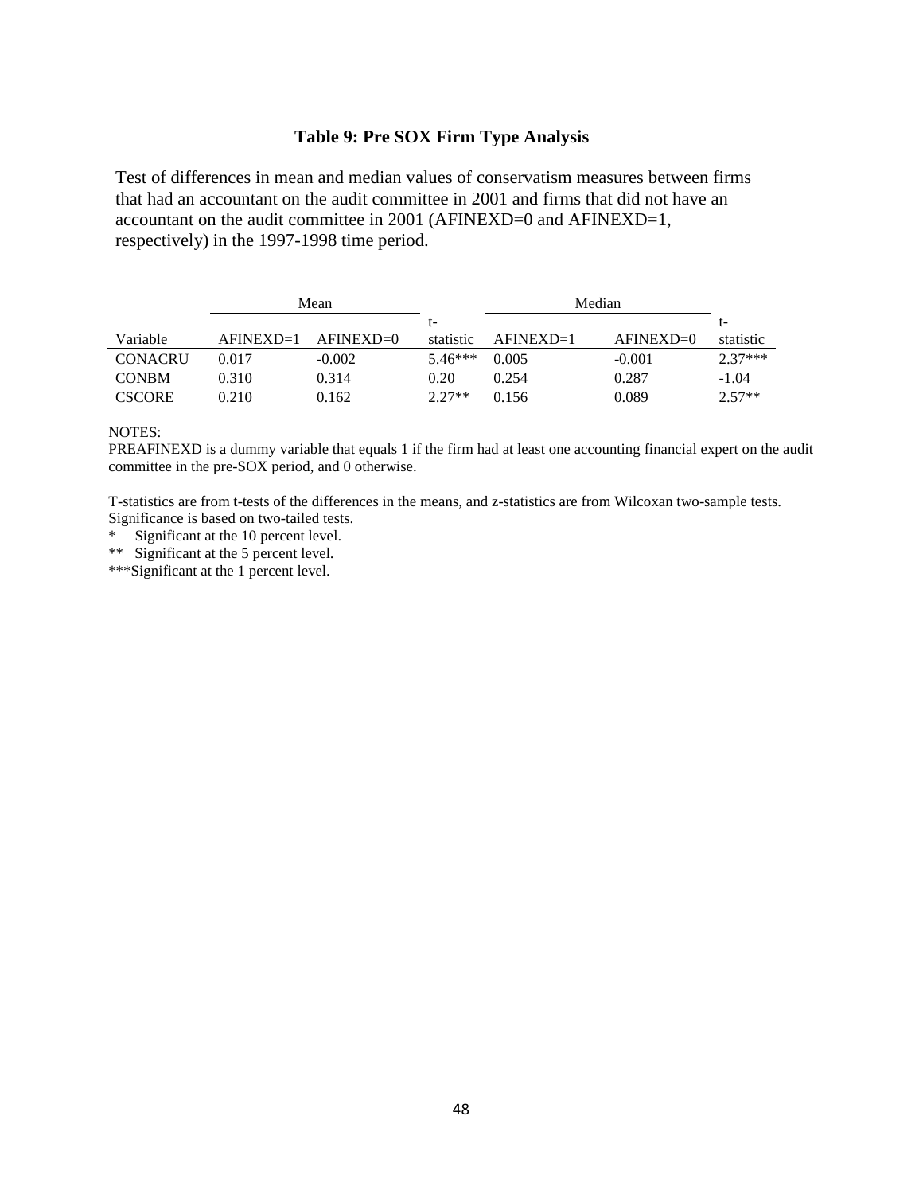### Table 9: Pre SOX Firm Type Analysis

Test of differences in mean and median values of conservatism measures between firms that had an accountant on the audit committee in 2001 and firms that did not have an accountant on the audit committee in 2001 (AFINEXD=0 and AFINEXD=1, respectively) in the 1997-1998 time period.

| | Mean | | | Median | | |
|---|---|---|---|---|---|---|
| Variable | AFINEXD=1 | AFINEXD=0 | t-statistic | AFINEXD=1 | AFINEXD=0 | t-statistic |
| CONACRU | 0.017 | -0.002 | 5.46*** | 0.005 | -0.001 | 2.37*** |
| CONBM | 0.310 | 0.314 | 0.20 | 0.254 | 0.287 | -1.04 |
| CSCORE | 0.210 | 0.162 | 2.27** | 0.156 | 0.089 | 2.57** |

NOTES:
PREAFINEXD is a dummy variable that equals 1 if the firm had at least one accounting financial expert on the audit committee in the pre-SOX period, and 0 otherwise.

T-statistics are from t-tests of the differences in the means, and z-statistics are from Wilcoxan two-sample tests. Significance is based on two-tailed tests.

\* Significant at the 10 percent level.

\*\* Significant at the 5 percent level.

\*\*\*Significant at the 1 percent level.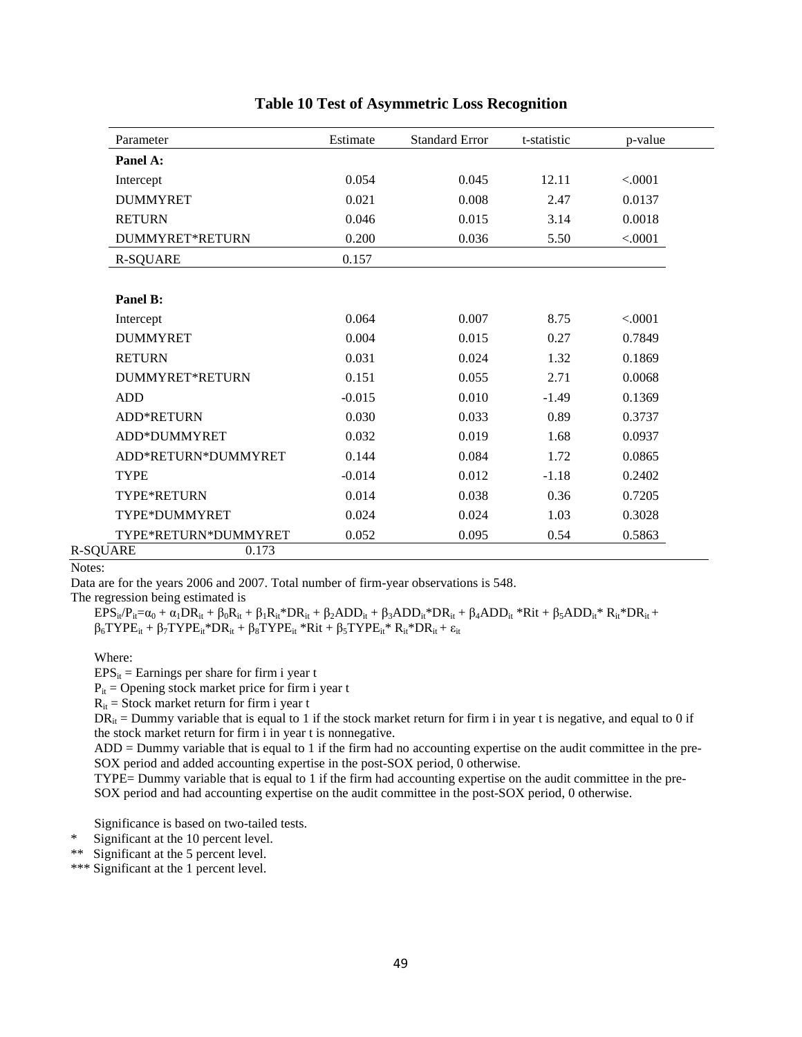# Table 10 Test of Asymmetric Loss Recognition

| Parameter | Estimate | Standard Error | t-statistic | p-value |
|---|---|---|---|---|
| **Panel A:** | | | | |
| Intercept | 0.054 | 0.045 | 12.11 | <.0001 |
| DUMMYRET | 0.021 | 0.008 | 2.47 | 0.0137 |
| RETURN | 0.046 | 0.015 | 3.14 | 0.0018 |
| DUMMYRET*RETURN | 0.200 | 0.036 | 5.50 | <.0001 |
| R-SQUARE | 0.157 | | | |
| | | | | |
| **Panel B:** | | | | |
| Intercept | 0.064 | 0.007 | 8.75 | <.0001 |
| DUMMYRET | 0.004 | 0.015 | 0.27 | 0.7849 |
| RETURN | 0.031 | 0.024 | 1.32 | 0.1869 |
| DUMMYRET*RETURN | 0.151 | 0.055 | 2.71 | 0.0068 |
| ADD | -0.015 | 0.010 | -1.49 | 0.1369 |
| ADD*RETURN | 0.030 | 0.033 | 0.89 | 0.3737 |
| ADD*DUMMYRET | 0.032 | 0.019 | 1.68 | 0.0937 |
| ADD*RETURN*DUMMYRET | 0.144 | 0.084 | 1.72 | 0.0865 |
| TYPE | -0.014 | 0.012 | -1.18 | 0.2402 |
| TYPE*RETURN | 0.014 | 0.038 | 0.36 | 0.7205 |
| TYPE*DUMMYRET | 0.024 | 0.024 | 1.03 | 0.3028 |
| TYPE*RETURN*DUMMYRET | 0.052 | 0.095 | 0.54 | 0.5863 |
| R-SQUARE | 0.173 | | | |

Notes:

Data are for the years 2006 and 2007. Total number of firm-year observations is 548.

The regression being estimated is

$EPS_{it}/P_{it}=\alpha_0 + \alpha_1 DR_{it} + \beta_0 R_{it} + \beta_1 R_{it}*DR_{it} + \beta_2 ADD_{it} + \beta_3 ADD_{it}*DR_{it} + \beta_4 ADD_{it}*Rit + \beta_5 ADD_{it}* R_{it}*DR_{it} + \beta_6 TYPE_{it} + \beta_7 TYPE_{it}*DR_{it} + \beta_8 TYPE_{it}*Rit + \beta_5 TYPE_{it}* R_{it}*DR_{it} + \varepsilon_{it}$

Where:

$EPS_{it}$ = Earnings per share for firm i year t

$P_{it}$ = Opening stock market price for firm i year t

$R_{it}$ = Stock market return for firm i year t

$DR_{it}$ = Dummy variable that is equal to 1 if the stock market return for firm i in year t is negative, and equal to 0 if the stock market return for firm i in year t is nonnegative.

ADD = Dummy variable that is equal to 1 if the firm had no accounting expertise on the audit committee in the pre-SOX period and added accounting expertise in the post-SOX period, 0 otherwise.

TYPE= Dummy variable that is equal to 1 if the firm had accounting expertise on the audit committee in the pre-SOX period and had accounting expertise on the audit committee in the post-SOX period, 0 otherwise.

Significance is based on two-tailed tests.

\* Significant at the 10 percent level.

\*\* Significant at the 5 percent level.

\*\*\* Significant at the 1 percent level.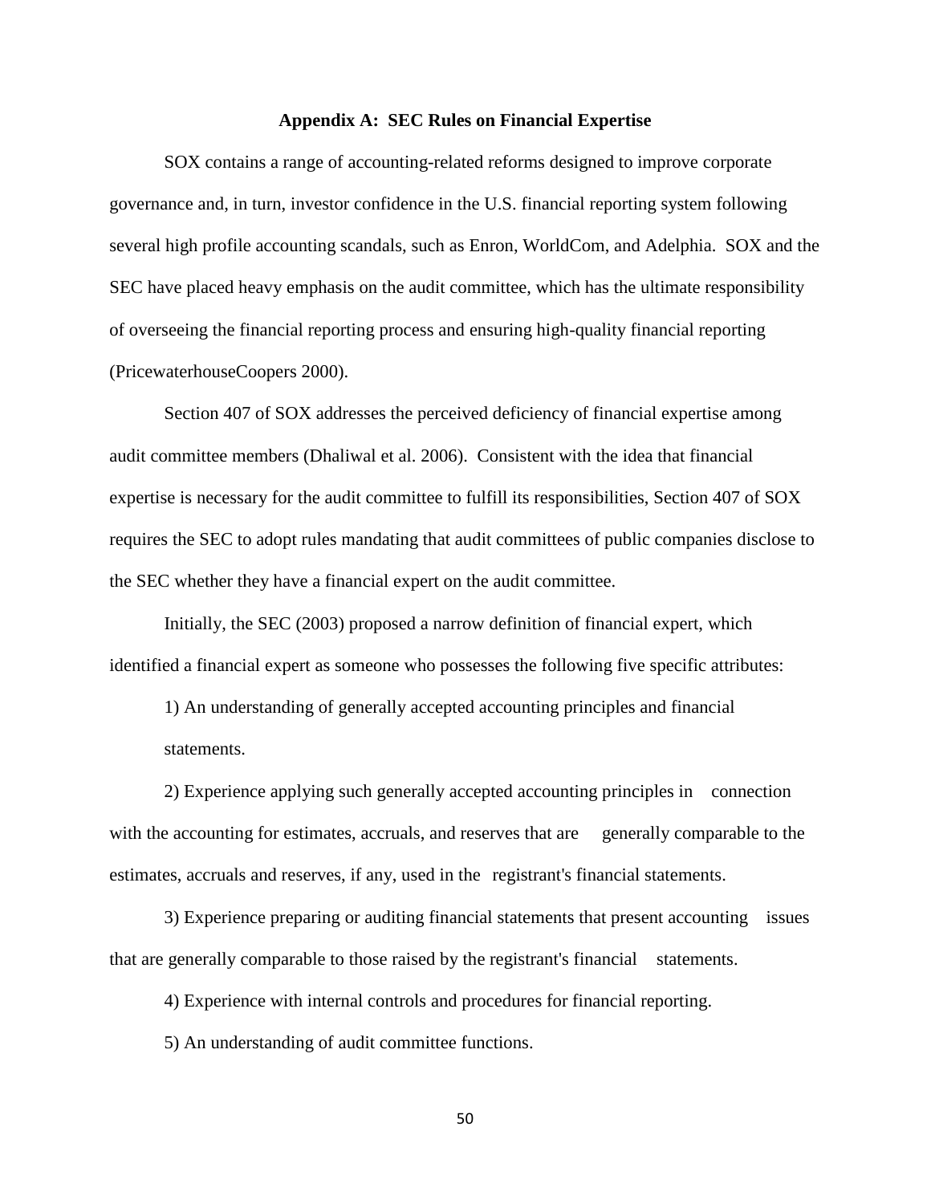## Appendix A: SEC Rules on Financial Expertise

SOX contains a range of accounting-related reforms designed to improve corporate governance and, in turn, investor confidence in the U.S. financial reporting system following several high profile accounting scandals, such as Enron, WorldCom, and Adelphia. SOX and the SEC have placed heavy emphasis on the audit committee, which has the ultimate responsibility of overseeing the financial reporting process and ensuring high-quality financial reporting (PricewaterhouseCoopers 2000).

Section 407 of SOX addresses the perceived deficiency of financial expertise among audit committee members (Dhaliwal et al. 2006). Consistent with the idea that financial expertise is necessary for the audit committee to fulfill its responsibilities, Section 407 of SOX requires the SEC to adopt rules mandating that audit committees of public companies disclose to the SEC whether they have a financial expert on the audit committee.

Initially, the SEC (2003) proposed a narrow definition of financial expert, which identified a financial expert as someone who possesses the following five specific attributes:

1) An understanding of generally accepted accounting principles and financial statements.

2) Experience applying such generally accepted accounting principles in connection with the accounting for estimates, accruals, and reserves that are generally comparable to the estimates, accruals and reserves, if any, used in the registrant's financial statements.

3) Experience preparing or auditing financial statements that present accounting issues that are generally comparable to those raised by the registrant's financial statements.

4) Experience with internal controls and procedures for financial reporting.

5) An understanding of audit committee functions.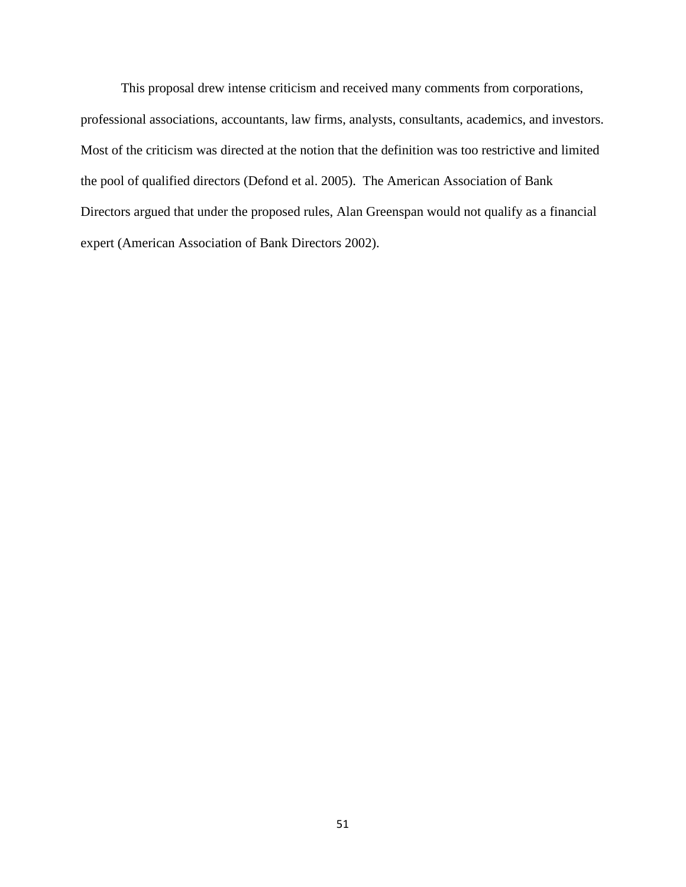This proposal drew intense criticism and received many comments from corporations, professional associations, accountants, law firms, analysts, consultants, academics, and investors. Most of the criticism was directed at the notion that the definition was too restrictive and limited the pool of qualified directors (Defond et al. 2005). The American Association of Bank Directors argued that under the proposed rules, Alan Greenspan would not qualify as a financial expert (American Association of Bank Directors 2002).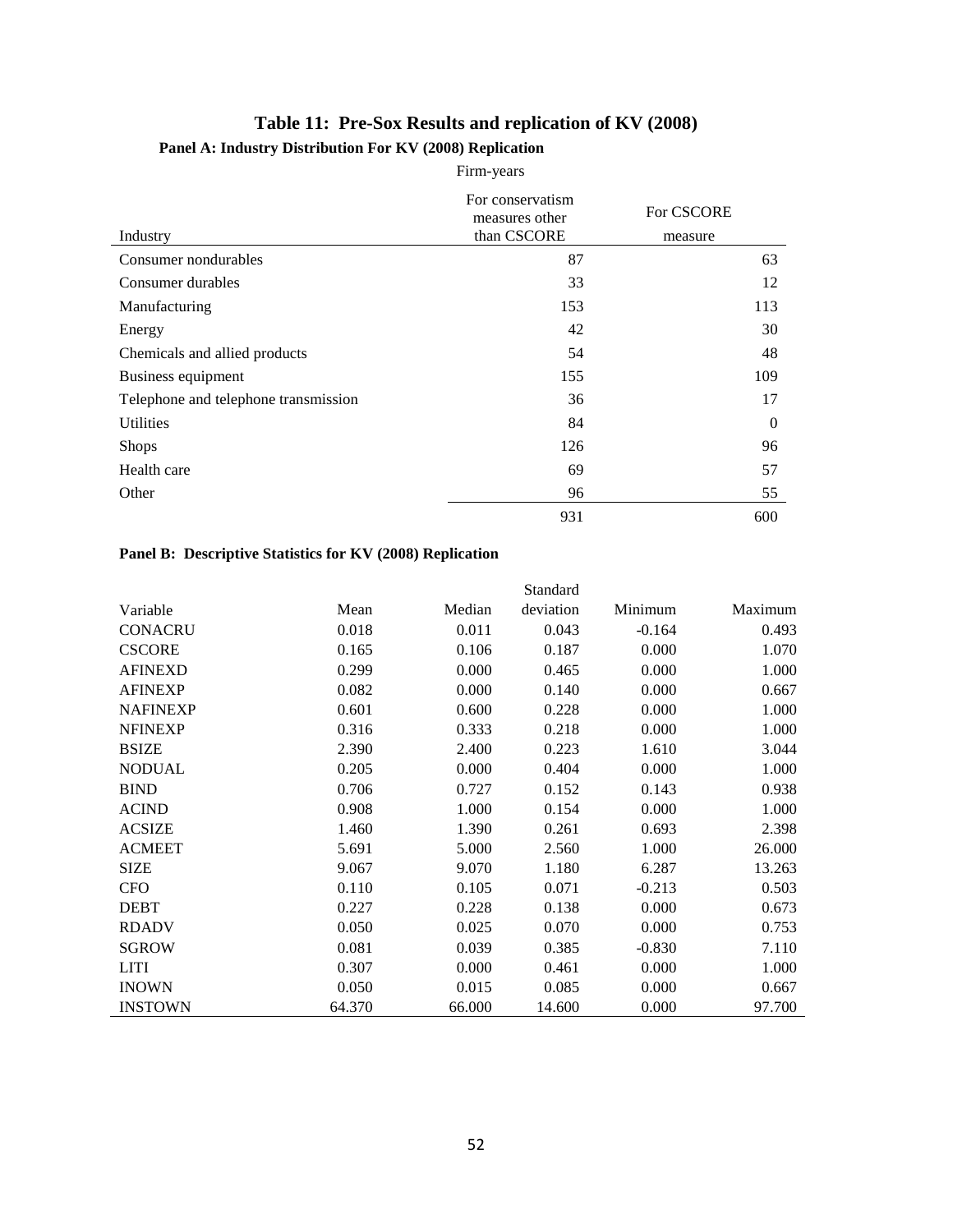# Table 11: Pre-Sox Results and replication of KV (2008)

## Panel A: Industry Distribution For KV (2008) Replication

| | Firm-years | |
|---|---|---|
| Industry | For conservatism measures other than CSCORE | For CSCORE measure |
| Consumer nondurables | 87 | 63 |
| Consumer durables | 33 | 12 |
| Manufacturing | 153 | 113 |
| Energy | 42 | 30 |
| Chemicals and allied products | 54 | 48 |
| Business equipment | 155 | 109 |
| Telephone and telephone transmission | 36 | 17 |
| Utilities | 84 | 0 |
| Shops | 126 | 96 |
| Health care | 69 | 57 |
| Other | 96 | 55 |
| | 931 | 600 |

## Panel B: Descriptive Statistics for KV (2008) Replication

| Variable | Mean | Median | Standard deviation | Minimum | Maximum |
|---|---|---|---|---|---|
| CONACRU | 0.018 | 0.011 | 0.043 | -0.164 | 0.493 |
| CSCORE | 0.165 | 0.106 | 0.187 | 0.000 | 1.070 |
| AFINEXD | 0.299 | 0.000 | 0.465 | 0.000 | 1.000 |
| AFINEXP | 0.082 | 0.000 | 0.140 | 0.000 | 0.667 |
| NAFINEXP | 0.601 | 0.600 | 0.228 | 0.000 | 1.000 |
| NFINEXP | 0.316 | 0.333 | 0.218 | 0.000 | 1.000 |
| BSIZE | 2.390 | 2.400 | 0.223 | 1.610 | 3.044 |
| NODUAL | 0.205 | 0.000 | 0.404 | 0.000 | 1.000 |
| BIND | 0.706 | 0.727 | 0.152 | 0.143 | 0.938 |
| ACIND | 0.908 | 1.000 | 0.154 | 0.000 | 1.000 |
| ACSIZE | 1.460 | 1.390 | 0.261 | 0.693 | 2.398 |
| ACMEET | 5.691 | 5.000 | 2.560 | 1.000 | 26.000 |
| SIZE | 9.067 | 9.070 | 1.180 | 6.287 | 13.263 |
| CFO | 0.110 | 0.105 | 0.071 | -0.213 | 0.503 |
| DEBT | 0.227 | 0.228 | 0.138 | 0.000 | 0.673 |
| RDADV | 0.050 | 0.025 | 0.070 | 0.000 | 0.753 |
| SGROW | 0.081 | 0.039 | 0.385 | -0.830 | 7.110 |
| LITI | 0.307 | 0.000 | 0.461 | 0.000 | 1.000 |
| INOWN | 0.050 | 0.015 | 0.085 | 0.000 | 0.667 |
| INSTOWN | 64.370 | 66.000 | 14.600 | 0.000 | 97.700 |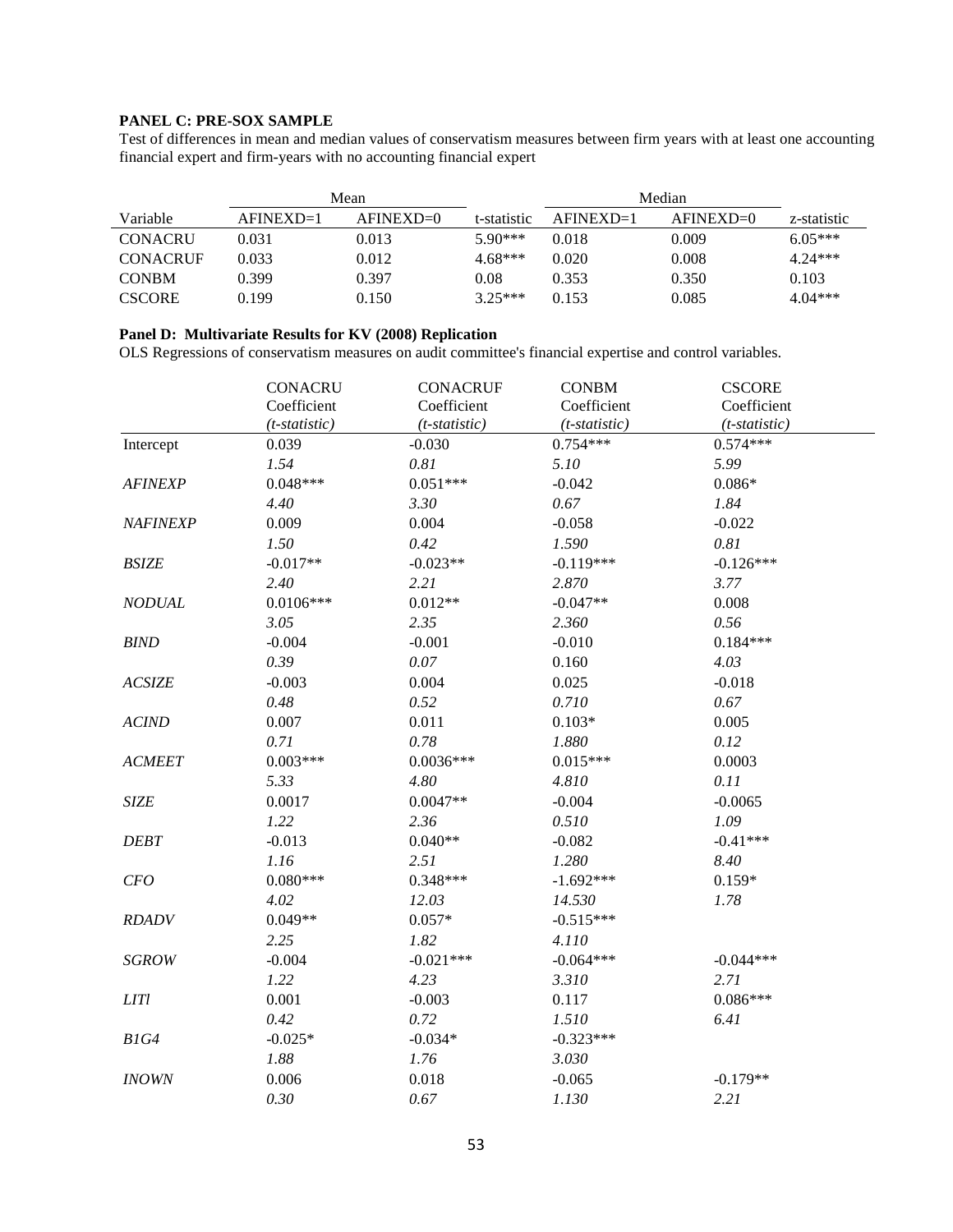**PANEL C: PRE-SOX SAMPLE**

Test of differences in mean and median values of conservatism measures between firm years with at least one accounting financial expert and firm-years with no accounting financial expert

| | Mean | | | Median | | |
|---|---|---|---|---|---|---|
| Variable | AFINEXD=1 | AFINEXD=0 | t-statistic | AFINEXD=1 | AFINEXD=0 | z-statistic |
| CONACRU | 0.031 | 0.013 | 5.90*** | 0.018 | 0.009 | 6.05*** |
| CONACRUF | 0.033 | 0.012 | 4.68*** | 0.020 | 0.008 | 4.24*** |
| CONBM | 0.399 | 0.397 | 0.08 | 0.353 | 0.350 | 0.103 |
| CSCORE | 0.199 | 0.150 | 3.25*** | 0.153 | 0.085 | 4.04*** |

**Panel D: Multivariate Results for KV (2008) Replication**

OLS Regressions of conservatism measures on audit committee's financial expertise and control variables.

| | CONACRU Coefficient *(t-statistic)* | CONACRUF Coefficient *(t-statistic)* | CONBM Coefficient *(t-statistic)* | CSCORE Coefficient *(t-statistic)* |
|---|---|---|---|---|
| Intercept | 0.039 | -0.030 | 0.754*** | 0.574*** |
| | *1.54* | *0.81* | *5.10* | *5.99* |
| *AFINEXP* | 0.048*** | 0.051*** | -0.042 | 0.086* |
| | *4.40* | *3.30* | *0.67* | *1.84* |
| *NAFINEXP* | 0.009 | 0.004 | -0.058 | -0.022 |
| | *1.50* | *0.42* | *1.590* | *0.81* |
| *BSIZE* | -0.017** | -0.023** | -0.119*** | -0.126*** |
| | *2.40* | *2.21* | *2.870* | *3.77* |
| *NODUAL* | 0.0106*** | 0.012** | -0.047** | 0.008 |
| | *3.05* | *2.35* | *2.360* | *0.56* |
| *BIND* | -0.004 | -0.001 | -0.010 | 0.184*** |
| | *0.39* | *0.07* | 0.160 | *4.03* |
| *ACSIZE* | -0.003 | 0.004 | 0.025 | -0.018 |
| | *0.48* | *0.52* | *0.710* | *0.67* |
| *ACIND* | 0.007 | 0.011 | 0.103* | 0.005 |
| | *0.71* | *0.78* | *1.880* | *0.12* |
| *ACMEET* | 0.003*** | 0.0036*** | 0.015*** | 0.0003 |
| | *5.33* | *4.80* | *4.810* | *0.11* |
| *SIZE* | 0.0017 | 0.0047** | -0.004 | -0.0065 |
| | *1.22* | *2.36* | *0.510* | *1.09* |
| *DEBT* | -0.013 | 0.040** | -0.082 | -0.41*** |
| | *1.16* | *2.51* | *1.280* | *8.40* |
| *CFO* | 0.080*** | 0.348*** | -1.692*** | 0.159* |
| | *4.02* | *12.03* | *14.530* | *1.78* |
| *RDADV* | 0.049** | 0.057* | -0.515*** | |
| | *2.25* | *1.82* | *4.110* | |
| *SGROW* | -0.004 | -0.021*** | -0.064*** | -0.044*** |
| | *1.22* | *4.23* | *3.310* | *2.71* |
| *LITl* | 0.001 | -0.003 | 0.117 | 0.086*** |
| | *0.42* | *0.72* | *1.510* | *6.41* |
| *B1G4* | -0.025* | -0.034* | -0.323*** | |
| | *1.88* | *1.76* | *3.030* | |
| *INOWN* | 0.006 | 0.018 | -0.065 | -0.179** |
| | *0.30* | *0.67* | *1.130* | *2.21* |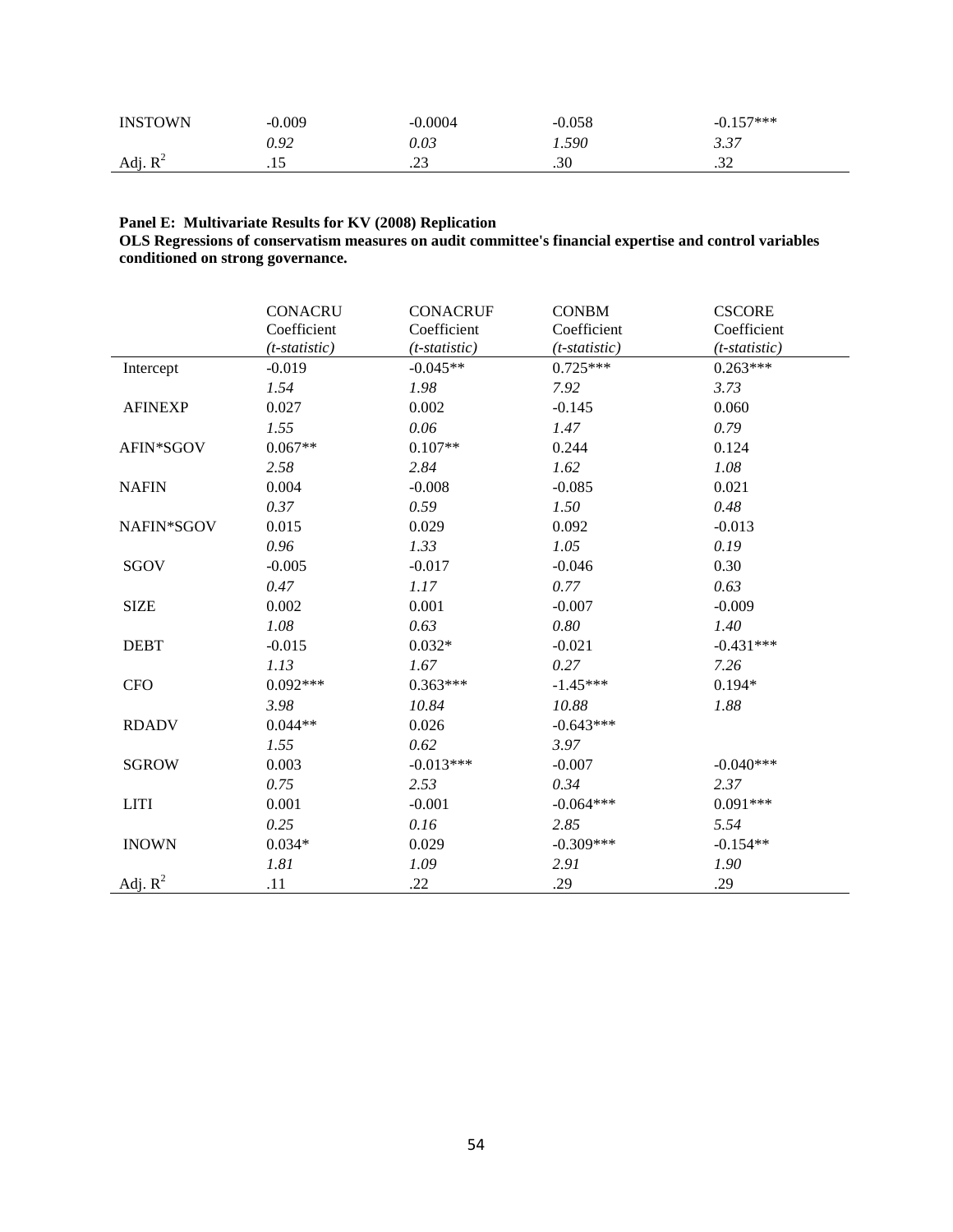| INSTOWN | -0.009 | -0.0004 | -0.058 | -0.157*** |
|---|---|---|---|---|
| | *0.92* | *0.03* | *1.590* | *3.37* |
| Adj. $R^2$ | .15 | .23 | .30 | .32 |

**Panel E: Multivariate Results for KV (2008) Replication**
**OLS Regressions of conservatism measures on audit committee's financial expertise and control variables conditioned on strong governance.**

| | CONACRU Coefficient *(t-statistic)* | CONACRUF Coefficient *(t-statistic)* | CONBM Coefficient *(t-statistic)* | CSCORE Coefficient *(t-statistic)* |
|---|---|---|---|---|
| Intercept | -0.019 | -0.045** | 0.725*** | 0.263*** |
| | *1.54* | *1.98* | *7.92* | *3.73* |
| AFINEXP | 0.027 | 0.002 | -0.145 | 0.060 |
| | *1.55* | *0.06* | *1.47* | *0.79* |
| AFIN*SGOV | 0.067** | 0.107** | 0.244 | 0.124 |
| | *2.58* | *2.84* | *1.62* | *1.08* |
| NAFIN | 0.004 | -0.008 | -0.085 | 0.021 |
| | *0.37* | *0.59* | *1.50* | *0.48* |
| NAFIN*SGOV | 0.015 | 0.029 | 0.092 | -0.013 |
| | *0.96* | *1.33* | *1.05* | *0.19* |
| SGOV | -0.005 | -0.017 | -0.046 | 0.30 |
| | *0.47* | *1.17* | *0.77* | *0.63* |
| SIZE | 0.002 | 0.001 | -0.007 | -0.009 |
| | *1.08* | *0.63* | *0.80* | *1.40* |
| DEBT | -0.015 | 0.032* | -0.021 | -0.431*** |
| | *1.13* | *1.67* | *0.27* | *7.26* |
| CFO | 0.092*** | 0.363*** | -1.45*** | 0.194* |
| | *3.98* | *10.84* | *10.88* | *1.88* |
| RDADV | 0.044** | 0.026 | -0.643*** | |
| | *1.55* | *0.62* | *3.97* | |
| SGROW | 0.003 | -0.013*** | -0.007 | -0.040*** |
| | *0.75* | *2.53* | *0.34* | *2.37* |
| LITI | 0.001 | -0.001 | -0.064*** | 0.091*** |
| | *0.25* | *0.16* | *2.85* | *5.54* |
| INOWN | 0.034* | 0.029 | -0.309*** | -0.154** |
| | *1.81* | *1.09* | *2.91* | *1.90* |
| Adj. $R^2$ | .11 | .22 | .29 | .29 |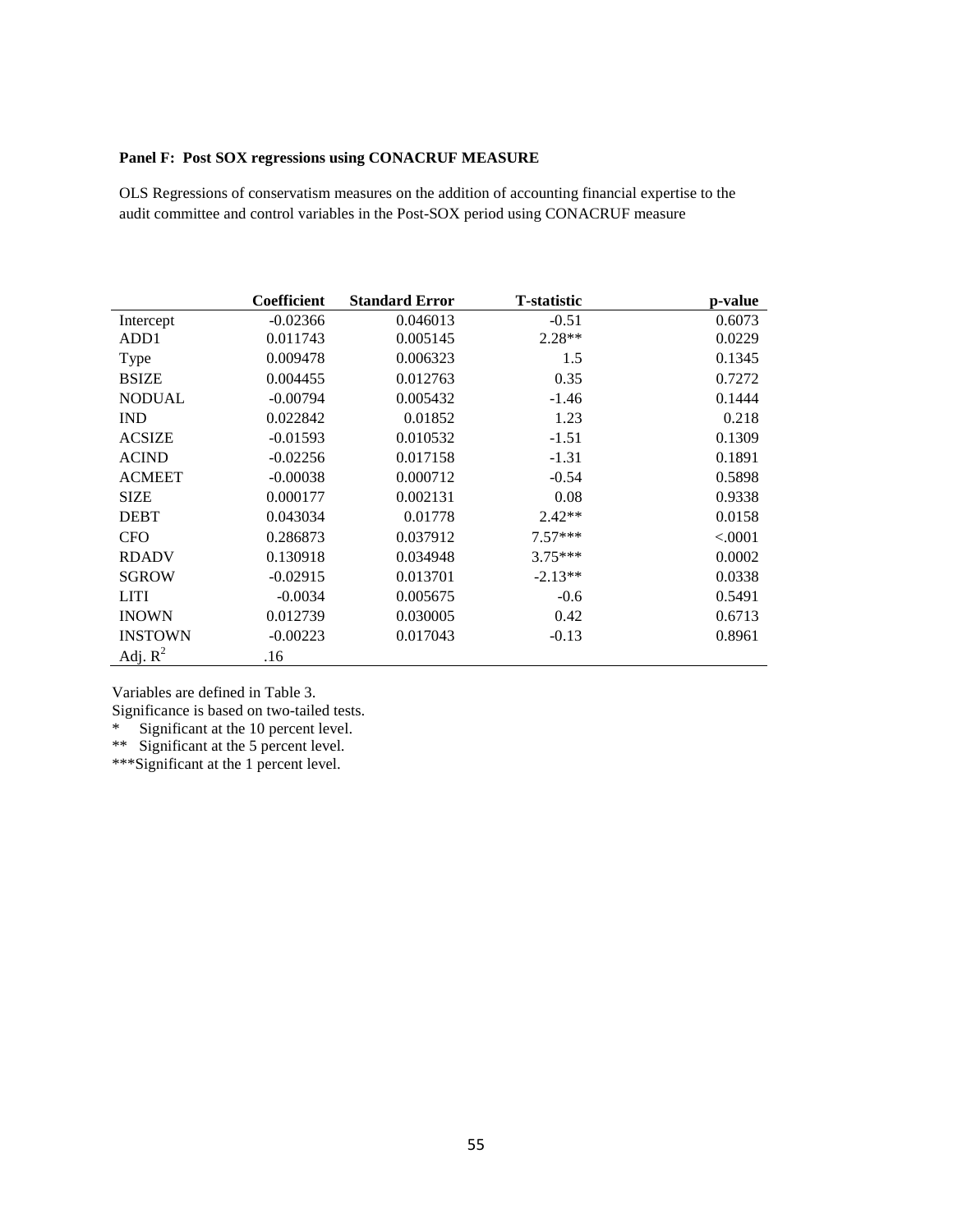**Panel F: Post SOX regressions using CONACRUF MEASURE**

OLS Regressions of conservatism measures on the addition of accounting financial expertise to the audit committee and control variables in the Post-SOX period using CONACRUF measure

| | Coefficient | Standard Error | T-statistic | p-value |
|---|---|---|---|---|
| Intercept | -0.02366 | 0.046013 | -0.51 | 0.6073 |
| ADD1 | 0.011743 | 0.005145 | 2.28** | 0.0229 |
| Type | 0.009478 | 0.006323 | 1.5 | 0.1345 |
| BSIZE | 0.004455 | 0.012763 | 0.35 | 0.7272 |
| NODUAL | -0.00794 | 0.005432 | -1.46 | 0.1444 |
| IND | 0.022842 | 0.01852 | 1.23 | 0.218 |
| ACSIZE | -0.01593 | 0.010532 | -1.51 | 0.1309 |
| ACIND | -0.02256 | 0.017158 | -1.31 | 0.1891 |
| ACMEET | -0.00038 | 0.000712 | -0.54 | 0.5898 |
| SIZE | 0.000177 | 0.002131 | 0.08 | 0.9338 |
| DEBT | 0.043034 | 0.01778 | 2.42** | 0.0158 |
| CFO | 0.286873 | 0.037912 | 7.57*** | <.0001 |
| RDADV | 0.130918 | 0.034948 | 3.75*** | 0.0002 |
| SGROW | -0.02915 | 0.013701 | -2.13** | 0.0338 |
| LITI | -0.0034 | 0.005675 | -0.6 | 0.5491 |
| INOWN | 0.012739 | 0.030005 | 0.42 | 0.6713 |
| INSTOWN | -0.00223 | 0.017043 | -0.13 | 0.8961 |
| Adj. $R^2$ | .16 | | | |

Variables are defined in Table 3.

Significance is based on two-tailed tests.

* Significant at the 10 percent level.

** Significant at the 5 percent level.

***Significant at the 1 percent level.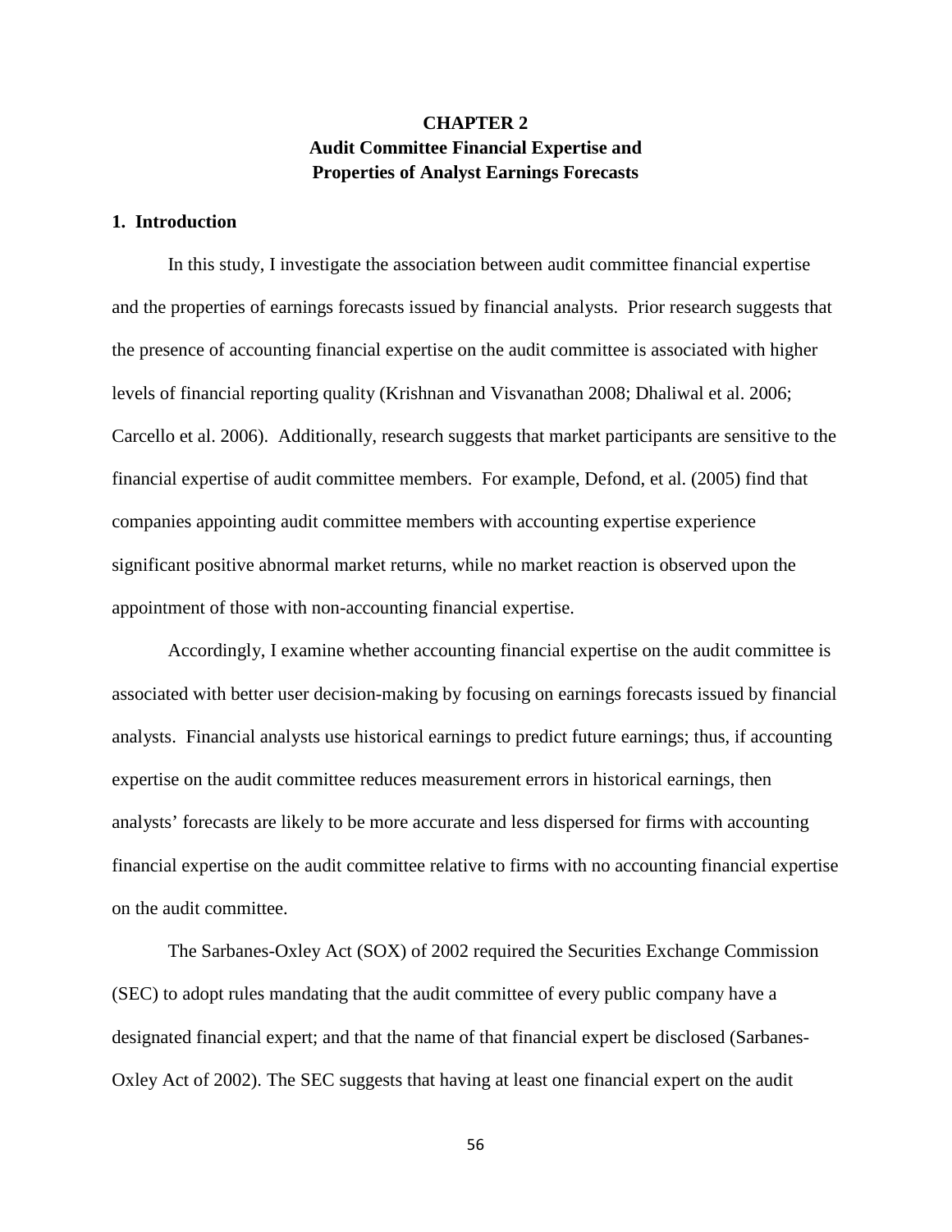# CHAPTER 2
# Audit Committee Financial Expertise and Properties of Analyst Earnings Forecasts

## 1. Introduction

In this study, I investigate the association between audit committee financial expertise and the properties of earnings forecasts issued by financial analysts. Prior research suggests that the presence of accounting financial expertise on the audit committee is associated with higher levels of financial reporting quality (Krishnan and Visvanathan 2008; Dhaliwal et al. 2006; Carcello et al. 2006). Additionally, research suggests that market participants are sensitive to the financial expertise of audit committee members. For example, Defond, et al. (2005) find that companies appointing audit committee members with accounting expertise experience significant positive abnormal market returns, while no market reaction is observed upon the appointment of those with non-accounting financial expertise.

Accordingly, I examine whether accounting financial expertise on the audit committee is associated with better user decision-making by focusing on earnings forecasts issued by financial analysts. Financial analysts use historical earnings to predict future earnings; thus, if accounting expertise on the audit committee reduces measurement errors in historical earnings, then analysts' forecasts are likely to be more accurate and less dispersed for firms with accounting financial expertise on the audit committee relative to firms with no accounting financial expertise on the audit committee.

The Sarbanes-Oxley Act (SOX) of 2002 required the Securities Exchange Commission (SEC) to adopt rules mandating that the audit committee of every public company have a designated financial expert; and that the name of that financial expert be disclosed (Sarbanes-Oxley Act of 2002). The SEC suggests that having at least one financial expert on the audit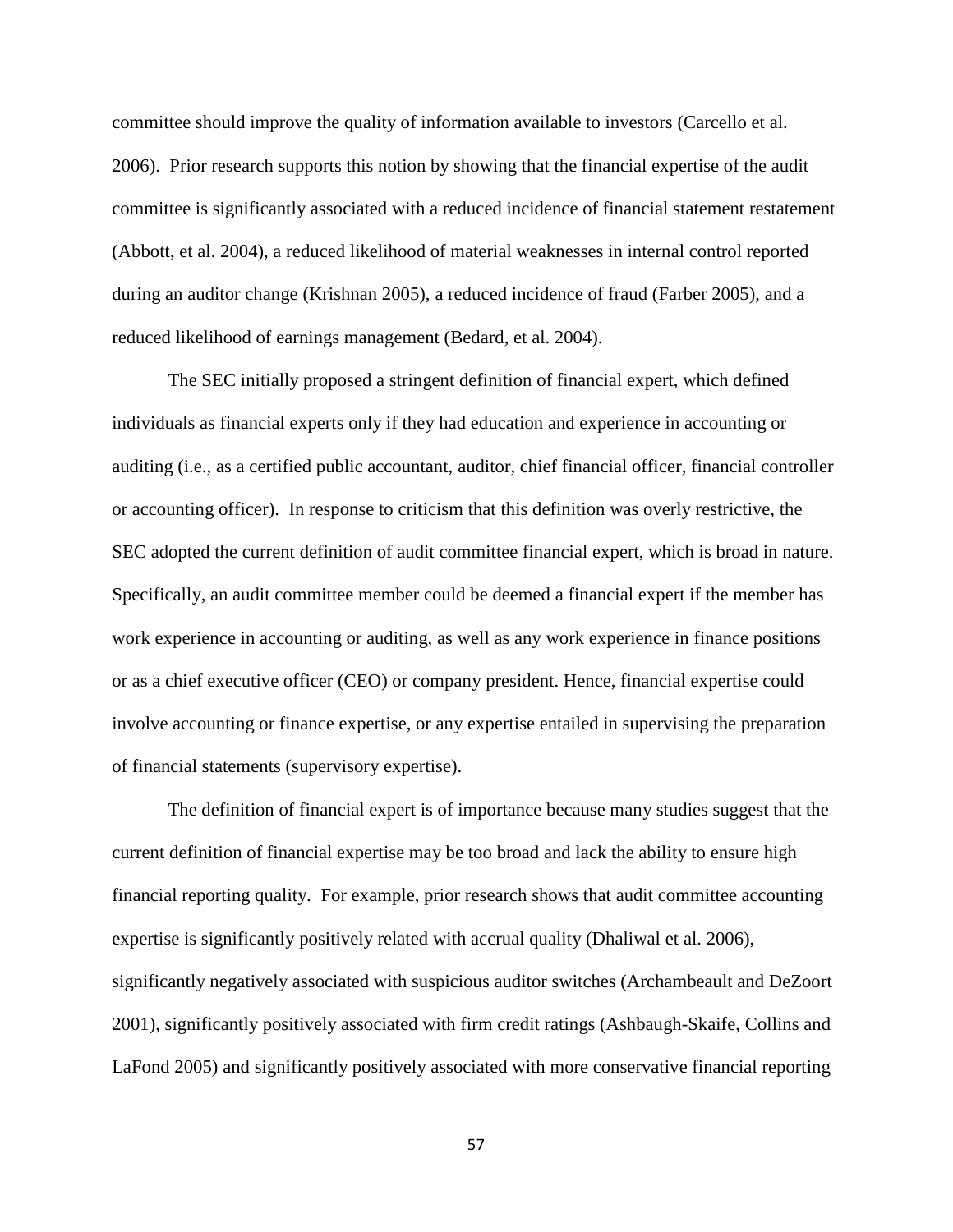committee should improve the quality of information available to investors (Carcello et al. 2006). Prior research supports this notion by showing that the financial expertise of the audit committee is significantly associated with a reduced incidence of financial statement restatement (Abbott, et al. 2004), a reduced likelihood of material weaknesses in internal control reported during an auditor change (Krishnan 2005), a reduced incidence of fraud (Farber 2005), and a reduced likelihood of earnings management (Bedard, et al. 2004).

The SEC initially proposed a stringent definition of financial expert, which defined individuals as financial experts only if they had education and experience in accounting or auditing (i.e., as a certified public accountant, auditor, chief financial officer, financial controller or accounting officer). In response to criticism that this definition was overly restrictive, the SEC adopted the current definition of audit committee financial expert, which is broad in nature. Specifically, an audit committee member could be deemed a financial expert if the member has work experience in accounting or auditing, as well as any work experience in finance positions or as a chief executive officer (CEO) or company president. Hence, financial expertise could involve accounting or finance expertise, or any expertise entailed in supervising the preparation of financial statements (supervisory expertise).

The definition of financial expert is of importance because many studies suggest that the current definition of financial expertise may be too broad and lack the ability to ensure high financial reporting quality. For example, prior research shows that audit committee accounting expertise is significantly positively related with accrual quality (Dhaliwal et al. 2006), significantly negatively associated with suspicious auditor switches (Archambeault and DeZoort 2001), significantly positively associated with firm credit ratings (Ashbaugh-Skaife, Collins and LaFond 2005) and significantly positively associated with more conservative financial reporting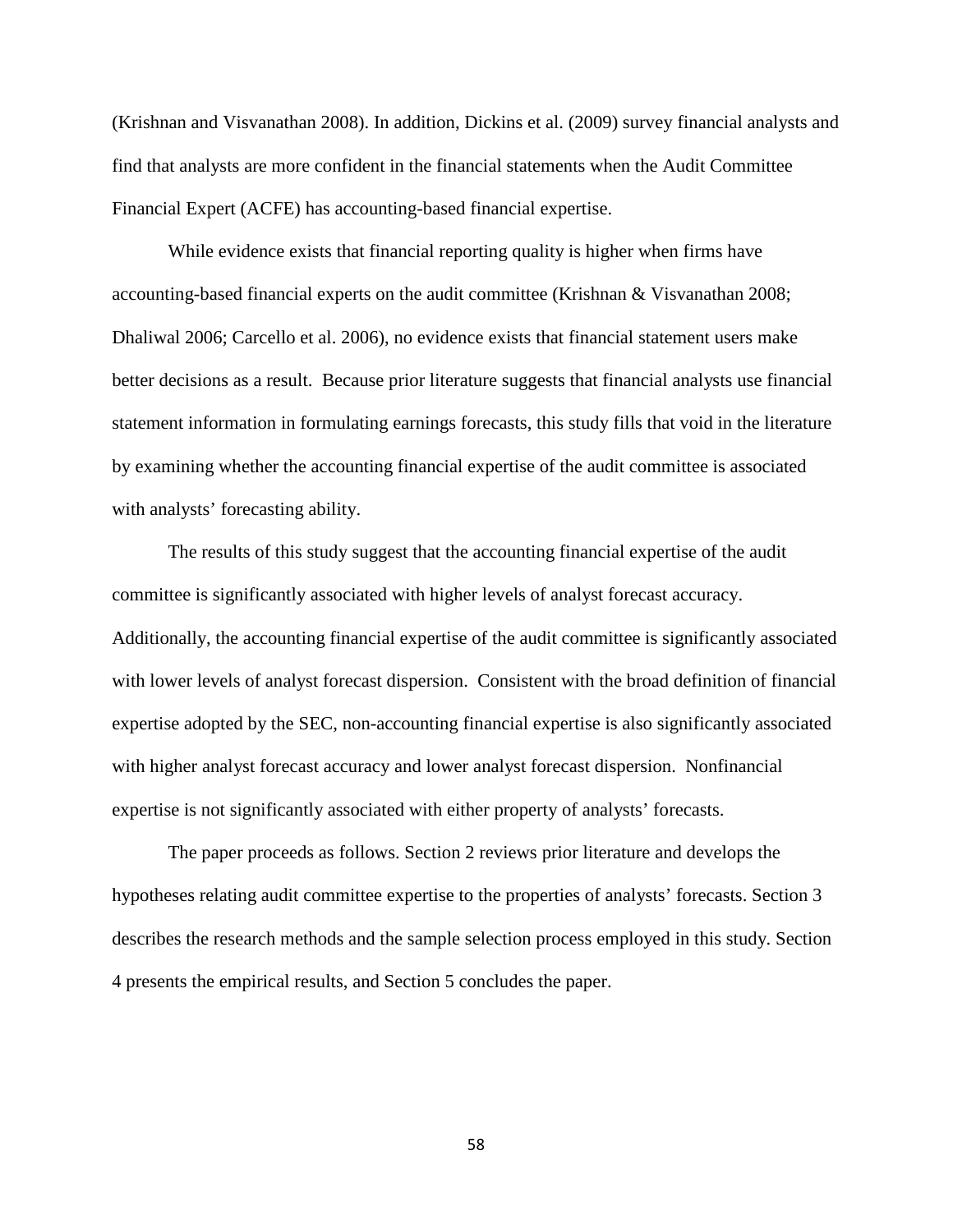(Krishnan and Visvanathan 2008). In addition, Dickins et al. (2009) survey financial analysts and find that analysts are more confident in the financial statements when the Audit Committee Financial Expert (ACFE) has accounting-based financial expertise.

While evidence exists that financial reporting quality is higher when firms have accounting-based financial experts on the audit committee (Krishnan & Visvanathan 2008; Dhaliwal 2006; Carcello et al. 2006), no evidence exists that financial statement users make better decisions as a result. Because prior literature suggests that financial analysts use financial statement information in formulating earnings forecasts, this study fills that void in the literature by examining whether the accounting financial expertise of the audit committee is associated with analysts' forecasting ability.

The results of this study suggest that the accounting financial expertise of the audit committee is significantly associated with higher levels of analyst forecast accuracy. Additionally, the accounting financial expertise of the audit committee is significantly associated with lower levels of analyst forecast dispersion. Consistent with the broad definition of financial expertise adopted by the SEC, non-accounting financial expertise is also significantly associated with higher analyst forecast accuracy and lower analyst forecast dispersion. Nonfinancial expertise is not significantly associated with either property of analysts' forecasts.

The paper proceeds as follows. Section 2 reviews prior literature and develops the hypotheses relating audit committee expertise to the properties of analysts' forecasts. Section 3 describes the research methods and the sample selection process employed in this study. Section 4 presents the empirical results, and Section 5 concludes the paper.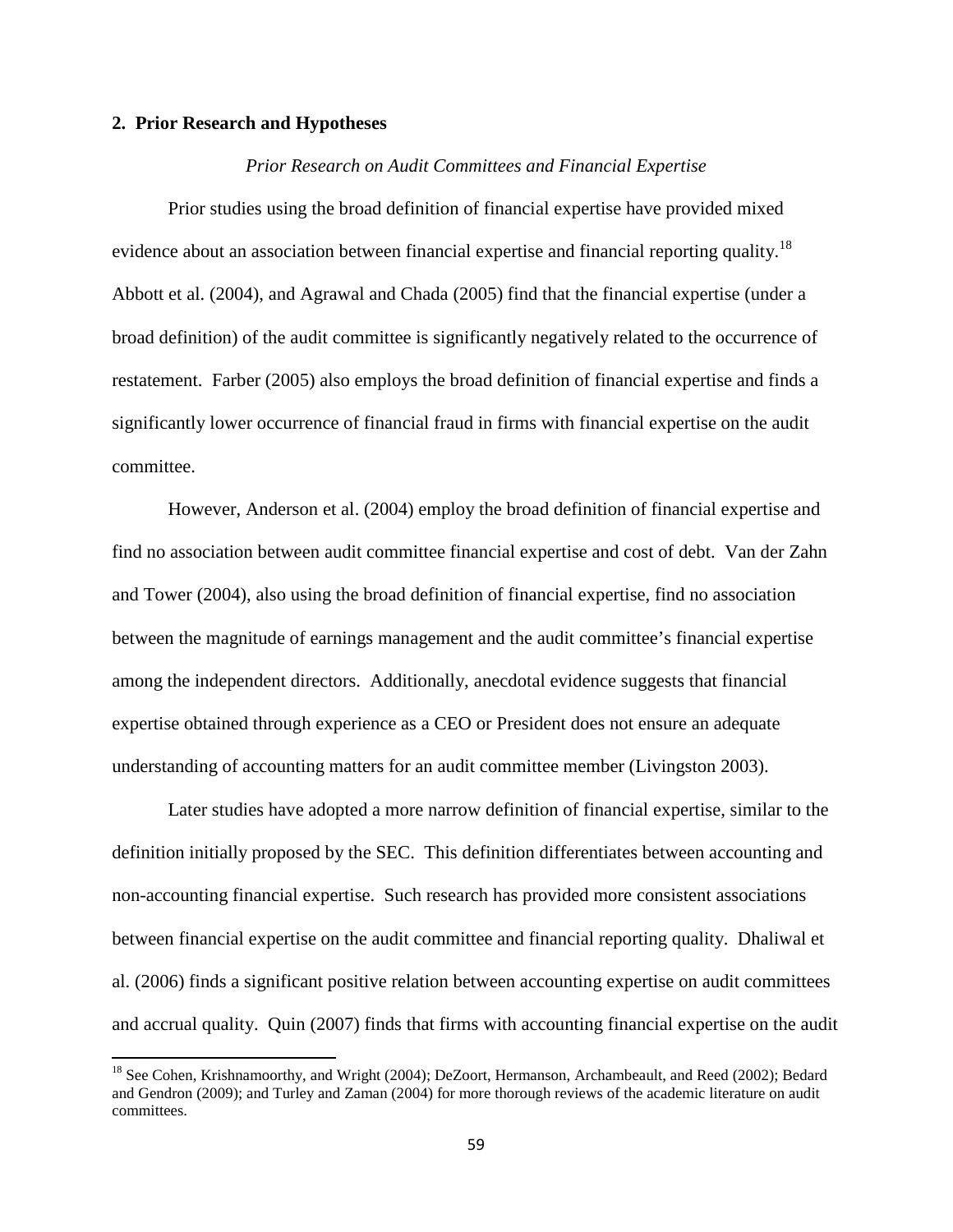## 2. Prior Research and Hypotheses

*Prior Research on Audit Committees and Financial Expertise*

Prior studies using the broad definition of financial expertise have provided mixed evidence about an association between financial expertise and financial reporting quality.[18] Abbott et al. (2004), and Agrawal and Chada (2005) find that the financial expertise (under a broad definition) of the audit committee is significantly negatively related to the occurrence of restatement. Farber (2005) also employs the broad definition of financial expertise and finds a significantly lower occurrence of financial fraud in firms with financial expertise on the audit committee.

However, Anderson et al. (2004) employ the broad definition of financial expertise and find no association between audit committee financial expertise and cost of debt. Van der Zahn and Tower (2004), also using the broad definition of financial expertise, find no association between the magnitude of earnings management and the audit committee's financial expertise among the independent directors. Additionally, anecdotal evidence suggests that financial expertise obtained through experience as a CEO or President does not ensure an adequate understanding of accounting matters for an audit committee member (Livingston 2003).

Later studies have adopted a more narrow definition of financial expertise, similar to the definition initially proposed by the SEC. This definition differentiates between accounting and non-accounting financial expertise. Such research has provided more consistent associations between financial expertise on the audit committee and financial reporting quality. Dhaliwal et al. (2006) finds a significant positive relation between accounting expertise on audit committees and accrual quality. Quin (2007) finds that firms with accounting financial expertise on the audit

[18] See Cohen, Krishnamoorthy, and Wright (2004); DeZoort, Hermanson, Archambeault, and Reed (2002); Bedard and Gendron (2009); and Turley and Zaman (2004) for more thorough reviews of the academic literature on audit committees.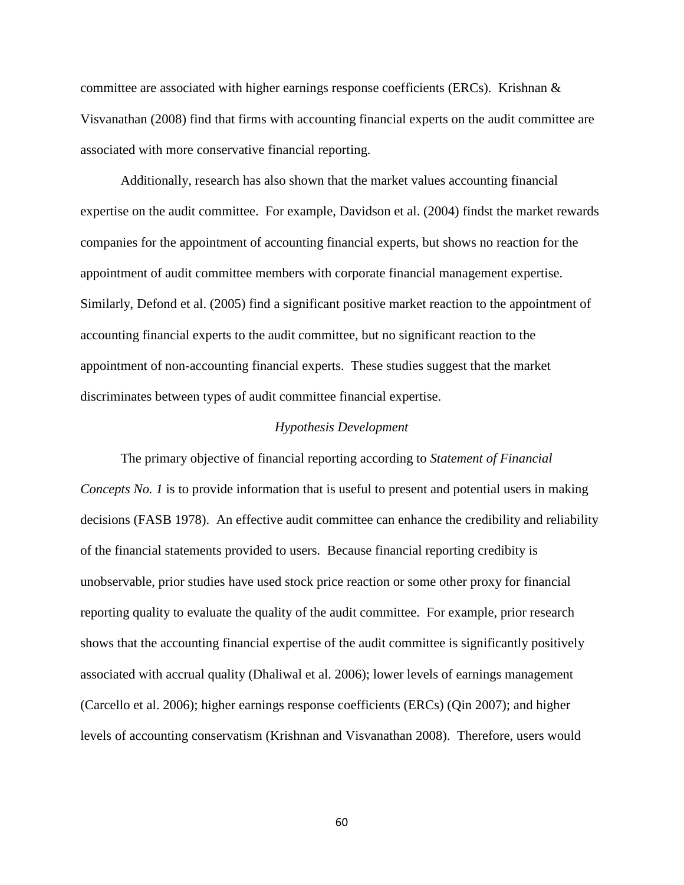committee are associated with higher earnings response coefficients (ERCs). Krishnan & Visvanathan (2008) find that firms with accounting financial experts on the audit committee are associated with more conservative financial reporting.

Additionally, research has also shown that the market values accounting financial expertise on the audit committee. For example, Davidson et al. (2004) findst the market rewards companies for the appointment of accounting financial experts, but shows no reaction for the appointment of audit committee members with corporate financial management expertise. Similarly, Defond et al. (2005) find a significant positive market reaction to the appointment of accounting financial experts to the audit committee, but no significant reaction to the appointment of non-accounting financial experts. These studies suggest that the market discriminates between types of audit committee financial expertise.

### *Hypothesis Development*

The primary objective of financial reporting according to *Statement of Financial Concepts No. 1* is to provide information that is useful to present and potential users in making decisions (FASB 1978). An effective audit committee can enhance the credibility and reliability of the financial statements provided to users. Because financial reporting credibility is unobservable, prior studies have used stock price reaction or some other proxy for financial reporting quality to evaluate the quality of the audit committee. For example, prior research shows that the accounting financial expertise of the audit committee is significantly positively associated with accrual quality (Dhaliwal et al. 2006); lower levels of earnings management (Carcello et al. 2006); higher earnings response coefficients (ERCs) (Qin 2007); and higher levels of accounting conservatism (Krishnan and Visvanathan 2008). Therefore, users would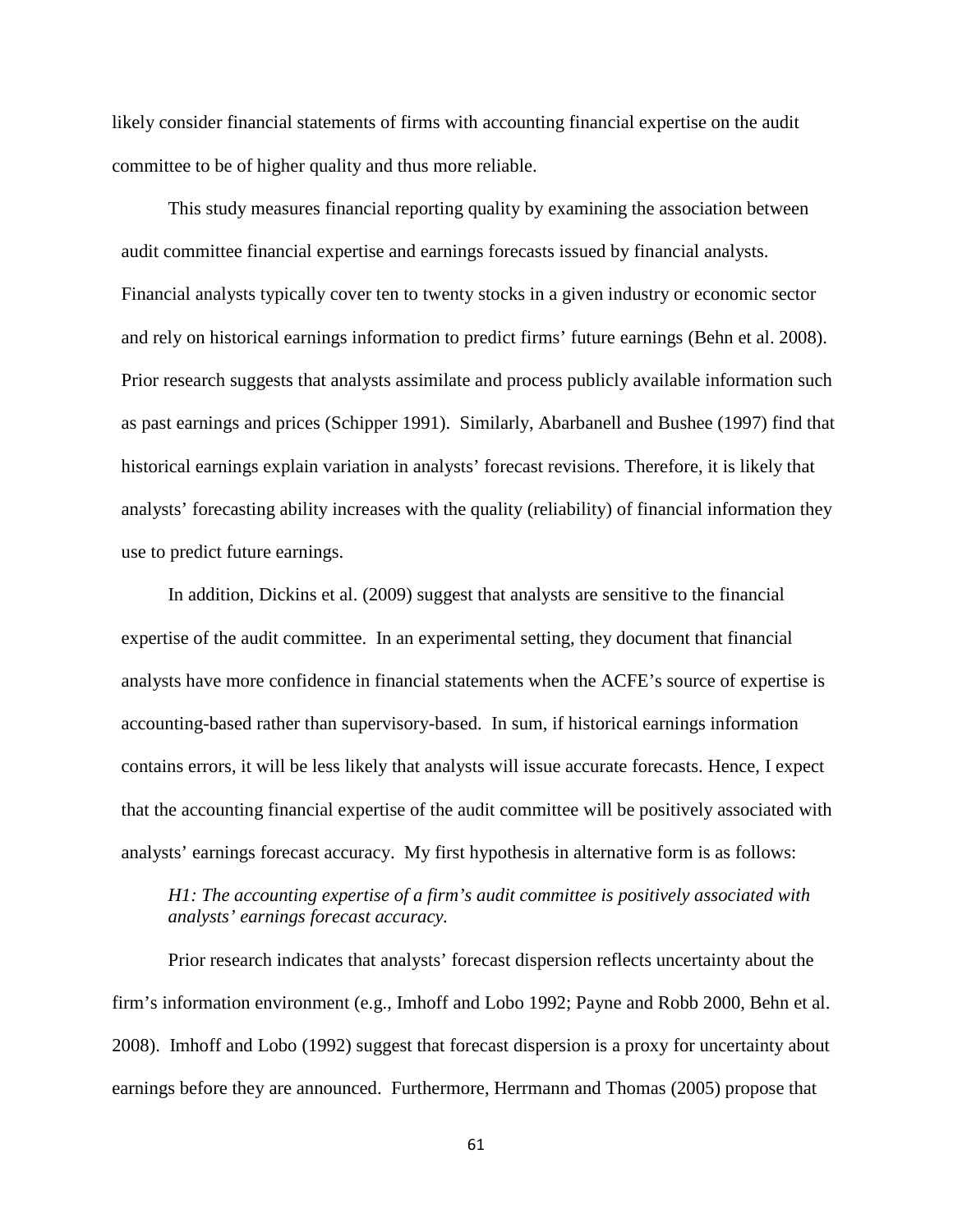likely consider financial statements of firms with accounting financial expertise on the audit committee to be of higher quality and thus more reliable.

This study measures financial reporting quality by examining the association between audit committee financial expertise and earnings forecasts issued by financial analysts. Financial analysts typically cover ten to twenty stocks in a given industry or economic sector and rely on historical earnings information to predict firms' future earnings (Behn et al. 2008). Prior research suggests that analysts assimilate and process publicly available information such as past earnings and prices (Schipper 1991). Similarly, Abarbanell and Bushee (1997) find that historical earnings explain variation in analysts' forecast revisions. Therefore, it is likely that analysts' forecasting ability increases with the quality (reliability) of financial information they use to predict future earnings.

In addition, Dickins et al. (2009) suggest that analysts are sensitive to the financial expertise of the audit committee. In an experimental setting, they document that financial analysts have more confidence in financial statements when the ACFE's source of expertise is accounting-based rather than supervisory-based. In sum, if historical earnings information contains errors, it will be less likely that analysts will issue accurate forecasts. Hence, I expect that the accounting financial expertise of the audit committee will be positively associated with analysts' earnings forecast accuracy. My first hypothesis in alternative form is as follows:

*H1: The accounting expertise of a firm's audit committee is positively associated with analysts' earnings forecast accuracy.*

Prior research indicates that analysts' forecast dispersion reflects uncertainty about the firm's information environment (e.g., Imhoff and Lobo 1992; Payne and Robb 2000, Behn et al. 2008). Imhoff and Lobo (1992) suggest that forecast dispersion is a proxy for uncertainty about earnings before they are announced. Furthermore, Herrmann and Thomas (2005) propose that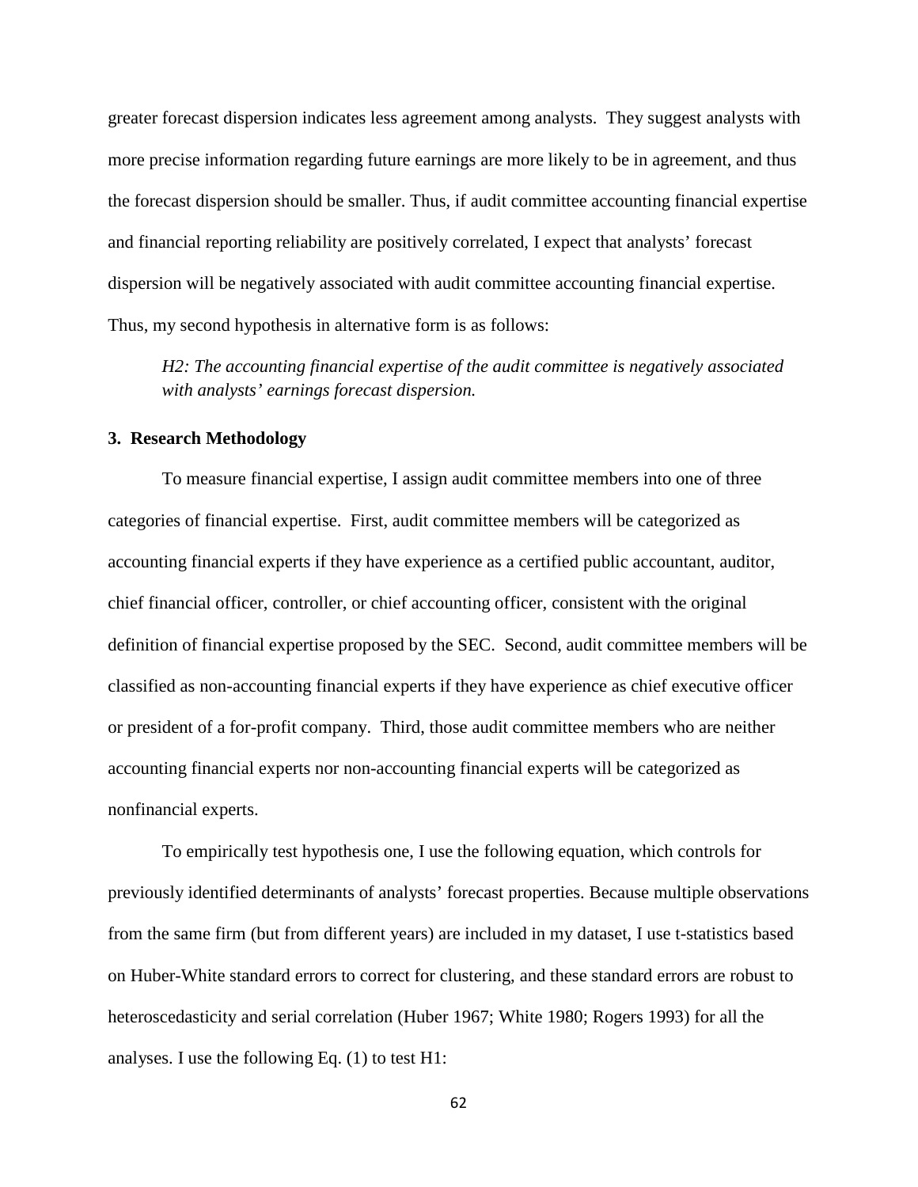greater forecast dispersion indicates less agreement among analysts. They suggest analysts with more precise information regarding future earnings are more likely to be in agreement, and thus the forecast dispersion should be smaller. Thus, if audit committee accounting financial expertise and financial reporting reliability are positively correlated, I expect that analysts' forecast dispersion will be negatively associated with audit committee accounting financial expertise. Thus, my second hypothesis in alternative form is as follows:

> *H2: The accounting financial expertise of the audit committee is negatively associated with analysts' earnings forecast dispersion.*

### 3. Research Methodology

To measure financial expertise, I assign audit committee members into one of three categories of financial expertise. First, audit committee members will be categorized as accounting financial experts if they have experience as a certified public accountant, auditor, chief financial officer, controller, or chief accounting officer, consistent with the original definition of financial expertise proposed by the SEC. Second, audit committee members will be classified as non-accounting financial experts if they have experience as chief executive officer or president of a for-profit company. Third, those audit committee members who are neither accounting financial experts nor non-accounting financial experts will be categorized as nonfinancial experts.

To empirically test hypothesis one, I use the following equation, which controls for previously identified determinants of analysts' forecast properties. Because multiple observations from the same firm (but from different years) are included in my dataset, I use t-statistics based on Huber-White standard errors to correct for clustering, and these standard errors are robust to heteroscedasticity and serial correlation (Huber 1967; White 1980; Rogers 1993) for all the analyses. I use the following Eq. (1) to test H1: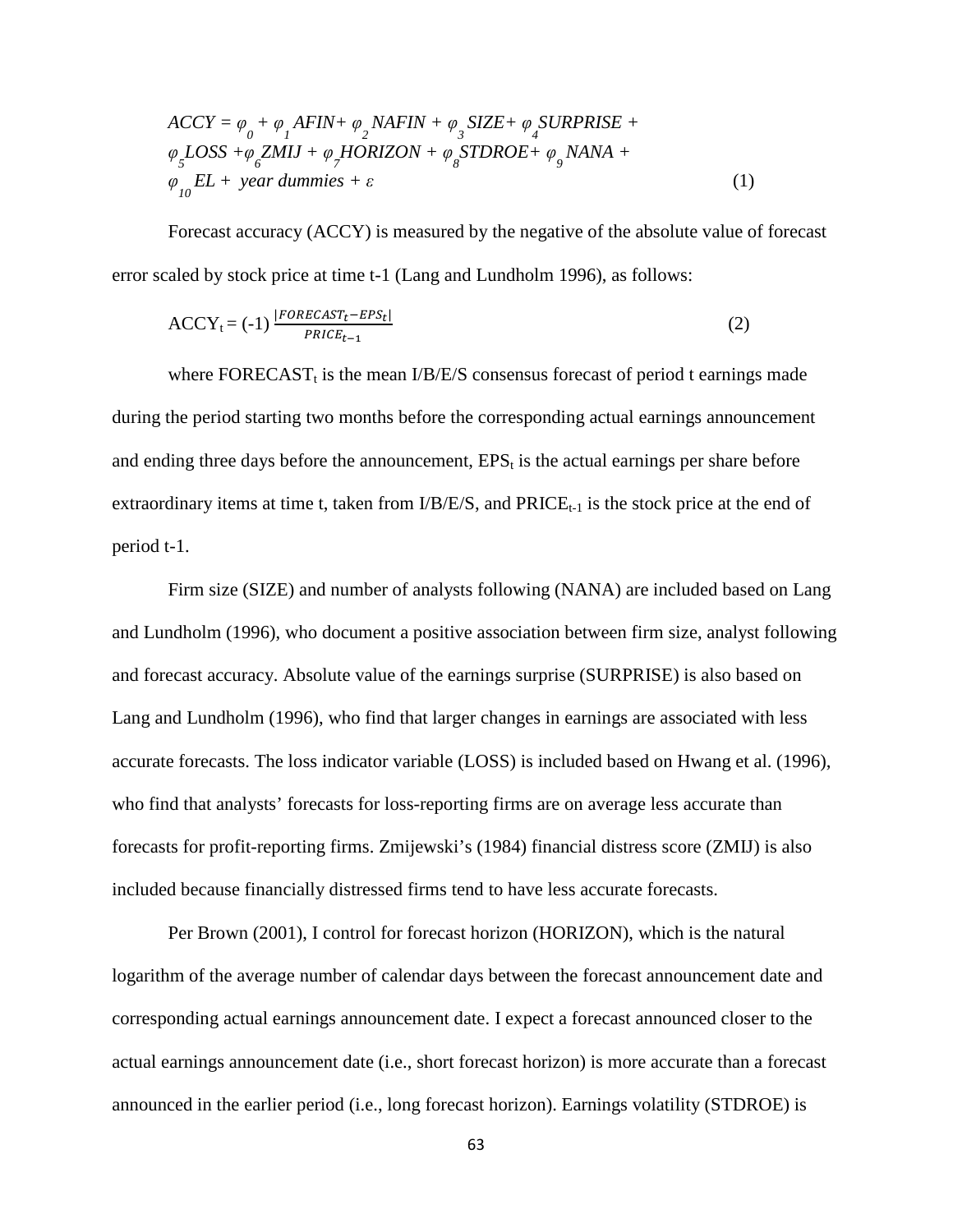$$ACCY = \varphi_0 + \varphi_1 AFIN + \varphi_2 NAFIN + \varphi_3 SIZE + \varphi_4 SURPRISE + \varphi_5 LOSS + \varphi_6 ZMIJ + \varphi_7 HORIZON + \varphi_8 STDROE + \varphi_9 NANA + \varphi_{10} EL + \text{year dummies} + \varepsilon \quad (1)$$

Forecast accuracy (ACCY) is measured by the negative of the absolute value of forecast error scaled by stock price at time t-1 (Lang and Lundholm 1996), as follows:

$$ACCY_t = (-1)\,\frac{|FORECAST_t - EPS_t|}{PRICE_{t-1}} \quad (2)$$

where $FORECAST_t$ is the mean I/B/E/S consensus forecast of period t earnings made during the period starting two months before the corresponding actual earnings announcement and ending three days before the announcement, $EPS_t$ is the actual earnings per share before extraordinary items at time t, taken from I/B/E/S, and $PRICE_{t-1}$ is the stock price at the end of period t-1.

Firm size (SIZE) and number of analysts following (NANA) are included based on Lang and Lundholm (1996), who document a positive association between firm size, analyst following and forecast accuracy. Absolute value of the earnings surprise (SURPRISE) is also based on Lang and Lundholm (1996), who find that larger changes in earnings are associated with less accurate forecasts. The loss indicator variable (LOSS) is included based on Hwang et al. (1996), who find that analysts' forecasts for loss-reporting firms are on average less accurate than forecasts for profit-reporting firms. Zmijewski's (1984) financial distress score (ZMIJ) is also included because financially distressed firms tend to have less accurate forecasts.

Per Brown (2001), I control for forecast horizon (HORIZON), which is the natural logarithm of the average number of calendar days between the forecast announcement date and corresponding actual earnings announcement date. I expect a forecast announced closer to the actual earnings announcement date (i.e., short forecast horizon) is more accurate than a forecast announced in the earlier period (i.e., long forecast horizon). Earnings volatility (STDROE) is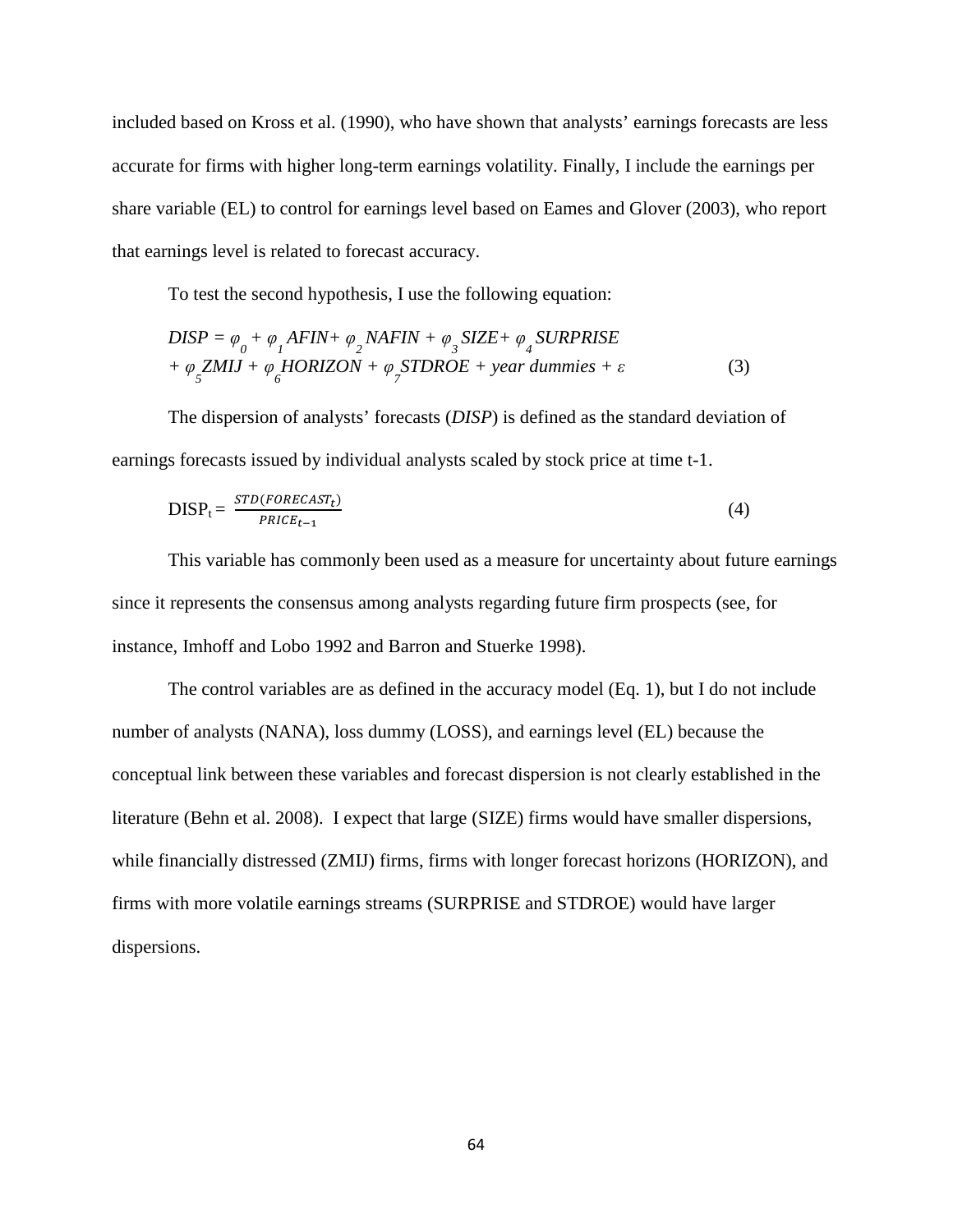included based on Kross et al. (1990), who have shown that analysts' earnings forecasts are less accurate for firms with higher long-term earnings volatility. Finally, I include the earnings per share variable (EL) to control for earnings level based on Eames and Glover (2003), who report that earnings level is related to forecast accuracy.

To test the second hypothesis, I use the following equation:

$$DISP = \varphi_0 + \varphi_1 AFIN + \varphi_2 NAFIN + \varphi_3 SIZE + \varphi_4 SURPRISE + \varphi_5 ZMIJ + \varphi_6 HORIZON + \varphi_7 STDROE + \text{year dummies} + \varepsilon \quad (3)$$

The dispersion of analysts' forecasts (*DISP*) is defined as the standard deviation of earnings forecasts issued by individual analysts scaled by stock price at time t-1.

$$\text{DISP}_t = \frac{STD(FORECAST_t)}{PRICE_{t-1}} \quad (4)$$

This variable has commonly been used as a measure for uncertainty about future earnings since it represents the consensus among analysts regarding future firm prospects (see, for instance, Imhoff and Lobo 1992 and Barron and Stuerke 1998).

The control variables are as defined in the accuracy model (Eq. 1), but I do not include number of analysts (NANA), loss dummy (LOSS), and earnings level (EL) because the conceptual link between these variables and forecast dispersion is not clearly established in the literature (Behn et al. 2008). I expect that large (SIZE) firms would have smaller dispersions, while financially distressed (ZMIJ) firms, firms with longer forecast horizons (HORIZON), and firms with more volatile earnings streams (SURPRISE and STDROE) would have larger dispersions.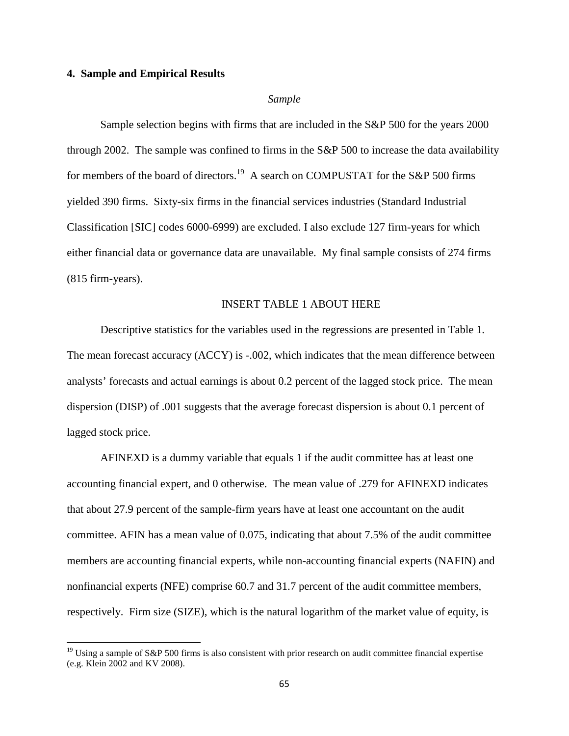## 4. Sample and Empirical Results

### *Sample*

Sample selection begins with firms that are included in the S&P 500 for the years 2000 through 2002. The sample was confined to firms in the S&P 500 to increase the data availability for members of the board of directors.[19] A search on COMPUSTAT for the S&P 500 firms yielded 390 firms. Sixty-six firms in the financial services industries (Standard Industrial Classification [SIC] codes 6000-6999) are excluded. I also exclude 127 firm-years for which either financial data or governance data are unavailable. My final sample consists of 274 firms (815 firm-years).

INSERT TABLE 1 ABOUT HERE

Descriptive statistics for the variables used in the regressions are presented in Table 1. The mean forecast accuracy (ACCY) is -.002, which indicates that the mean difference between analysts' forecasts and actual earnings is about 0.2 percent of the lagged stock price. The mean dispersion (DISP) of .001 suggests that the average forecast dispersion is about 0.1 percent of lagged stock price.

AFINEXD is a dummy variable that equals 1 if the audit committee has at least one accounting financial expert, and 0 otherwise. The mean value of .279 for AFINEXD indicates that about 27.9 percent of the sample-firm years have at least one accountant on the audit committee. AFIN has a mean value of 0.075, indicating that about 7.5% of the audit committee members are accounting financial experts, while non-accounting financial experts (NAFIN) and nonfinancial experts (NFE) comprise 60.7 and 31.7 percent of the audit committee members, respectively. Firm size (SIZE), which is the natural logarithm of the market value of equity, is

---

[19] Using a sample of S&P 500 firms is also consistent with prior research on audit committee financial expertise (e.g. Klein 2002 and KV 2008).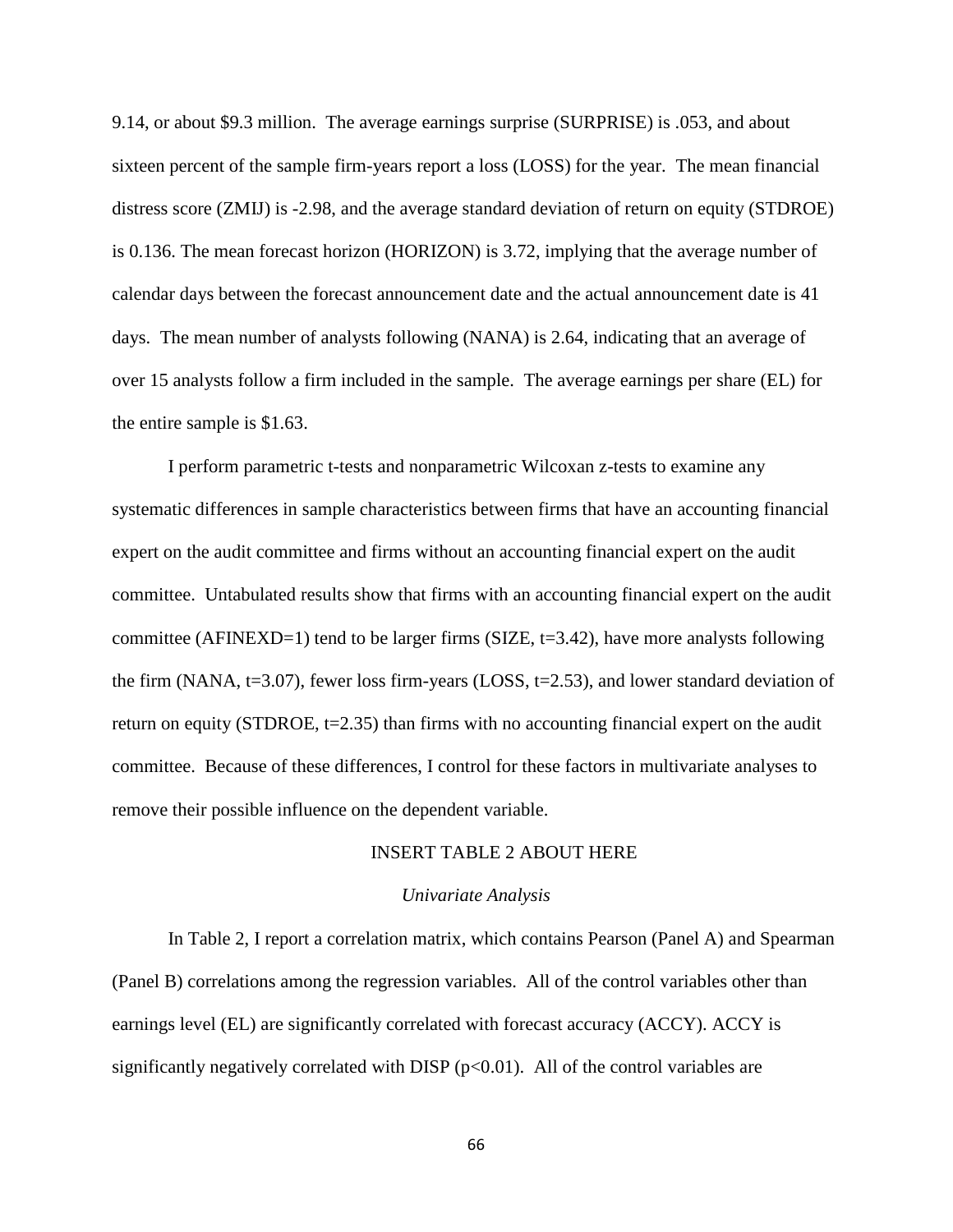9.14, or about \$9.3 million. The average earnings surprise (SURPRISE) is .053, and about sixteen percent of the sample firm-years report a loss (LOSS) for the year. The mean financial distress score (ZMIJ) is -2.98, and the average standard deviation of return on equity (STDROE) is 0.136. The mean forecast horizon (HORIZON) is 3.72, implying that the average number of calendar days between the forecast announcement date and the actual announcement date is 41 days. The mean number of analysts following (NANA) is 2.64, indicating that an average of over 15 analysts follow a firm included in the sample. The average earnings per share (EL) for the entire sample is \$1.63.

I perform parametric t-tests and nonparametric Wilcoxan z-tests to examine any systematic differences in sample characteristics between firms that have an accounting financial expert on the audit committee and firms without an accounting financial expert on the audit committee. Untabulated results show that firms with an accounting financial expert on the audit committee (AFINEXD=1) tend to be larger firms (SIZE, t=3.42), have more analysts following the firm (NANA, t=3.07), fewer loss firm-years (LOSS, t=2.53), and lower standard deviation of return on equity (STDROE, t=2.35) than firms with no accounting financial expert on the audit committee. Because of these differences, I control for these factors in multivariate analyses to remove their possible influence on the dependent variable.

INSERT TABLE 2 ABOUT HERE

*Univariate Analysis*

In Table 2, I report a correlation matrix, which contains Pearson (Panel A) and Spearman (Panel B) correlations among the regression variables. All of the control variables other than earnings level (EL) are significantly correlated with forecast accuracy (ACCY). ACCY is significantly negatively correlated with DISP ($p<0.01$). All of the control variables are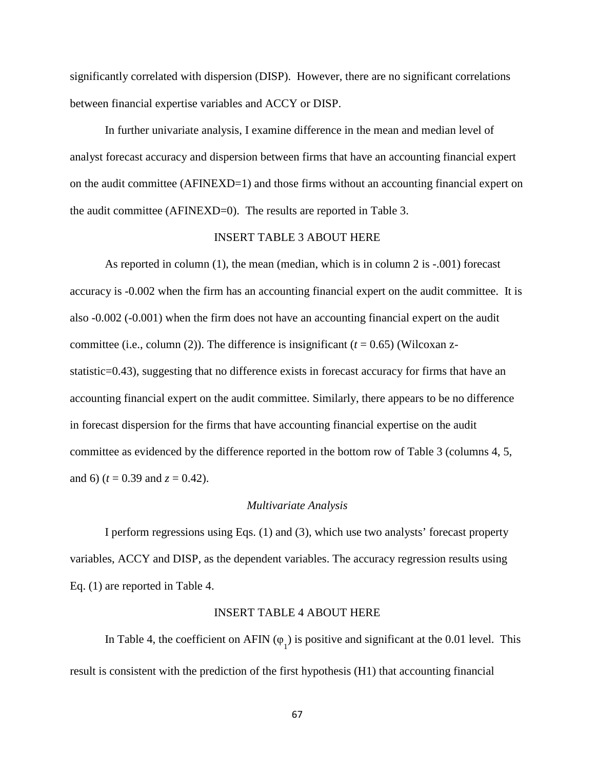significantly correlated with dispersion (DISP). However, there are no significant correlations between financial expertise variables and ACCY or DISP.

In further univariate analysis, I examine difference in the mean and median level of analyst forecast accuracy and dispersion between firms that have an accounting financial expert on the audit committee (AFINEXD=1) and those firms without an accounting financial expert on the audit committee (AFINEXD=0). The results are reported in Table 3.

INSERT TABLE 3 ABOUT HERE

As reported in column (1), the mean (median, which is in column 2 is -.001) forecast accuracy is -0.002 when the firm has an accounting financial expert on the audit committee. It is also -0.002 (-0.001) when the firm does not have an accounting financial expert on the audit committee (i.e., column (2)). The difference is insignificant ($t$ = 0.65) (Wilcoxan z-statistic=0.43), suggesting that no difference exists in forecast accuracy for firms that have an accounting financial expert on the audit committee. Similarly, there appears to be no difference in forecast dispersion for the firms that have accounting financial expertise on the audit committee as evidenced by the difference reported in the bottom row of Table 3 (columns 4, 5, and 6) ($t$ = 0.39 and $z$ = 0.42).

*Multivariate Analysis*

I perform regressions using Eqs. (1) and (3), which use two analysts' forecast property variables, ACCY and DISP, as the dependent variables. The accuracy regression results using Eq. (1) are reported in Table 4.

INSERT TABLE 4 ABOUT HERE

In Table 4, the coefficient on AFIN ($\varphi_1$) is positive and significant at the 0.01 level. This result is consistent with the prediction of the first hypothesis (H1) that accounting financial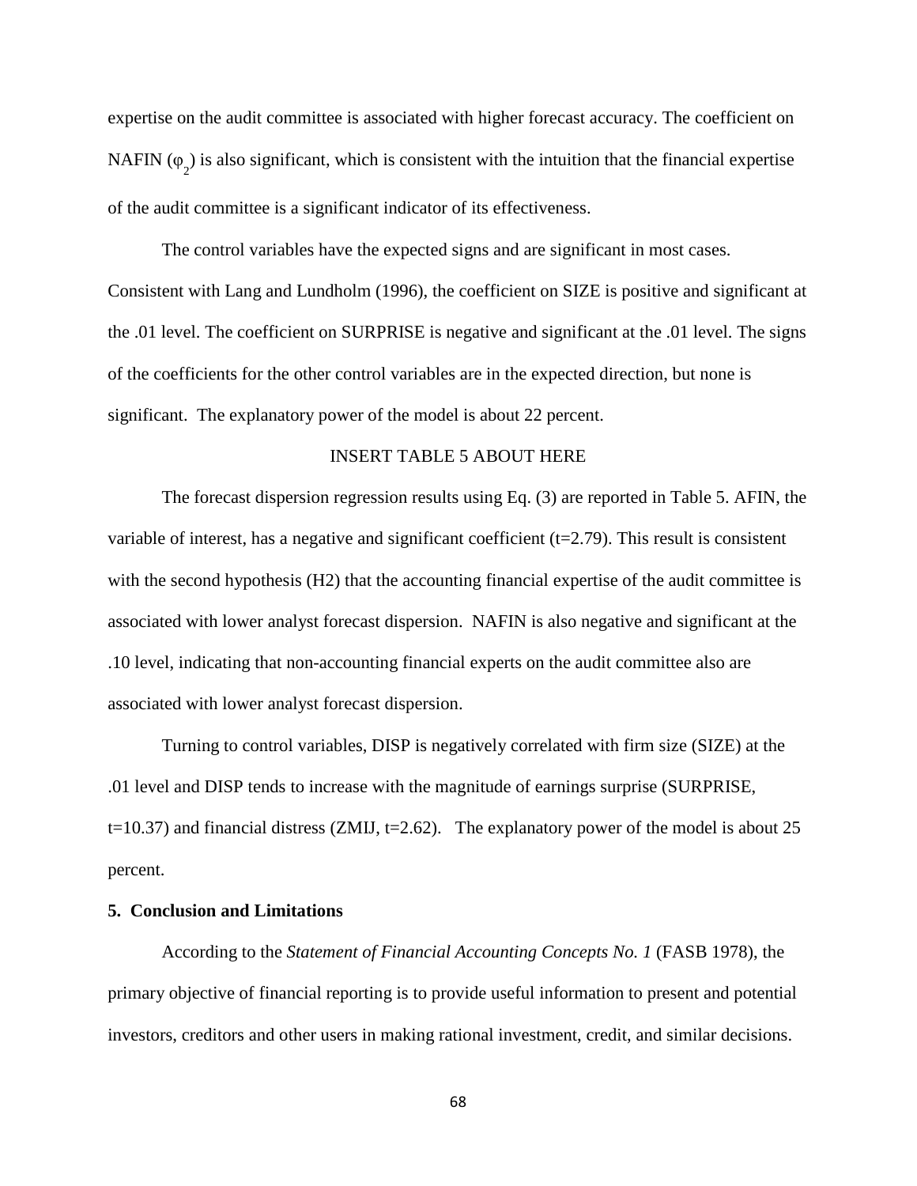expertise on the audit committee is associated with higher forecast accuracy. The coefficient on NAFIN ($\varphi_2$) is also significant, which is consistent with the intuition that the financial expertise of the audit committee is a significant indicator of its effectiveness.

The control variables have the expected signs and are significant in most cases. Consistent with Lang and Lundholm (1996), the coefficient on SIZE is positive and significant at the .01 level. The coefficient on SURPRISE is negative and significant at the .01 level. The signs of the coefficients for the other control variables are in the expected direction, but none is significant. The explanatory power of the model is about 22 percent.

INSERT TABLE 5 ABOUT HERE

The forecast dispersion regression results using Eq. (3) are reported in Table 5. AFIN, the variable of interest, has a negative and significant coefficient (t=2.79). This result is consistent with the second hypothesis (H2) that the accounting financial expertise of the audit committee is associated with lower analyst forecast dispersion. NAFIN is also negative and significant at the .10 level, indicating that non-accounting financial experts on the audit committee also are associated with lower analyst forecast dispersion.

Turning to control variables, DISP is negatively correlated with firm size (SIZE) at the .01 level and DISP tends to increase with the magnitude of earnings surprise (SURPRISE, t=10.37) and financial distress (ZMIJ, t=2.62). The explanatory power of the model is about 25 percent.

**5. Conclusion and Limitations**

According to the *Statement of Financial Accounting Concepts No. 1* (FASB 1978), the primary objective of financial reporting is to provide useful information to present and potential investors, creditors and other users in making rational investment, credit, and similar decisions.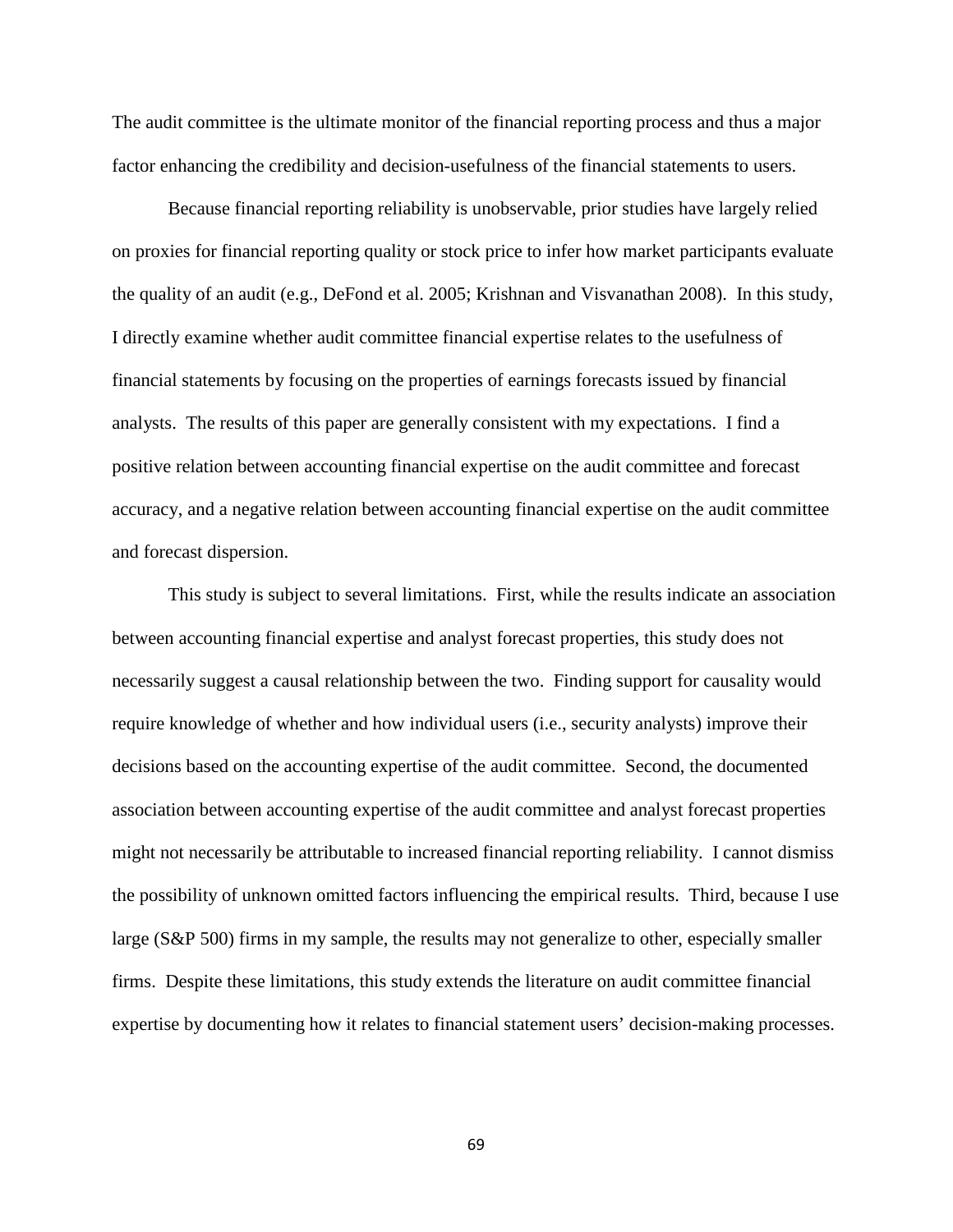The audit committee is the ultimate monitor of the financial reporting process and thus a major factor enhancing the credibility and decision-usefulness of the financial statements to users.

Because financial reporting reliability is unobservable, prior studies have largely relied on proxies for financial reporting quality or stock price to infer how market participants evaluate the quality of an audit (e.g., DeFond et al. 2005; Krishnan and Visvanathan 2008). In this study, I directly examine whether audit committee financial expertise relates to the usefulness of financial statements by focusing on the properties of earnings forecasts issued by financial analysts. The results of this paper are generally consistent with my expectations. I find a positive relation between accounting financial expertise on the audit committee and forecast accuracy, and a negative relation between accounting financial expertise on the audit committee and forecast dispersion.

This study is subject to several limitations. First, while the results indicate an association between accounting financial expertise and analyst forecast properties, this study does not necessarily suggest a causal relationship between the two. Finding support for causality would require knowledge of whether and how individual users (i.e., security analysts) improve their decisions based on the accounting expertise of the audit committee. Second, the documented association between accounting expertise of the audit committee and analyst forecast properties might not necessarily be attributable to increased financial reporting reliability. I cannot dismiss the possibility of unknown omitted factors influencing the empirical results. Third, because I use large (S&P 500) firms in my sample, the results may not generalize to other, especially smaller firms. Despite these limitations, this study extends the literature on audit committee financial expertise by documenting how it relates to financial statement users' decision-making processes.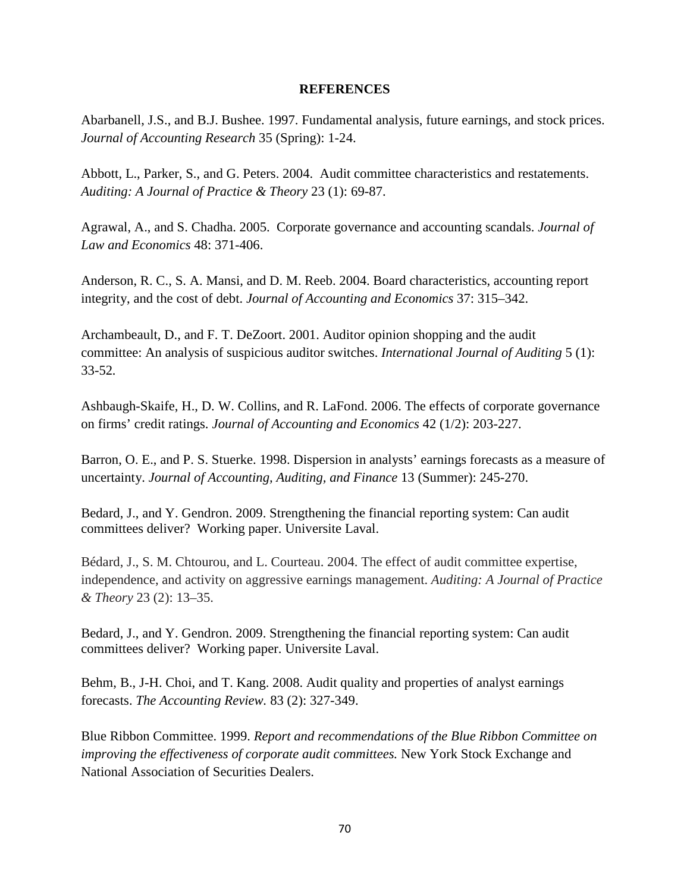## REFERENCES

Abarbanell, J.S., and B.J. Bushee. 1997. Fundamental analysis, future earnings, and stock prices. *Journal of Accounting Research* 35 (Spring): 1-24.

Abbott, L., Parker, S., and G. Peters. 2004. Audit committee characteristics and restatements. *Auditing: A Journal of Practice & Theory* 23 (1): 69-87.

Agrawal, A., and S. Chadha. 2005. Corporate governance and accounting scandals. *Journal of Law and Economics* 48: 371-406.

Anderson, R. C., S. A. Mansi, and D. M. Reeb. 2004. Board characteristics, accounting report integrity, and the cost of debt. *Journal of Accounting and Economics* 37: 315–342.

Archambeault, D., and F. T. DeZoort. 2001. Auditor opinion shopping and the audit committee: An analysis of suspicious auditor switches. *International Journal of Auditing* 5 (1): 33-52.

Ashbaugh-Skaife, H., D. W. Collins, and R. LaFond. 2006. The effects of corporate governance on firms' credit ratings. *Journal of Accounting and Economics* 42 (1/2): 203-227.

Barron, O. E., and P. S. Stuerke. 1998. Dispersion in analysts' earnings forecasts as a measure of uncertainty. *Journal of Accounting, Auditing, and Finance* 13 (Summer): 245-270.

Bedard, J., and Y. Gendron. 2009. Strengthening the financial reporting system: Can audit committees deliver? Working paper. Universite Laval.

Bédard, J., S. M. Chtourou, and L. Courteau. 2004. The effect of audit committee expertise, independence, and activity on aggressive earnings management. *Auditing: A Journal of Practice & Theory* 23 (2): 13–35.

Bedard, J., and Y. Gendron. 2009. Strengthening the financial reporting system: Can audit committees deliver? Working paper. Universite Laval.

Behm, B., J-H. Choi, and T. Kang. 2008. Audit quality and properties of analyst earnings forecasts. *The Accounting Review.* 83 (2): 327-349.

Blue Ribbon Committee. 1999. *Report and recommendations of the Blue Ribbon Committee on improving the effectiveness of corporate audit committees.* New York Stock Exchange and National Association of Securities Dealers.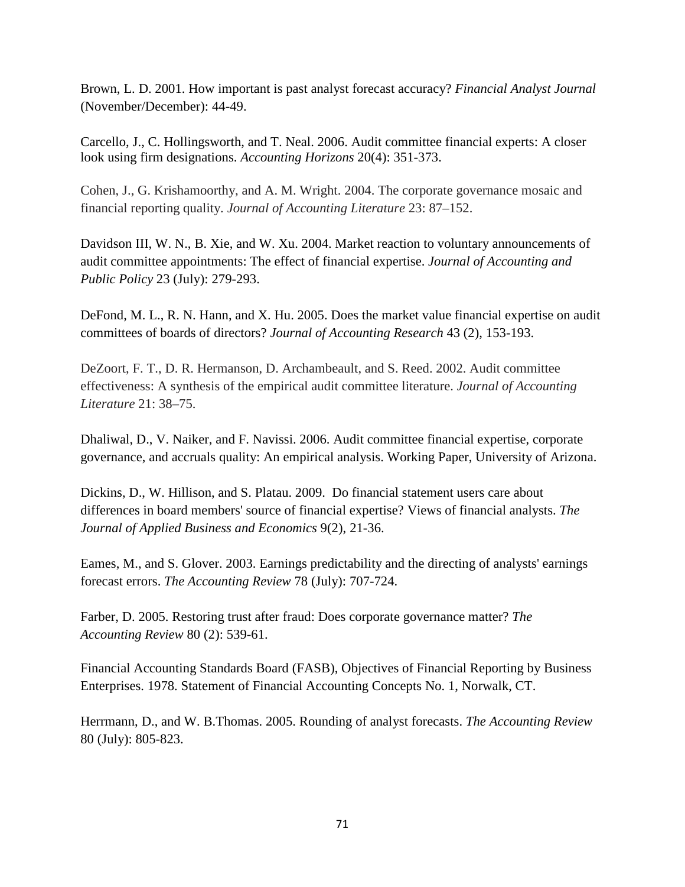Brown, L. D. 2001. How important is past analyst forecast accuracy? *Financial Analyst Journal* (November/December): 44-49.

Carcello, J., C. Hollingsworth, and T. Neal. 2006. Audit committee financial experts: A closer look using firm designations. *Accounting Horizons* 20(4): 351-373.

Cohen, J., G. Krishamoorthy, and A. M. Wright. 2004. The corporate governance mosaic and financial reporting quality. *Journal of Accounting Literature* 23: 87–152.

Davidson III, W. N., B. Xie, and W. Xu. 2004. Market reaction to voluntary announcements of audit committee appointments: The effect of financial expertise. *Journal of Accounting and Public Policy* 23 (July): 279-293.

DeFond, M. L., R. N. Hann, and X. Hu. 2005. Does the market value financial expertise on audit committees of boards of directors? *Journal of Accounting Research* 43 (2), 153-193.

DeZoort, F. T., D. R. Hermanson, D. Archambeault, and S. Reed. 2002. Audit committee effectiveness: A synthesis of the empirical audit committee literature. *Journal of Accounting Literature* 21: 38–75.

Dhaliwal, D., V. Naiker, and F. Navissi. 2006. Audit committee financial expertise, corporate governance, and accruals quality: An empirical analysis. Working Paper, University of Arizona.

Dickins, D., W. Hillison, and S. Platau. 2009. Do financial statement users care about differences in board members' source of financial expertise? Views of financial analysts. *The Journal of Applied Business and Economics* 9(2), 21-36.

Eames, M., and S. Glover. 2003. Earnings predictability and the directing of analysts' earnings forecast errors. *The Accounting Review* 78 (July): 707-724.

Farber, D. 2005. Restoring trust after fraud: Does corporate governance matter? *The Accounting Review* 80 (2): 539-61.

Financial Accounting Standards Board (FASB), Objectives of Financial Reporting by Business Enterprises. 1978. Statement of Financial Accounting Concepts No. 1, Norwalk, CT.

Herrmann, D., and W. B.Thomas. 2005. Rounding of analyst forecasts. *The Accounting Review* 80 (July): 805-823.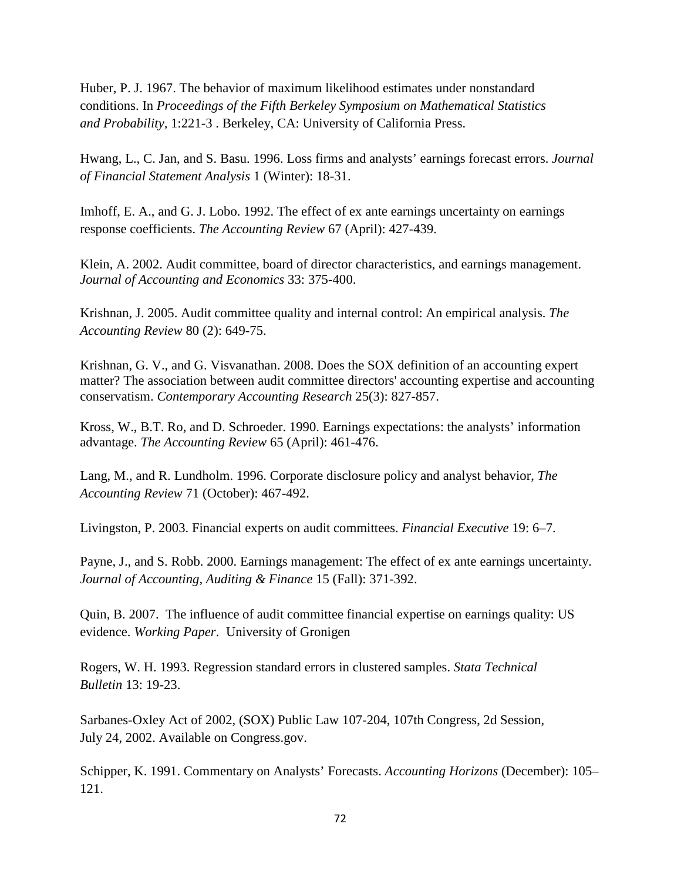Huber, P. J. 1967. The behavior of maximum likelihood estimates under nonstandard conditions. In *Proceedings of the Fifth Berkeley Symposium on Mathematical Statistics and Probability*, 1:221-3 . Berkeley, CA: University of California Press.

Hwang, L., C. Jan, and S. Basu. 1996. Loss firms and analysts' earnings forecast errors. *Journal of Financial Statement Analysis* 1 (Winter): 18-31.

Imhoff, E. A., and G. J. Lobo. 1992. The effect of ex ante earnings uncertainty on earnings response coefficients. *The Accounting Review* 67 (April): 427-439.

Klein, A. 2002. Audit committee, board of director characteristics, and earnings management. *Journal of Accounting and Economics* 33: 375-400.

Krishnan, J. 2005. Audit committee quality and internal control: An empirical analysis. *The Accounting Review* 80 (2): 649-75.

Krishnan, G. V., and G. Visvanathan. 2008. Does the SOX definition of an accounting expert matter? The association between audit committee directors' accounting expertise and accounting conservatism. *Contemporary Accounting Research* 25(3): 827-857.

Kross, W., B.T. Ro, and D. Schroeder. 1990. Earnings expectations: the analysts' information advantage. *The Accounting Review* 65 (April): 461-476.

Lang, M., and R. Lundholm. 1996. Corporate disclosure policy and analyst behavior, *The Accounting Review* 71 (October): 467-492.

Livingston, P. 2003. Financial experts on audit committees. *Financial Executive* 19: 6–7.

Payne, J., and S. Robb. 2000. Earnings management: The effect of ex ante earnings uncertainty. *Journal of Accounting, Auditing & Finance* 15 (Fall): 371-392.

Quin, B. 2007. The influence of audit committee financial expertise on earnings quality: US evidence. *Working Paper*. University of Gronigen

Rogers, W. H. 1993. Regression standard errors in clustered samples. *Stata Technical Bulletin* 13: 19-23.

Sarbanes-Oxley Act of 2002, (SOX) Public Law 107-204, 107th Congress, 2d Session, July 24, 2002. Available on Congress.gov.

Schipper, K. 1991. Commentary on Analysts' Forecasts. *Accounting Horizons* (December): 105–121.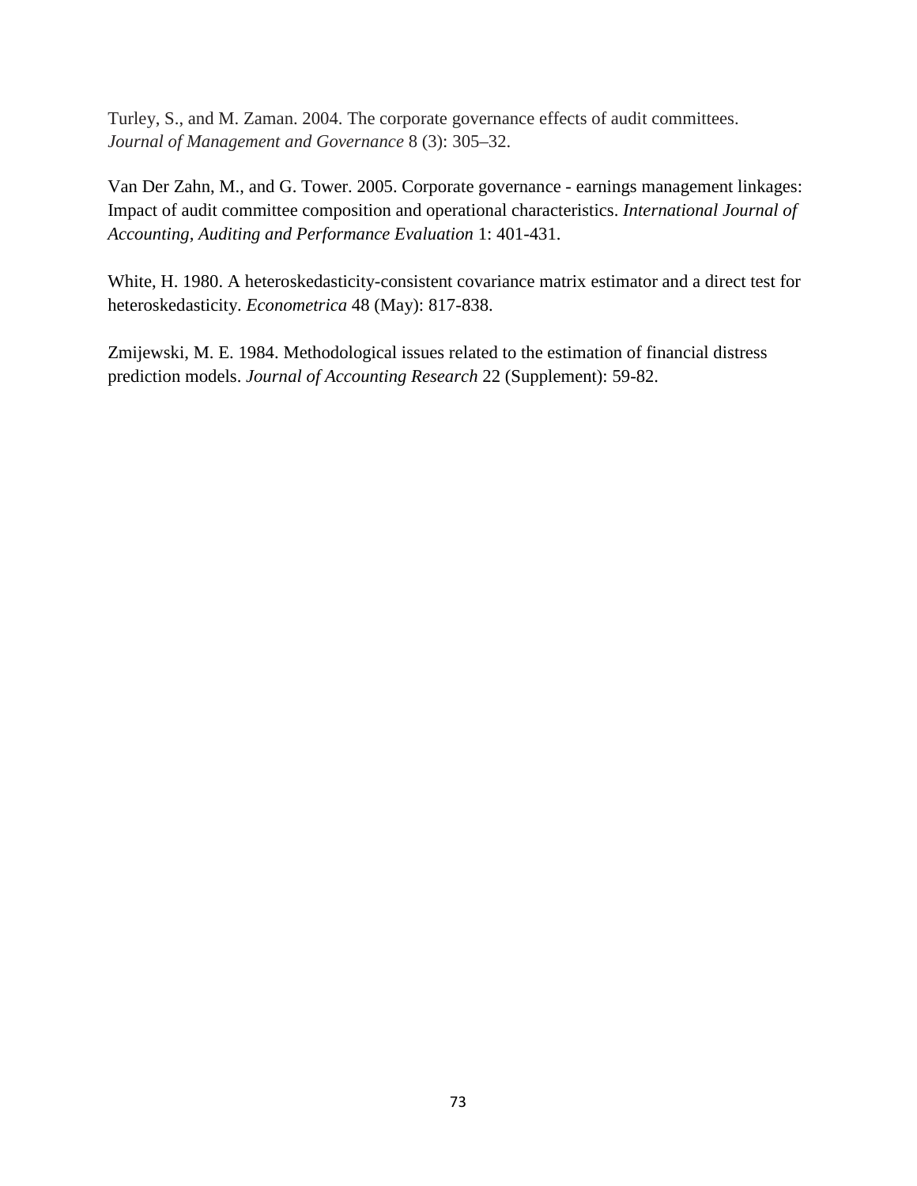Turley, S., and M. Zaman. 2004. The corporate governance effects of audit committees. *Journal of Management and Governance* 8 (3): 305–32.

Van Der Zahn, M., and G. Tower. 2005. Corporate governance - earnings management linkages: Impact of audit committee composition and operational characteristics. *International Journal of Accounting, Auditing and Performance Evaluation* 1: 401-431.

White, H. 1980. A heteroskedasticity-consistent covariance matrix estimator and a direct test for heteroskedasticity. *Econometrica* 48 (May): 817-838.

Zmijewski, M. E. 1984. Methodological issues related to the estimation of financial distress prediction models. *Journal of Accounting Research* 22 (Supplement): 59-82.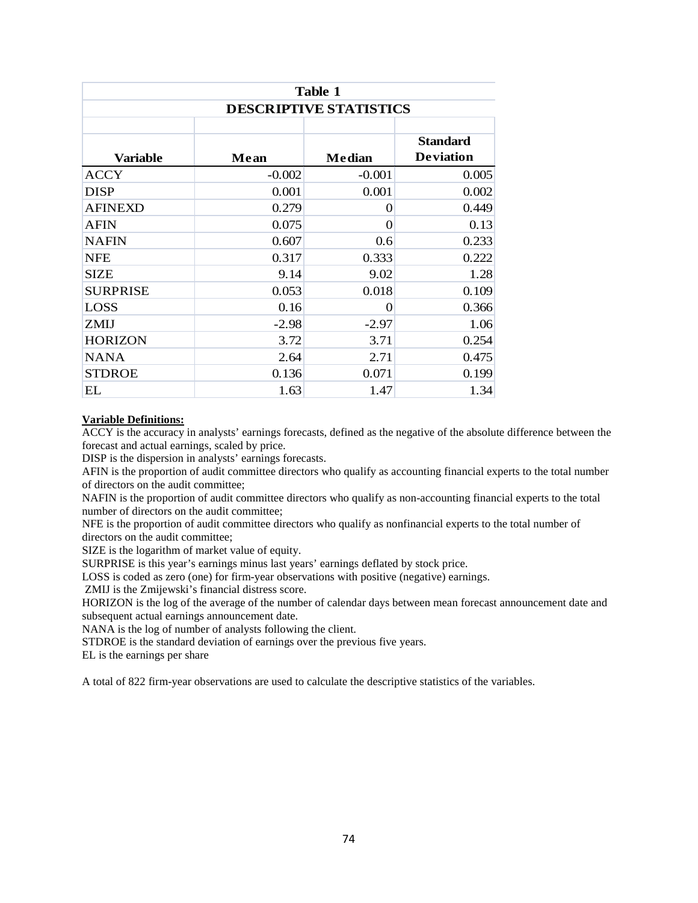**Table 1**

**DESCRIPTIVE STATISTICS**

| Variable | Mean | Median | Standard Deviation |
|---|---|---|---|
| ACCY | -0.002 | -0.001 | 0.005 |
| DISP | 0.001 | 0.001 | 0.002 |
| AFINEXD | 0.279 | 0 | 0.449 |
| AFIN | 0.075 | 0 | 0.13 |
| NAFIN | 0.607 | 0.6 | 0.233 |
| NFE | 0.317 | 0.333 | 0.222 |
| SIZE | 9.14 | 9.02 | 1.28 |
| SURPRISE | 0.053 | 0.018 | 0.109 |
| LOSS | 0.16 | 0 | 0.366 |
| ZMIJ | -2.98 | -2.97 | 1.06 |
| HORIZON | 3.72 | 3.71 | 0.254 |
| NANA | 2.64 | 2.71 | 0.475 |
| STDROE | 0.136 | 0.071 | 0.199 |
| EL | 1.63 | 1.47 | 1.34 |

**Variable Definitions:**

ACCY is the accuracy in analysts' earnings forecasts, defined as the negative of the absolute difference between the forecast and actual earnings, scaled by price.
DISP is the dispersion in analysts' earnings forecasts.
AFIN is the proportion of audit committee directors who qualify as accounting financial experts to the total number of directors on the audit committee;
NAFIN is the proportion of audit committee directors who qualify as non-accounting financial experts to the total number of directors on the audit committee;
NFE is the proportion of audit committee directors who qualify as nonfinancial experts to the total number of directors on the audit committee;
SIZE is the logarithm of market value of equity.
SURPRISE is this year's earnings minus last years' earnings deflated by stock price.
LOSS is coded as zero (one) for firm-year observations with positive (negative) earnings.
ZMIJ is the Zmijewski's financial distress score.
HORIZON is the log of the average of the number of calendar days between mean forecast announcement date and subsequent actual earnings announcement date.
NANA is the log of number of analysts following the client.
STDROE is the standard deviation of earnings over the previous five years.
EL is the earnings per share

A total of 822 firm-year observations are used to calculate the descriptive statistics of the variables.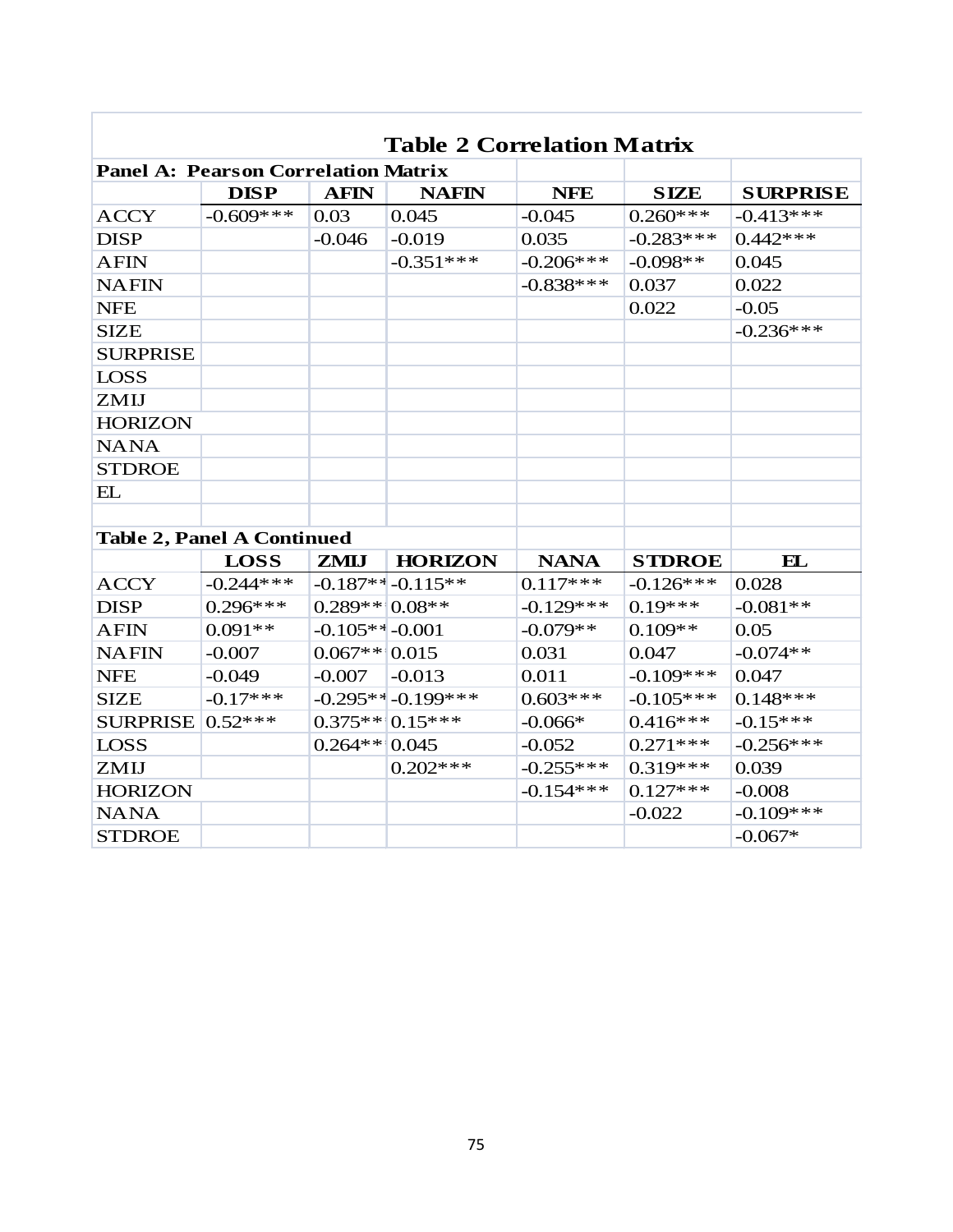## Table 2 Correlation Matrix

**Panel A: Pearson Correlation Matrix**

| | DISP | AFIN | NAFIN | NFE | SIZE | SURPRISE |
|---|---|---|---|---|---|---|
| ACCY | -0.609*** | 0.03 | 0.045 | -0.045 | 0.260*** | -0.413*** |
| DISP | | -0.046 | -0.019 | 0.035 | -0.283*** | 0.442*** |
| AFIN | | | -0.351*** | -0.206*** | -0.098** | 0.045 |
| NAFIN | | | | -0.838*** | 0.037 | 0.022 |
| NFE | | | | | 0.022 | -0.05 |
| SIZE | | | | | | -0.236*** |
| SURPRISE | | | | | | |
| LOSS | | | | | | |
| ZMIJ | | | | | | |
| HORIZON | | | | | | |
| NANA | | | | | | |
| STDROE | | | | | | |
| EL | | | | | | |

**Table 2, Panel A Continued**

| | LOSS | ZMIJ | HORIZON | NANA | STDROE | EL |
|---|---|---|---|---|---|---|
| ACCY | -0.244*** | -0.187** | -0.115** | 0.117*** | -0.126*** | 0.028 |
| DISP | 0.296*** | 0.289** | 0.08** | -0.129*** | 0.19*** | -0.081** |
| AFIN | 0.091** | -0.105** | -0.001 | -0.079** | 0.109** | 0.05 |
| NAFIN | -0.007 | 0.067** | 0.015 | 0.031 | 0.047 | -0.074** |
| NFE | -0.049 | -0.007 | -0.013 | 0.011 | -0.109*** | 0.047 |
| SIZE | -0.17*** | -0.295** | -0.199*** | 0.603*** | -0.105*** | 0.148*** |
| SURPRISE | 0.52*** | 0.375** | 0.15*** | -0.066* | 0.416*** | -0.15*** |
| LOSS | | 0.264** | 0.045 | -0.052 | 0.271*** | -0.256*** |
| ZMIJ | | | 0.202*** | -0.255*** | 0.319*** | 0.039 |
| HORIZON | | | | -0.154*** | 0.127*** | -0.008 |
| NANA | | | | | -0.022 | -0.109*** |
| STDROE | | | | | | -0.067* |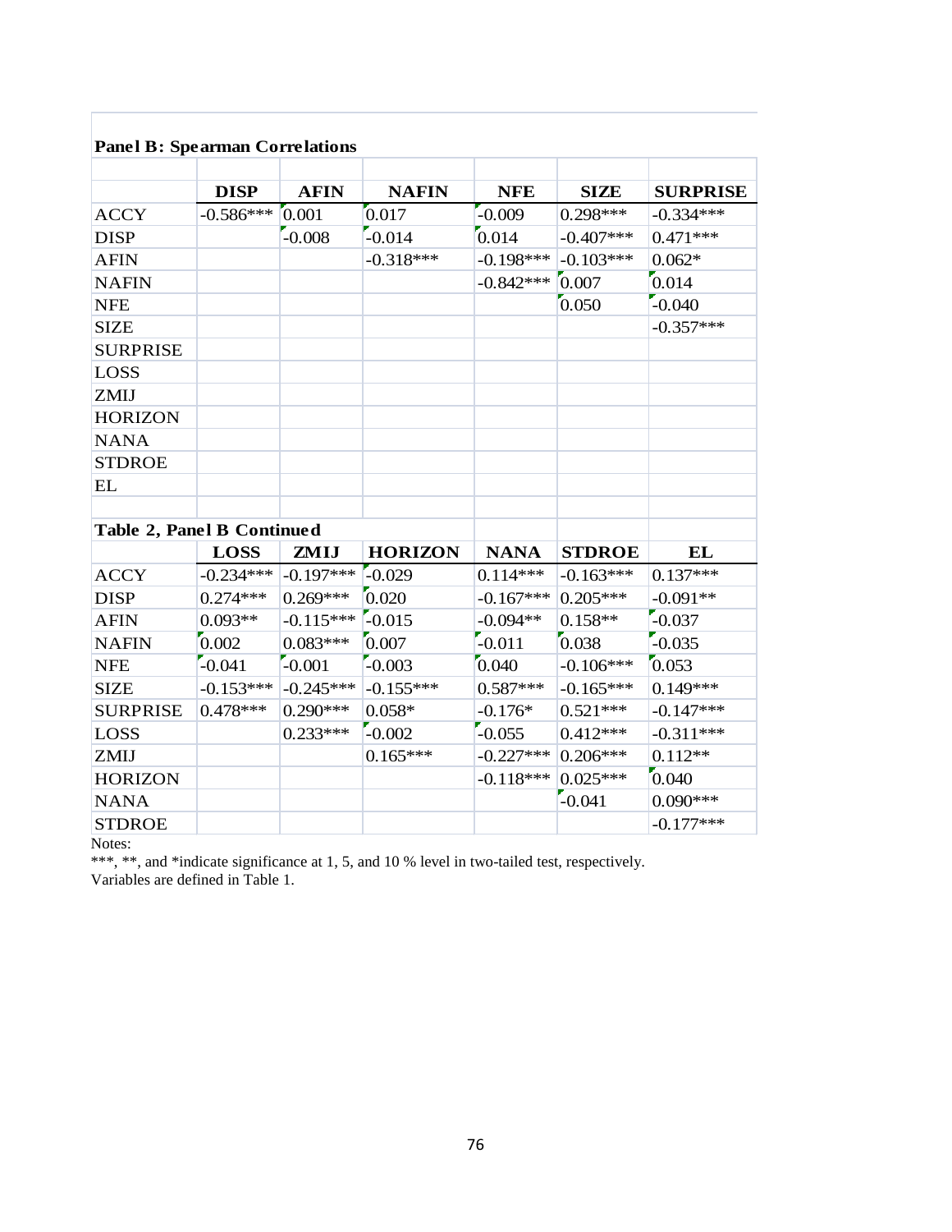**Panel B: Spearman Correlations**

| | DISP | AFIN | NAFIN | NFE | SIZE | SURPRISE |
|---|---|---|---|---|---|---|
| ACCY | -0.586*** | 0.001 | 0.017 | -0.009 | 0.298*** | -0.334*** |
| DISP | | -0.008 | -0.014 | 0.014 | -0.407*** | 0.471*** |
| AFIN | | | -0.318*** | -0.198*** | -0.103*** | 0.062* |
| NAFIN | | | | -0.842*** | 0.007 | 0.014 |
| NFE | | | | | 0.050 | -0.040 |
| SIZE | | | | | | -0.357*** |
| SURPRISE | | | | | | |
| LOSS | | | | | | |
| ZMIJ | | | | | | |
| HORIZON | | | | | | |
| NANA | | | | | | |
| STDROE | | | | | | |
| EL | | | | | | |

**Table 2, Panel B Continued**

| | LOSS | ZMIJ | HORIZON | NANA | STDROE | EL |
|---|---|---|---|---|---|---|
| ACCY | -0.234*** | -0.197*** | -0.029 | 0.114*** | -0.163*** | 0.137*** |
| DISP | 0.274*** | 0.269*** | 0.020 | -0.167*** | 0.205*** | -0.091** |
| AFIN | 0.093** | -0.115*** | -0.015 | -0.094** | 0.158** | -0.037 |
| NAFIN | 0.002 | 0.083*** | 0.007 | -0.011 | 0.038 | -0.035 |
| NFE | -0.041 | -0.001 | -0.003 | 0.040 | -0.106*** | 0.053 |
| SIZE | -0.153*** | -0.245*** | -0.155*** | 0.587*** | -0.165*** | 0.149*** |
| SURPRISE | 0.478*** | 0.290*** | 0.058* | -0.176* | 0.521*** | -0.147*** |
| LOSS | | 0.233*** | -0.002 | -0.055 | 0.412*** | -0.311*** |
| ZMIJ | | | 0.165*** | -0.227*** | 0.206*** | 0.112** |
| HORIZON | | | | -0.118*** | 0.025*** | 0.040 |
| NANA | | | | | -0.041 | 0.090*** |
| STDROE | | | | | | -0.177*** |

Notes:

***, **, and *indicate significance at 1, 5, and 10 % level in two-tailed test, respectively.

Variables are defined in Table 1.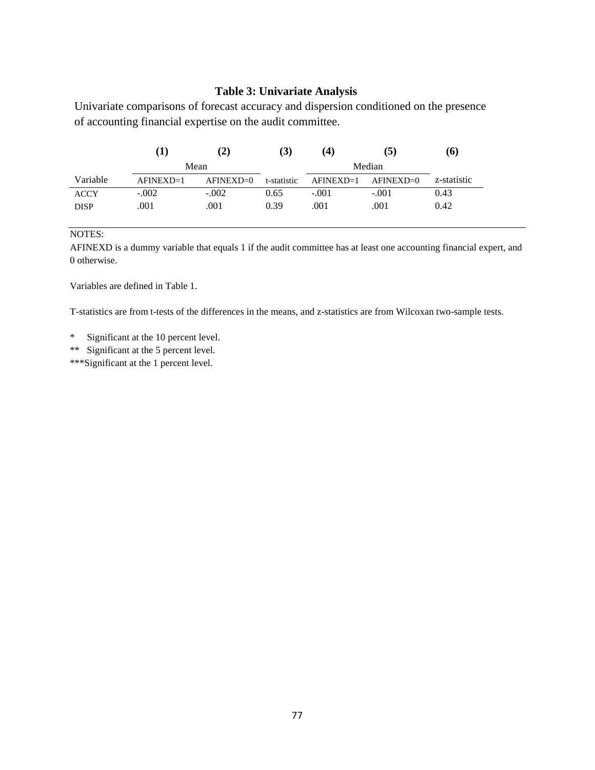### Table 3: Univariate Analysis

Univariate comparisons of forecast accuracy and dispersion conditioned on the presence of accounting financial expertise on the audit committee.

| | (1) | (2) | (3) | (4) | (5) | (6) |
|---|---|---|---|---|---|---|
| | Mean | | | Median | | |
| Variable | AFINEXD=1 | AFINEXD=0 | t-statistic | AFINEXD=1 | AFINEXD=0 | z-statistic |
| ACCY | -.002 | -.002 | 0.65 | -.001 | -.001 | 0.43 |
| DISP | .001 | .001 | 0.39 | .001 | .001 | 0.42 |

NOTES:

AFINEXD is a dummy variable that equals 1 if the audit committee has at least one accounting financial expert, and 0 otherwise.

Variables are defined in Table 1.

T-statistics are from t-tests of the differences in the means, and z-statistics are from Wilcoxan two-sample tests.

\* Significant at the 10 percent level.
\*\* Significant at the 5 percent level.
\*\*\*Significant at the 1 percent level.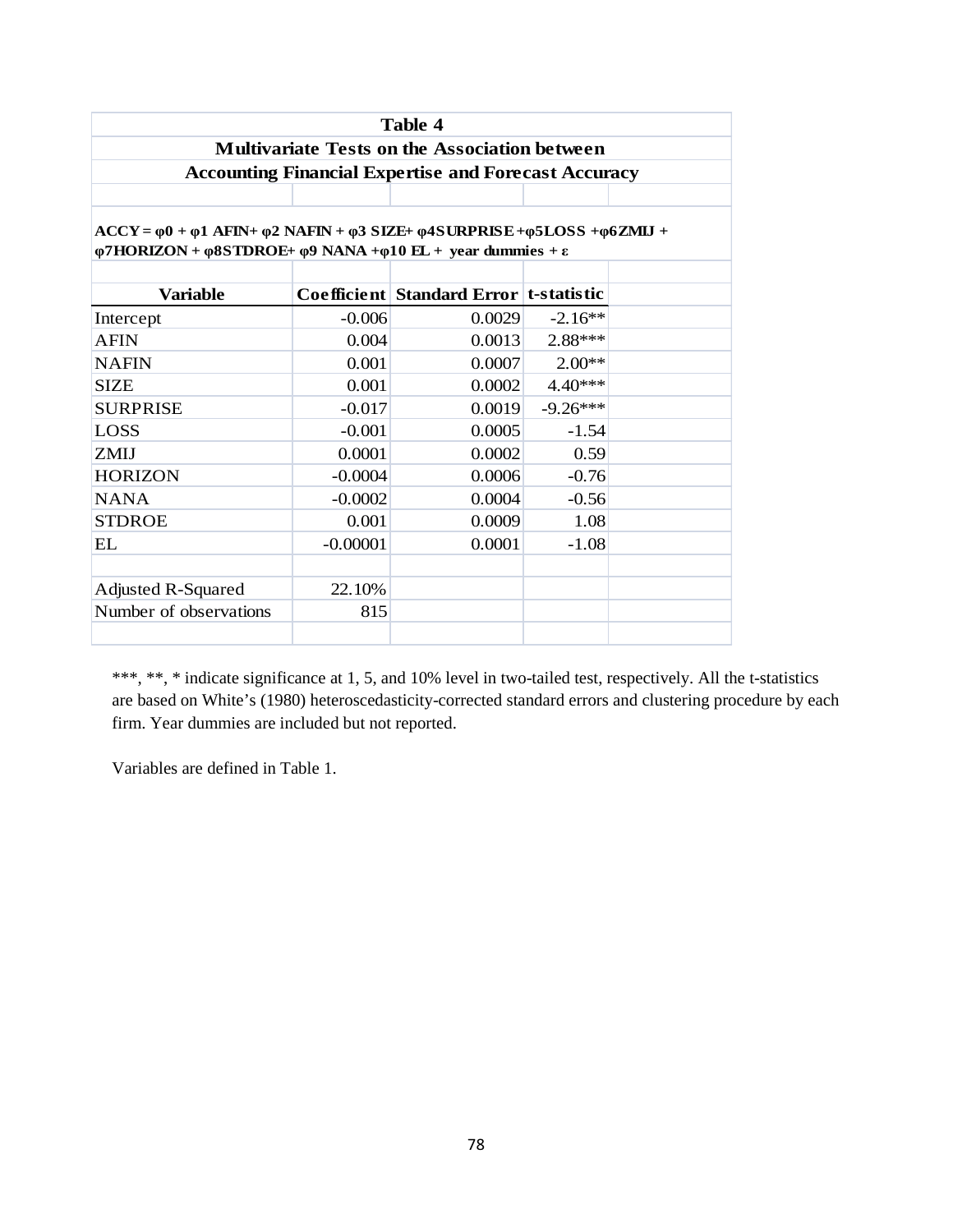**Table 4**

**Multivariate Tests on the Association between Accounting Financial Expertise and Forecast Accuracy**

$$ACCY = \varphi 0 + \varphi 1\ AFIN + \varphi 2\ NAFIN + \varphi 3\ SIZE + \varphi 4 SURPRISE + \varphi 5 LOSS + \varphi 6 ZMIJ + \varphi 7 HORIZON + \varphi 8 STDROE + \varphi 9\ NANA + \varphi 10\ EL + \text{year dummies} + \varepsilon$$

| Variable | Coefficient | Standard Error | t-statistic |
|---|---|---|---|
| Intercept | -0.006 | 0.0029 | -2.16** |
| AFIN | 0.004 | 0.0013 | 2.88*** |
| NAFIN | 0.001 | 0.0007 | 2.00** |
| SIZE | 0.001 | 0.0002 | 4.40*** |
| SURPRISE | -0.017 | 0.0019 | -9.26*** |
| LOSS | -0.001 | 0.0005 | -1.54 |
| ZMIJ | 0.0001 | 0.0002 | 0.59 |
| HORIZON | -0.0004 | 0.0006 | -0.76 |
| NANA | -0.0002 | 0.0004 | -0.56 |
| STDROE | 0.001 | 0.0009 | 1.08 |
| EL | -0.00001 | 0.0001 | -1.08 |
| | | | |
| Adjusted R-Squared | 22.10% | | |
| Number of observations | 815 | | |

***, **, * indicate significance at 1, 5, and 10% level in two-tailed test, respectively. All the t-statistics are based on White's (1980) heteroscedasticity-corrected standard errors and clustering procedure by each firm. Year dummies are included but not reported.

Variables are defined in Table 1.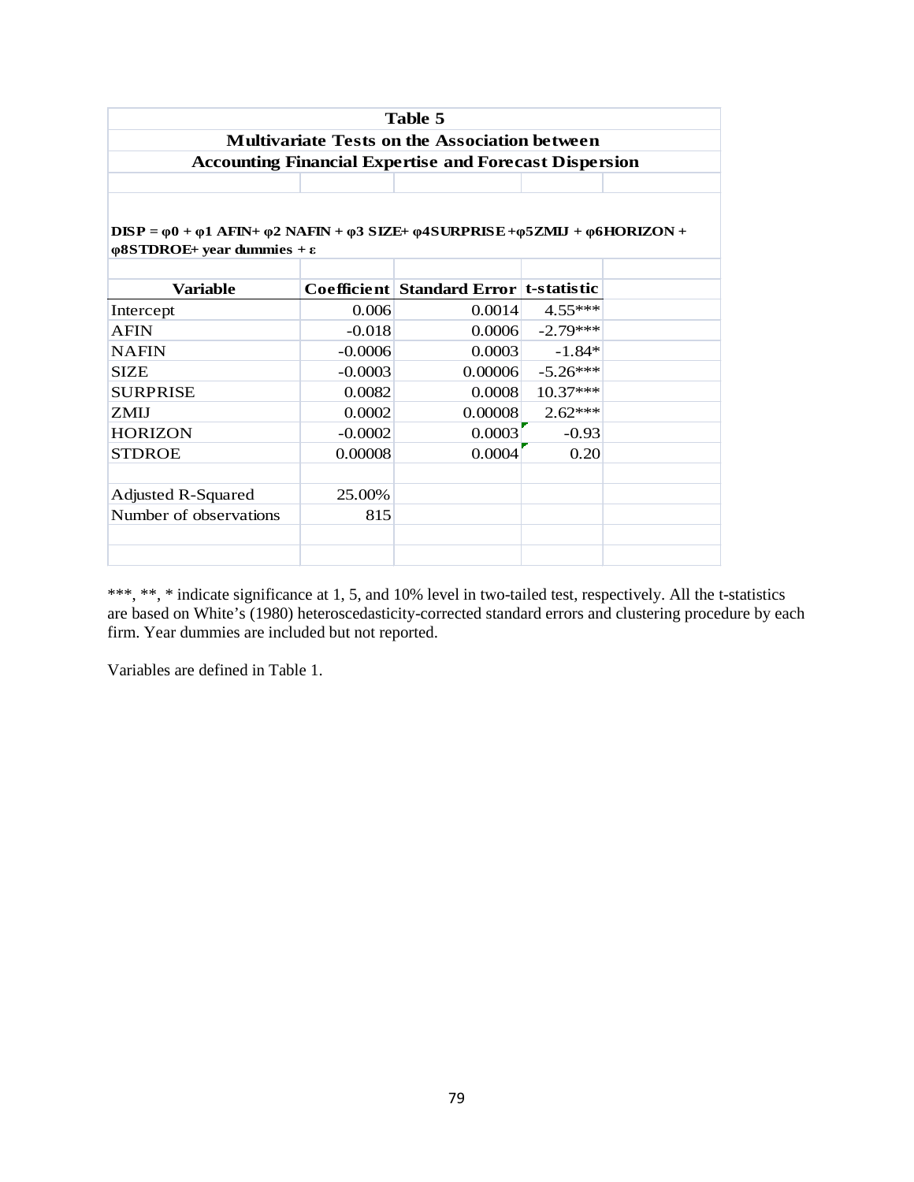**Table 5**

**Multivariate Tests on the Association between Accounting Financial Expertise and Forecast Dispersion**

$$DISP = \varphi0 + \varphi1\ AFIN + \varphi2\ NAFIN + \varphi3\ SIZE + \varphi4 SURPRISE + \varphi5 ZMIJ + \varphi6 HORIZON + \varphi8 STDROE + \text{year dummies} + \varepsilon$$

| Variable | Coefficient | Standard Error | t-statistic |
|---|---|---|---|
| Intercept | 0.006 | 0.0014 | 4.55*** |
| AFIN | -0.018 | 0.0006 | -2.79*** |
| NAFIN | -0.0006 | 0.0003 | -1.84* |
| SIZE | -0.0003 | 0.00006 | -5.26*** |
| SURPRISE | 0.0082 | 0.0008 | 10.37*** |
| ZMIJ | 0.0002 | 0.00008 | 2.62*** |
| HORIZON | -0.0002 | 0.0003 | -0.93 |
| STDROE | 0.00008 | 0.0004 | 0.20 |
| | | | |
| Adjusted R-Squared | 25.00% | | |
| Number of observations | 815 | | |

***, **, * indicate significance at 1, 5, and 10% level in two-tailed test, respectively. All the t-statistics are based on White's (1980) heteroscedasticity-corrected standard errors and clustering procedure by each firm. Year dummies are included but not reported.

Variables are defined in Table 1.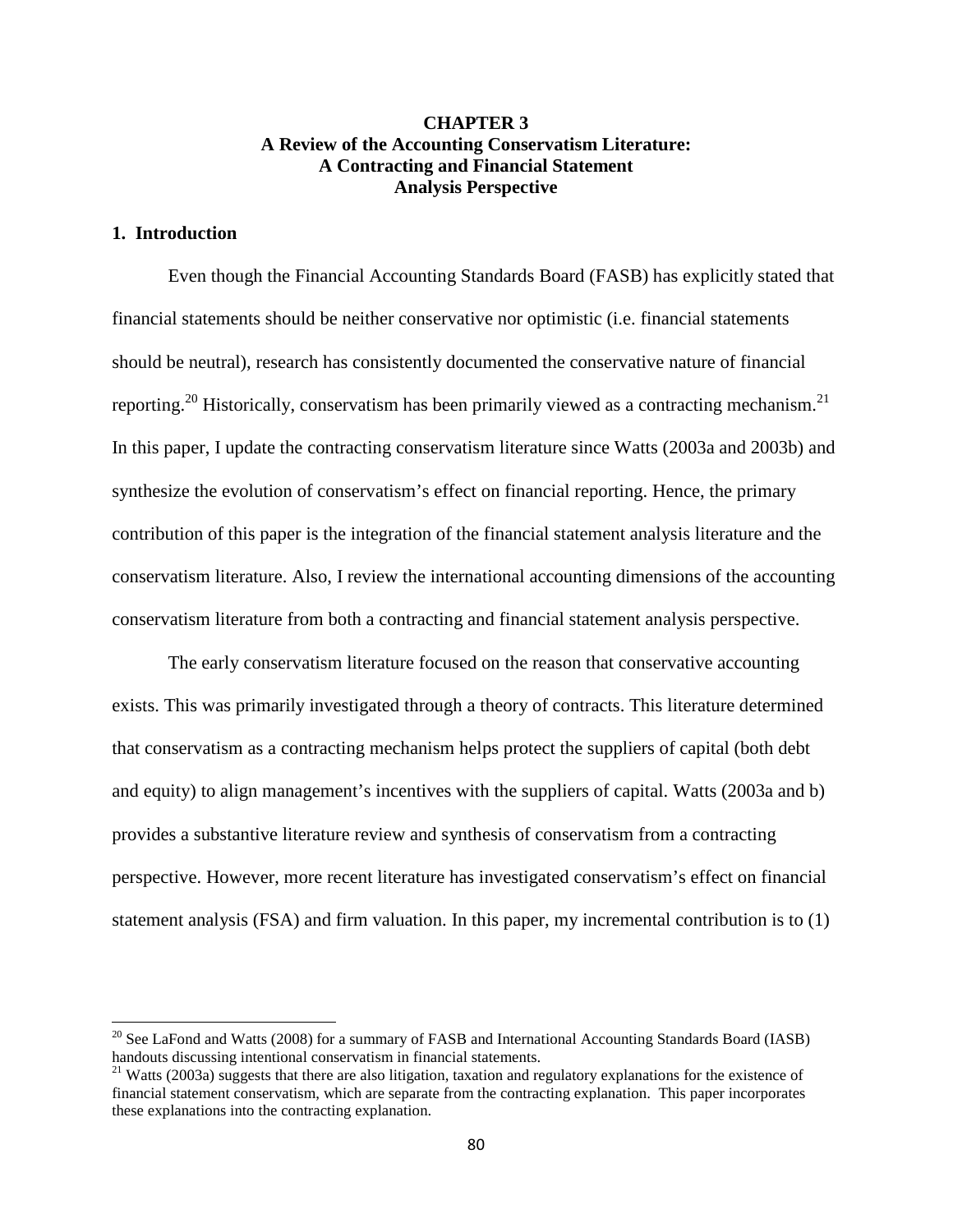# CHAPTER 3
# A Review of the Accounting Conservatism Literature: A Contracting and Financial Statement Analysis Perspective

## 1. Introduction

Even though the Financial Accounting Standards Board (FASB) has explicitly stated that financial statements should be neither conservative nor optimistic (i.e. financial statements should be neutral), research has consistently documented the conservative nature of financial reporting.[20] Historically, conservatism has been primarily viewed as a contracting mechanism.[21] In this paper, I update the contracting conservatism literature since Watts (2003a and 2003b) and synthesize the evolution of conservatism's effect on financial reporting. Hence, the primary contribution of this paper is the integration of the financial statement analysis literature and the conservatism literature. Also, I review the international accounting dimensions of the accounting conservatism literature from both a contracting and financial statement analysis perspective.

The early conservatism literature focused on the reason that conservative accounting exists. This was primarily investigated through a theory of contracts. This literature determined that conservatism as a contracting mechanism helps protect the suppliers of capital (both debt and equity) to align management's incentives with the suppliers of capital. Watts (2003a and b) provides a substantive literature review and synthesis of conservatism from a contracting perspective. However, more recent literature has investigated conservatism's effect on financial statement analysis (FSA) and firm valuation. In this paper, my incremental contribution is to (1)

---

[20] See LaFond and Watts (2008) for a summary of FASB and International Accounting Standards Board (IASB) handouts discussing intentional conservatism in financial statements.

[21] Watts (2003a) suggests that there are also litigation, taxation and regulatory explanations for the existence of financial statement conservatism, which are separate from the contracting explanation. This paper incorporates these explanations into the contracting explanation.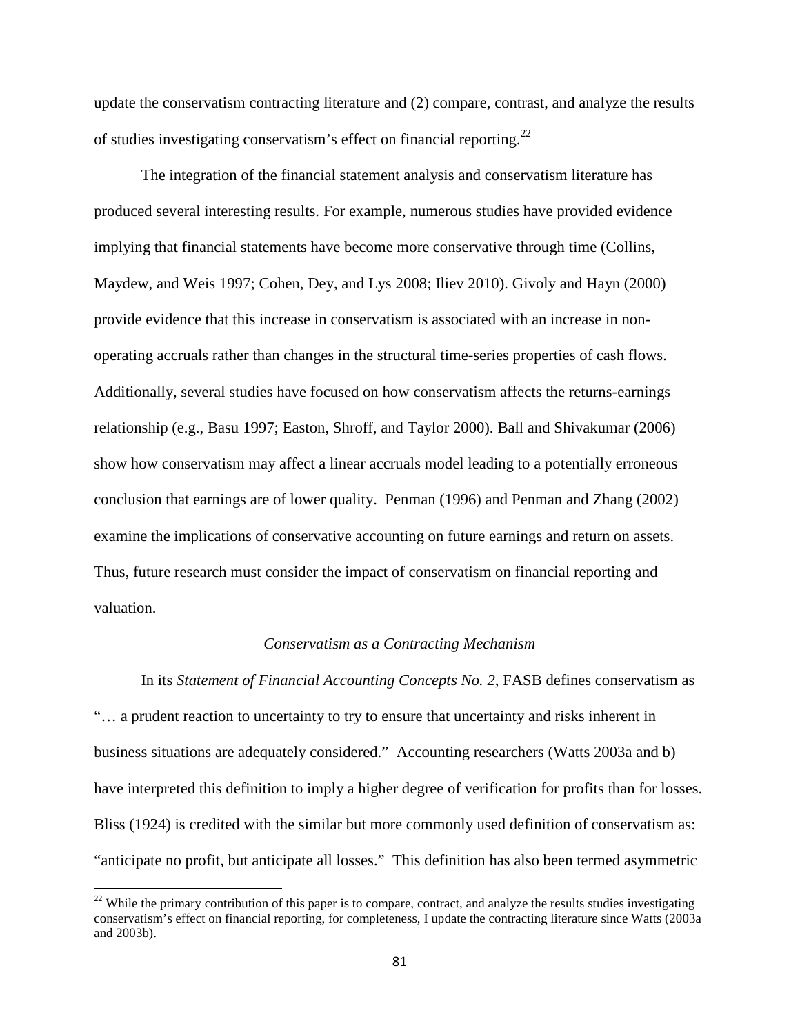update the conservatism contracting literature and (2) compare, contrast, and analyze the results of studies investigating conservatism's effect on financial reporting.[22]

The integration of the financial statement analysis and conservatism literature has produced several interesting results. For example, numerous studies have provided evidence implying that financial statements have become more conservative through time (Collins, Maydew, and Weis 1997; Cohen, Dey, and Lys 2008; Iliev 2010). Givoly and Hayn (2000) provide evidence that this increase in conservatism is associated with an increase in non-operating accruals rather than changes in the structural time-series properties of cash flows. Additionally, several studies have focused on how conservatism affects the returns-earnings relationship (e.g., Basu 1997; Easton, Shroff, and Taylor 2000). Ball and Shivakumar (2006) show how conservatism may affect a linear accruals model leading to a potentially erroneous conclusion that earnings are of lower quality. Penman (1996) and Penman and Zhang (2002) examine the implications of conservative accounting on future earnings and return on assets. Thus, future research must consider the impact of conservatism on financial reporting and valuation.

### *Conservatism as a Contracting Mechanism*

In its *Statement of Financial Accounting Concepts No. 2*, FASB defines conservatism as "… a prudent reaction to uncertainty to try to ensure that uncertainty and risks inherent in business situations are adequately considered." Accounting researchers (Watts 2003a and b) have interpreted this definition to imply a higher degree of verification for profits than for losses. Bliss (1924) is credited with the similar but more commonly used definition of conservatism as: "anticipate no profit, but anticipate all losses." This definition has also been termed asymmetric

---

[22] While the primary contribution of this paper is to compare, contract, and analyze the results studies investigating conservatism's effect on financial reporting, for completeness, I update the contracting literature since Watts (2003a and 2003b).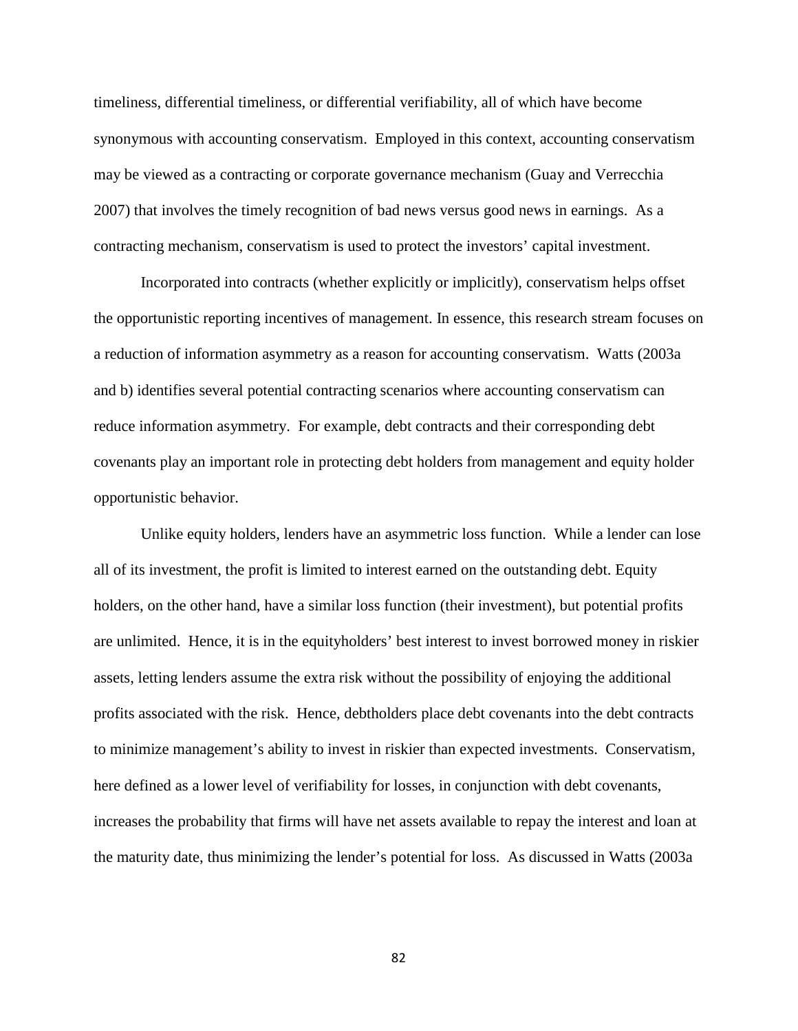timeliness, differential timeliness, or differential verifiability, all of which have become synonymous with accounting conservatism. Employed in this context, accounting conservatism may be viewed as a contracting or corporate governance mechanism (Guay and Verrecchia 2007) that involves the timely recognition of bad news versus good news in earnings. As a contracting mechanism, conservatism is used to protect the investors' capital investment.

Incorporated into contracts (whether explicitly or implicitly), conservatism helps offset the opportunistic reporting incentives of management. In essence, this research stream focuses on a reduction of information asymmetry as a reason for accounting conservatism. Watts (2003a and b) identifies several potential contracting scenarios where accounting conservatism can reduce information asymmetry. For example, debt contracts and their corresponding debt covenants play an important role in protecting debt holders from management and equity holder opportunistic behavior.

Unlike equity holders, lenders have an asymmetric loss function. While a lender can lose all of its investment, the profit is limited to interest earned on the outstanding debt. Equity holders, on the other hand, have a similar loss function (their investment), but potential profits are unlimited. Hence, it is in the equityholders' best interest to invest borrowed money in riskier assets, letting lenders assume the extra risk without the possibility of enjoying the additional profits associated with the risk. Hence, debtholders place debt covenants into the debt contracts to minimize management's ability to invest in riskier than expected investments. Conservatism, here defined as a lower level of verifiability for losses, in conjunction with debt covenants, increases the probability that firms will have net assets available to repay the interest and loan at the maturity date, thus minimizing the lender's potential for loss. As discussed in Watts (2003a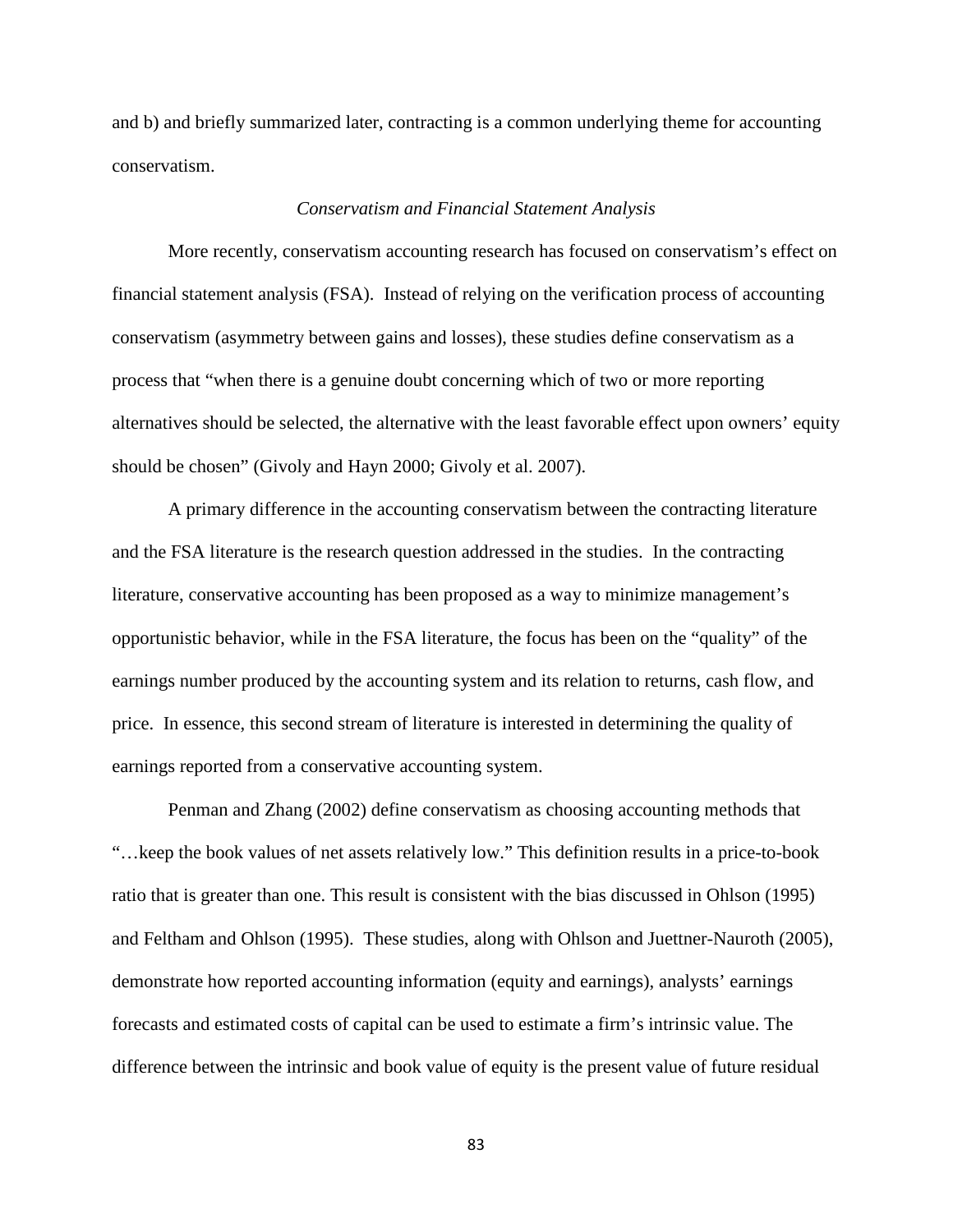and b) and briefly summarized later, contracting is a common underlying theme for accounting conservatism.

### *Conservatism and Financial Statement Analysis*

More recently, conservatism accounting research has focused on conservatism's effect on financial statement analysis (FSA). Instead of relying on the verification process of accounting conservatism (asymmetry between gains and losses), these studies define conservatism as a process that "when there is a genuine doubt concerning which of two or more reporting alternatives should be selected, the alternative with the least favorable effect upon owners' equity should be chosen" (Givoly and Hayn 2000; Givoly et al. 2007).

A primary difference in the accounting conservatism between the contracting literature and the FSA literature is the research question addressed in the studies. In the contracting literature, conservative accounting has been proposed as a way to minimize management's opportunistic behavior, while in the FSA literature, the focus has been on the "quality" of the earnings number produced by the accounting system and its relation to returns, cash flow, and price. In essence, this second stream of literature is interested in determining the quality of earnings reported from a conservative accounting system.

Penman and Zhang (2002) define conservatism as choosing accounting methods that "…keep the book values of net assets relatively low." This definition results in a price-to-book ratio that is greater than one. This result is consistent with the bias discussed in Ohlson (1995) and Feltham and Ohlson (1995). These studies, along with Ohlson and Juettner-Nauroth (2005), demonstrate how reported accounting information (equity and earnings), analysts' earnings forecasts and estimated costs of capital can be used to estimate a firm's intrinsic value. The difference between the intrinsic and book value of equity is the present value of future residual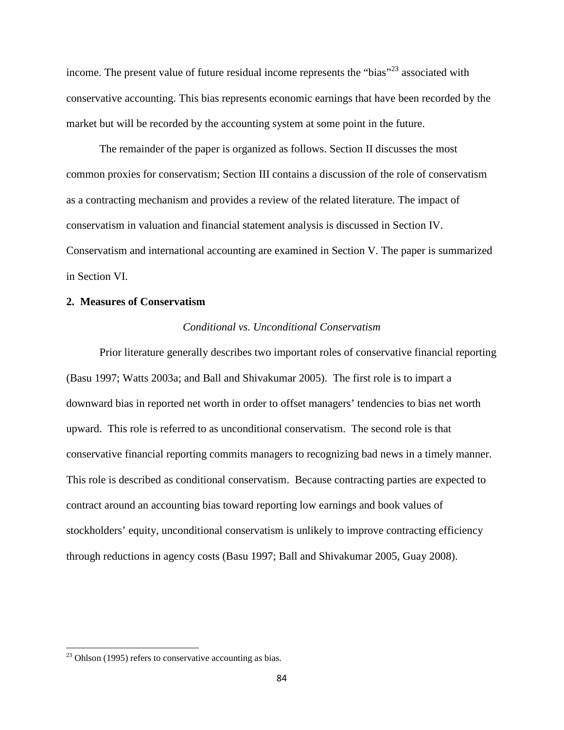income. The present value of future residual income represents the "bias"[23] associated with conservative accounting. This bias represents economic earnings that have been recorded by the market but will be recorded by the accounting system at some point in the future.

The remainder of the paper is organized as follows. Section II discusses the most common proxies for conservatism; Section III contains a discussion of the role of conservatism as a contracting mechanism and provides a review of the related literature. The impact of conservatism in valuation and financial statement analysis is discussed in Section IV. Conservatism and international accounting are examined in Section V. The paper is summarized in Section VI.

## 2. Measures of Conservatism

### *Conditional vs. Unconditional Conservatism*

Prior literature generally describes two important roles of conservative financial reporting (Basu 1997; Watts 2003a; and Ball and Shivakumar 2005). The first role is to impart a downward bias in reported net worth in order to offset managers' tendencies to bias net worth upward. This role is referred to as unconditional conservatism. The second role is that conservative financial reporting commits managers to recognizing bad news in a timely manner. This role is described as conditional conservatism. Because contracting parties are expected to contract around an accounting bias toward reporting low earnings and book values of stockholders' equity, unconditional conservatism is unlikely to improve contracting efficiency through reductions in agency costs (Basu 1997; Ball and Shivakumar 2005, Guay 2008).

---

[23] Ohlson (1995) refers to conservative accounting as bias.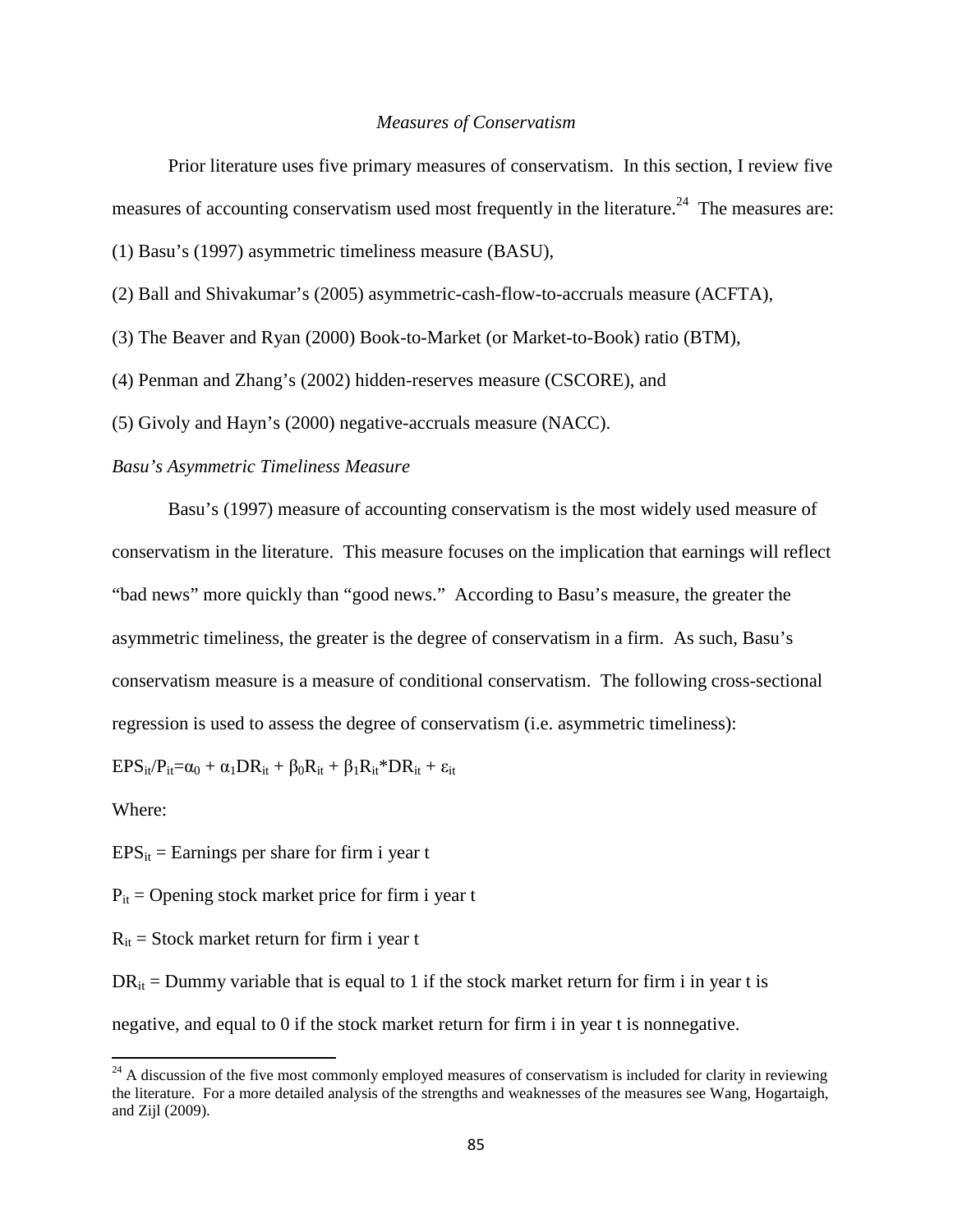*Measures of Conservatism*

Prior literature uses five primary measures of conservatism. In this section, I review five measures of accounting conservatism used most frequently in the literature.[24] The measures are:

(1) Basu's (1997) asymmetric timeliness measure (BASU),

(2) Ball and Shivakumar's (2005) asymmetric-cash-flow-to-accruals measure (ACFTA),

(3) The Beaver and Ryan (2000) Book-to-Market (or Market-to-Book) ratio (BTM),

(4) Penman and Zhang's (2002) hidden-reserves measure (CSCORE), and

(5) Givoly and Hayn's (2000) negative-accruals measure (NACC).

*Basu's Asymmetric Timeliness Measure*

Basu's (1997) measure of accounting conservatism is the most widely used measure of conservatism in the literature. This measure focuses on the implication that earnings will reflect "bad news" more quickly than "good news." According to Basu's measure, the greater the asymmetric timeliness, the greater is the degree of conservatism in a firm. As such, Basu's conservatism measure is a measure of conditional conservatism. The following cross-sectional regression is used to assess the degree of conservatism (i.e. asymmetric timeliness):

$$EPS_{it}/P_{it}=\alpha_0 + \alpha_1 DR_{it} + \beta_0 R_{it} + \beta_1 R_{it}*DR_{it} + \varepsilon_{it}$$

Where:

$EPS_{it}$ = Earnings per share for firm i year t

$P_{it}$ = Opening stock market price for firm i year t

$R_{it}$ = Stock market return for firm i year t

$DR_{it}$ = Dummy variable that is equal to 1 if the stock market return for firm i in year t is negative, and equal to 0 if the stock market return for firm i in year t is nonnegative.

[24] A discussion of the five most commonly employed measures of conservatism is included for clarity in reviewing the literature. For a more detailed analysis of the strengths and weaknesses of the measures see Wang, Hogartaigh, and Zijl (2009).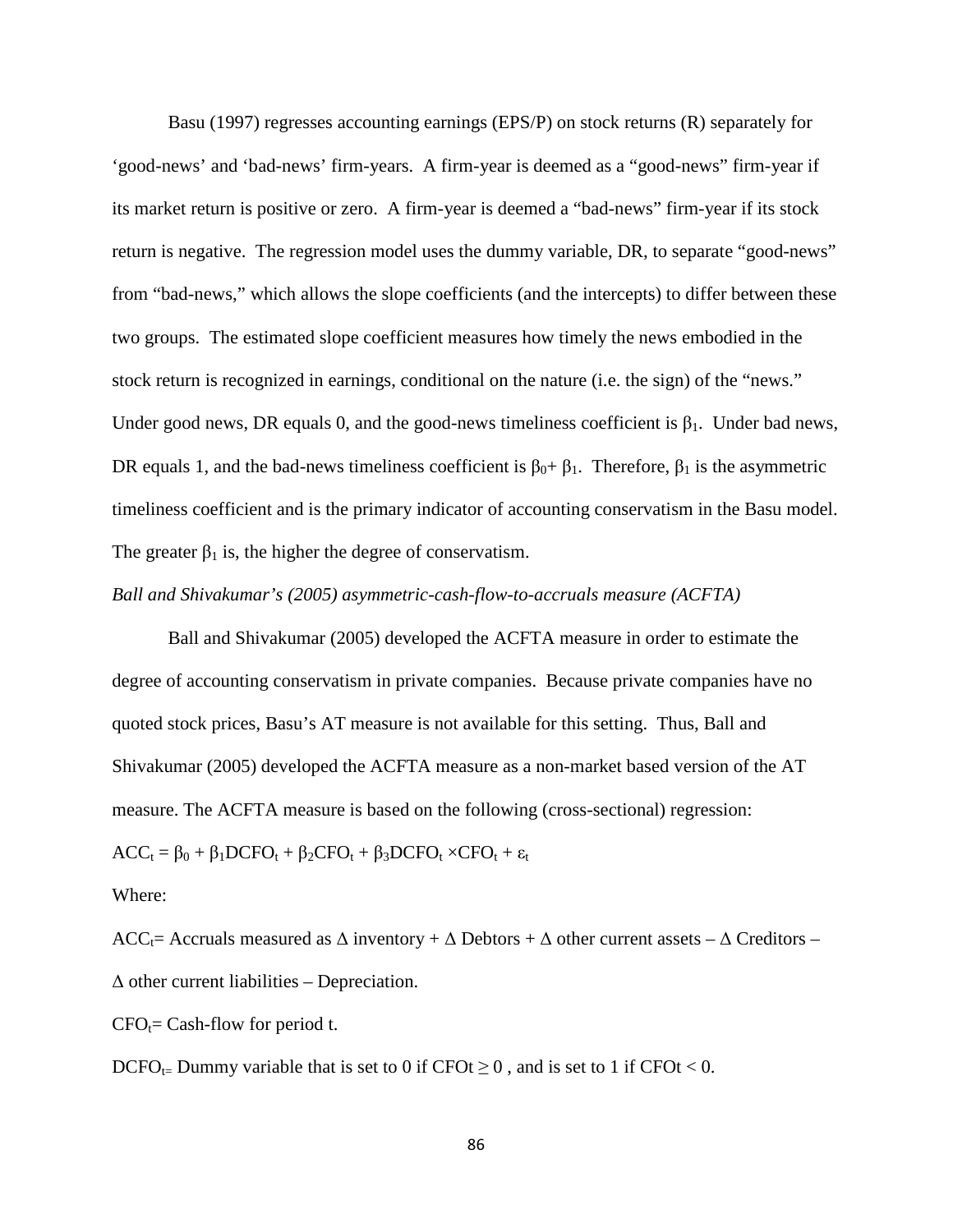Basu (1997) regresses accounting earnings (EPS/P) on stock returns (R) separately for 'good-news' and 'bad-news' firm-years. A firm-year is deemed as a "good-news" firm-year if its market return is positive or zero. A firm-year is deemed a "bad-news" firm-year if its stock return is negative. The regression model uses the dummy variable, DR, to separate "good-news" from "bad-news," which allows the slope coefficients (and the intercepts) to differ between these two groups. The estimated slope coefficient measures how timely the news embodied in the stock return is recognized in earnings, conditional on the nature (i.e. the sign) of the "news." Under good news, DR equals 0, and the good-news timeliness coefficient is $\beta_1$. Under bad news, DR equals 1, and the bad-news timeliness coefficient is $\beta_0 + \beta_1$. Therefore, $\beta_1$ is the asymmetric timeliness coefficient and is the primary indicator of accounting conservatism in the Basu model. The greater $\beta_1$ is, the higher the degree of conservatism.

*Ball and Shivakumar's (2005) asymmetric-cash-flow-to-accruals measure (ACFTA)*

Ball and Shivakumar (2005) developed the ACFTA measure in order to estimate the degree of accounting conservatism in private companies. Because private companies have no quoted stock prices, Basu's AT measure is not available for this setting. Thus, Ball and Shivakumar (2005) developed the ACFTA measure as a non-market based version of the AT measure. The ACFTA measure is based on the following (cross-sectional) regression:

$$ACC_t = \beta_0 + \beta_1 DCFO_t + \beta_2 CFO_t + \beta_3 DCFO_t \times CFO_t + \varepsilon_t$$

Where:

$ACC_t$= Accruals measured as $\Delta$ inventory + $\Delta$ Debtors + $\Delta$ other current assets – $\Delta$ Creditors – $\Delta$ other current liabilities – Depreciation.

$CFO_t$= Cash-flow for period t.

$DCFO_t$= Dummy variable that is set to 0 if $CFOt \geq 0$ , and is set to 1 if $CFOt < 0$.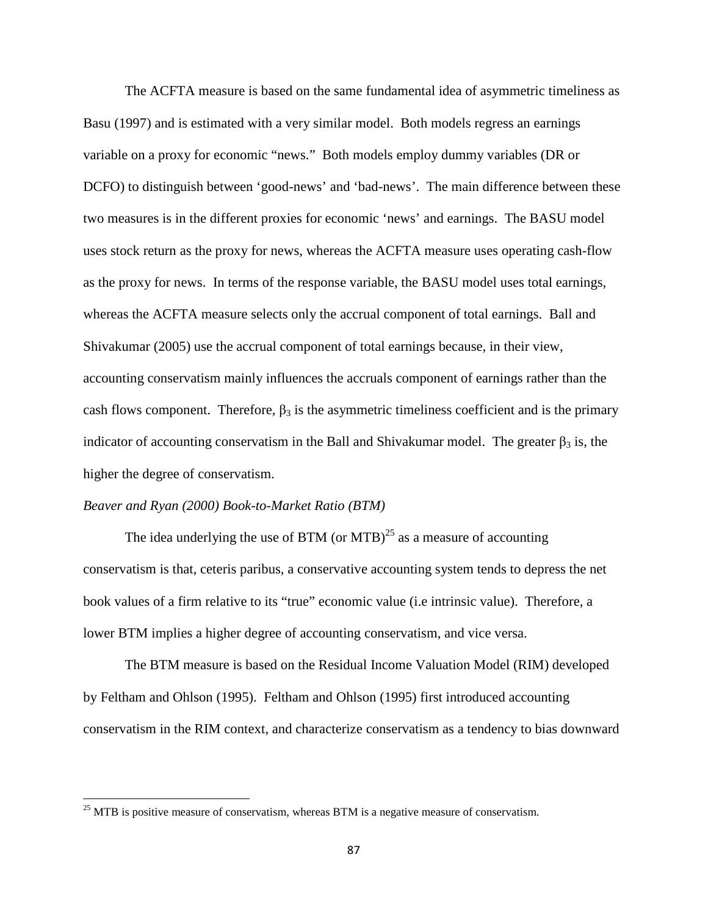The ACFTA measure is based on the same fundamental idea of asymmetric timeliness as Basu (1997) and is estimated with a very similar model. Both models regress an earnings variable on a proxy for economic "news." Both models employ dummy variables (DR or DCFO) to distinguish between 'good-news' and 'bad-news'. The main difference between these two measures is in the different proxies for economic 'news' and earnings. The BASU model uses stock return as the proxy for news, whereas the ACFTA measure uses operating cash-flow as the proxy for news. In terms of the response variable, the BASU model uses total earnings, whereas the ACFTA measure selects only the accrual component of total earnings. Ball and Shivakumar (2005) use the accrual component of total earnings because, in their view, accounting conservatism mainly influences the accruals component of earnings rather than the cash flows component. Therefore, $\beta_3$ is the asymmetric timeliness coefficient and is the primary indicator of accounting conservatism in the Ball and Shivakumar model. The greater $\beta_3$ is, the higher the degree of conservatism.

*Beaver and Ryan (2000) Book-to-Market Ratio (BTM)*

The idea underlying the use of BTM (or MTB)[25] as a measure of accounting conservatism is that, ceteris paribus, a conservative accounting system tends to depress the net book values of a firm relative to its "true" economic value (i.e intrinsic value). Therefore, a lower BTM implies a higher degree of accounting conservatism, and vice versa.

The BTM measure is based on the Residual Income Valuation Model (RIM) developed by Feltham and Ohlson (1995). Feltham and Ohlson (1995) first introduced accounting conservatism in the RIM context, and characterize conservatism as a tendency to bias downward

[25] MTB is positive measure of conservatism, whereas BTM is a negative measure of conservatism.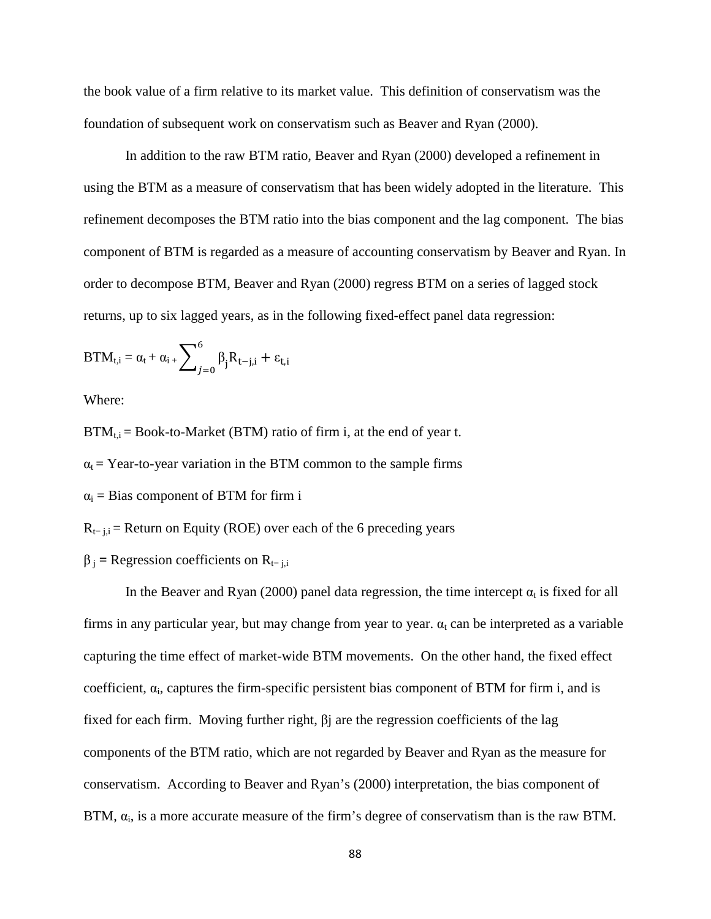the book value of a firm relative to its market value. This definition of conservatism was the foundation of subsequent work on conservatism such as Beaver and Ryan (2000).

In addition to the raw BTM ratio, Beaver and Ryan (2000) developed a refinement in using the BTM as a measure of conservatism that has been widely adopted in the literature. This refinement decomposes the BTM ratio into the bias component and the lag component. The bias component of BTM is regarded as a measure of accounting conservatism by Beaver and Ryan. In order to decompose BTM, Beaver and Ryan (2000) regress BTM on a series of lagged stock returns, up to six lagged years, as in the following fixed-effect panel data regression:

$$BTM_{t,i} = \alpha_t + \alpha_i + \sum_{j=0}^{6} \beta_j R_{t-j,i} + \varepsilon_{t,i}$$

Where:

$BTM_{t,i}$ = Book-to-Market (BTM) ratio of firm i, at the end of year t.

$\alpha_t$ = Year-to-year variation in the BTM common to the sample firms

$\alpha_i$ = Bias component of BTM for firm i

$R_{t-j,i}$ = Return on Equity (ROE) over each of the 6 preceding years

$\beta_j$ = Regression coefficients on $R_{t-j,i}$

In the Beaver and Ryan (2000) panel data regression, the time intercept $\alpha_t$ is fixed for all firms in any particular year, but may change from year to year. $\alpha_t$ can be interpreted as a variable capturing the time effect of market-wide BTM movements. On the other hand, the fixed effect coefficient, $\alpha_i$, captures the firm-specific persistent bias component of BTM for firm i, and is fixed for each firm. Moving further right, $\beta j$ are the regression coefficients of the lag components of the BTM ratio, which are not regarded by Beaver and Ryan as the measure for conservatism. According to Beaver and Ryan's (2000) interpretation, the bias component of BTM, $\alpha_i$, is a more accurate measure of the firm's degree of conservatism than is the raw BTM.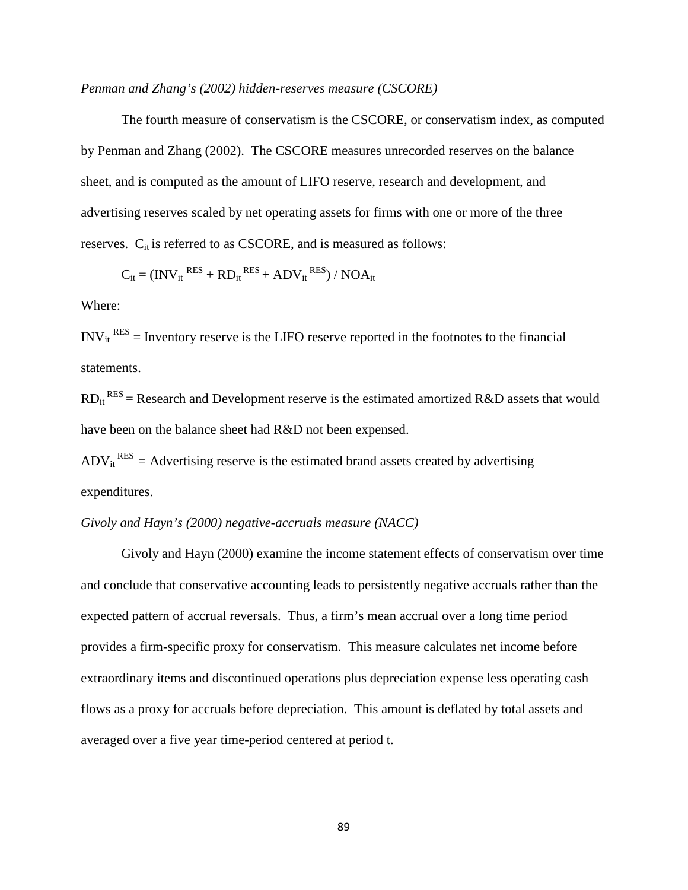*Penman and Zhang's (2002) hidden-reserves measure (CSCORE)*

The fourth measure of conservatism is the CSCORE, or conservatism index, as computed by Penman and Zhang (2002). The CSCORE measures unrecorded reserves on the balance sheet, and is computed as the amount of LIFO reserve, research and development, and advertising reserves scaled by net operating assets for firms with one or more of the three reserves. $C_{it}$ is referred to as CSCORE, and is measured as follows:

$$C_{it} = (INV_{it}^{\ RES} + RD_{it}^{\ RES} + ADV_{it}^{\ RES}) / NOA_{it}$$

Where:

$INV_{it}^{\ RES}$ = Inventory reserve is the LIFO reserve reported in the footnotes to the financial statements.

$RD_{it}^{\ RES}$ = Research and Development reserve is the estimated amortized R&D assets that would have been on the balance sheet had R&D not been expensed.

$ADV_{it}^{\ RES}$ = Advertising reserve is the estimated brand assets created by advertising expenditures.

*Givoly and Hayn's (2000) negative-accruals measure (NACC)*

Givoly and Hayn (2000) examine the income statement effects of conservatism over time and conclude that conservative accounting leads to persistently negative accruals rather than the expected pattern of accrual reversals. Thus, a firm's mean accrual over a long time period provides a firm-specific proxy for conservatism. This measure calculates net income before extraordinary items and discontinued operations plus depreciation expense less operating cash flows as a proxy for accruals before depreciation. This amount is deflated by total assets and averaged over a five year time-period centered at period t.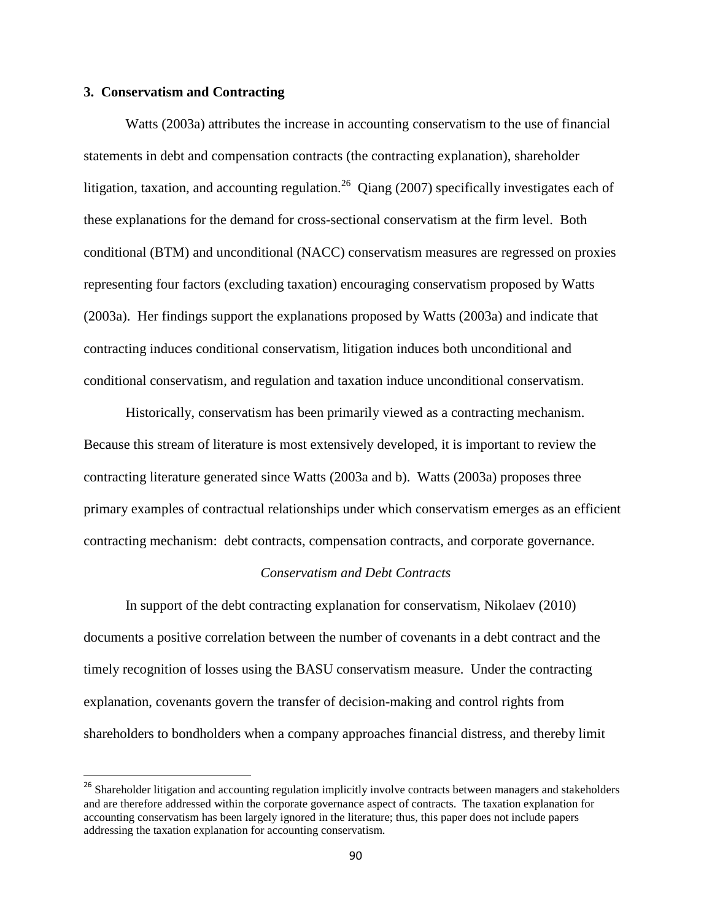## 3. Conservatism and Contracting

Watts (2003a) attributes the increase in accounting conservatism to the use of financial statements in debt and compensation contracts (the contracting explanation), shareholder litigation, taxation, and accounting regulation.[26] Qiang (2007) specifically investigates each of these explanations for the demand for cross-sectional conservatism at the firm level. Both conditional (BTM) and unconditional (NACC) conservatism measures are regressed on proxies representing four factors (excluding taxation) encouraging conservatism proposed by Watts (2003a). Her findings support the explanations proposed by Watts (2003a) and indicate that contracting induces conditional conservatism, litigation induces both unconditional and conditional conservatism, and regulation and taxation induce unconditional conservatism.

Historically, conservatism has been primarily viewed as a contracting mechanism. Because this stream of literature is most extensively developed, it is important to review the contracting literature generated since Watts (2003a and b). Watts (2003a) proposes three primary examples of contractual relationships under which conservatism emerges as an efficient contracting mechanism: debt contracts, compensation contracts, and corporate governance.

### *Conservatism and Debt Contracts*

In support of the debt contracting explanation for conservatism, Nikolaev (2010) documents a positive correlation between the number of covenants in a debt contract and the timely recognition of losses using the BASU conservatism measure. Under the contracting explanation, covenants govern the transfer of decision-making and control rights from shareholders to bondholders when a company approaches financial distress, and thereby limit

---

[26] Shareholder litigation and accounting regulation implicitly involve contracts between managers and stakeholders and are therefore addressed within the corporate governance aspect of contracts. The taxation explanation for accounting conservatism has been largely ignored in the literature; thus, this paper does not include papers addressing the taxation explanation for accounting conservatism.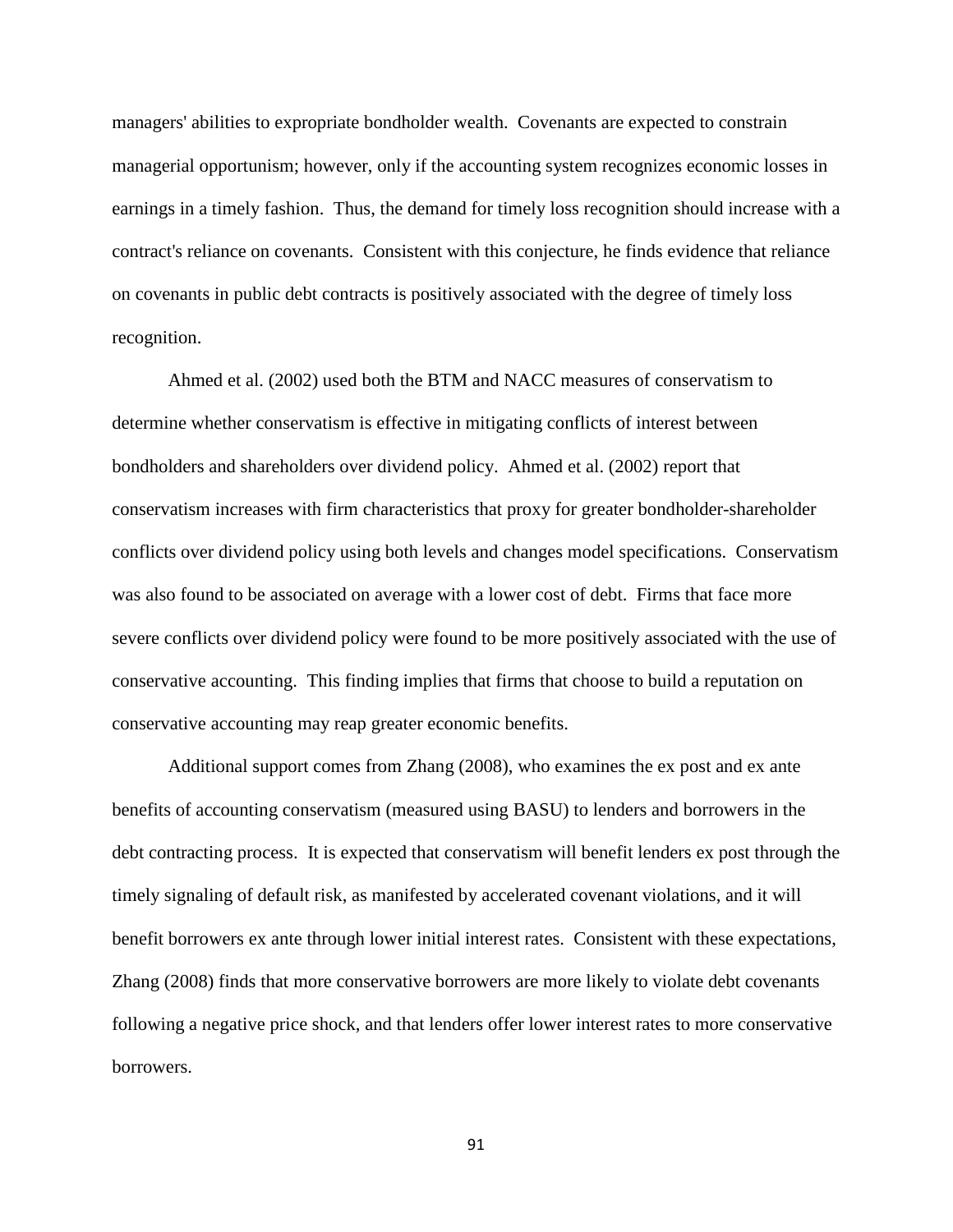managers' abilities to expropriate bondholder wealth. Covenants are expected to constrain managerial opportunism; however, only if the accounting system recognizes economic losses in earnings in a timely fashion. Thus, the demand for timely loss recognition should increase with a contract's reliance on covenants. Consistent with this conjecture, he finds evidence that reliance on covenants in public debt contracts is positively associated with the degree of timely loss recognition.

Ahmed et al. (2002) used both the BTM and NACC measures of conservatism to determine whether conservatism is effective in mitigating conflicts of interest between bondholders and shareholders over dividend policy. Ahmed et al. (2002) report that conservatism increases with firm characteristics that proxy for greater bondholder-shareholder conflicts over dividend policy using both levels and changes model specifications. Conservatism was also found to be associated on average with a lower cost of debt. Firms that face more severe conflicts over dividend policy were found to be more positively associated with the use of conservative accounting. This finding implies that firms that choose to build a reputation on conservative accounting may reap greater economic benefits.

Additional support comes from Zhang (2008), who examines the ex post and ex ante benefits of accounting conservatism (measured using BASU) to lenders and borrowers in the debt contracting process. It is expected that conservatism will benefit lenders ex post through the timely signaling of default risk, as manifested by accelerated covenant violations, and it will benefit borrowers ex ante through lower initial interest rates. Consistent with these expectations, Zhang (2008) finds that more conservative borrowers are more likely to violate debt covenants following a negative price shock, and that lenders offer lower interest rates to more conservative borrowers.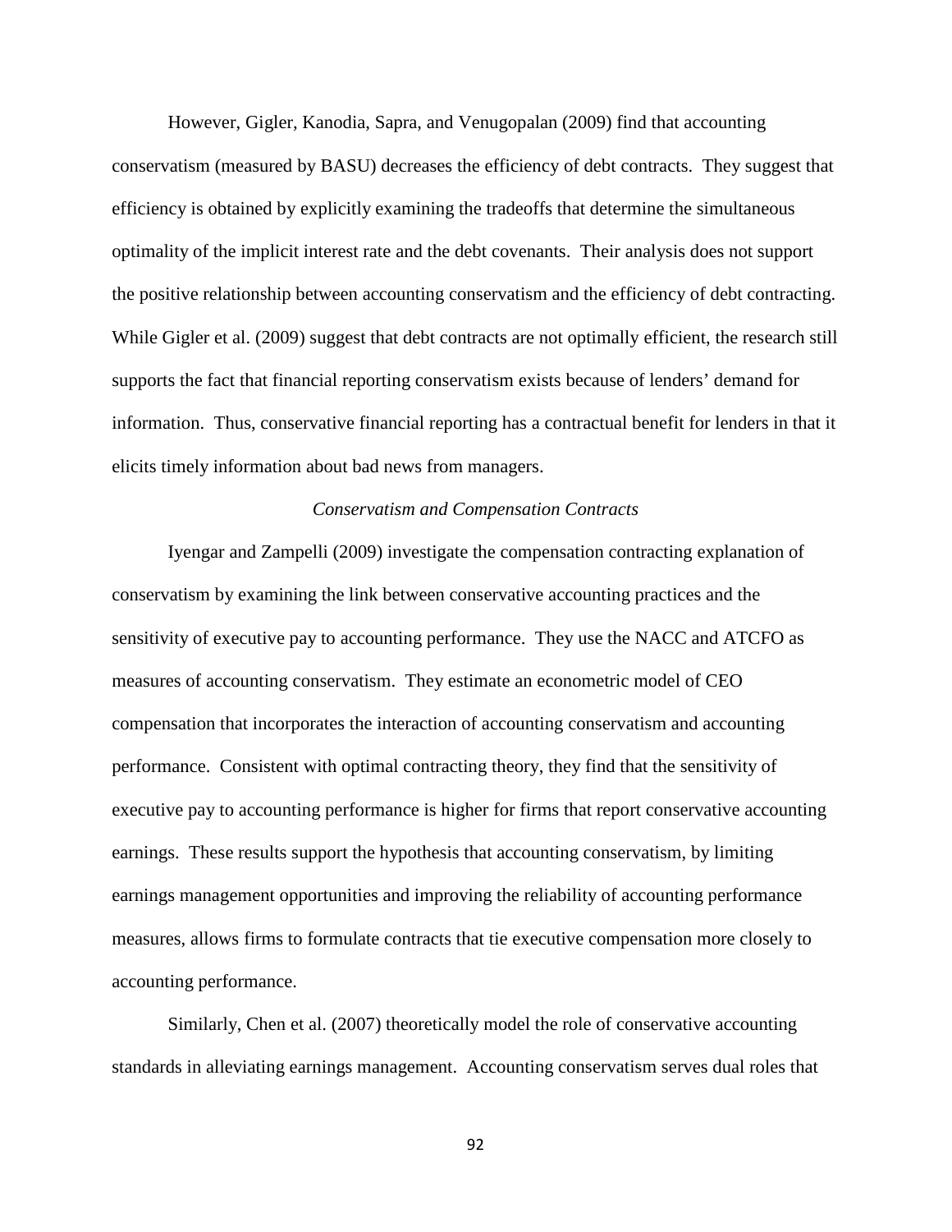However, Gigler, Kanodia, Sapra, and Venugopalan (2009) find that accounting conservatism (measured by BASU) decreases the efficiency of debt contracts. They suggest that efficiency is obtained by explicitly examining the tradeoffs that determine the simultaneous optimality of the implicit interest rate and the debt covenants. Their analysis does not support the positive relationship between accounting conservatism and the efficiency of debt contracting. While Gigler et al. (2009) suggest that debt contracts are not optimally efficient, the research still supports the fact that financial reporting conservatism exists because of lenders' demand for information. Thus, conservative financial reporting has a contractual benefit for lenders in that it elicits timely information about bad news from managers.

### *Conservatism and Compensation Contracts*

Iyengar and Zampelli (2009) investigate the compensation contracting explanation of conservatism by examining the link between conservative accounting practices and the sensitivity of executive pay to accounting performance. They use the NACC and ATCFO as measures of accounting conservatism. They estimate an econometric model of CEO compensation that incorporates the interaction of accounting conservatism and accounting performance. Consistent with optimal contracting theory, they find that the sensitivity of executive pay to accounting performance is higher for firms that report conservative accounting earnings. These results support the hypothesis that accounting conservatism, by limiting earnings management opportunities and improving the reliability of accounting performance measures, allows firms to formulate contracts that tie executive compensation more closely to accounting performance.

Similarly, Chen et al. (2007) theoretically model the role of conservative accounting standards in alleviating earnings management. Accounting conservatism serves dual roles that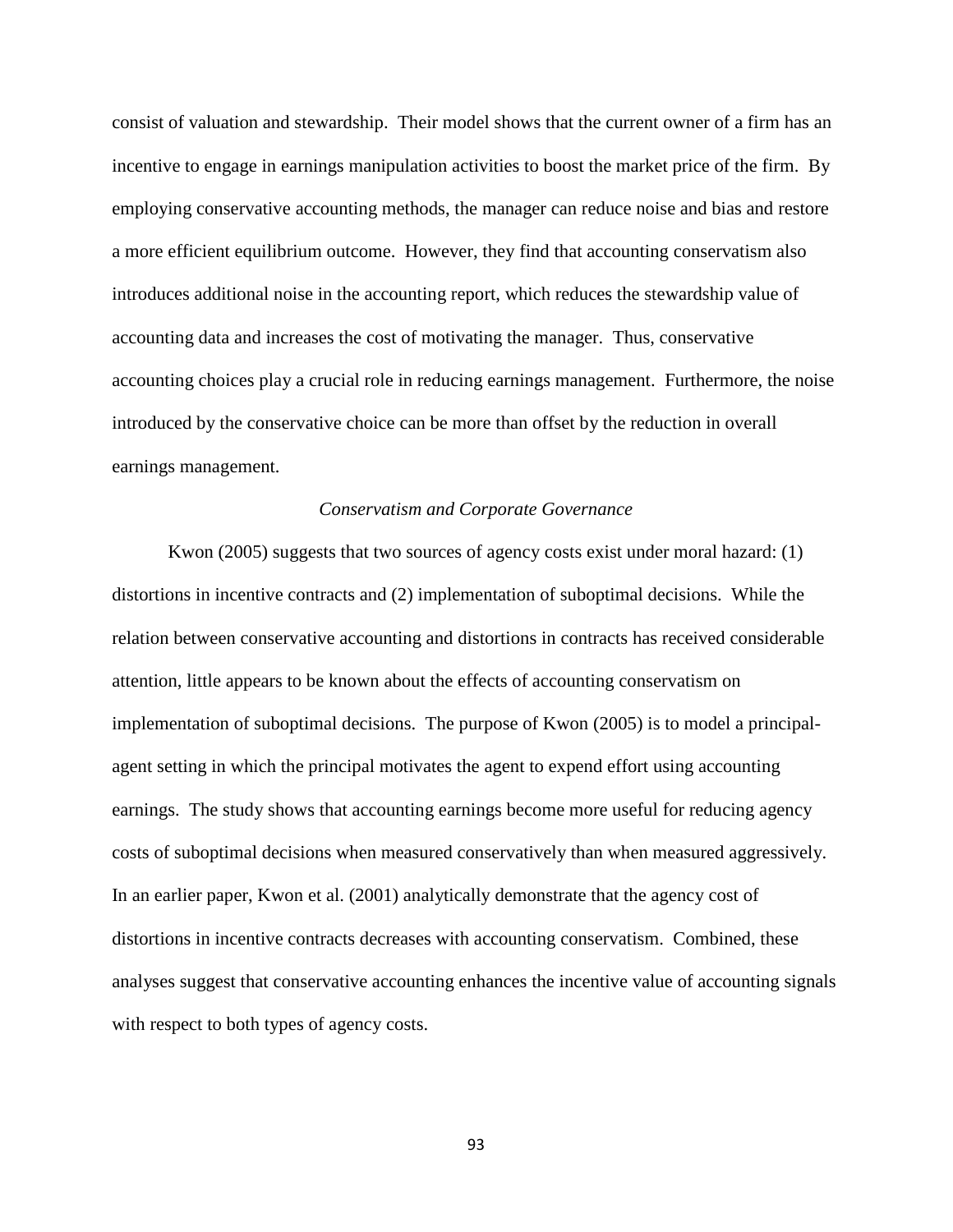consist of valuation and stewardship. Their model shows that the current owner of a firm has an incentive to engage in earnings manipulation activities to boost the market price of the firm. By employing conservative accounting methods, the manager can reduce noise and bias and restore a more efficient equilibrium outcome. However, they find that accounting conservatism also introduces additional noise in the accounting report, which reduces the stewardship value of accounting data and increases the cost of motivating the manager. Thus, conservative accounting choices play a crucial role in reducing earnings management. Furthermore, the noise introduced by the conservative choice can be more than offset by the reduction in overall earnings management.

*Conservatism and Corporate Governance*

Kwon (2005) suggests that two sources of agency costs exist under moral hazard: (1) distortions in incentive contracts and (2) implementation of suboptimal decisions. While the relation between conservative accounting and distortions in contracts has received considerable attention, little appears to be known about the effects of accounting conservatism on implementation of suboptimal decisions. The purpose of Kwon (2005) is to model a principal-agent setting in which the principal motivates the agent to expend effort using accounting earnings. The study shows that accounting earnings become more useful for reducing agency costs of suboptimal decisions when measured conservatively than when measured aggressively. In an earlier paper, Kwon et al. (2001) analytically demonstrate that the agency cost of distortions in incentive contracts decreases with accounting conservatism. Combined, these analyses suggest that conservative accounting enhances the incentive value of accounting signals with respect to both types of agency costs.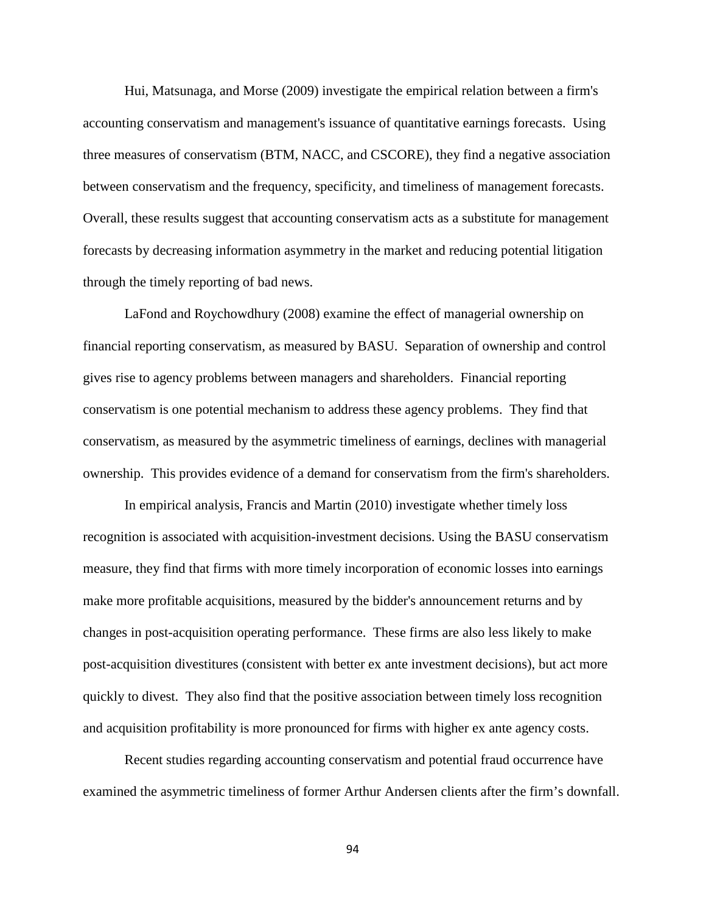Hui, Matsunaga, and Morse (2009) investigate the empirical relation between a firm's accounting conservatism and management's issuance of quantitative earnings forecasts. Using three measures of conservatism (BTM, NACC, and CSCORE), they find a negative association between conservatism and the frequency, specificity, and timeliness of management forecasts. Overall, these results suggest that accounting conservatism acts as a substitute for management forecasts by decreasing information asymmetry in the market and reducing potential litigation through the timely reporting of bad news.

LaFond and Roychowdhury (2008) examine the effect of managerial ownership on financial reporting conservatism, as measured by BASU. Separation of ownership and control gives rise to agency problems between managers and shareholders. Financial reporting conservatism is one potential mechanism to address these agency problems. They find that conservatism, as measured by the asymmetric timeliness of earnings, declines with managerial ownership. This provides evidence of a demand for conservatism from the firm's shareholders.

In empirical analysis, Francis and Martin (2010) investigate whether timely loss recognition is associated with acquisition-investment decisions. Using the BASU conservatism measure, they find that firms with more timely incorporation of economic losses into earnings make more profitable acquisitions, measured by the bidder's announcement returns and by changes in post-acquisition operating performance. These firms are also less likely to make post-acquisition divestitures (consistent with better ex ante investment decisions), but act more quickly to divest. They also find that the positive association between timely loss recognition and acquisition profitability is more pronounced for firms with higher ex ante agency costs.

Recent studies regarding accounting conservatism and potential fraud occurrence have examined the asymmetric timeliness of former Arthur Andersen clients after the firm's downfall.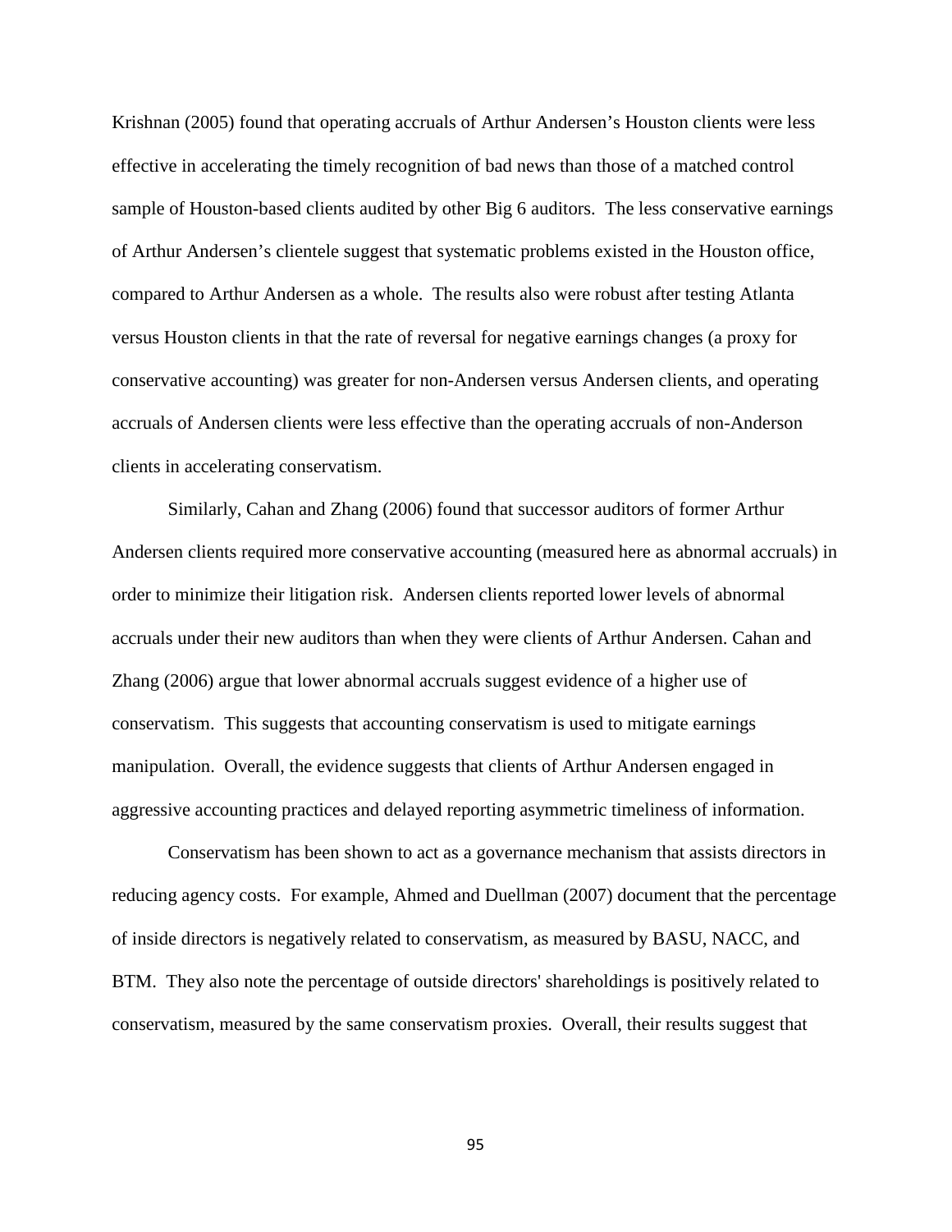Krishnan (2005) found that operating accruals of Arthur Andersen's Houston clients were less effective in accelerating the timely recognition of bad news than those of a matched control sample of Houston-based clients audited by other Big 6 auditors. The less conservative earnings of Arthur Andersen's clientele suggest that systematic problems existed in the Houston office, compared to Arthur Andersen as a whole. The results also were robust after testing Atlanta versus Houston clients in that the rate of reversal for negative earnings changes (a proxy for conservative accounting) was greater for non-Andersen versus Andersen clients, and operating accruals of Andersen clients were less effective than the operating accruals of non-Anderson clients in accelerating conservatism.

Similarly, Cahan and Zhang (2006) found that successor auditors of former Arthur Andersen clients required more conservative accounting (measured here as abnormal accruals) in order to minimize their litigation risk. Andersen clients reported lower levels of abnormal accruals under their new auditors than when they were clients of Arthur Andersen. Cahan and Zhang (2006) argue that lower abnormal accruals suggest evidence of a higher use of conservatism. This suggests that accounting conservatism is used to mitigate earnings manipulation. Overall, the evidence suggests that clients of Arthur Andersen engaged in aggressive accounting practices and delayed reporting asymmetric timeliness of information.

Conservatism has been shown to act as a governance mechanism that assists directors in reducing agency costs. For example, Ahmed and Duellman (2007) document that the percentage of inside directors is negatively related to conservatism, as measured by BASU, NACC, and BTM. They also note the percentage of outside directors' shareholdings is positively related to conservatism, measured by the same conservatism proxies. Overall, their results suggest that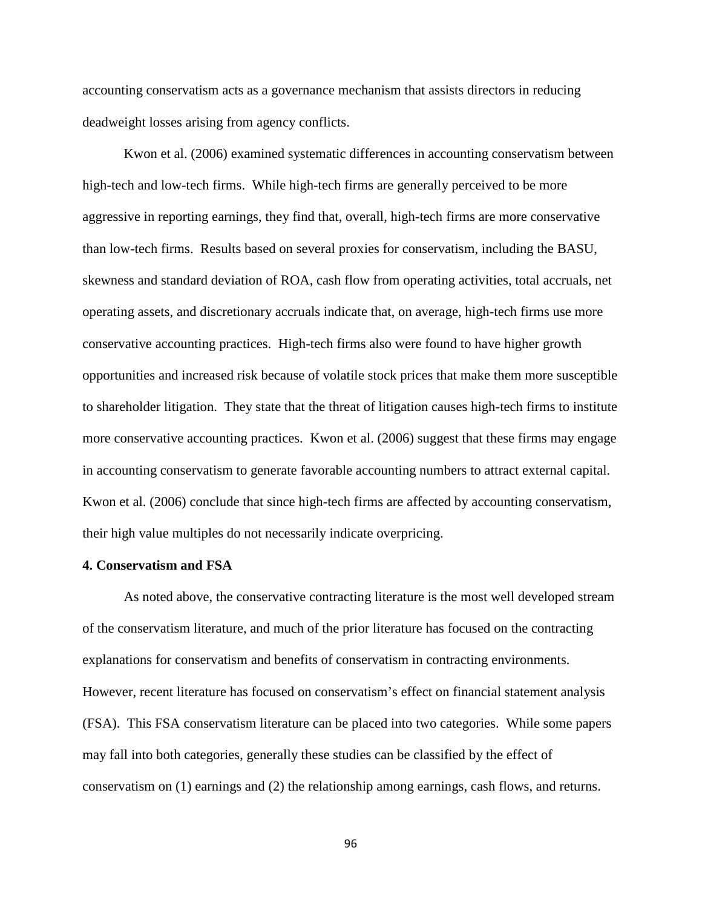accounting conservatism acts as a governance mechanism that assists directors in reducing deadweight losses arising from agency conflicts.

Kwon et al. (2006) examined systematic differences in accounting conservatism between high-tech and low-tech firms. While high-tech firms are generally perceived to be more aggressive in reporting earnings, they find that, overall, high-tech firms are more conservative than low-tech firms. Results based on several proxies for conservatism, including the BASU, skewness and standard deviation of ROA, cash flow from operating activities, total accruals, net operating assets, and discretionary accruals indicate that, on average, high-tech firms use more conservative accounting practices. High-tech firms also were found to have higher growth opportunities and increased risk because of volatile stock prices that make them more susceptible to shareholder litigation. They state that the threat of litigation causes high-tech firms to institute more conservative accounting practices. Kwon et al. (2006) suggest that these firms may engage in accounting conservatism to generate favorable accounting numbers to attract external capital. Kwon et al. (2006) conclude that since high-tech firms are affected by accounting conservatism, their high value multiples do not necessarily indicate overpricing.

**4. Conservatism and FSA**

As noted above, the conservative contracting literature is the most well developed stream of the conservatism literature, and much of the prior literature has focused on the contracting explanations for conservatism and benefits of conservatism in contracting environments. However, recent literature has focused on conservatism's effect on financial statement analysis (FSA). This FSA conservatism literature can be placed into two categories. While some papers may fall into both categories, generally these studies can be classified by the effect of conservatism on (1) earnings and (2) the relationship among earnings, cash flows, and returns.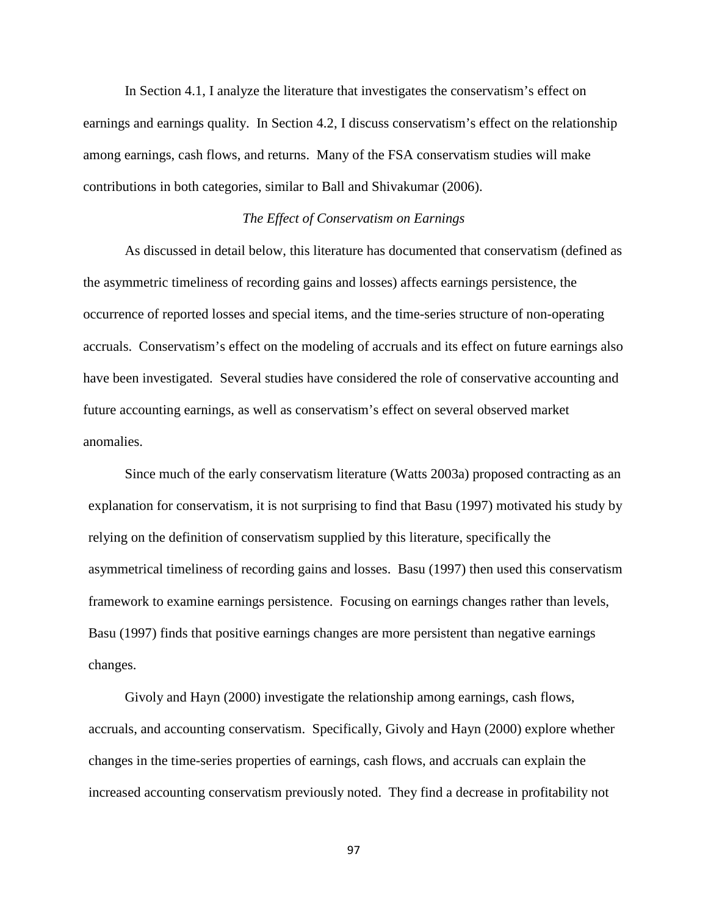In Section 4.1, I analyze the literature that investigates the conservatism's effect on earnings and earnings quality. In Section 4.2, I discuss conservatism's effect on the relationship among earnings, cash flows, and returns. Many of the FSA conservatism studies will make contributions in both categories, similar to Ball and Shivakumar (2006).

*The Effect of Conservatism on Earnings*

As discussed in detail below, this literature has documented that conservatism (defined as the asymmetric timeliness of recording gains and losses) affects earnings persistence, the occurrence of reported losses and special items, and the time-series structure of non-operating accruals. Conservatism's effect on the modeling of accruals and its effect on future earnings also have been investigated. Several studies have considered the role of conservative accounting and future accounting earnings, as well as conservatism's effect on several observed market anomalies.

Since much of the early conservatism literature (Watts 2003a) proposed contracting as an explanation for conservatism, it is not surprising to find that Basu (1997) motivated his study by relying on the definition of conservatism supplied by this literature, specifically the asymmetrical timeliness of recording gains and losses. Basu (1997) then used this conservatism framework to examine earnings persistence. Focusing on earnings changes rather than levels, Basu (1997) finds that positive earnings changes are more persistent than negative earnings changes.

Givoly and Hayn (2000) investigate the relationship among earnings, cash flows, accruals, and accounting conservatism. Specifically, Givoly and Hayn (2000) explore whether changes in the time-series properties of earnings, cash flows, and accruals can explain the increased accounting conservatism previously noted. They find a decrease in profitability not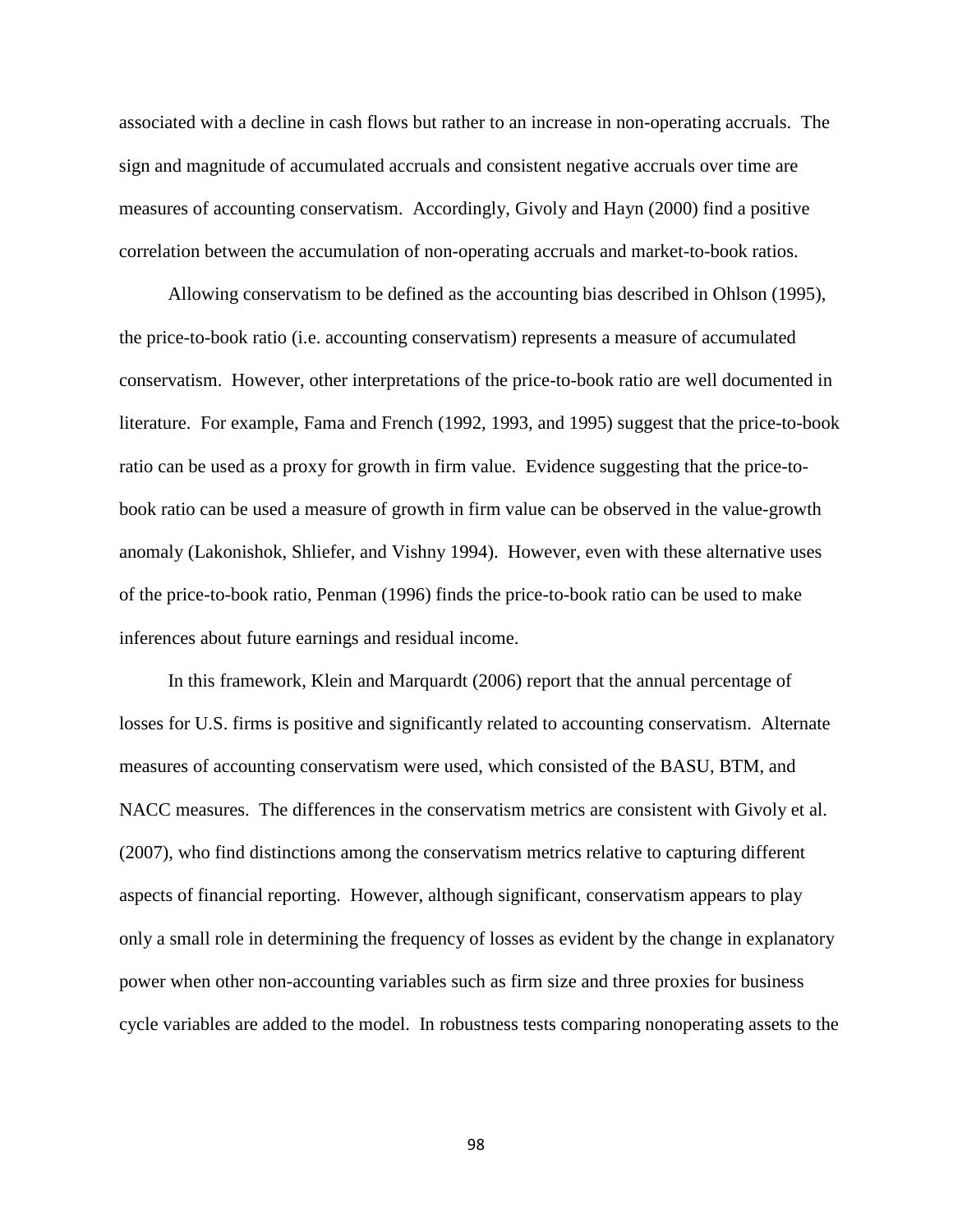associated with a decline in cash flows but rather to an increase in non-operating accruals. The sign and magnitude of accumulated accruals and consistent negative accruals over time are measures of accounting conservatism. Accordingly, Givoly and Hayn (2000) find a positive correlation between the accumulation of non-operating accruals and market-to-book ratios.

Allowing conservatism to be defined as the accounting bias described in Ohlson (1995), the price-to-book ratio (i.e. accounting conservatism) represents a measure of accumulated conservatism. However, other interpretations of the price-to-book ratio are well documented in literature. For example, Fama and French (1992, 1993, and 1995) suggest that the price-to-book ratio can be used as a proxy for growth in firm value. Evidence suggesting that the price-to-book ratio can be used a measure of growth in firm value can be observed in the value-growth anomaly (Lakonishok, Shliefer, and Vishny 1994). However, even with these alternative uses of the price-to-book ratio, Penman (1996) finds the price-to-book ratio can be used to make inferences about future earnings and residual income.

In this framework, Klein and Marquardt (2006) report that the annual percentage of losses for U.S. firms is positive and significantly related to accounting conservatism. Alternate measures of accounting conservatism were used, which consisted of the BASU, BTM, and NACC measures. The differences in the conservatism metrics are consistent with Givoly et al. (2007), who find distinctions among the conservatism metrics relative to capturing different aspects of financial reporting. However, although significant, conservatism appears to play only a small role in determining the frequency of losses as evident by the change in explanatory power when other non-accounting variables such as firm size and three proxies for business cycle variables are added to the model. In robustness tests comparing nonoperating assets to the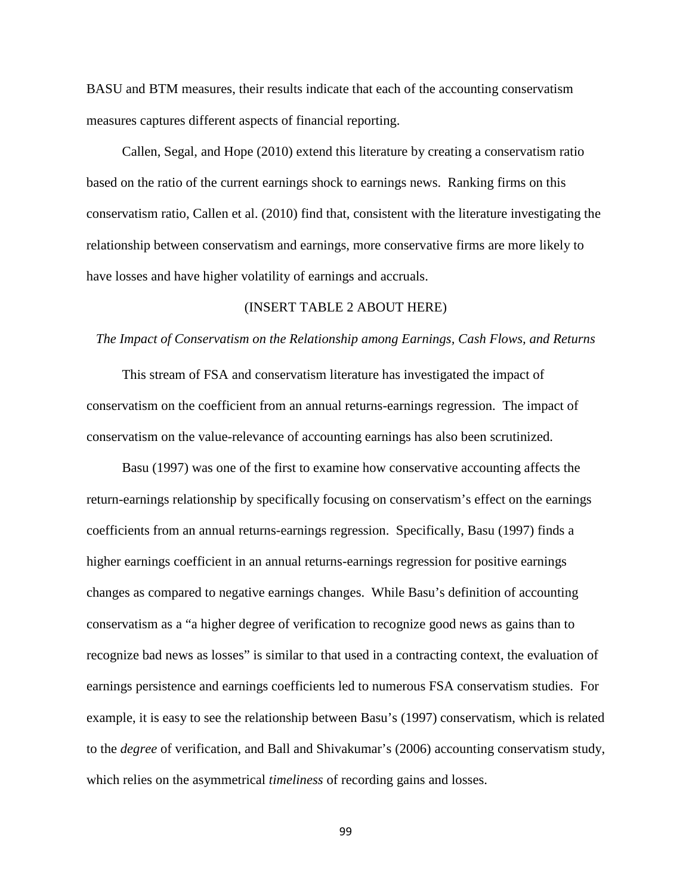BASU and BTM measures, their results indicate that each of the accounting conservatism measures captures different aspects of financial reporting.

Callen, Segal, and Hope (2010) extend this literature by creating a conservatism ratio based on the ratio of the current earnings shock to earnings news. Ranking firms on this conservatism ratio, Callen et al. (2010) find that, consistent with the literature investigating the relationship between conservatism and earnings, more conservative firms are more likely to have losses and have higher volatility of earnings and accruals.

(INSERT TABLE 2 ABOUT HERE)

*The Impact of Conservatism on the Relationship among Earnings, Cash Flows, and Returns*

This stream of FSA and conservatism literature has investigated the impact of conservatism on the coefficient from an annual returns-earnings regression. The impact of conservatism on the value-relevance of accounting earnings has also been scrutinized.

Basu (1997) was one of the first to examine how conservative accounting affects the return-earnings relationship by specifically focusing on conservatism's effect on the earnings coefficients from an annual returns-earnings regression. Specifically, Basu (1997) finds a higher earnings coefficient in an annual returns-earnings regression for positive earnings changes as compared to negative earnings changes. While Basu's definition of accounting conservatism as a "a higher degree of verification to recognize good news as gains than to recognize bad news as losses" is similar to that used in a contracting context, the evaluation of earnings persistence and earnings coefficients led to numerous FSA conservatism studies. For example, it is easy to see the relationship between Basu's (1997) conservatism, which is related to the *degree* of verification, and Ball and Shivakumar's (2006) accounting conservatism study, which relies on the asymmetrical *timeliness* of recording gains and losses.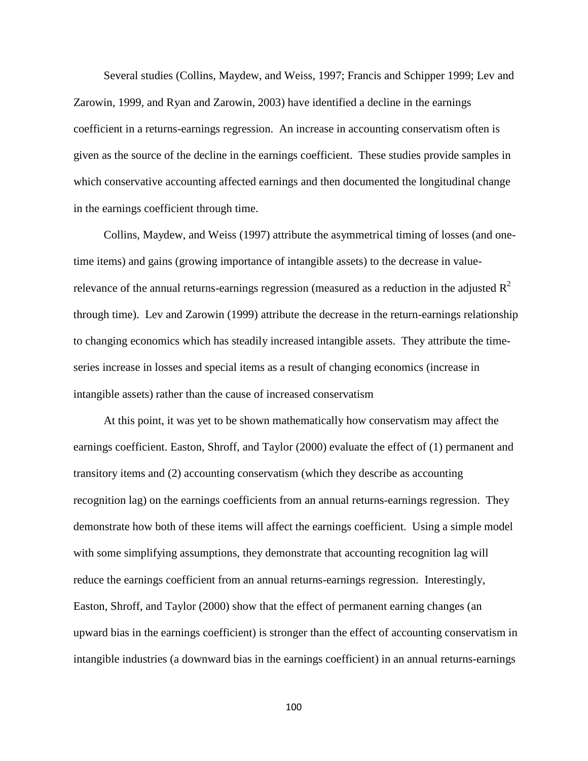Several studies (Collins, Maydew, and Weiss, 1997; Francis and Schipper 1999; Lev and Zarowin, 1999, and Ryan and Zarowin, 2003) have identified a decline in the earnings coefficient in a returns-earnings regression. An increase in accounting conservatism often is given as the source of the decline in the earnings coefficient. These studies provide samples in which conservative accounting affected earnings and then documented the longitudinal change in the earnings coefficient through time.

Collins, Maydew, and Weiss (1997) attribute the asymmetrical timing of losses (and one-time items) and gains (growing importance of intangible assets) to the decrease in value-relevance of the annual returns-earnings regression (measured as a reduction in the adjusted $R^2$ through time). Lev and Zarowin (1999) attribute the decrease in the return-earnings relationship to changing economics which has steadily increased intangible assets. They attribute the time-series increase in losses and special items as a result of changing economics (increase in intangible assets) rather than the cause of increased conservatism

At this point, it was yet to be shown mathematically how conservatism may affect the earnings coefficient. Easton, Shroff, and Taylor (2000) evaluate the effect of (1) permanent and transitory items and (2) accounting conservatism (which they describe as accounting recognition lag) on the earnings coefficients from an annual returns-earnings regression. They demonstrate how both of these items will affect the earnings coefficient. Using a simple model with some simplifying assumptions, they demonstrate that accounting recognition lag will reduce the earnings coefficient from an annual returns-earnings regression. Interestingly, Easton, Shroff, and Taylor (2000) show that the effect of permanent earning changes (an upward bias in the earnings coefficient) is stronger than the effect of accounting conservatism in intangible industries (a downward bias in the earnings coefficient) in an annual returns-earnings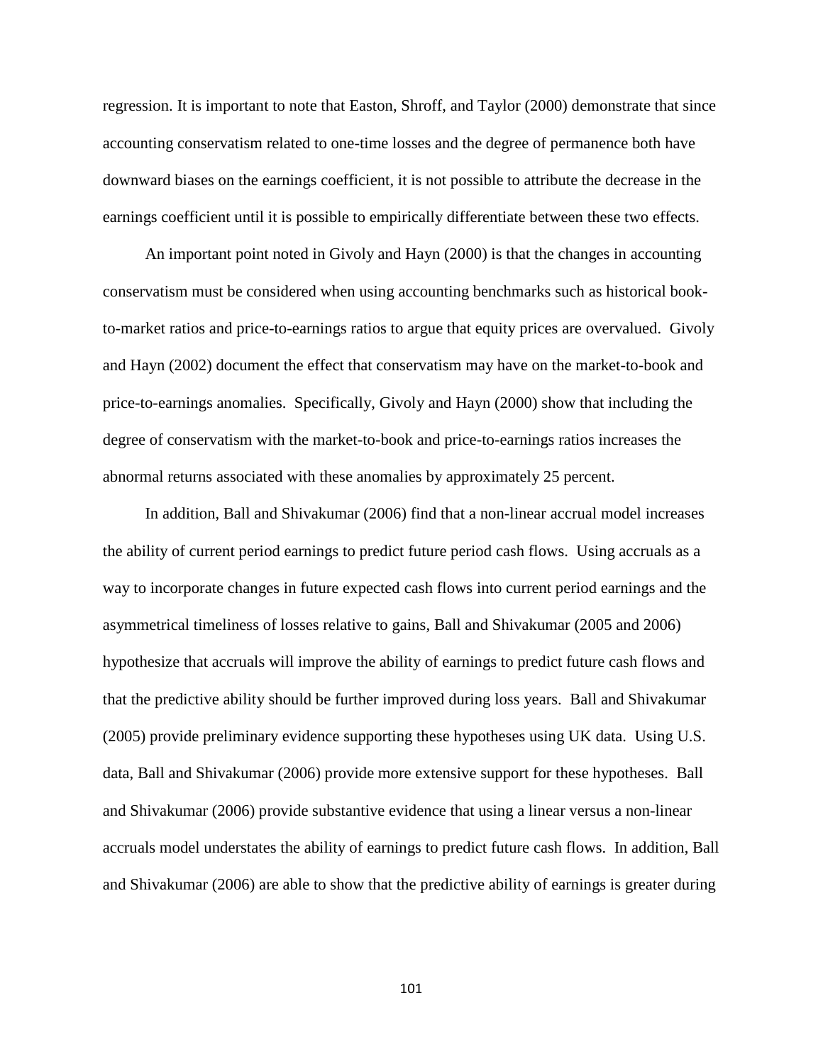regression. It is important to note that Easton, Shroff, and Taylor (2000) demonstrate that since accounting conservatism related to one-time losses and the degree of permanence both have downward biases on the earnings coefficient, it is not possible to attribute the decrease in the earnings coefficient until it is possible to empirically differentiate between these two effects.

An important point noted in Givoly and Hayn (2000) is that the changes in accounting conservatism must be considered when using accounting benchmarks such as historical book-to-market ratios and price-to-earnings ratios to argue that equity prices are overvalued. Givoly and Hayn (2002) document the effect that conservatism may have on the market-to-book and price-to-earnings anomalies. Specifically, Givoly and Hayn (2000) show that including the degree of conservatism with the market-to-book and price-to-earnings ratios increases the abnormal returns associated with these anomalies by approximately 25 percent.

In addition, Ball and Shivakumar (2006) find that a non-linear accrual model increases the ability of current period earnings to predict future period cash flows. Using accruals as a way to incorporate changes in future expected cash flows into current period earnings and the asymmetrical timeliness of losses relative to gains, Ball and Shivakumar (2005 and 2006) hypothesize that accruals will improve the ability of earnings to predict future cash flows and that the predictive ability should be further improved during loss years. Ball and Shivakumar (2005) provide preliminary evidence supporting these hypotheses using UK data. Using U.S. data, Ball and Shivakumar (2006) provide more extensive support for these hypotheses. Ball and Shivakumar (2006) provide substantive evidence that using a linear versus a non-linear accruals model understates the ability of earnings to predict future cash flows. In addition, Ball and Shivakumar (2006) are able to show that the predictive ability of earnings is greater during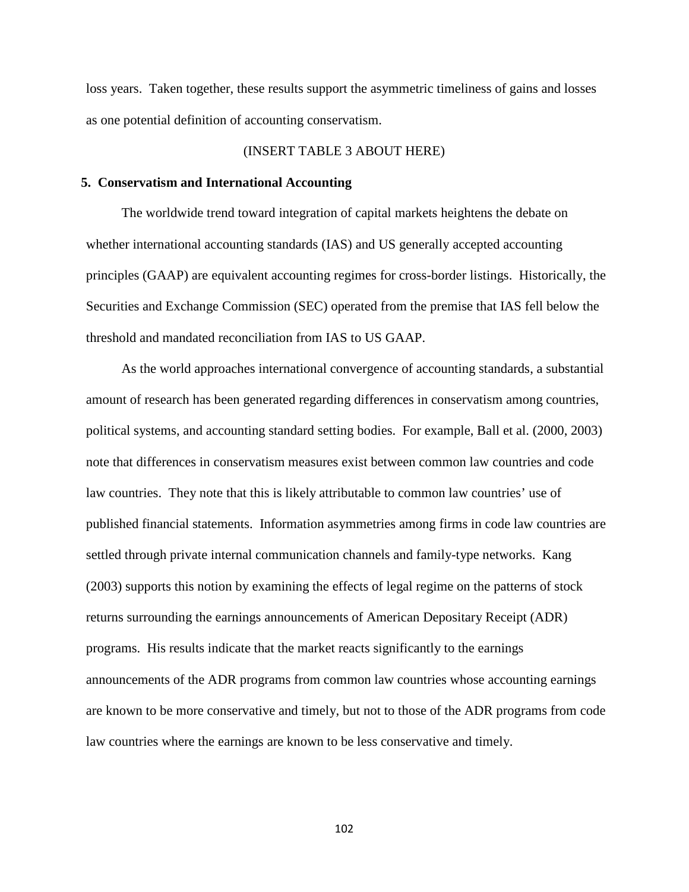loss years. Taken together, these results support the asymmetric timeliness of gains and losses as one potential definition of accounting conservatism.

(INSERT TABLE 3 ABOUT HERE)

## 5. Conservatism and International Accounting

The worldwide trend toward integration of capital markets heightens the debate on whether international accounting standards (IAS) and US generally accepted accounting principles (GAAP) are equivalent accounting regimes for cross-border listings. Historically, the Securities and Exchange Commission (SEC) operated from the premise that IAS fell below the threshold and mandated reconciliation from IAS to US GAAP.

As the world approaches international convergence of accounting standards, a substantial amount of research has been generated regarding differences in conservatism among countries, political systems, and accounting standard setting bodies. For example, Ball et al. (2000, 2003) note that differences in conservatism measures exist between common law countries and code law countries. They note that this is likely attributable to common law countries' use of published financial statements. Information asymmetries among firms in code law countries are settled through private internal communication channels and family-type networks. Kang (2003) supports this notion by examining the effects of legal regime on the patterns of stock returns surrounding the earnings announcements of American Depositary Receipt (ADR) programs. His results indicate that the market reacts significantly to the earnings announcements of the ADR programs from common law countries whose accounting earnings are known to be more conservative and timely, but not to those of the ADR programs from code law countries where the earnings are known to be less conservative and timely.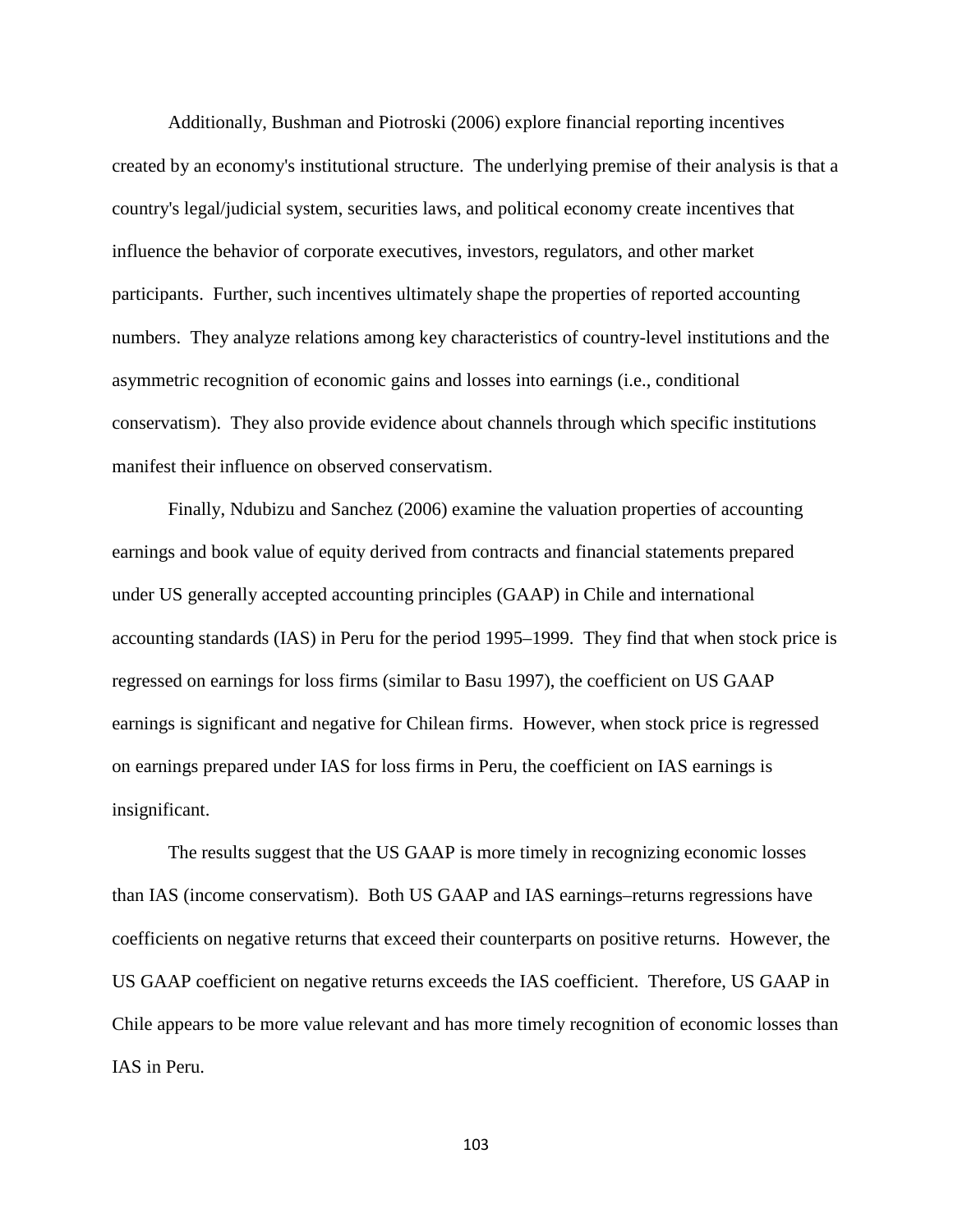Additionally, Bushman and Piotroski (2006) explore financial reporting incentives created by an economy's institutional structure. The underlying premise of their analysis is that a country's legal/judicial system, securities laws, and political economy create incentives that influence the behavior of corporate executives, investors, regulators, and other market participants. Further, such incentives ultimately shape the properties of reported accounting numbers. They analyze relations among key characteristics of country-level institutions and the asymmetric recognition of economic gains and losses into earnings (i.e., conditional conservatism). They also provide evidence about channels through which specific institutions manifest their influence on observed conservatism.

Finally, Ndubizu and Sanchez (2006) examine the valuation properties of accounting earnings and book value of equity derived from contracts and financial statements prepared under US generally accepted accounting principles (GAAP) in Chile and international accounting standards (IAS) in Peru for the period 1995–1999. They find that when stock price is regressed on earnings for loss firms (similar to Basu 1997), the coefficient on US GAAP earnings is significant and negative for Chilean firms. However, when stock price is regressed on earnings prepared under IAS for loss firms in Peru, the coefficient on IAS earnings is insignificant.

The results suggest that the US GAAP is more timely in recognizing economic losses than IAS (income conservatism). Both US GAAP and IAS earnings–returns regressions have coefficients on negative returns that exceed their counterparts on positive returns. However, the US GAAP coefficient on negative returns exceeds the IAS coefficient. Therefore, US GAAP in Chile appears to be more value relevant and has more timely recognition of economic losses than IAS in Peru.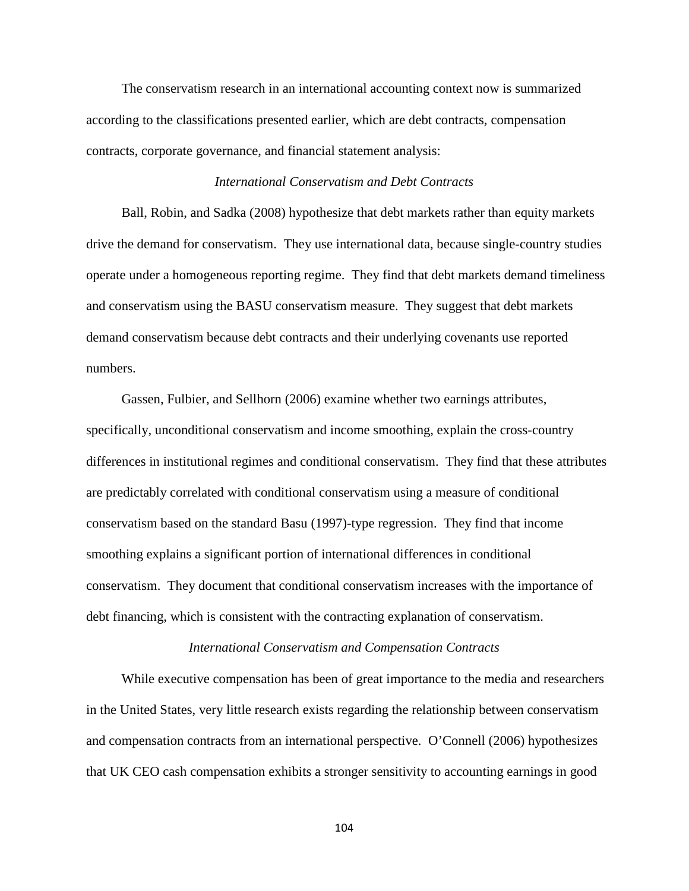The conservatism research in an international accounting context now is summarized according to the classifications presented earlier, which are debt contracts, compensation contracts, corporate governance, and financial statement analysis:

*International Conservatism and Debt Contracts*

Ball, Robin, and Sadka (2008) hypothesize that debt markets rather than equity markets drive the demand for conservatism. They use international data, because single-country studies operate under a homogeneous reporting regime. They find that debt markets demand timeliness and conservatism using the BASU conservatism measure. They suggest that debt markets demand conservatism because debt contracts and their underlying covenants use reported numbers.

Gassen, Fulbier, and Sellhorn (2006) examine whether two earnings attributes, specifically, unconditional conservatism and income smoothing, explain the cross-country differences in institutional regimes and conditional conservatism. They find that these attributes are predictably correlated with conditional conservatism using a measure of conditional conservatism based on the standard Basu (1997)-type regression. They find that income smoothing explains a significant portion of international differences in conditional conservatism. They document that conditional conservatism increases with the importance of debt financing, which is consistent with the contracting explanation of conservatism.

*International Conservatism and Compensation Contracts*

While executive compensation has been of great importance to the media and researchers in the United States, very little research exists regarding the relationship between conservatism and compensation contracts from an international perspective. O'Connell (2006) hypothesizes that UK CEO cash compensation exhibits a stronger sensitivity to accounting earnings in good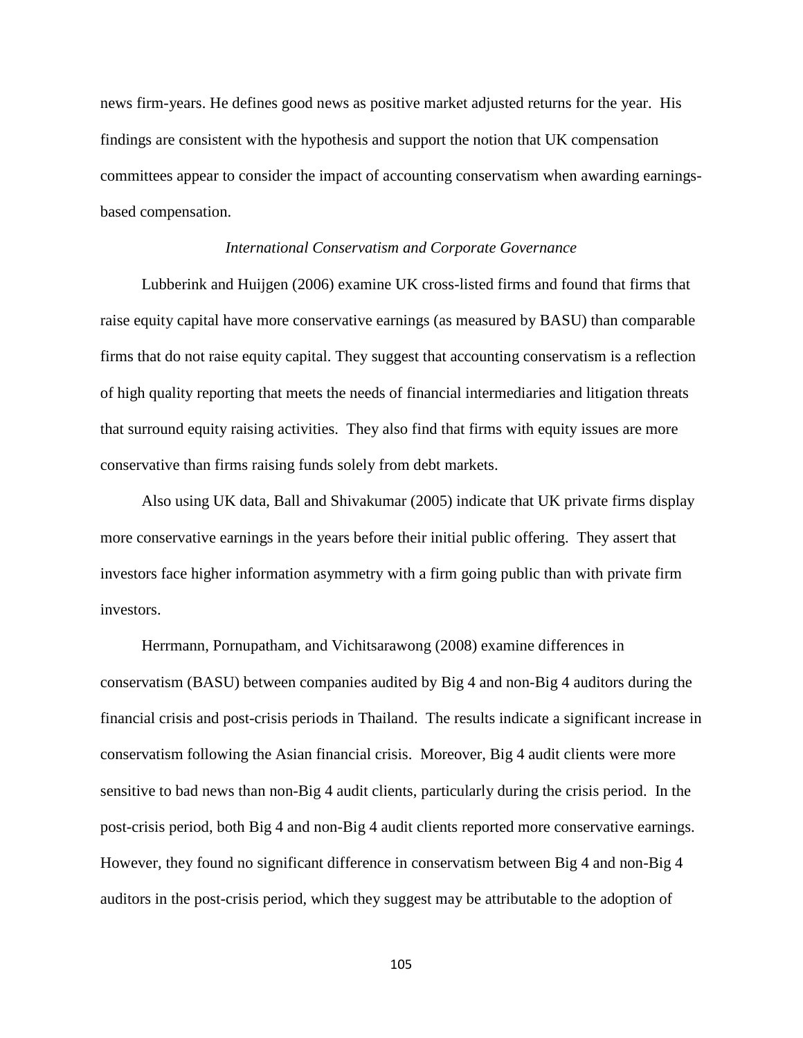news firm-years. He defines good news as positive market adjusted returns for the year. His findings are consistent with the hypothesis and support the notion that UK compensation committees appear to consider the impact of accounting conservatism when awarding earnings-based compensation.

### *International Conservatism and Corporate Governance*

Lubberink and Huijgen (2006) examine UK cross-listed firms and found that firms that raise equity capital have more conservative earnings (as measured by BASU) than comparable firms that do not raise equity capital. They suggest that accounting conservatism is a reflection of high quality reporting that meets the needs of financial intermediaries and litigation threats that surround equity raising activities. They also find that firms with equity issues are more conservative than firms raising funds solely from debt markets.

Also using UK data, Ball and Shivakumar (2005) indicate that UK private firms display more conservative earnings in the years before their initial public offering. They assert that investors face higher information asymmetry with a firm going public than with private firm investors.

Herrmann, Pornupatham, and Vichitsarawong (2008) examine differences in conservatism (BASU) between companies audited by Big 4 and non-Big 4 auditors during the financial crisis and post-crisis periods in Thailand. The results indicate a significant increase in conservatism following the Asian financial crisis. Moreover, Big 4 audit clients were more sensitive to bad news than non-Big 4 audit clients, particularly during the crisis period. In the post-crisis period, both Big 4 and non-Big 4 audit clients reported more conservative earnings. However, they found no significant difference in conservatism between Big 4 and non-Big 4 auditors in the post-crisis period, which they suggest may be attributable to the adoption of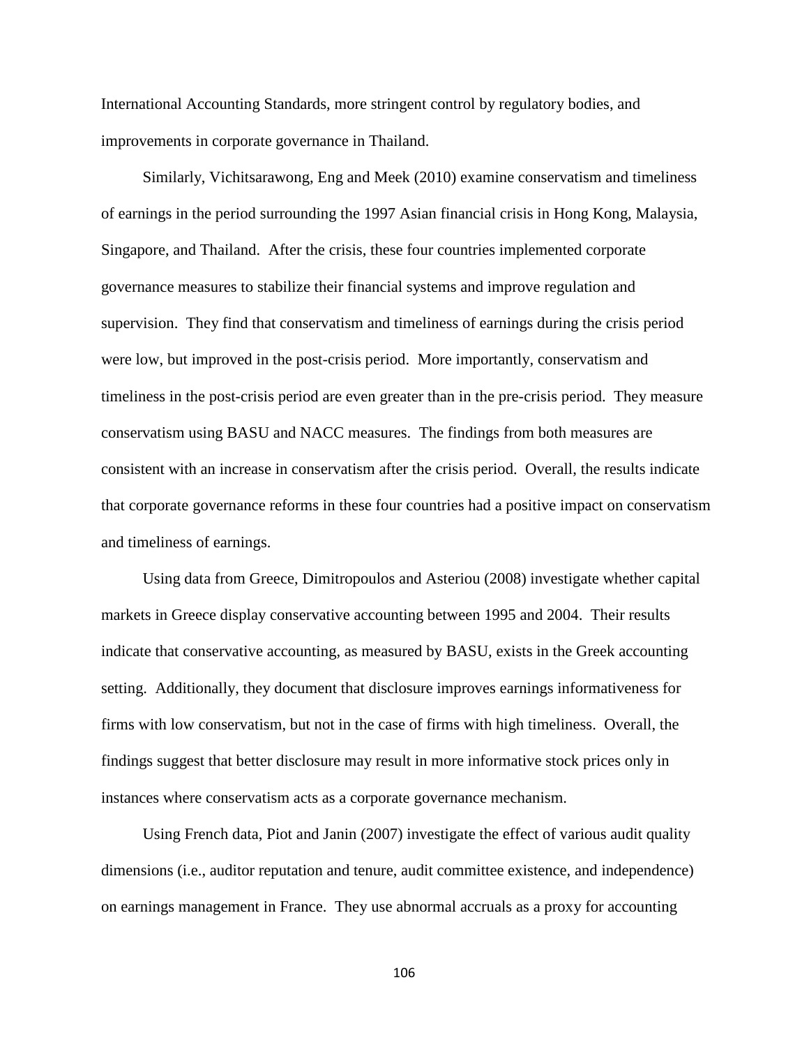International Accounting Standards, more stringent control by regulatory bodies, and improvements in corporate governance in Thailand.

Similarly, Vichitsarawong, Eng and Meek (2010) examine conservatism and timeliness of earnings in the period surrounding the 1997 Asian financial crisis in Hong Kong, Malaysia, Singapore, and Thailand. After the crisis, these four countries implemented corporate governance measures to stabilize their financial systems and improve regulation and supervision. They find that conservatism and timeliness of earnings during the crisis period were low, but improved in the post-crisis period. More importantly, conservatism and timeliness in the post-crisis period are even greater than in the pre-crisis period. They measure conservatism using BASU and NACC measures. The findings from both measures are consistent with an increase in conservatism after the crisis period. Overall, the results indicate that corporate governance reforms in these four countries had a positive impact on conservatism and timeliness of earnings.

Using data from Greece, Dimitropoulos and Asteriou (2008) investigate whether capital markets in Greece display conservative accounting between 1995 and 2004. Their results indicate that conservative accounting, as measured by BASU, exists in the Greek accounting setting. Additionally, they document that disclosure improves earnings informativeness for firms with low conservatism, but not in the case of firms with high timeliness. Overall, the findings suggest that better disclosure may result in more informative stock prices only in instances where conservatism acts as a corporate governance mechanism.

Using French data, Piot and Janin (2007) investigate the effect of various audit quality dimensions (i.e., auditor reputation and tenure, audit committee existence, and independence) on earnings management in France. They use abnormal accruals as a proxy for accounting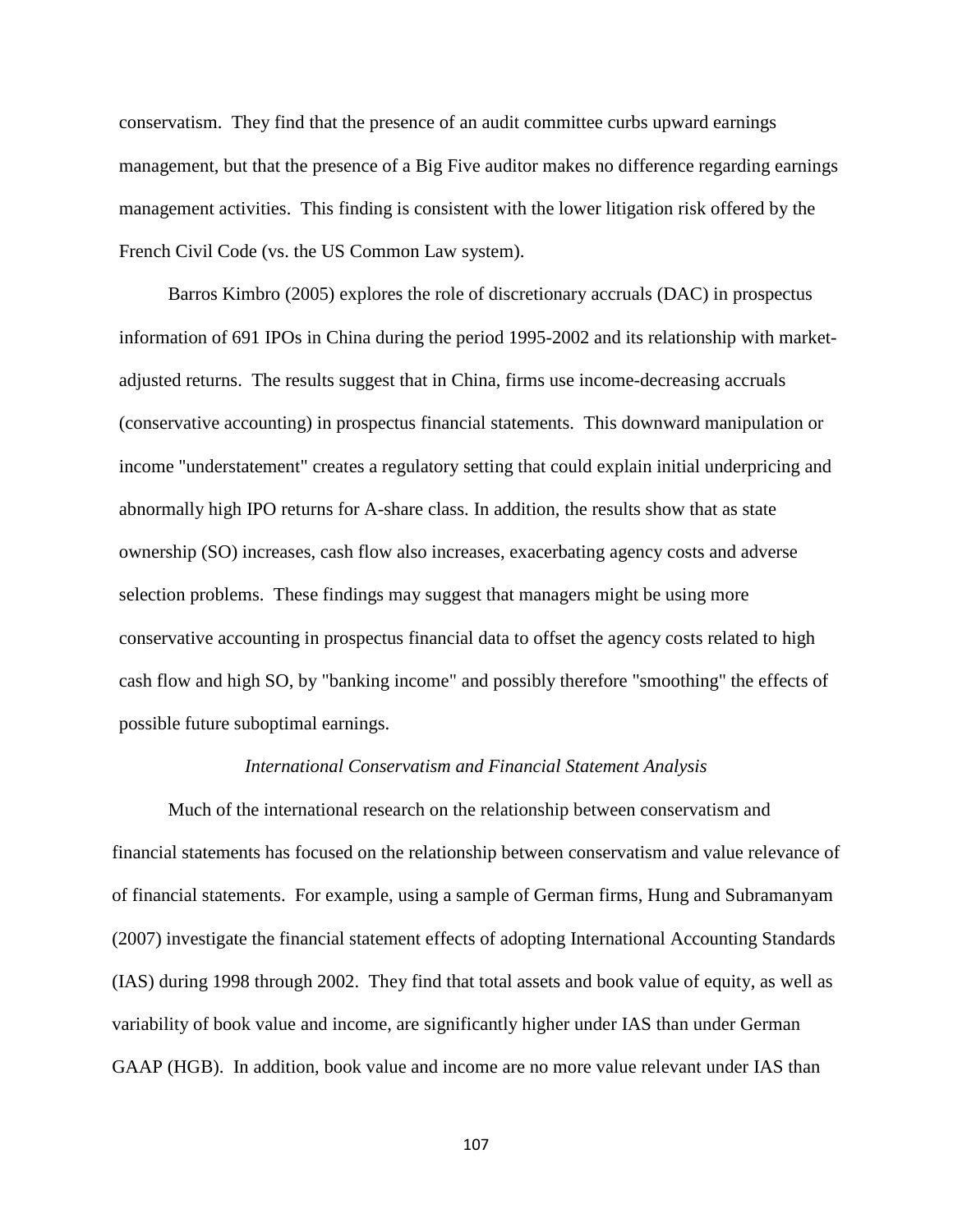conservatism. They find that the presence of an audit committee curbs upward earnings management, but that the presence of a Big Five auditor makes no difference regarding earnings management activities. This finding is consistent with the lower litigation risk offered by the French Civil Code (vs. the US Common Law system).

Barros Kimbro (2005) explores the role of discretionary accruals (DAC) in prospectus information of 691 IPOs in China during the period 1995-2002 and its relationship with market-adjusted returns. The results suggest that in China, firms use income-decreasing accruals (conservative accounting) in prospectus financial statements. This downward manipulation or income "understatement" creates a regulatory setting that could explain initial underpricing and abnormally high IPO returns for A-share class. In addition, the results show that as state ownership (SO) increases, cash flow also increases, exacerbating agency costs and adverse selection problems. These findings may suggest that managers might be using more conservative accounting in prospectus financial data to offset the agency costs related to high cash flow and high SO, by "banking income" and possibly therefore "smoothing" the effects of possible future suboptimal earnings.

### *International Conservatism and Financial Statement Analysis*

Much of the international research on the relationship between conservatism and financial statements has focused on the relationship between conservatism and value relevance of of financial statements. For example, using a sample of German firms, Hung and Subramanyam (2007) investigate the financial statement effects of adopting International Accounting Standards (IAS) during 1998 through 2002. They find that total assets and book value of equity, as well as variability of book value and income, are significantly higher under IAS than under German GAAP (HGB). In addition, book value and income are no more value relevant under IAS than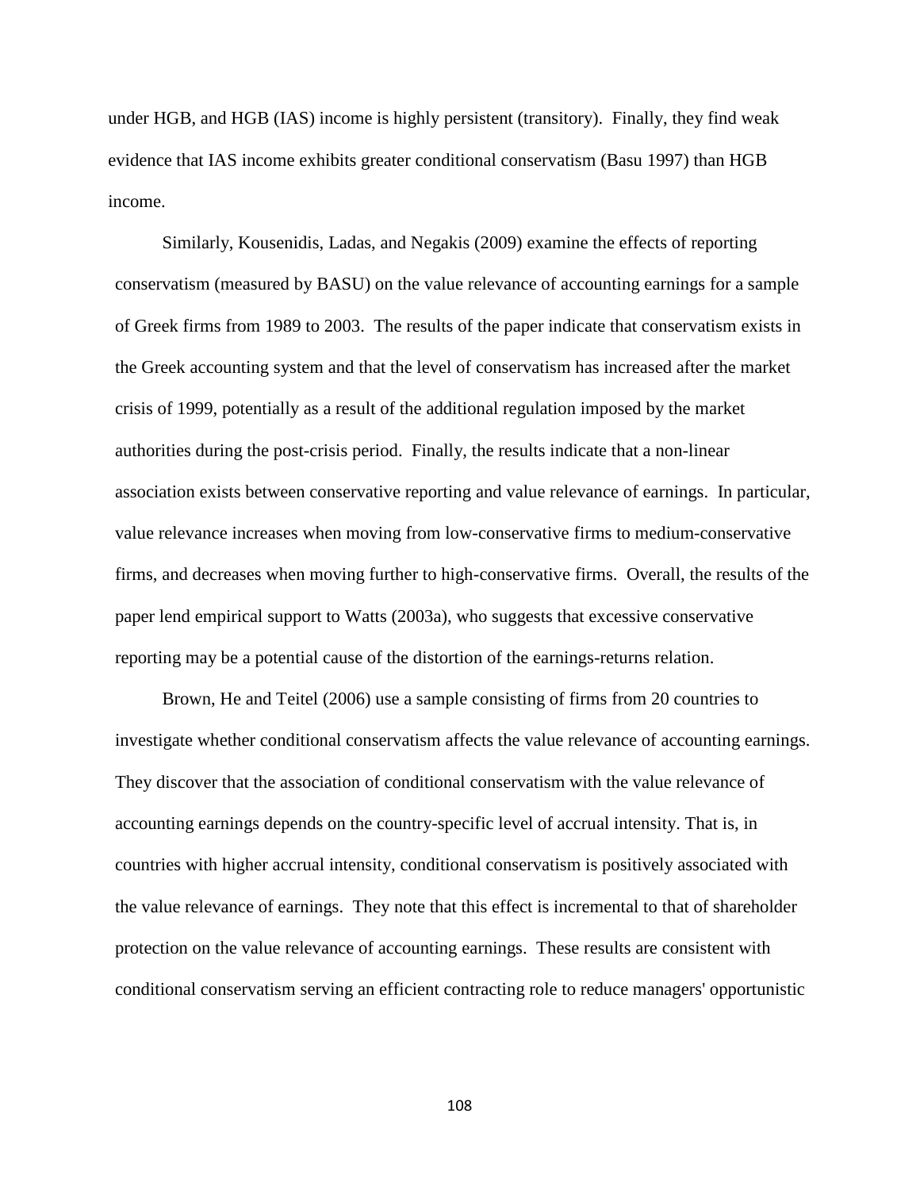under HGB, and HGB (IAS) income is highly persistent (transitory). Finally, they find weak evidence that IAS income exhibits greater conditional conservatism (Basu 1997) than HGB income.

Similarly, Kousenidis, Ladas, and Negakis (2009) examine the effects of reporting conservatism (measured by BASU) on the value relevance of accounting earnings for a sample of Greek firms from 1989 to 2003. The results of the paper indicate that conservatism exists in the Greek accounting system and that the level of conservatism has increased after the market crisis of 1999, potentially as a result of the additional regulation imposed by the market authorities during the post-crisis period. Finally, the results indicate that a non-linear association exists between conservative reporting and value relevance of earnings. In particular, value relevance increases when moving from low-conservative firms to medium-conservative firms, and decreases when moving further to high-conservative firms. Overall, the results of the paper lend empirical support to Watts (2003a), who suggests that excessive conservative reporting may be a potential cause of the distortion of the earnings-returns relation.

Brown, He and Teitel (2006) use a sample consisting of firms from 20 countries to investigate whether conditional conservatism affects the value relevance of accounting earnings. They discover that the association of conditional conservatism with the value relevance of accounting earnings depends on the country-specific level of accrual intensity. That is, in countries with higher accrual intensity, conditional conservatism is positively associated with the value relevance of earnings. They note that this effect is incremental to that of shareholder protection on the value relevance of accounting earnings. These results are consistent with conditional conservatism serving an efficient contracting role to reduce managers' opportunistic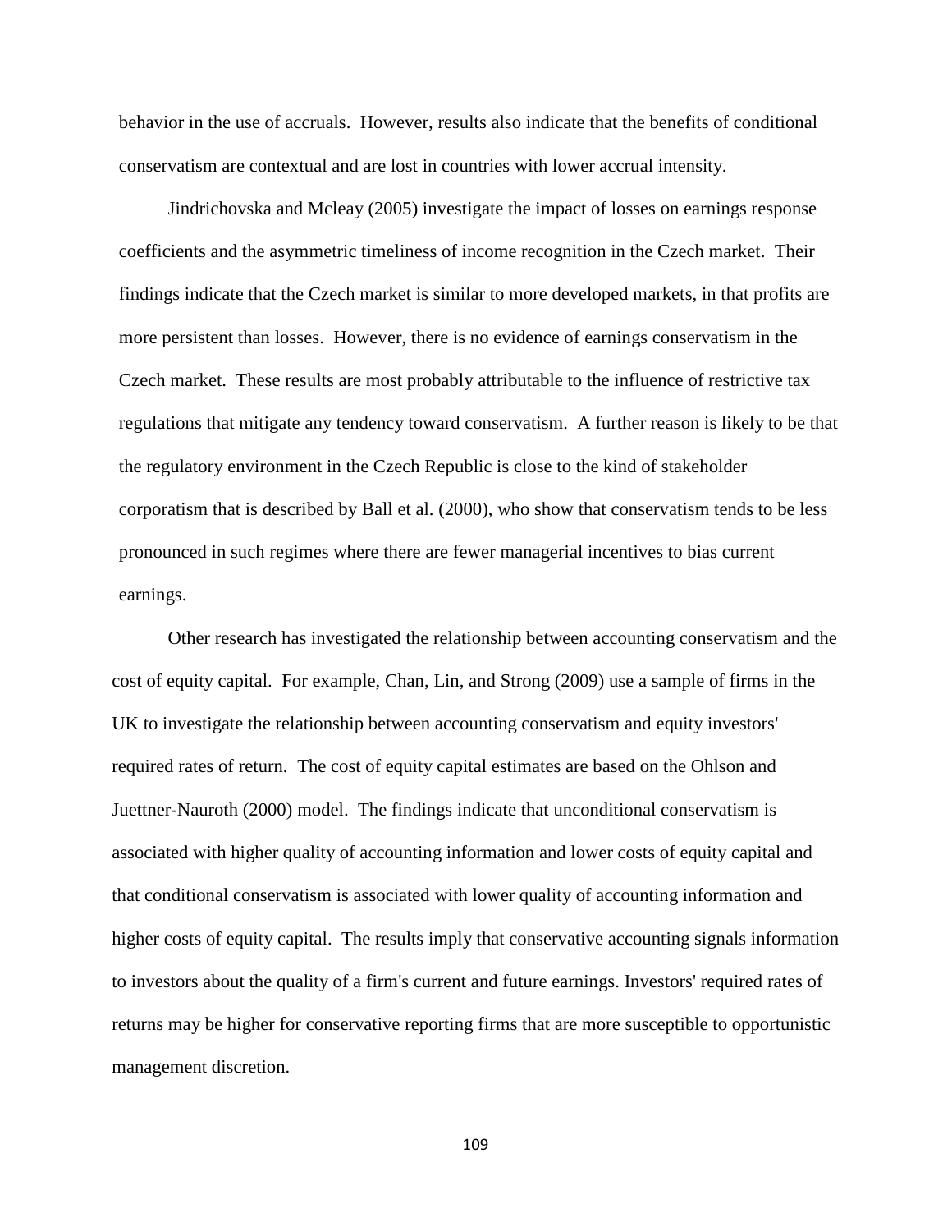behavior in the use of accruals. However, results also indicate that the benefits of conditional conservatism are contextual and are lost in countries with lower accrual intensity.

Jindrichovska and Mcleay (2005) investigate the impact of losses on earnings response coefficients and the asymmetric timeliness of income recognition in the Czech market. Their findings indicate that the Czech market is similar to more developed markets, in that profits are more persistent than losses. However, there is no evidence of earnings conservatism in the Czech market. These results are most probably attributable to the influence of restrictive tax regulations that mitigate any tendency toward conservatism. A further reason is likely to be that the regulatory environment in the Czech Republic is close to the kind of stakeholder corporatism that is described by Ball et al. (2000), who show that conservatism tends to be less pronounced in such regimes where there are fewer managerial incentives to bias current earnings.

Other research has investigated the relationship between accounting conservatism and the cost of equity capital. For example, Chan, Lin, and Strong (2009) use a sample of firms in the UK to investigate the relationship between accounting conservatism and equity investors' required rates of return. The cost of equity capital estimates are based on the Ohlson and Juettner-Nauroth (2000) model. The findings indicate that unconditional conservatism is associated with higher quality of accounting information and lower costs of equity capital and that conditional conservatism is associated with lower quality of accounting information and higher costs of equity capital. The results imply that conservative accounting signals information to investors about the quality of a firm's current and future earnings. Investors' required rates of returns may be higher for conservative reporting firms that are more susceptible to opportunistic management discretion.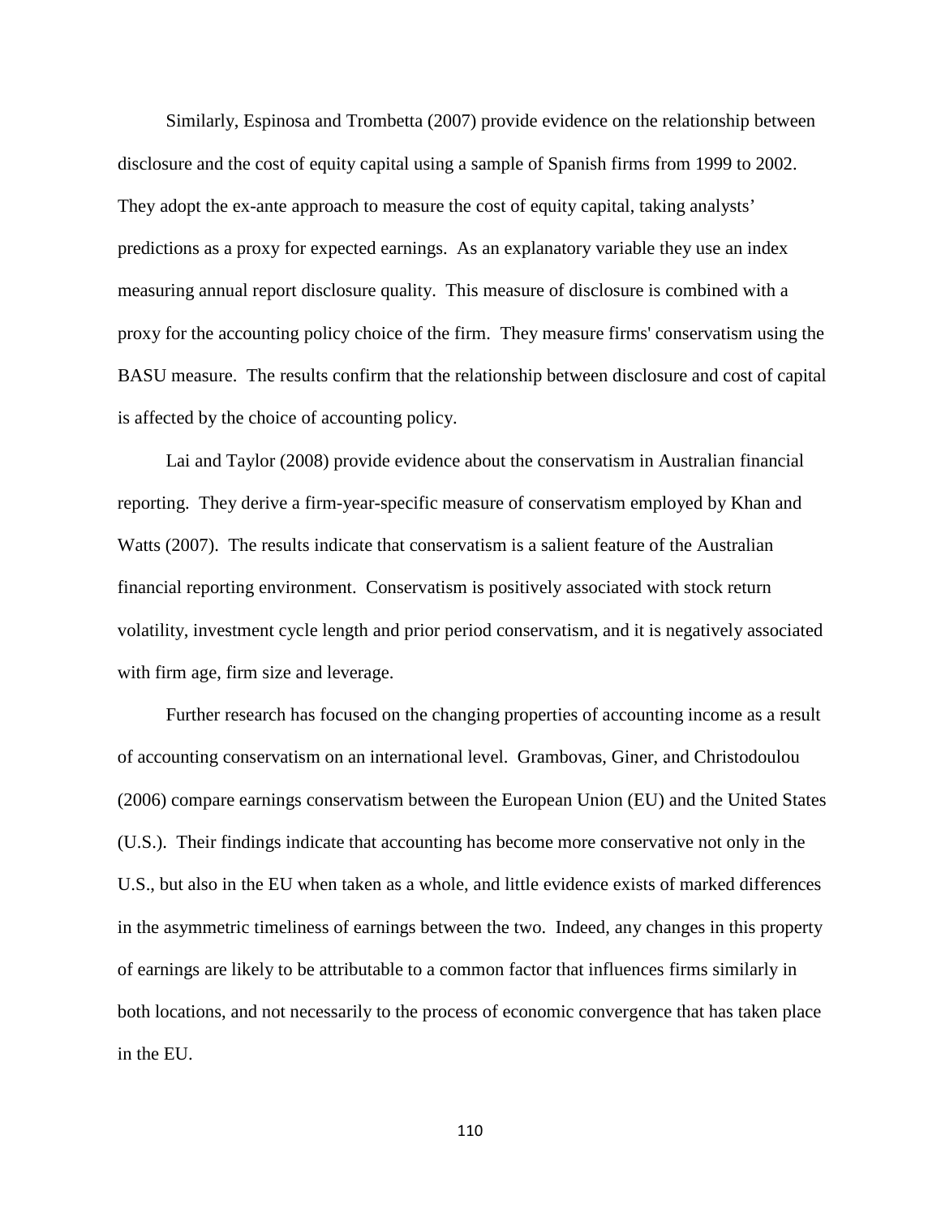Similarly, Espinosa and Trombetta (2007) provide evidence on the relationship between disclosure and the cost of equity capital using a sample of Spanish firms from 1999 to 2002. They adopt the ex-ante approach to measure the cost of equity capital, taking analysts' predictions as a proxy for expected earnings. As an explanatory variable they use an index measuring annual report disclosure quality. This measure of disclosure is combined with a proxy for the accounting policy choice of the firm. They measure firms' conservatism using the BASU measure. The results confirm that the relationship between disclosure and cost of capital is affected by the choice of accounting policy.

Lai and Taylor (2008) provide evidence about the conservatism in Australian financial reporting. They derive a firm-year-specific measure of conservatism employed by Khan and Watts (2007). The results indicate that conservatism is a salient feature of the Australian financial reporting environment. Conservatism is positively associated with stock return volatility, investment cycle length and prior period conservatism, and it is negatively associated with firm age, firm size and leverage.

Further research has focused on the changing properties of accounting income as a result of accounting conservatism on an international level. Grambovas, Giner, and Christodoulou (2006) compare earnings conservatism between the European Union (EU) and the United States (U.S.). Their findings indicate that accounting has become more conservative not only in the U.S., but also in the EU when taken as a whole, and little evidence exists of marked differences in the asymmetric timeliness of earnings between the two. Indeed, any changes in this property of earnings are likely to be attributable to a common factor that influences firms similarly in both locations, and not necessarily to the process of economic convergence that has taken place in the EU.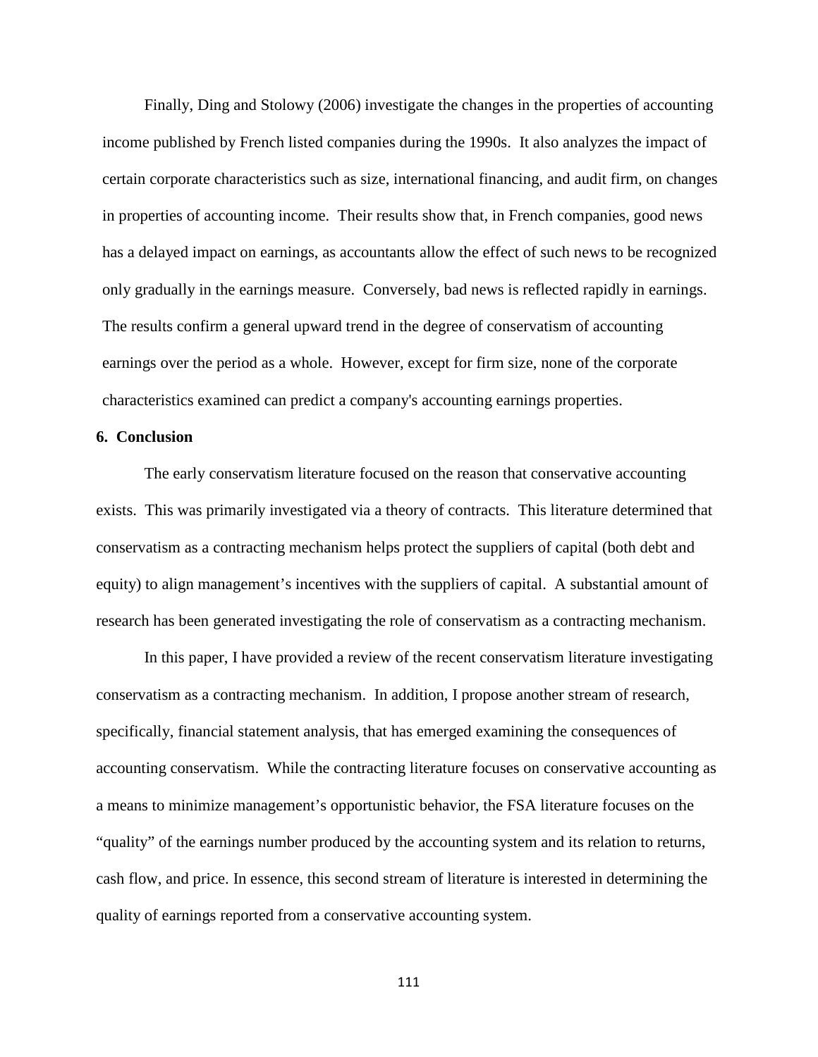Finally, Ding and Stolowy (2006) investigate the changes in the properties of accounting income published by French listed companies during the 1990s. It also analyzes the impact of certain corporate characteristics such as size, international financing, and audit firm, on changes in properties of accounting income. Their results show that, in French companies, good news has a delayed impact on earnings, as accountants allow the effect of such news to be recognized only gradually in the earnings measure. Conversely, bad news is reflected rapidly in earnings. The results confirm a general upward trend in the degree of conservatism of accounting earnings over the period as a whole. However, except for firm size, none of the corporate characteristics examined can predict a company's accounting earnings properties.

**6. Conclusion**

The early conservatism literature focused on the reason that conservative accounting exists. This was primarily investigated via a theory of contracts. This literature determined that conservatism as a contracting mechanism helps protect the suppliers of capital (both debt and equity) to align management's incentives with the suppliers of capital. A substantial amount of research has been generated investigating the role of conservatism as a contracting mechanism.

In this paper, I have provided a review of the recent conservatism literature investigating conservatism as a contracting mechanism. In addition, I propose another stream of research, specifically, financial statement analysis, that has emerged examining the consequences of accounting conservatism. While the contracting literature focuses on conservative accounting as a means to minimize management's opportunistic behavior, the FSA literature focuses on the "quality" of the earnings number produced by the accounting system and its relation to returns, cash flow, and price. In essence, this second stream of literature is interested in determining the quality of earnings reported from a conservative accounting system.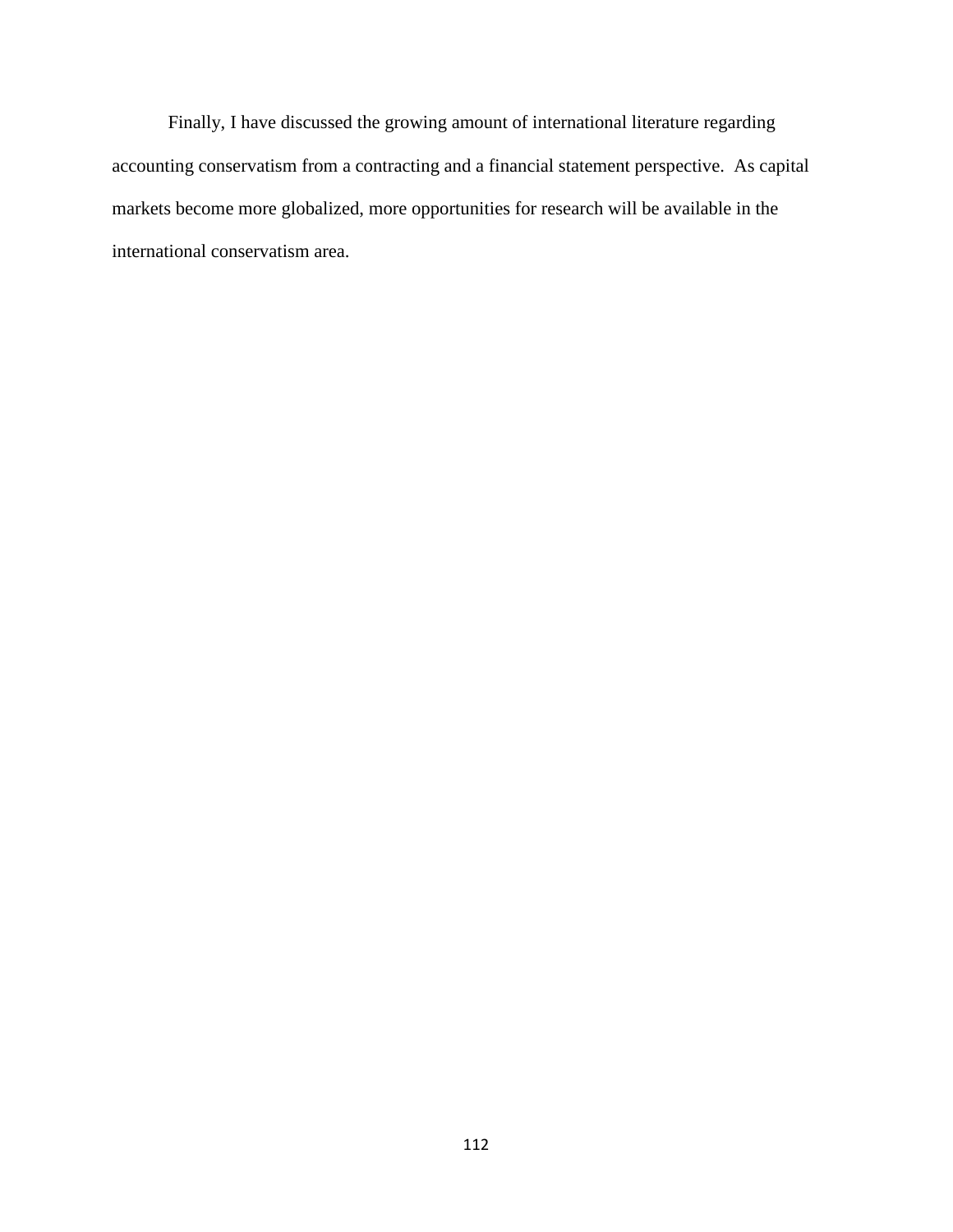Finally, I have discussed the growing amount of international literature regarding accounting conservatism from a contracting and a financial statement perspective. As capital markets become more globalized, more opportunities for research will be available in the international conservatism area.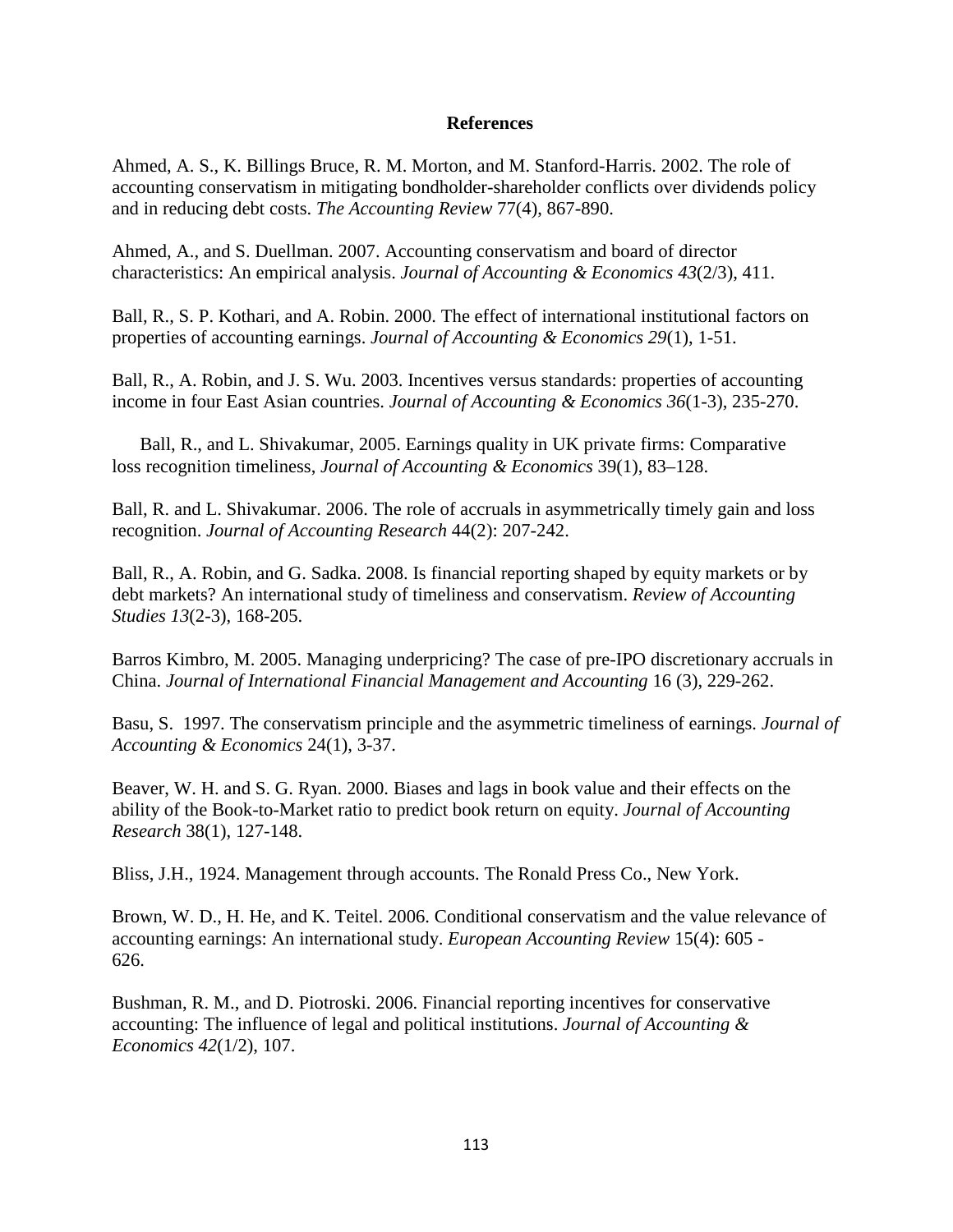## References

Ahmed, A. S., K. Billings Bruce, R. M. Morton, and M. Stanford-Harris. 2002. The role of accounting conservatism in mitigating bondholder-shareholder conflicts over dividends policy and in reducing debt costs. *The Accounting Review* 77(4), 867-890.

Ahmed, A., and S. Duellman. 2007. Accounting conservatism and board of director characteristics: An empirical analysis. *Journal of Accounting & Economics 43*(2/3), 411.

Ball, R., S. P. Kothari, and A. Robin. 2000. The effect of international institutional factors on properties of accounting earnings. *Journal of Accounting & Economics 29*(1), 1-51.

Ball, R., A. Robin, and J. S. Wu. 2003. Incentives versus standards: properties of accounting income in four East Asian countries. *Journal of Accounting & Economics 36*(1-3), 235-270.

Ball, R., and L. Shivakumar, 2005. Earnings quality in UK private firms: Comparative loss recognition timeliness, *Journal of Accounting & Economics* 39(1), 83–128.

Ball, R. and L. Shivakumar. 2006. The role of accruals in asymmetrically timely gain and loss recognition. *Journal of Accounting Research* 44(2): 207-242.

Ball, R., A. Robin, and G. Sadka. 2008. Is financial reporting shaped by equity markets or by debt markets? An international study of timeliness and conservatism. *Review of Accounting Studies 13*(2-3), 168-205.

Barros Kimbro, M. 2005. Managing underpricing? The case of pre-IPO discretionary accruals in China. *Journal of International Financial Management and Accounting* 16 (3), 229-262.

Basu, S. 1997. The conservatism principle and the asymmetric timeliness of earnings. *Journal of Accounting & Economics* 24(1), 3-37.

Beaver, W. H. and S. G. Ryan. 2000. Biases and lags in book value and their effects on the ability of the Book-to-Market ratio to predict book return on equity. *Journal of Accounting Research* 38(1), 127-148.

Bliss, J.H., 1924. Management through accounts. The Ronald Press Co., New York.

Brown, W. D., H. He, and K. Teitel. 2006. Conditional conservatism and the value relevance of accounting earnings: An international study. *European Accounting Review* 15(4): 605 - 626.

Bushman, R. M., and D. Piotroski. 2006. Financial reporting incentives for conservative accounting: The influence of legal and political institutions. *Journal of Accounting & Economics 42*(1/2), 107.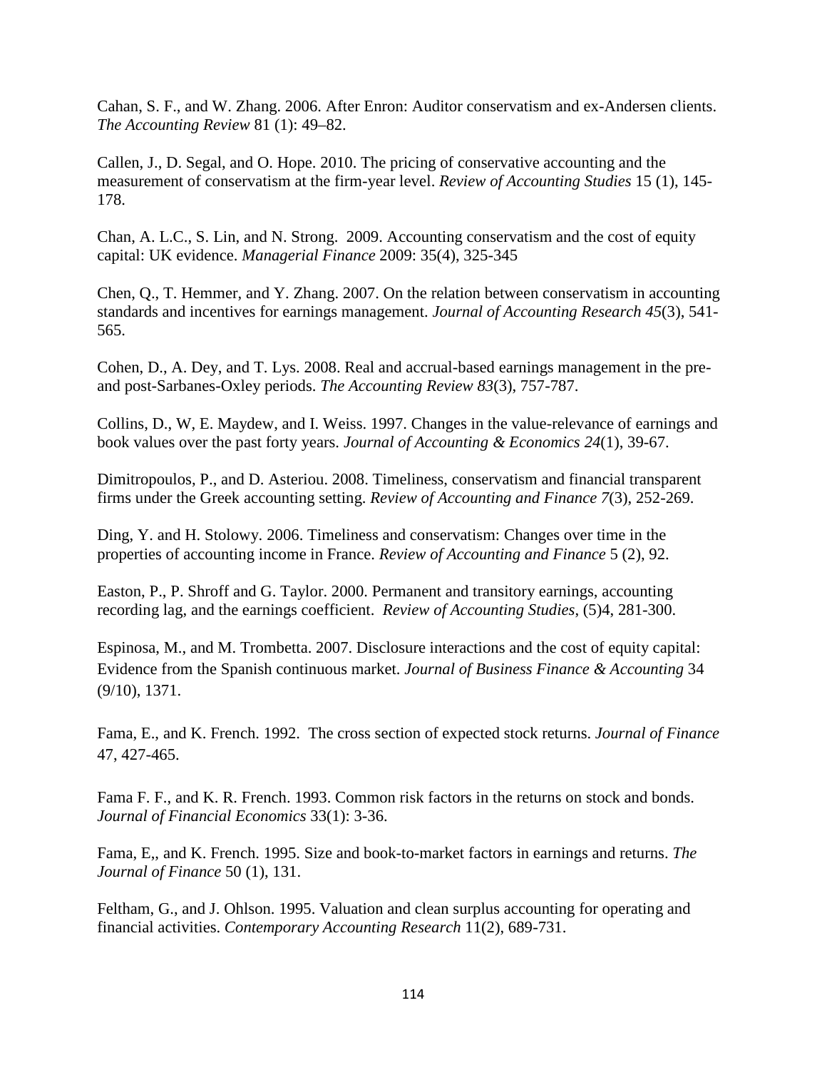Cahan, S. F., and W. Zhang. 2006. After Enron: Auditor conservatism and ex-Andersen clients. *The Accounting Review* 81 (1): 49–82.

Callen, J., D. Segal, and O. Hope. 2010. The pricing of conservative accounting and the measurement of conservatism at the firm-year level. *Review of Accounting Studies* 15 (1), 145-178.

Chan, A. L.C., S. Lin, and N. Strong. 2009. Accounting conservatism and the cost of equity capital: UK evidence. *Managerial Finance* 2009: 35(4), 325-345

Chen, Q., T. Hemmer, and Y. Zhang. 2007. On the relation between conservatism in accounting standards and incentives for earnings management. *Journal of Accounting Research 45*(3), 541-565.

Cohen, D., A. Dey, and T. Lys. 2008. Real and accrual-based earnings management in the pre-and post-Sarbanes-Oxley periods. *The Accounting Review 83*(3), 757-787.

Collins, D., W, E. Maydew, and I. Weiss. 1997. Changes in the value-relevance of earnings and book values over the past forty years. *Journal of Accounting & Economics 24*(1), 39-67.

Dimitropoulos, P., and D. Asteriou. 2008. Timeliness, conservatism and financial transparent firms under the Greek accounting setting. *Review of Accounting and Finance 7*(3), 252-269.

Ding, Y. and H. Stolowy. 2006. Timeliness and conservatism: Changes over time in the properties of accounting income in France. *Review of Accounting and Finance* 5 (2), 92.

Easton, P., P. Shroff and G. Taylor. 2000. Permanent and transitory earnings, accounting recording lag, and the earnings coefficient. *Review of Accounting Studies*, (5)4, 281-300.

Espinosa, M., and M. Trombetta. 2007. Disclosure interactions and the cost of equity capital: Evidence from the Spanish continuous market. *Journal of Business Finance & Accounting* 34 (9/10), 1371.

Fama, E., and K. French. 1992. The cross section of expected stock returns. *Journal of Finance* 47, 427-465.

Fama F. F., and K. R. French. 1993. Common risk factors in the returns on stock and bonds. *Journal of Financial Economics* 33(1): 3-36.

Fama, E,, and K. French. 1995. Size and book-to-market factors in earnings and returns. *The Journal of Finance* 50 (1), 131.

Feltham, G., and J. Ohlson. 1995. Valuation and clean surplus accounting for operating and financial activities. *Contemporary Accounting Research* 11(2), 689-731.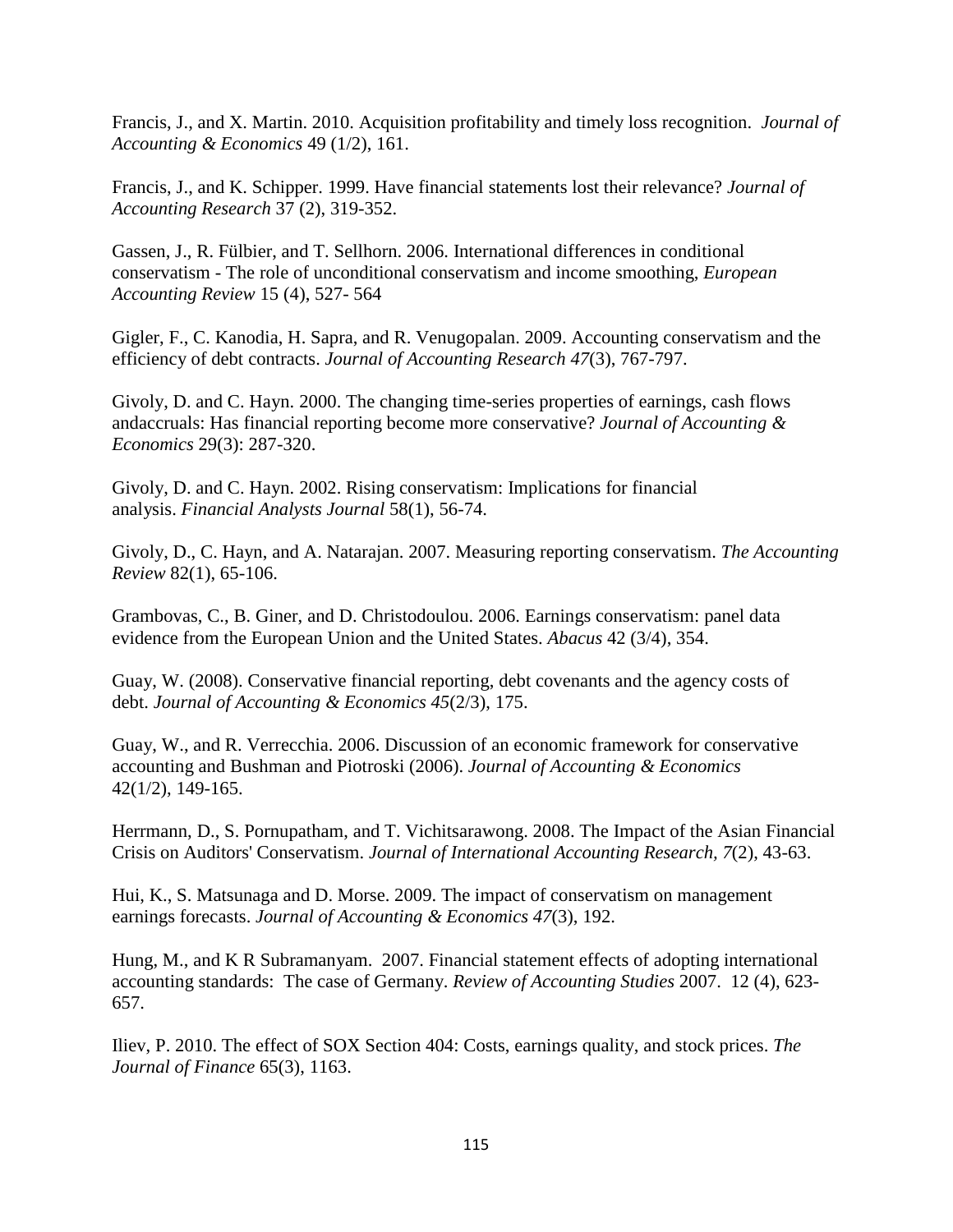Francis, J., and X. Martin. 2010. Acquisition profitability and timely loss recognition. *Journal of Accounting & Economics* 49 (1/2), 161.

Francis, J., and K. Schipper. 1999. Have financial statements lost their relevance? *Journal of Accounting Research* 37 (2), 319-352.

Gassen, J., R. Fülbier, and T. Sellhorn. 2006. International differences in conditional conservatism - The role of unconditional conservatism and income smoothing, *European Accounting Review* 15 (4), 527- 564

Gigler, F., C. Kanodia, H. Sapra, and R. Venugopalan. 2009. Accounting conservatism and the efficiency of debt contracts. *Journal of Accounting Research 47*(3), 767-797.

Givoly, D. and C. Hayn. 2000. The changing time-series properties of earnings, cash flows andaccruals: Has financial reporting become more conservative? *Journal of Accounting & Economics* 29(3): 287-320.

Givoly, D. and C. Hayn. 2002. Rising conservatism: Implications for financial analysis. *Financial Analysts Journal* 58(1), 56-74.

Givoly, D., C. Hayn, and A. Natarajan. 2007. Measuring reporting conservatism. *The Accounting Review* 82(1), 65-106.

Grambovas, C., B. Giner, and D. Christodoulou. 2006. Earnings conservatism: panel data evidence from the European Union and the United States. *Abacus* 42 (3/4), 354.

Guay, W. (2008). Conservative financial reporting, debt covenants and the agency costs of debt. *Journal of Accounting & Economics 45*(2/3), 175.

Guay, W., and R. Verrecchia. 2006. Discussion of an economic framework for conservative accounting and Bushman and Piotroski (2006). *Journal of Accounting & Economics* 42(1/2), 149-165.

Herrmann, D., S. Pornupatham, and T. Vichitsarawong. 2008. The Impact of the Asian Financial Crisis on Auditors' Conservatism. *Journal of International Accounting Research, 7*(2), 43-63.

Hui, K., S. Matsunaga and D. Morse. 2009. The impact of conservatism on management earnings forecasts. *Journal of Accounting & Economics 47*(3), 192.

Hung, M., and K R Subramanyam. 2007. Financial statement effects of adopting international accounting standards: The case of Germany. *Review of Accounting Studies* 2007. 12 (4), 623-657.

Iliev, P. 2010. The effect of SOX Section 404: Costs, earnings quality, and stock prices. *The Journal of Finance* 65(3), 1163.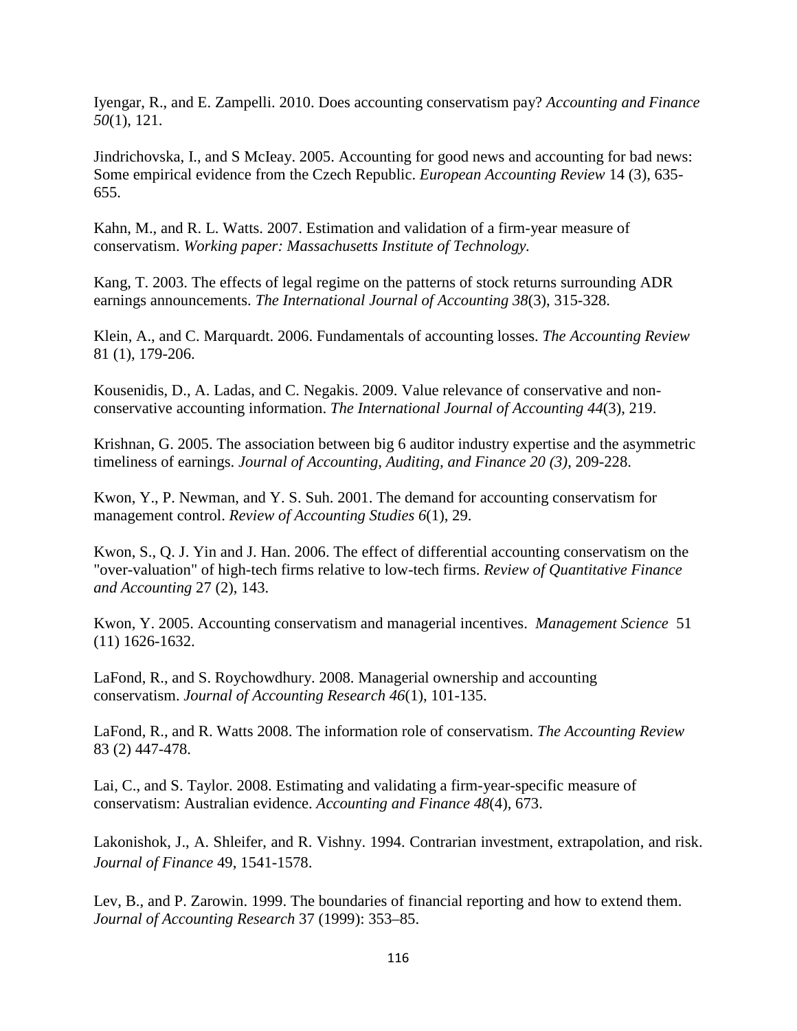Iyengar, R., and E. Zampelli. 2010. Does accounting conservatism pay? *Accounting and Finance 50*(1), 121.

Jindrichovska, I., and S McIeay. 2005. Accounting for good news and accounting for bad news: Some empirical evidence from the Czech Republic. *European Accounting Review* 14 (3), 635-655.

Kahn, M., and R. L. Watts. 2007. Estimation and validation of a firm-year measure of conservatism. *Working paper: Massachusetts Institute of Technology.*

Kang, T. 2003. The effects of legal regime on the patterns of stock returns surrounding ADR earnings announcements. *The International Journal of Accounting 38*(3), 315-328.

Klein, A., and C. Marquardt. 2006. Fundamentals of accounting losses. *The Accounting Review* 81 (1), 179-206.

Kousenidis, D., A. Ladas, and C. Negakis. 2009. Value relevance of conservative and non-conservative accounting information. *The International Journal of Accounting 44*(3), 219.

Krishnan, G. 2005. The association between big 6 auditor industry expertise and the asymmetric timeliness of earnings. *Journal of Accounting, Auditing, and Finance 20 (3)*, 209-228.

Kwon, Y., P. Newman, and Y. S. Suh. 2001. The demand for accounting conservatism for management control. *Review of Accounting Studies 6*(1), 29.

Kwon, S., Q. J. Yin and J. Han. 2006. The effect of differential accounting conservatism on the "over-valuation" of high-tech firms relative to low-tech firms. *Review of Quantitative Finance and Accounting* 27 (2), 143.

Kwon, Y. 2005. Accounting conservatism and managerial incentives. *Management Science* 51 (11) 1626-1632.

LaFond, R., and S. Roychowdhury. 2008. Managerial ownership and accounting conservatism. *Journal of Accounting Research 46*(1), 101-135.

LaFond, R., and R. Watts 2008. The information role of conservatism. *The Accounting Review* 83 (2) 447-478.

Lai, C., and S. Taylor. 2008. Estimating and validating a firm-year-specific measure of conservatism: Australian evidence. *Accounting and Finance 48*(4), 673.

Lakonishok, J., A. Shleifer, and R. Vishny. 1994. Contrarian investment, extrapolation, and risk. *Journal of Finance* 49, 1541-1578.

Lev, B., and P. Zarowin. 1999. The boundaries of financial reporting and how to extend them. *Journal of Accounting Research* 37 (1999): 353–85.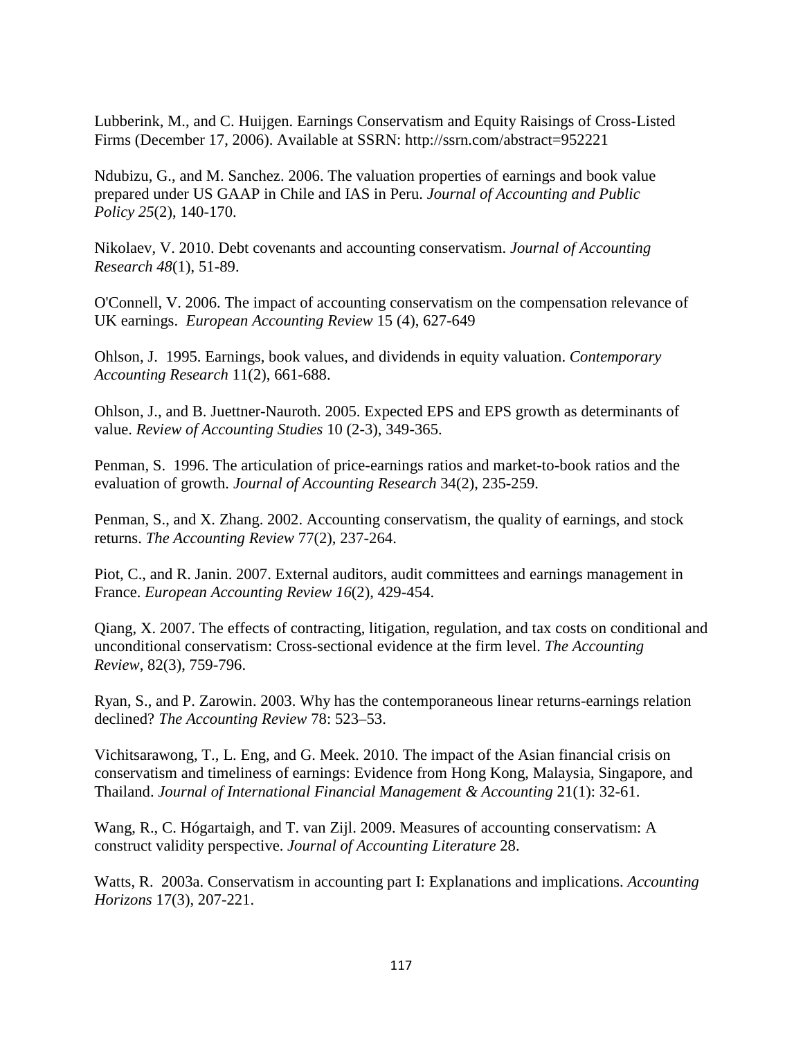Lubberink, M., and C. Huijgen. Earnings Conservatism and Equity Raisings of Cross-Listed Firms (December 17, 2006). Available at SSRN: http://ssrn.com/abstract=952221

Ndubizu, G., and M. Sanchez. 2006. The valuation properties of earnings and book value prepared under US GAAP in Chile and IAS in Peru. *Journal of Accounting and Public Policy 25*(2), 140-170.

Nikolaev, V. 2010. Debt covenants and accounting conservatism. *Journal of Accounting Research 48*(1), 51-89.

O'Connell, V. 2006. The impact of accounting conservatism on the compensation relevance of UK earnings. *European Accounting Review* 15 (4), 627-649

Ohlson, J. 1995. Earnings, book values, and dividends in equity valuation. *Contemporary Accounting Research* 11(2), 661-688.

Ohlson, J., and B. Juettner-Nauroth. 2005. Expected EPS and EPS growth as determinants of value. *Review of Accounting Studies* 10 (2-3), 349-365.

Penman, S. 1996. The articulation of price-earnings ratios and market-to-book ratios and the evaluation of growth. *Journal of Accounting Research* 34(2), 235-259.

Penman, S., and X. Zhang. 2002. Accounting conservatism, the quality of earnings, and stock returns. *The Accounting Review* 77(2), 237-264.

Piot, C., and R. Janin. 2007. External auditors, audit committees and earnings management in France. *European Accounting Review 16*(2), 429-454.

Qiang, X. 2007. The effects of contracting, litigation, regulation, and tax costs on conditional and unconditional conservatism: Cross-sectional evidence at the firm level. *The Accounting Review*, 82(3), 759-796.

Ryan, S., and P. Zarowin. 2003. Why has the contemporaneous linear returns-earnings relation declined? *The Accounting Review* 78: 523–53.

Vichitsarawong, T., L. Eng, and G. Meek. 2010. The impact of the Asian financial crisis on conservatism and timeliness of earnings: Evidence from Hong Kong, Malaysia, Singapore, and Thailand. *Journal of International Financial Management & Accounting* 21(1): 32-61.

Wang, R., C. Hógartaigh, and T. van Zijl. 2009. Measures of accounting conservatism: A construct validity perspective. *Journal of Accounting Literature* 28.

Watts, R. 2003a. Conservatism in accounting part I: Explanations and implications. *Accounting Horizons* 17(3), 207-221.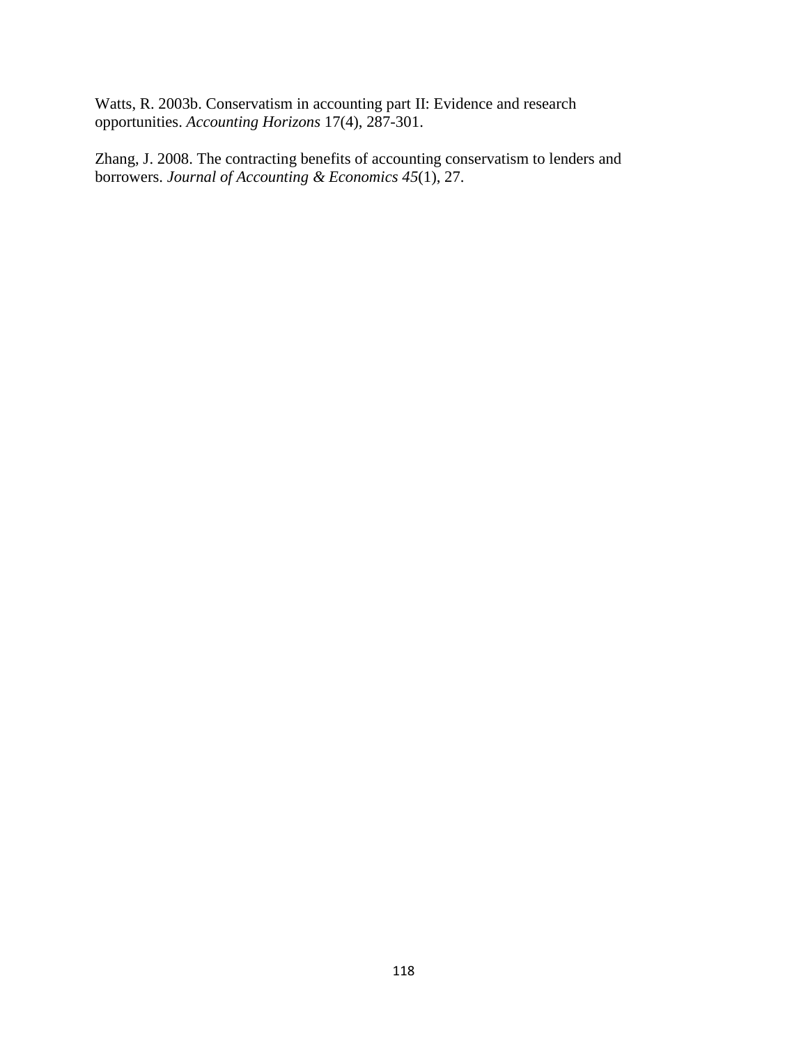Watts, R. 2003b. Conservatism in accounting part II: Evidence and research opportunities. *Accounting Horizons* 17(4), 287-301.

Zhang, J. 2008. The contracting benefits of accounting conservatism to lenders and borrowers. *Journal of Accounting & Economics 45*(1), 27.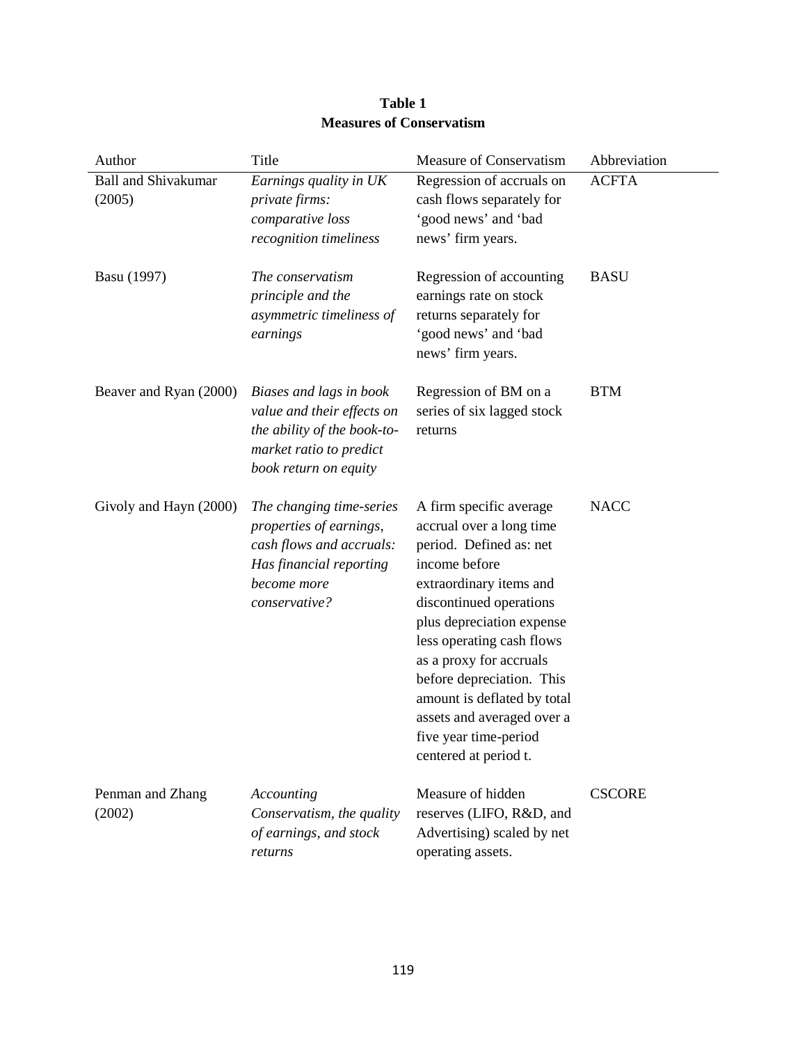**Table 1**
**Measures of Conservatism**

| Author | Title | Measure of Conservatism | Abbreviation |
|---|---|---|---|
| Ball and Shivakumar (2005) | *Earnings quality in UK private firms: comparative loss recognition timeliness* | Regression of accruals on cash flows separately for 'good news' and 'bad news' firm years. | ACFTA |
| Basu (1997) | *The conservatism principle and the asymmetric timeliness of earnings* | Regression of accounting earnings rate on stock returns separately for 'good news' and 'bad news' firm years. | BASU |
| Beaver and Ryan (2000) | *Biases and lags in book value and their effects on the ability of the book-to-market ratio to predict book return on equity* | Regression of BM on a series of six lagged stock returns | BTM |
| Givoly and Hayn (2000) | *The changing time-series properties of earnings, cash flows and accruals: Has financial reporting become more conservative?* | A firm specific average accrual over a long time period. Defined as: net income before extraordinary items and discontinued operations plus depreciation expense less operating cash flows as a proxy for accruals before depreciation. This amount is deflated by total assets and averaged over a five year time-period centered at period t. | NACC |
| Penman and Zhang (2002) | *Accounting Conservatism, the quality of earnings, and stock returns* | Measure of hidden reserves (LIFO, R&D, and Advertising) scaled by net operating assets. | CSCORE |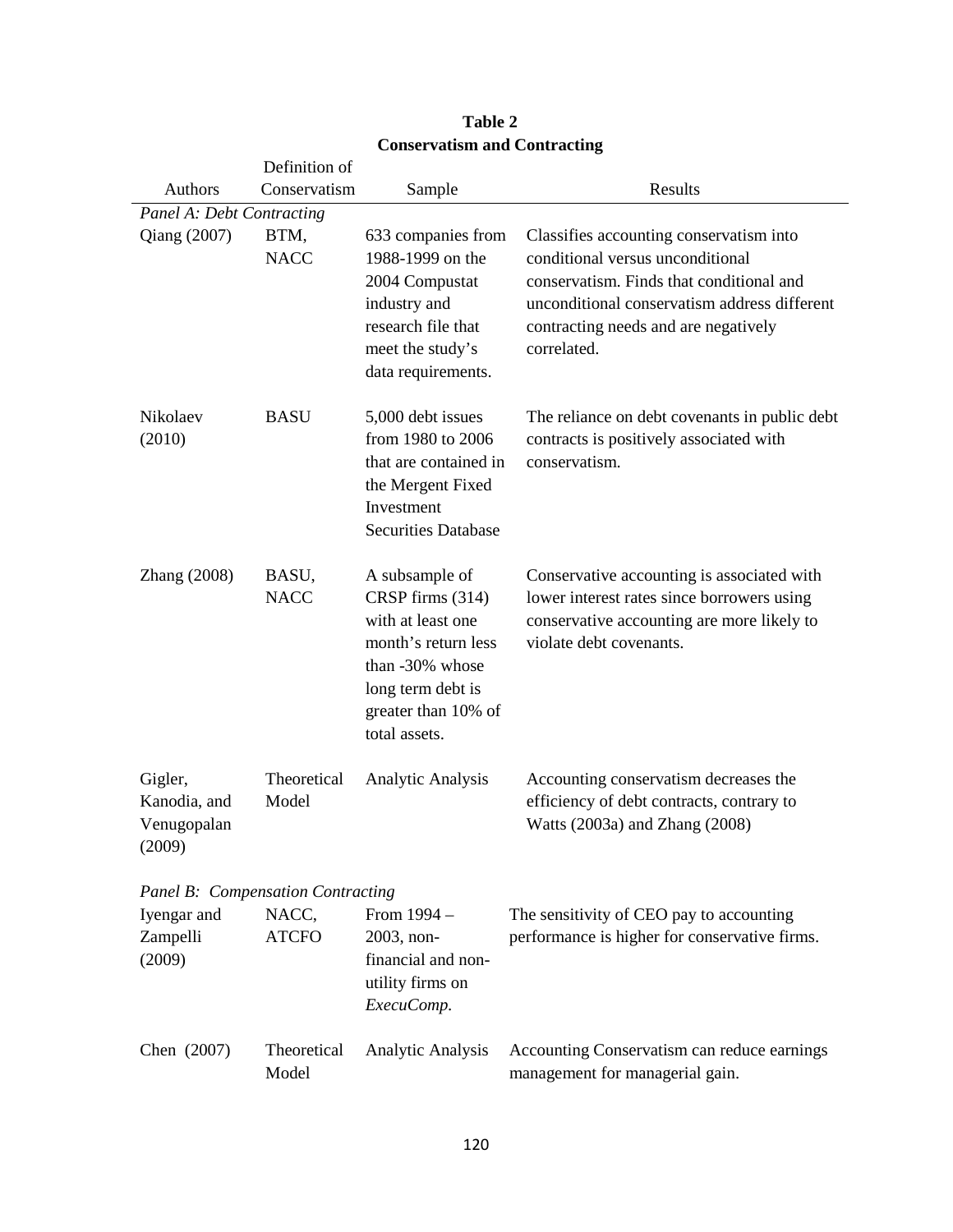**Table 2**
**Conservatism and Contracting**

| Authors | Definition of Conservatism | Sample | Results |
|---|---|---|---|
| *Panel A: Debt Contracting* | | | |
| Qiang (2007) | BTM, NACC | 633 companies from 1988-1999 on the 2004 Compustat industry and research file that meet the study's data requirements. | Classifies accounting conservatism into conditional versus unconditional conservatism. Finds that conditional and unconditional conservatism address different contracting needs and are negatively correlated. |
| Nikolaev (2010) | BASU | 5,000 debt issues from 1980 to 2006 that are contained in the Mergent Fixed Investment Securities Database | The reliance on debt covenants in public debt contracts is positively associated with conservatism. |
| Zhang (2008) | BASU, NACC | A subsample of CRSP firms (314) with at least one month's return less than -30% whose long term debt is greater than 10% of total assets. | Conservative accounting is associated with lower interest rates since borrowers using conservative accounting are more likely to violate debt covenants. |
| Gigler, Kanodia, and Venugopalan (2009) | Theoretical Model | Analytic Analysis | Accounting conservatism decreases the efficiency of debt contracts, contrary to Watts (2003a) and Zhang (2008) |
| *Panel B: Compensation Contracting* | | | |
| Iyengar and Zampelli (2009) | NACC, ATCFO | From 1994 – 2003, non-financial and non-utility firms on *ExecuComp.* | The sensitivity of CEO pay to accounting performance is higher for conservative firms. |
| Chen (2007) | Theoretical Model | Analytic Analysis | Accounting Conservatism can reduce earnings management for managerial gain. |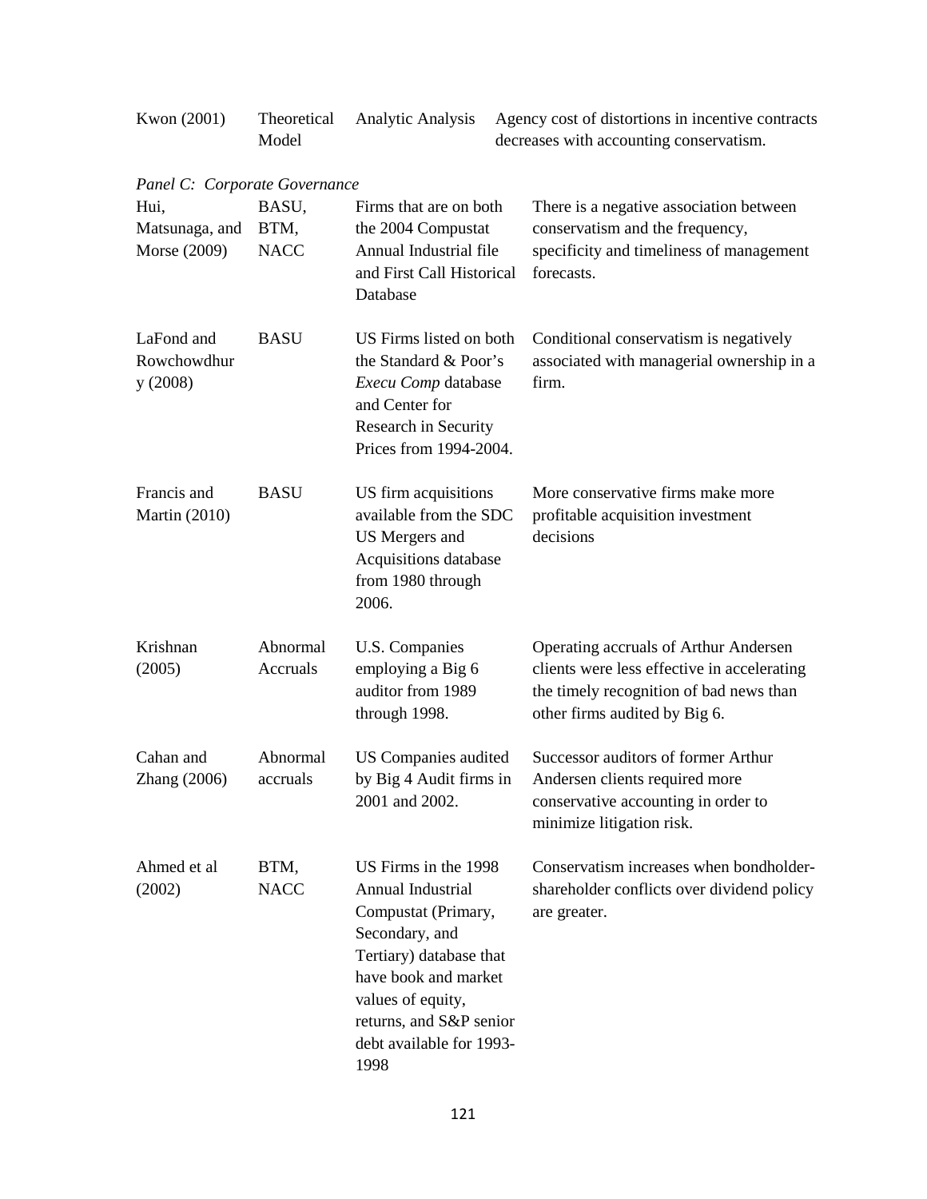| | | | |
|---|---|---|---|
| Kwon (2001) | Theoretical Model | Analytic Analysis | Agency cost of distortions in incentive contracts decreases with accounting conservatism. |
| *Panel C: Corporate Governance* | | | |
| Hui, Matsunaga, and Morse (2009) | BASU, BTM, NACC | Firms that are on both the 2004 Compustat Annual Industrial file and First Call Historical Database | There is a negative association between conservatism and the frequency, specificity and timeliness of management forecasts. |
| LaFond and Rowchowdhury (2008) | BASU | US Firms listed on both the Standard & Poor's *Execu Comp* database and Center for Research in Security Prices from 1994-2004. | Conditional conservatism is negatively associated with managerial ownership in a firm. |
| Francis and Martin (2010) | BASU | US firm acquisitions available from the SDC US Mergers and Acquisitions database from 1980 through 2006. | More conservative firms make more profitable acquisition investment decisions |
| Krishnan (2005) | Abnormal Accruals | U.S. Companies employing a Big 6 auditor from 1989 through 1998. | Operating accruals of Arthur Andersen clients were less effective in accelerating the timely recognition of bad news than other firms audited by Big 6. |
| Cahan and Zhang (2006) | Abnormal accruals | US Companies audited by Big 4 Audit firms in 2001 and 2002. | Successor auditors of former Arthur Andersen clients required more conservative accounting in order to minimize litigation risk. |
| Ahmed et al (2002) | BTM, NACC | US Firms in the 1998 Annual Industrial Compustat (Primary, Secondary, and Tertiary) database that have book and market values of equity, returns, and S&P senior debt available for 1993-1998 | Conservatism increases when bondholder-shareholder conflicts over dividend policy are greater. |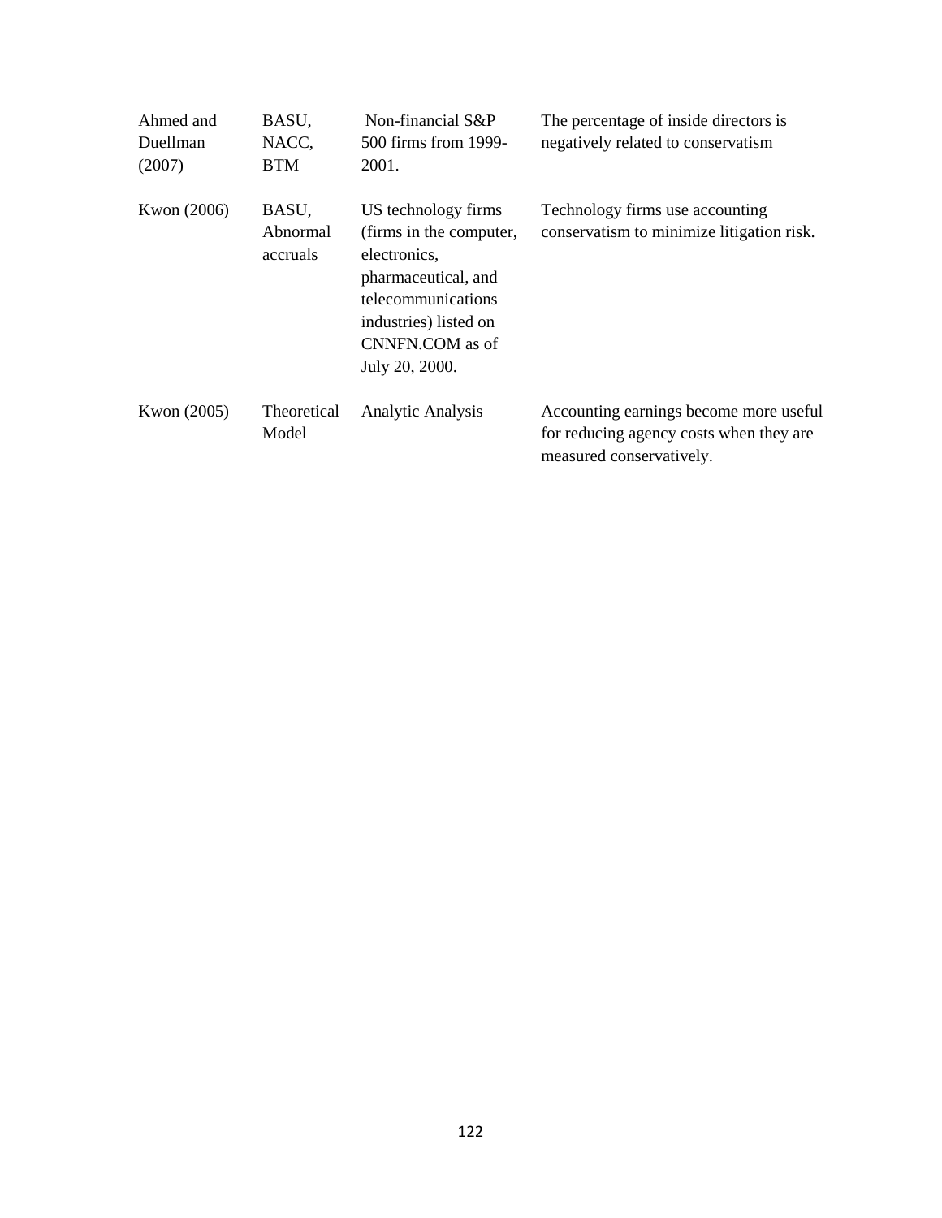| | | | |
|---|---|---|---|
| Ahmed and Duellman (2007) | BASU, NACC, BTM | Non-financial S&P 500 firms from 1999-2001. | The percentage of inside directors is negatively related to conservatism |
| Kwon (2006) | BASU, Abnormal accruals | US technology firms (firms in the computer, electronics, pharmaceutical, and telecommunications industries) listed on CNNFN.COM as of July 20, 2000. | Technology firms use accounting conservatism to minimize litigation risk. |
| Kwon (2005) | Theoretical Model | Analytic Analysis | Accounting earnings become more useful for reducing agency costs when they are measured conservatively. |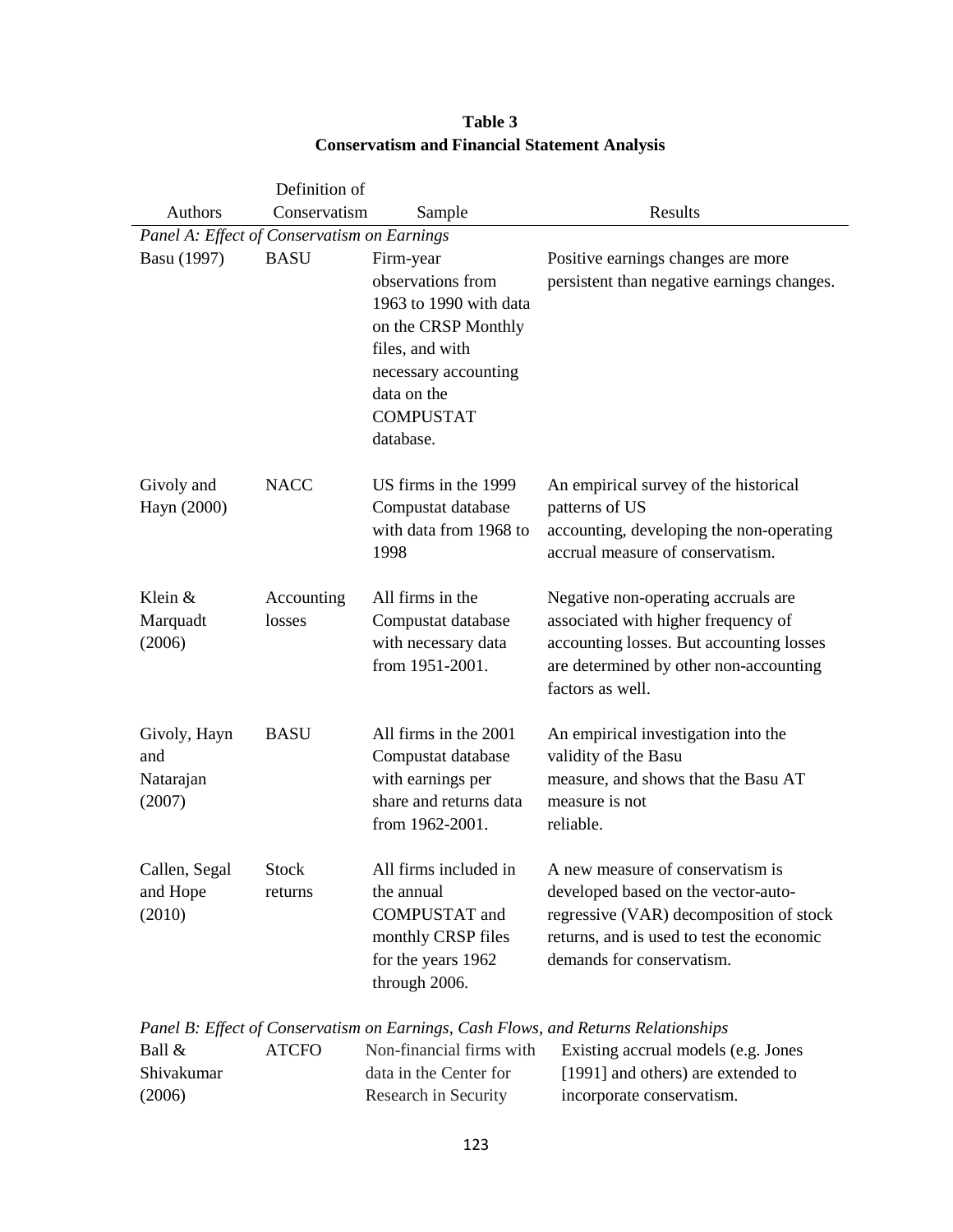**Table 3**
**Conservatism and Financial Statement Analysis**

| Authors | Definition of Conservatism | Sample | Results |
|---|---|---|---|
| *Panel A: Effect of Conservatism on Earnings* | | | |
| Basu (1997) | BASU | Firm-year observations from 1963 to 1990 with data on the CRSP Monthly files, and with necessary accounting data on the COMPUSTAT database. | Positive earnings changes are more persistent than negative earnings changes. |
| Givoly and Hayn (2000) | NACC | US firms in the 1999 Compustat database with data from 1968 to 1998 | An empirical survey of the historical patterns of US accounting, developing the non-operating accrual measure of conservatism. |
| Klein & Marquadt (2006) | Accounting losses | All firms in the Compustat database with necessary data from 1951-2001. | Negative non-operating accruals are associated with higher frequency of accounting losses. But accounting losses are determined by other non-accounting factors as well. |
| Givoly, Hayn and Natarajan (2007) | BASU | All firms in the 2001 Compustat database with earnings per share and returns data from 1962-2001. | An empirical investigation into the validity of the Basu measure, and shows that the Basu AT measure is not reliable. |
| Callen, Segal and Hope (2010) | Stock returns | All firms included in the annual COMPUSTAT and monthly CRSP files for the years 1962 through 2006. | A new measure of conservatism is developed based on the vector-auto-regressive (VAR) decomposition of stock returns, and is used to test the economic demands for conservatism. |
| *Panel B: Effect of Conservatism on Earnings, Cash Flows, and Returns Relationships* | | | |
| Ball & Shivakumar (2006) | ATCFO | Non-financial firms with data in the Center for Research in Security | Existing accrual models (e.g. Jones [1991] and others) are extended to incorporate conservatism. |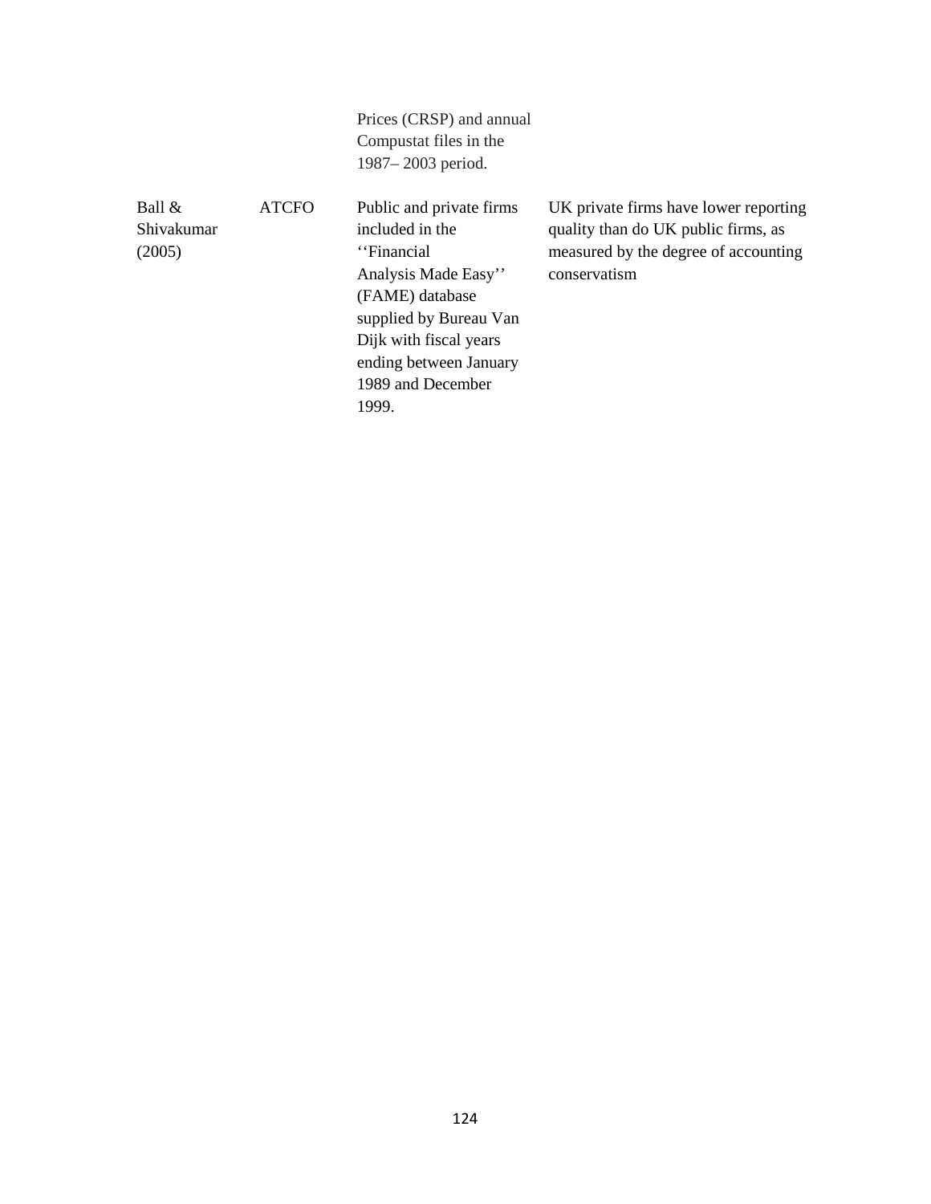|  |  | Prices (CRSP) and annual Compustat files in the 1987– 2003 period. |  |
|---|---|---|---|
| Ball & Shivakumar (2005) | ATCFO | Public and private firms included in the ‘‘Financial Analysis Made Easy’’ (FAME) database supplied by Bureau Van Dijk with fiscal years ending between January 1989 and December 1999. | UK private firms have lower reporting quality than do UK public firms, as measured by the degree of accounting conservatism |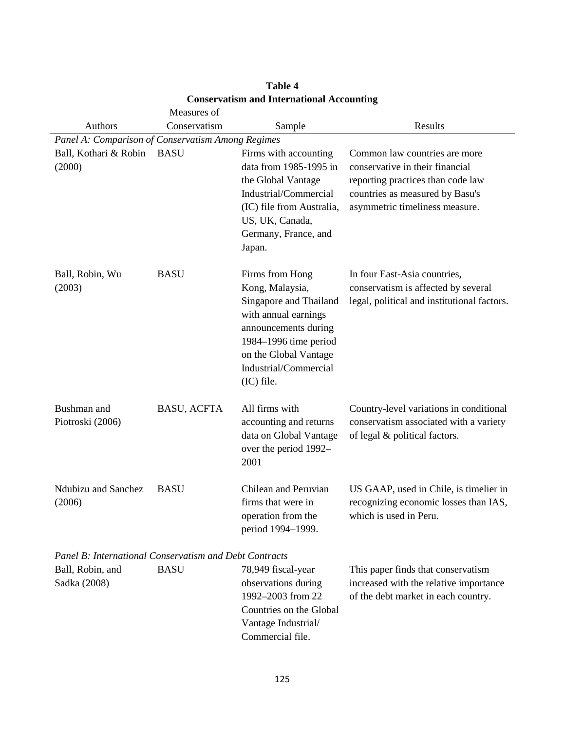**Table 4**
**Conservatism and International Accounting**

| Authors | Measures of Conservatism | Sample | Results |
|---|---|---|---|
| *Panel A: Comparison of Conservatism Among Regimes* | | | |
| Ball, Kothari & Robin (2000) | BASU | Firms with accounting data from 1985-1995 in the Global Vantage Industrial/Commercial (IC) file from Australia, US, UK, Canada, Germany, France, and Japan. | Common law countries are more conservative in their financial reporting practices than code law countries as measured by Basu's asymmetric timeliness measure. |
| Ball, Robin, Wu (2003) | BASU | Firms from Hong Kong, Malaysia, Singapore and Thailand with annual earnings announcements during 1984–1996 time period on the Global Vantage Industrial/Commercial (IC) file. | In four East-Asia countries, conservatism is affected by several legal, political and institutional factors. |
| Bushman and Piotroski (2006) | BASU, ACFTA | All firms with accounting and returns data on Global Vantage over the period 1992–2001 | Country-level variations in conditional conservatism associated with a variety of legal & political factors. |
| Ndubizu and Sanchez (2006) | BASU | Chilean and Peruvian firms that were in operation from the period 1994–1999. | US GAAP, used in Chile, is timelier in recognizing economic losses than IAS, which is used in Peru. |
| *Panel B: International Conservatism and Debt Contracts* | | | |
| Ball, Robin, and Sadka (2008) | BASU | 78,949 fiscal-year observations during 1992–2003 from 22 Countries on the Global Vantage Industrial/ Commercial file. | This paper finds that conservatism increased with the relative importance of the debt market in each country. |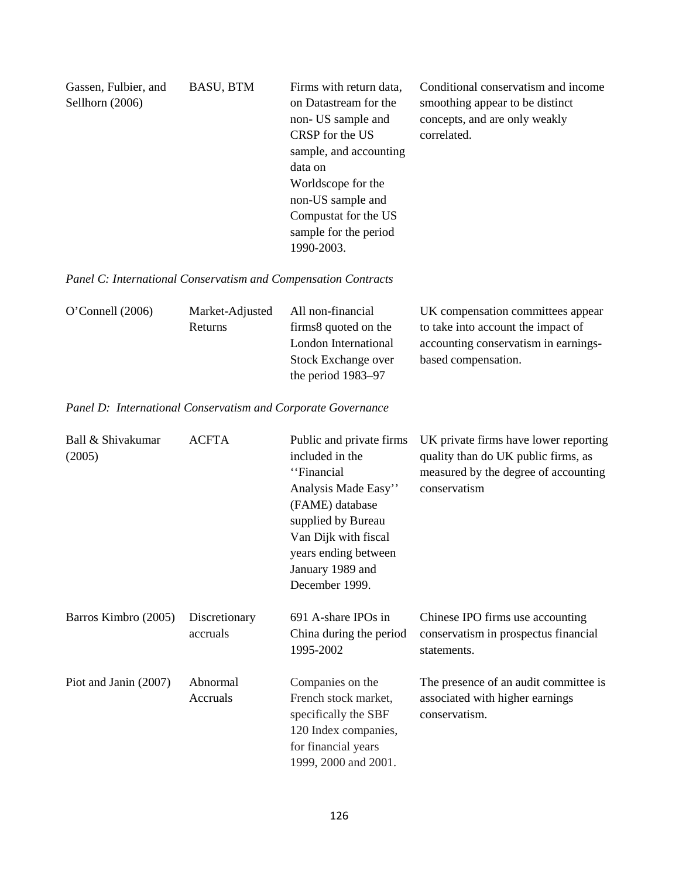| | | | |
|---|---|---|---|
| Gassen, Fulbier, and Sellhorn (2006) | BASU, BTM | Firms with return data, on Datastream for the non- US sample and CRSP for the US sample, and accounting data on Worldscope for the non-US sample and Compustat for the US sample for the period 1990-2003. | Conditional conservatism and income smoothing appear to be distinct concepts, and are only weakly correlated. |

*Panel C: International Conservatism and Compensation Contracts*

| | | | |
|---|---|---|---|
| O'Connell (2006) | Market-Adjusted Returns | All non-financial firms8 quoted on the London International Stock Exchange over the period 1983–97 | UK compensation committees appear to take into account the impact of accounting conservatism in earnings-based compensation. |

*Panel D: International Conservatism and Corporate Governance*

| | | | |
|---|---|---|---|
| Ball & Shivakumar (2005) | ACFTA | Public and private firms included in the ''Financial Analysis Made Easy'' (FAME) database supplied by Bureau Van Dijk with fiscal years ending between January 1989 and December 1999. | UK private firms have lower reporting quality than do UK public firms, as measured by the degree of accounting conservatism |
| Barros Kimbro (2005) | Discretionary accruals | 691 A-share IPOs in China during the period 1995-2002 | Chinese IPO firms use accounting conservatism in prospectus financial statements. |
| Piot and Janin (2007) | Abnormal Accruals | Companies on the French stock market, specifically the SBF 120 Index companies, for financial years 1999, 2000 and 2001. | The presence of an audit committee is associated with higher earnings conservatism. |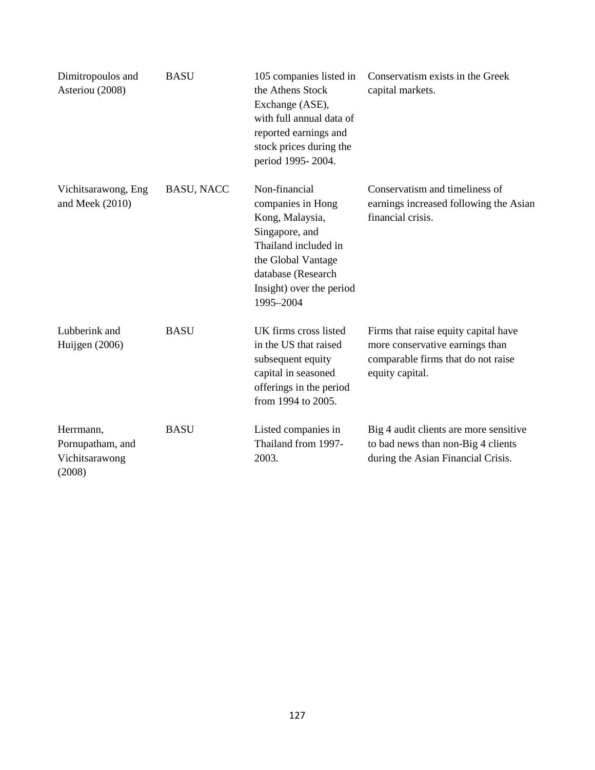| | | | |
|---|---|---|---|
| Dimitropoulos and Asteriou (2008) | BASU | 105 companies listed in the Athens Stock Exchange (ASE), with full annual data of reported earnings and stock prices during the period 1995- 2004. | Conservatism exists in the Greek capital markets. |
| Vichitsarawong, Eng and Meek (2010) | BASU, NACC | Non-financial companies in Hong Kong, Malaysia, Singapore, and Thailand included in the Global Vantage database (Research Insight) over the period 1995–2004 | Conservatism and timeliness of earnings increased following the Asian financial crisis. |
| Lubberink and Huijgen (2006) | BASU | UK firms cross listed in the US that raised subsequent equity capital in seasoned offerings in the period from 1994 to 2005. | Firms that raise equity capital have more conservative earnings than comparable firms that do not raise equity capital. |
| Herrmann, Pornupatham, and Vichitsarawong (2008) | BASU | Listed companies in Thailand from 1997-2003. | Big 4 audit clients are more sensitive to bad news than non-Big 4 clients during the Asian Financial Crisis. |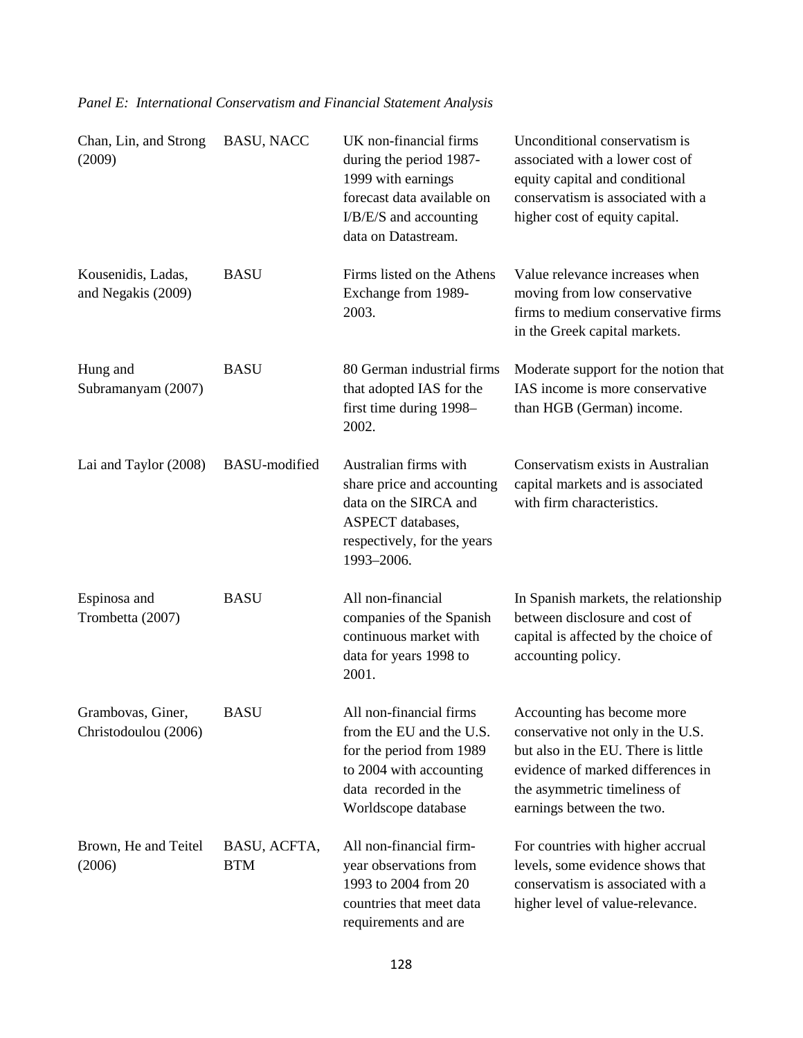*Panel E: International Conservatism and Financial Statement Analysis*

| | | | |
|---|---|---|---|
| Chan, Lin, and Strong (2009) | BASU, NACC | UK non-financial firms during the period 1987-1999 with earnings forecast data available on I/B/E/S and accounting data on Datastream. | Unconditional conservatism is associated with a lower cost of equity capital and conditional conservatism is associated with a higher cost of equity capital. |
| Kousenidis, Ladas, and Negakis (2009) | BASU | Firms listed on the Athens Exchange from 1989-2003. | Value relevance increases when moving from low conservative firms to medium conservative firms in the Greek capital markets. |
| Hung and Subramanyam (2007) | BASU | 80 German industrial firms that adopted IAS for the first time during 1998–2002. | Moderate support for the notion that IAS income is more conservative than HGB (German) income. |
| Lai and Taylor (2008) | BASU-modified | Australian firms with share price and accounting data on the SIRCA and ASPECT databases, respectively, for the years 1993–2006. | Conservatism exists in Australian capital markets and is associated with firm characteristics. |
| Espinosa and Trombetta (2007) | BASU | All non-financial companies of the Spanish continuous market with data for years 1998 to 2001. | In Spanish markets, the relationship between disclosure and cost of capital is affected by the choice of accounting policy. |
| Grambovas, Giner, Christodoulou (2006) | BASU | All non-financial firms from the EU and the U.S. for the period from 1989 to 2004 with accounting data recorded in the Worldscope database | Accounting has become more conservative not only in the U.S. but also in the EU. There is little evidence of marked differences in the asymmetric timeliness of earnings between the two. |
| Brown, He and Teitel (2006) | BASU, ACFTA, BTM | All non-financial firm-year observations from 1993 to 2004 from 20 countries that meet data requirements and are | For countries with higher accrual levels, some evidence shows that conservatism is associated with a higher level of value-relevance. |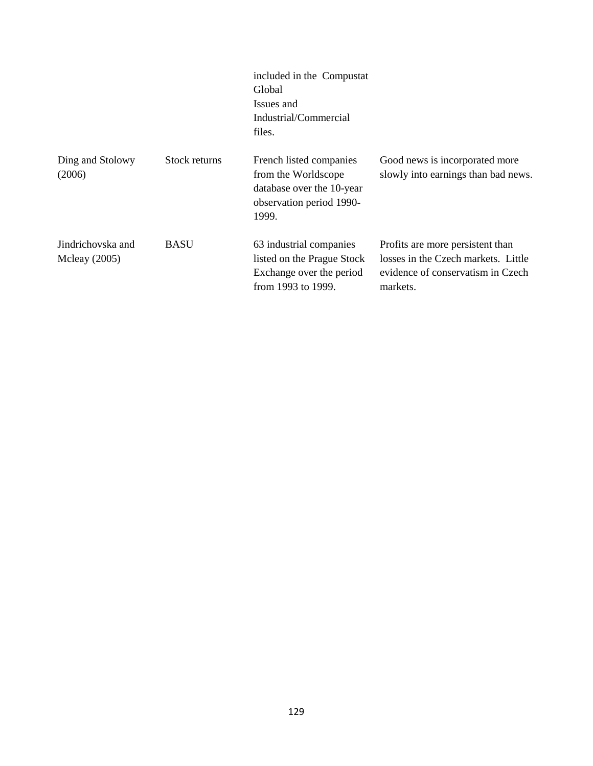| | | | |
|---|---|---|---|
| | | included in the Compustat Global Issues and Industrial/Commercial files. | |
| Ding and Stolowy (2006) | Stock returns | French listed companies from the Worldscope database over the 10-year observation period 1990-1999. | Good news is incorporated more slowly into earnings than bad news. |
| Jindrichovska and Mcleay (2005) | BASU | 63 industrial companies listed on the Prague Stock Exchange over the period from 1993 to 1999. | Profits are more persistent than losses in the Czech markets. Little evidence of conservatism in Czech markets. |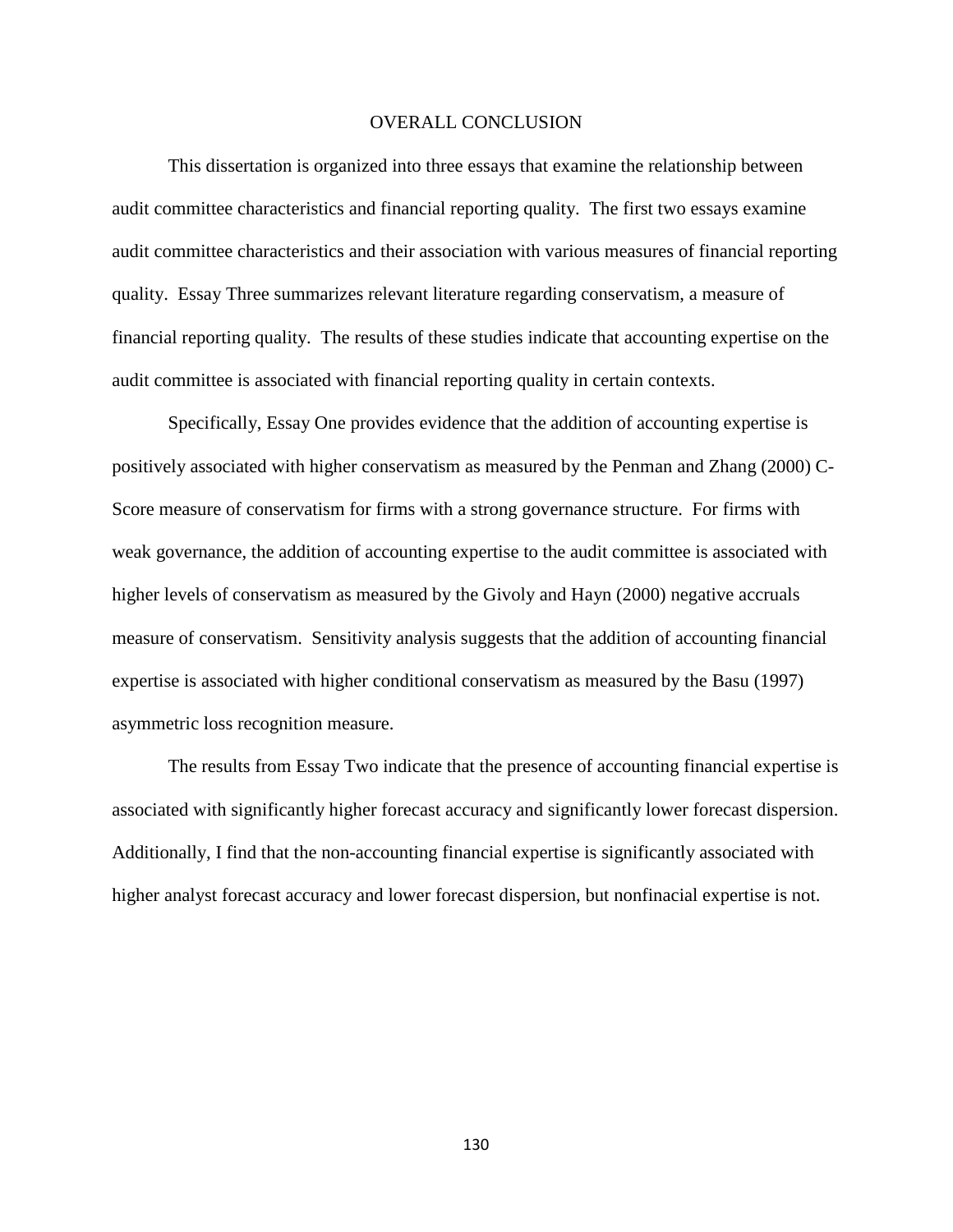# OVERALL CONCLUSION

This dissertation is organized into three essays that examine the relationship between audit committee characteristics and financial reporting quality. The first two essays examine audit committee characteristics and their association with various measures of financial reporting quality. Essay Three summarizes relevant literature regarding conservatism, a measure of financial reporting quality. The results of these studies indicate that accounting expertise on the audit committee is associated with financial reporting quality in certain contexts.

Specifically, Essay One provides evidence that the addition of accounting expertise is positively associated with higher conservatism as measured by the Penman and Zhang (2000) C-Score measure of conservatism for firms with a strong governance structure. For firms with weak governance, the addition of accounting expertise to the audit committee is associated with higher levels of conservatism as measured by the Givoly and Hayn (2000) negative accruals measure of conservatism. Sensitivity analysis suggests that the addition of accounting financial expertise is associated with higher conditional conservatism as measured by the Basu (1997) asymmetric loss recognition measure.

The results from Essay Two indicate that the presence of accounting financial expertise is associated with significantly higher forecast accuracy and significantly lower forecast dispersion. Additionally, I find that the non-accounting financial expertise is significantly associated with higher analyst forecast accuracy and lower forecast dispersion, but nonfinacial expertise is not.